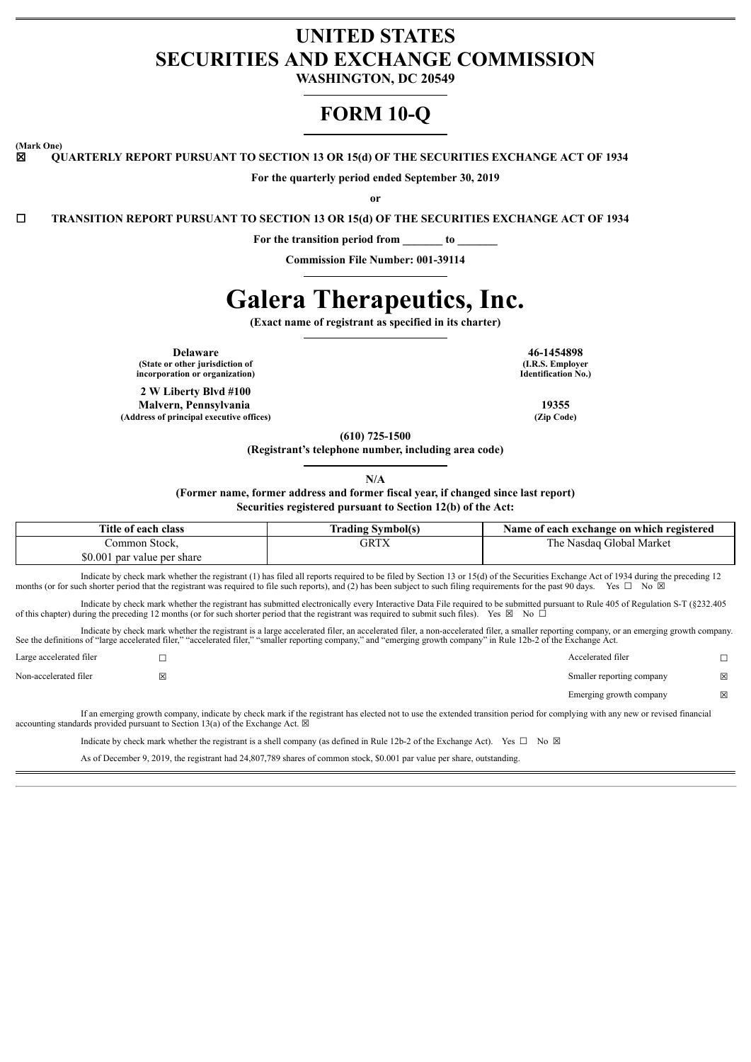# UNITED STATES
# SECURITIES AND EXCHANGE COMMISSION

**WASHINGTON, DC 20549**

# FORM 10-Q

**(Mark One)**

☒ **QUARTERLY REPORT PURSUANT TO SECTION 13 OR 15(d) OF THE SECURITIES EXCHANGE ACT OF 1934**

**For the quarterly period ended September 30, 2019**

**or**

☐ **TRANSITION REPORT PURSUANT TO SECTION 13 OR 15(d) OF THE SECURITIES EXCHANGE ACT OF 1934**

**For the transition period from _______ to _______**

**Commission File Number: 001-39114**

# Galera Therapeutics, Inc.

**(Exact name of registrant as specified in its charter)**

| | |
|---|---|
| **Delaware** | **46-1454898** |
| **(State or other jurisdiction of incorporation or organization)** | **(I.R.S. Employer Identification No.)** |
| **2 W Liberty Blvd #100 Malvern, Pennsylvania** | **19355** |
| **(Address of principal executive offices)** | **(Zip Code)** |

**(610) 725-1500**

**(Registrant's telephone number, including area code)**

**N/A**

**(Former name, former address and former fiscal year, if changed since last report)**

**Securities registered pursuant to Section 12(b) of the Act:**

| Title of each class | Trading Symbol(s) | Name of each exchange on which registered |
|---|---|---|
| Common Stock, $0.001 par value per share | GRTX | The Nasdaq Global Market |

Indicate by check mark whether the registrant (1) has filed all reports required to be filed by Section 13 or 15(d) of the Securities Exchange Act of 1934 during the preceding 12 months (or for such shorter period that the registrant was required to file such reports), and (2) has been subject to such filing requirements for the past 90 days. Yes ☐ No ☒

Indicate by check mark whether the registrant has submitted electronically every Interactive Data File required to be submitted pursuant to Rule 405 of Regulation S-T (§232.405 of this chapter) during the preceding 12 months (or for such shorter period that the registrant was required to submit such files). Yes ☒ No ☐

Indicate by check mark whether the registrant is a large accelerated filer, an accelerated filer, a non-accelerated filer, a smaller reporting company, or an emerging growth company. See the definitions of "large accelerated filer," "accelerated filer," "smaller reporting company," and "emerging growth company" in Rule 12b-2 of the Exchange Act.

| | | | |
|---|---|---|---|
| Large accelerated filer | ☐ | Accelerated filer | ☐ |
| Non-accelerated filer | ☒ | Smaller reporting company | ☒ |
| | | Emerging growth company | ☒ |

If an emerging growth company, indicate by check mark if the registrant has elected not to use the extended transition period for complying with any new or revised financial accounting standards provided pursuant to Section 13(a) of the Exchange Act. ☒

Indicate by check mark whether the registrant is a shell company (as defined in Rule 12b-2 of the Exchange Act). Yes ☐ No ☒

As of December 9, 2019, the registrant had 24,807,789 shares of common stock, $0.001 par value per share, outstanding.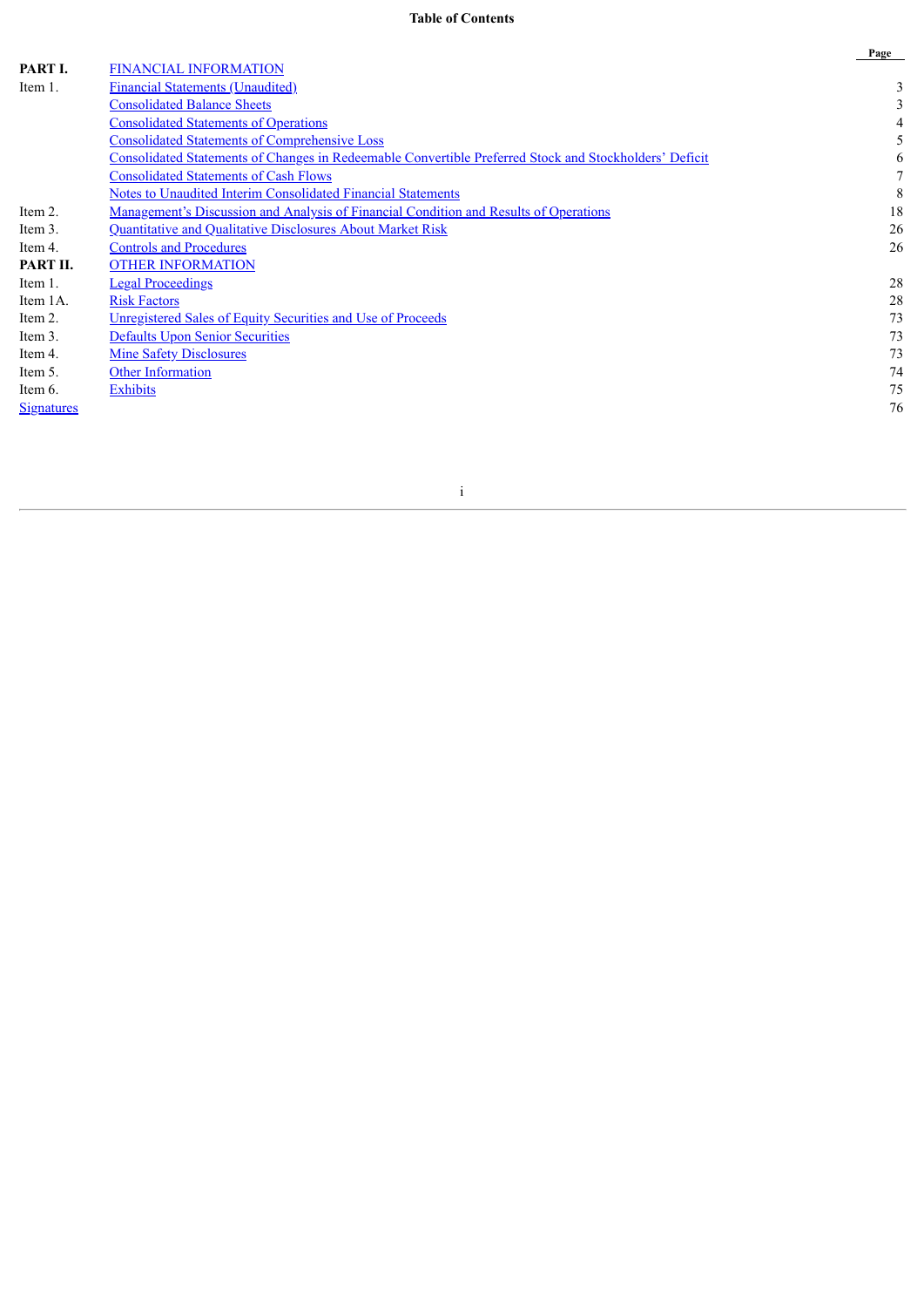# Table of Contents

| | | Page |
|---|---|---|
| **PART I.** | FINANCIAL INFORMATION | |
| Item 1. | Financial Statements (Unaudited) | 3 |
| | Consolidated Balance Sheets | 3 |
| | Consolidated Statements of Operations | 4 |
| | Consolidated Statements of Comprehensive Loss | 5 |
| | Consolidated Statements of Changes in Redeemable Convertible Preferred Stock and Stockholders' Deficit | 6 |
| | Consolidated Statements of Cash Flows | 7 |
| | Notes to Unaudited Interim Consolidated Financial Statements | 8 |
| Item 2. | Management's Discussion and Analysis of Financial Condition and Results of Operations | 18 |
| Item 3. | Quantitative and Qualitative Disclosures About Market Risk | 26 |
| Item 4. | Controls and Procedures | 26 |
| **PART II.** | OTHER INFORMATION | |
| Item 1. | Legal Proceedings | 28 |
| Item 1A. | Risk Factors | 28 |
| Item 2. | Unregistered Sales of Equity Securities and Use of Proceeds | 73 |
| Item 3. | Defaults Upon Senior Securities | 73 |
| Item 4. | Mine Safety Disclosures | 73 |
| Item 5. | Other Information | 74 |
| Item 6. | Exhibits | 75 |
| Signatures | | 76 |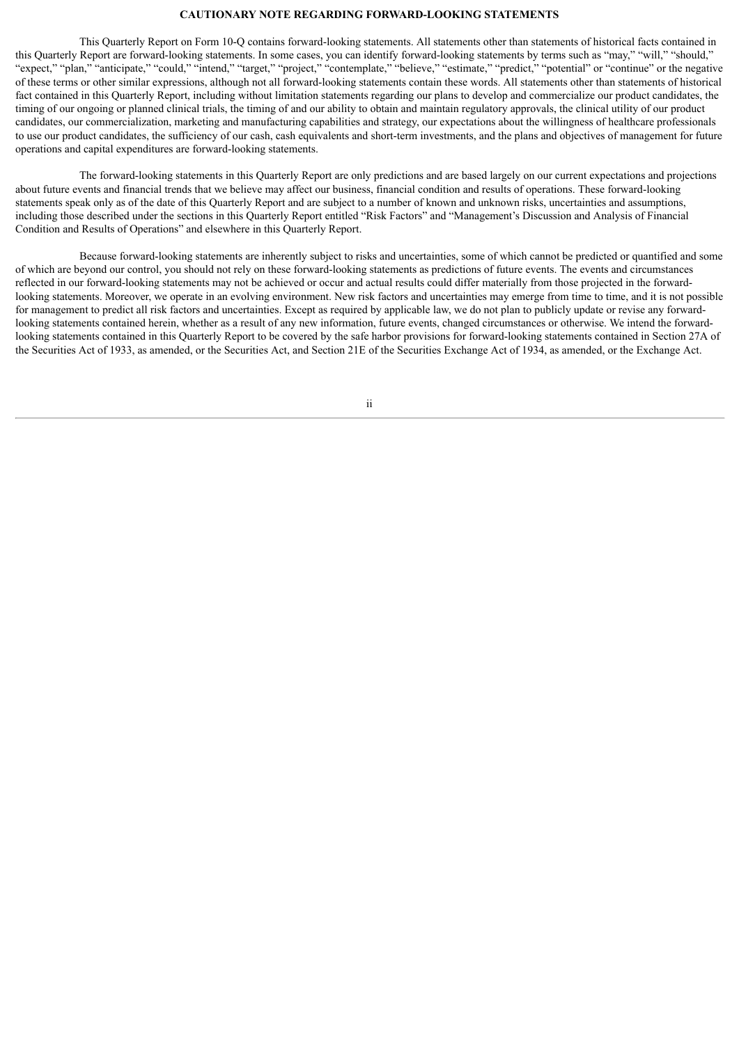## CAUTIONARY NOTE REGARDING FORWARD-LOOKING STATEMENTS

This Quarterly Report on Form 10-Q contains forward-looking statements. All statements other than statements of historical facts contained in this Quarterly Report are forward-looking statements. In some cases, you can identify forward-looking statements by terms such as "may," "will," "should," "expect," "plan," "anticipate," "could," "intend," "target," "project," "contemplate," "believe," "estimate," "predict," "potential" or "continue" or the negative of these terms or other similar expressions, although not all forward-looking statements contain these words. All statements other than statements of historical fact contained in this Quarterly Report, including without limitation statements regarding our plans to develop and commercialize our product candidates, the timing of our ongoing or planned clinical trials, the timing of and our ability to obtain and maintain regulatory approvals, the clinical utility of our product candidates, our commercialization, marketing and manufacturing capabilities and strategy, our expectations about the willingness of healthcare professionals to use our product candidates, the sufficiency of our cash, cash equivalents and short-term investments, and the plans and objectives of management for future operations and capital expenditures are forward-looking statements.

The forward-looking statements in this Quarterly Report are only predictions and are based largely on our current expectations and projections about future events and financial trends that we believe may affect our business, financial condition and results of operations. These forward-looking statements speak only as of the date of this Quarterly Report and are subject to a number of known and unknown risks, uncertainties and assumptions, including those described under the sections in this Quarterly Report entitled "Risk Factors" and "Management's Discussion and Analysis of Financial Condition and Results of Operations" and elsewhere in this Quarterly Report.

Because forward-looking statements are inherently subject to risks and uncertainties, some of which cannot be predicted or quantified and some of which are beyond our control, you should not rely on these forward-looking statements as predictions of future events. The events and circumstances reflected in our forward-looking statements may not be achieved or occur and actual results could differ materially from those projected in the forward-looking statements. Moreover, we operate in an evolving environment. New risk factors and uncertainties may emerge from time to time, and it is not possible for management to predict all risk factors and uncertainties. Except as required by applicable law, we do not plan to publicly update or revise any forward-looking statements contained herein, whether as a result of any new information, future events, changed circumstances or otherwise. We intend the forward-looking statements contained in this Quarterly Report to be covered by the safe harbor provisions for forward-looking statements contained in Section 27A of the Securities Act of 1933, as amended, or the Securities Act, and Section 21E of the Securities Exchange Act of 1934, as amended, or the Exchange Act.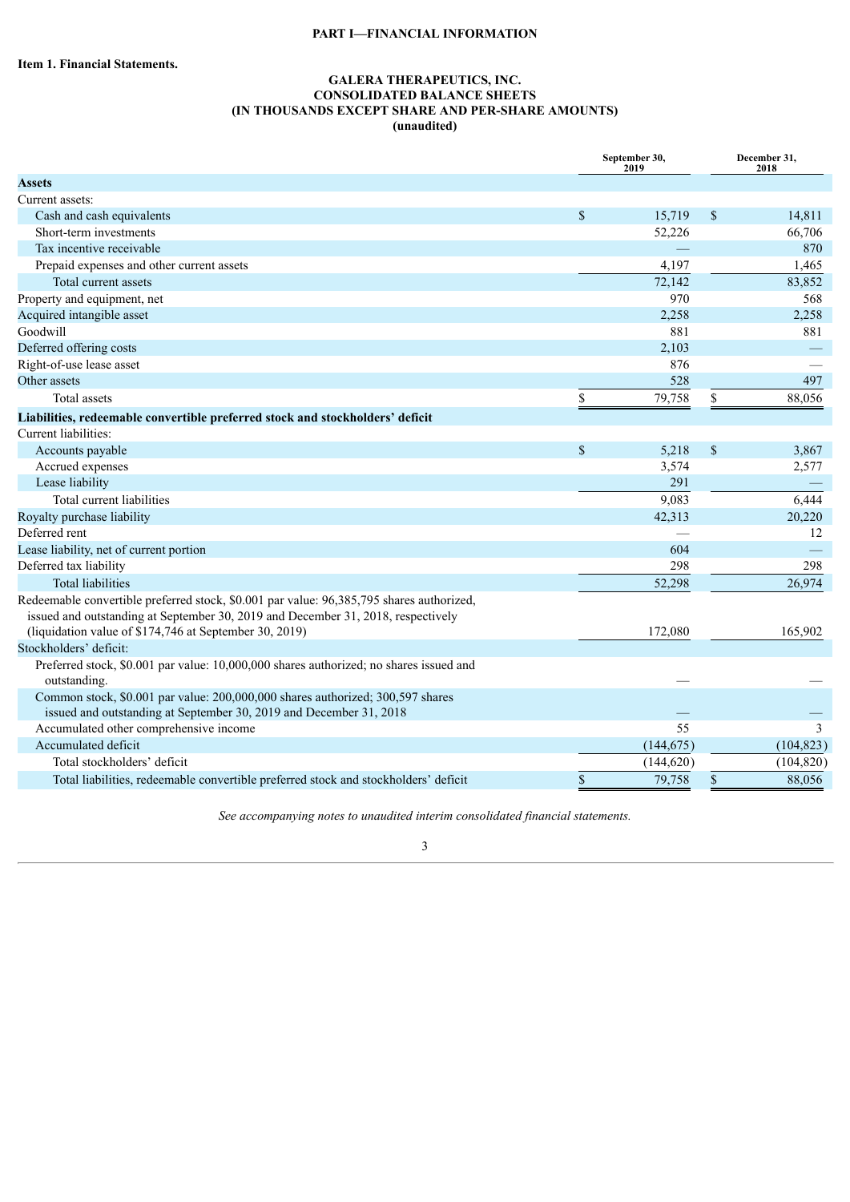**PART I—FINANCIAL INFORMATION**

**Item 1. Financial Statements.**

**GALERA THERAPEUTICS, INC.**
**CONSOLIDATED BALANCE SHEETS**
**(IN THOUSANDS EXCEPT SHARE AND PER-SHARE AMOUNTS)**
**(unaudited)**

| | September 30, 2019 | December 31, 2018 |
|---|---|---|
| **Assets** | | |
| Current assets: | | |
| Cash and cash equivalents | $ 15,719 | $ 14,811 |
| Short-term investments | 52,226 | 66,706 |
| Tax incentive receivable | — | 870 |
| Prepaid expenses and other current assets | 4,197 | 1,465 |
| Total current assets | 72,142 | 83,852 |
| Property and equipment, net | 970 | 568 |
| Acquired intangible asset | 2,258 | 2,258 |
| Goodwill | 881 | 881 |
| Deferred offering costs | 2,103 | — |
| Right-of-use lease asset | 876 | — |
| Other assets | 528 | 497 |
| Total assets | $ 79,758 | $ 88,056 |
| **Liabilities, redeemable convertible preferred stock and stockholders' deficit** | | |
| Current liabilities: | | |
| Accounts payable | $ 5,218 | $ 3,867 |
| Accrued expenses | 3,574 | 2,577 |
| Lease liability | 291 | — |
| Total current liabilities | 9,083 | 6,444 |
| Royalty purchase liability | 42,313 | 20,220 |
| Deferred rent | — | 12 |
| Lease liability, net of current portion | 604 | — |
| Deferred tax liability | 298 | 298 |
| Total liabilities | 52,298 | 26,974 |
| Redeemable convertible preferred stock, $0.001 par value: 96,385,795 shares authorized, issued and outstanding at September 30, 2019 and December 31, 2018, respectively (liquidation value of $174,746 at September 30, 2019) | 172,080 | 165,902 |
| Stockholders' deficit: | | |
| Preferred stock, $0.001 par value: 10,000,000 shares authorized; no shares issued and outstanding. | — | — |
| Common stock, $0.001 par value: 200,000,000 shares authorized; 300,597 shares issued and outstanding at September 30, 2019 and December 31, 2018 | — | — |
| Accumulated other comprehensive income | 55 | 3 |
| Accumulated deficit | (144,675) | (104,823) |
| Total stockholders' deficit | (144,620) | (104,820) |
| Total liabilities, redeemable convertible preferred stock and stockholders' deficit | $ 79,758 | $ 88,056 |

*See accompanying notes to unaudited interim consolidated financial statements.*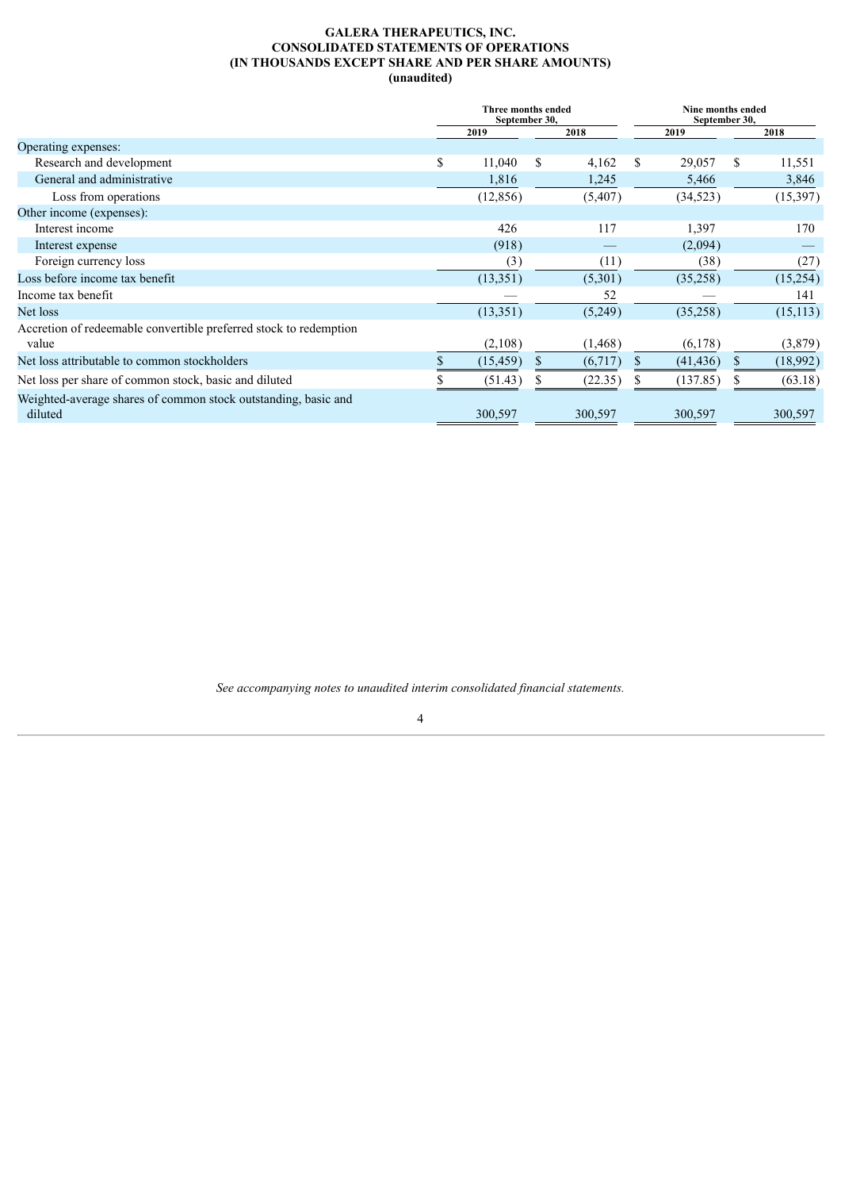**GALERA THERAPEUTICS, INC.**
**CONSOLIDATED STATEMENTS OF OPERATIONS**
**(IN THOUSANDS EXCEPT SHARE AND PER SHARE AMOUNTS)**
**(unaudited)**

| | Three months ended September 30, | | Nine months ended September 30, | |
|---|---|---|---|---|
| | 2019 | 2018 | 2019 | 2018 |
| Operating expenses: | | | | |
| Research and development | $ 11,040 | $ 4,162 | $ 29,057 | $ 11,551 |
| General and administrative | 1,816 | 1,245 | 5,466 | 3,846 |
| Loss from operations | (12,856) | (5,407) | (34,523) | (15,397) |
| Other income (expenses): | | | | |
| Interest income | 426 | 117 | 1,397 | 170 |
| Interest expense | (918) | — | (2,094) | — |
| Foreign currency loss | (3) | (11) | (38) | (27) |
| Loss before income tax benefit | (13,351) | (5,301) | (35,258) | (15,254) |
| Income tax benefit | — | 52 | — | 141 |
| Net loss | (13,351) | (5,249) | (35,258) | (15,113) |
| Accretion of redeemable convertible preferred stock to redemption value | (2,108) | (1,468) | (6,178) | (3,879) |
| Net loss attributable to common stockholders | $ (15,459) | $ (6,717) | $ (41,436) | $ (18,992) |
| Net loss per share of common stock, basic and diluted | $ (51.43) | $ (22.35) | $ (137.85) | $ (63.18) |
| Weighted-average shares of common stock outstanding, basic and diluted | 300,597 | 300,597 | 300,597 | 300,597 |

*See accompanying notes to unaudited interim consolidated financial statements.*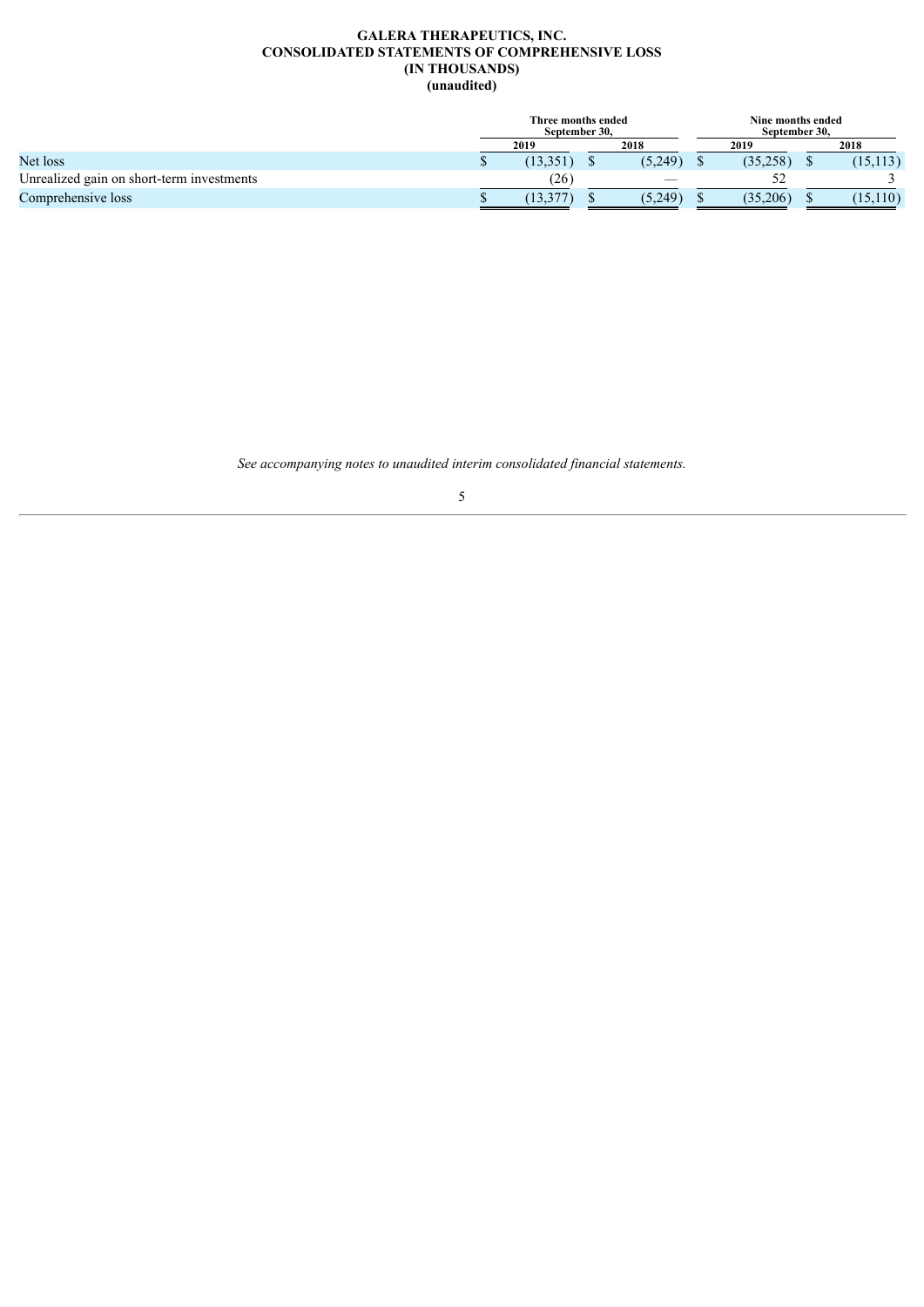# GALERA THERAPEUTICS, INC.
## CONSOLIDATED STATEMENTS OF COMPREHENSIVE LOSS
### (IN THOUSANDS)
### (unaudited)

| | Three months ended September 30, | | Nine months ended September 30, | |
|---|---|---|---|---|
| | 2019 | 2018 | 2019 | 2018 |
| Net loss | $ (13,351) | $ (5,249) | $ (35,258) | $ (15,113) |
| Unrealized gain on short-term investments | (26) | — | 52 | 3 |
| Comprehensive loss | $ (13,377) | $ (5,249) | $ (35,206) | $ (15,110) |

*See accompanying notes to unaudited interim consolidated financial statements.*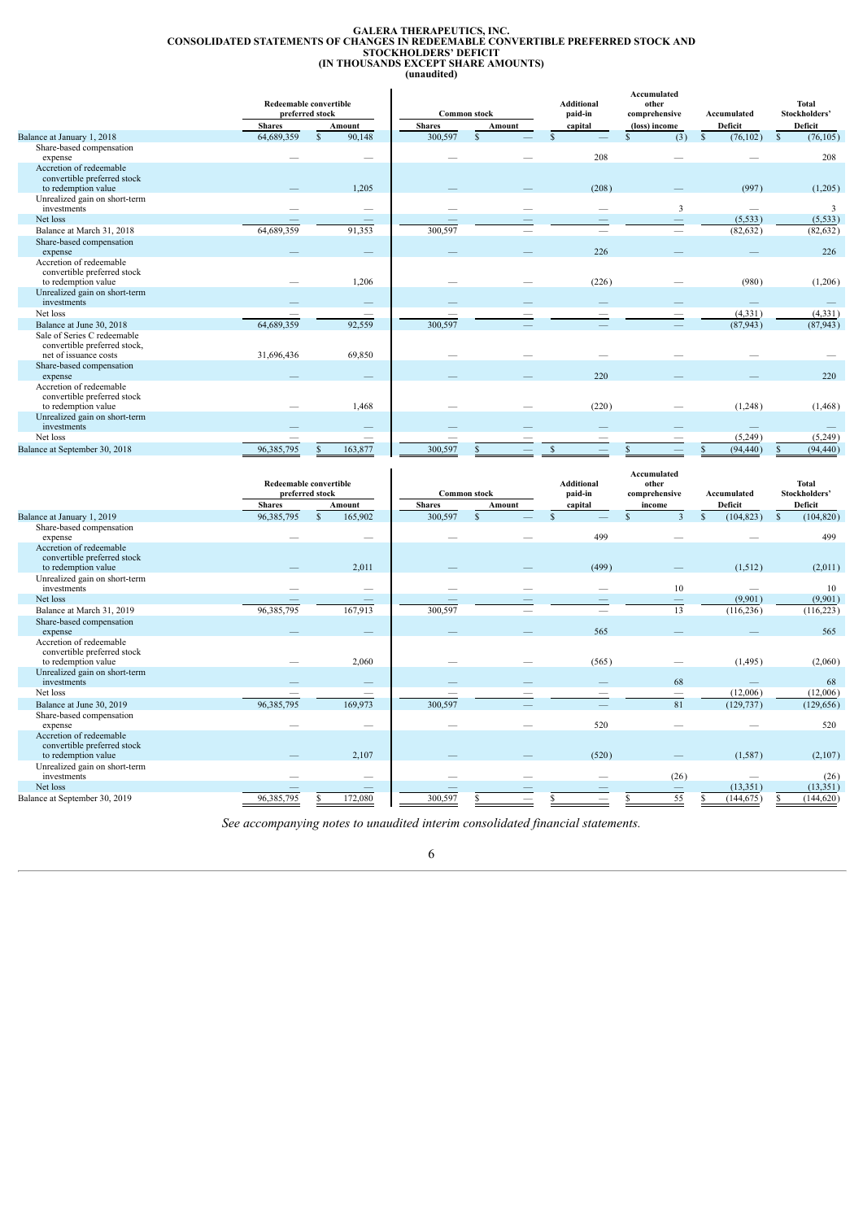# GALERA THERAPEUTICS, INC.
## CONSOLIDATED STATEMENTS OF CHANGES IN REDEEMABLE CONVERTIBLE PREFERRED STOCK AND STOCKHOLDERS' DEFICIT
### (IN THOUSANDS EXCEPT SHARE AMOUNTS)
### (unaudited)

| | Redeemable convertible preferred stock | | Common stock | | Additional paid-in | Accumulated other comprehensive | Accumulated | Total Stockholders' |
|---|---|---|---|---|---|---|---|---|
| | Shares | Amount | Shares | Amount | capital | (loss) income | Deficit | Deficit |
| Balance at January 1, 2018 | 64,689,359 | $ 90,148 | 300,597 | $ — | $ — | $ (3) | $ (76,102) | $ (76,105) |
| Share-based compensation expense | — | — | — | — | 208 | — | — | 208 |
| Accretion of redeemable convertible preferred stock to redemption value | — | 1,205 | — | — | (208) | — | (997) | (1,205) |
| Unrealized gain on short-term investments | — | — | — | — | — | 3 | — | 3 |
| Net loss | — | — | — | — | — | — | (5,533) | (5,533) |
| Balance at March 31, 2018 | 64,689,359 | 91,353 | 300,597 | — | — | — | (82,632) | (82,632) |
| Share-based compensation expense | — | — | — | — | 226 | — | — | 226 |
| Accretion of redeemable convertible preferred stock to redemption value | — | 1,206 | — | — | (226) | — | (980) | (1,206) |
| Unrealized gain on short-term investments | — | — | — | — | — | — | — | — |
| Net loss | — | — | — | — | — | — | (4,331) | (4,331) |
| Balance at June 30, 2018 | 64,689,359 | 92,559 | 300,597 | — | — | — | (87,943) | (87,943) |
| Sale of Series C redeemable convertible preferred stock, net of issuance costs | 31,696,436 | 69,850 | — | — | — | — | — | — |
| Share-based compensation expense | — | — | — | — | 220 | — | — | 220 |
| Accretion of redeemable convertible preferred stock to redemption value | — | 1,468 | — | — | (220) | — | (1,248) | (1,468) |
| Unrealized gain on short-term investments | — | — | — | — | — | — | — | — |
| Net loss | — | — | — | — | — | — | (5,249) | (5,249) |
| Balance at September 30, 2018 | 96,385,795 | $ 163,877 | 300,597 | $ — | $ — | $ — | $ (94,440) | $ (94,440) |

| | Redeemable convertible preferred stock | | Common stock | | Additional paid-in | Accumulated other comprehensive | Accumulated | Total Stockholders' |
|---|---|---|---|---|---|---|---|---|
| | Shares | Amount | Shares | Amount | capital | income | Deficit | Deficit |
| Balance at January 1, 2019 | 96,385,795 | $ 165,902 | 300,597 | $ — | $ — | $ 3 | $ (104,823) | $ (104,820) |
| Share-based compensation expense | — | — | — | — | 499 | — | — | 499 |
| Accretion of redeemable convertible preferred stock to redemption value | — | 2,011 | — | — | (499) | — | (1,512) | (2,011) |
| Unrealized gain on short-term investments | — | — | — | — | — | 10 | — | 10 |
| Net loss | — | — | — | — | — | — | (9,901) | (9,901) |
| Balance at March 31, 2019 | 96,385,795 | 167,913 | 300,597 | — | — | 13 | (116,236) | (116,223) |
| Share-based compensation expense | — | — | — | — | 565 | — | — | 565 |
| Accretion of redeemable convertible preferred stock to redemption value | — | 2,060 | — | — | (565) | — | (1,495) | (2,060) |
| Unrealized gain on short-term investments | — | — | — | — | — | 68 | — | 68 |
| Net loss | — | — | — | — | — | — | (12,006) | (12,006) |
| Balance at June 30, 2019 | 96,385,795 | 169,973 | 300,597 | — | — | 81 | (129,737) | (129,656) |
| Share-based compensation expense | — | — | — | — | 520 | — | — | 520 |
| Accretion of redeemable convertible preferred stock to redemption value | — | 2,107 | — | — | (520) | — | (1,587) | (2,107) |
| Unrealized gain on short-term investments | — | — | — | — | — | (26) | — | (26) |
| Net loss | — | — | — | — | — | — | (13,351) | (13,351) |
| Balance at September 30, 2019 | 96,385,795 | $ 172,080 | 300,597 | $ — | $ — | $ 55 | $ (144,675) | $ (144,620) |

*See accompanying notes to unaudited interim consolidated financial statements.*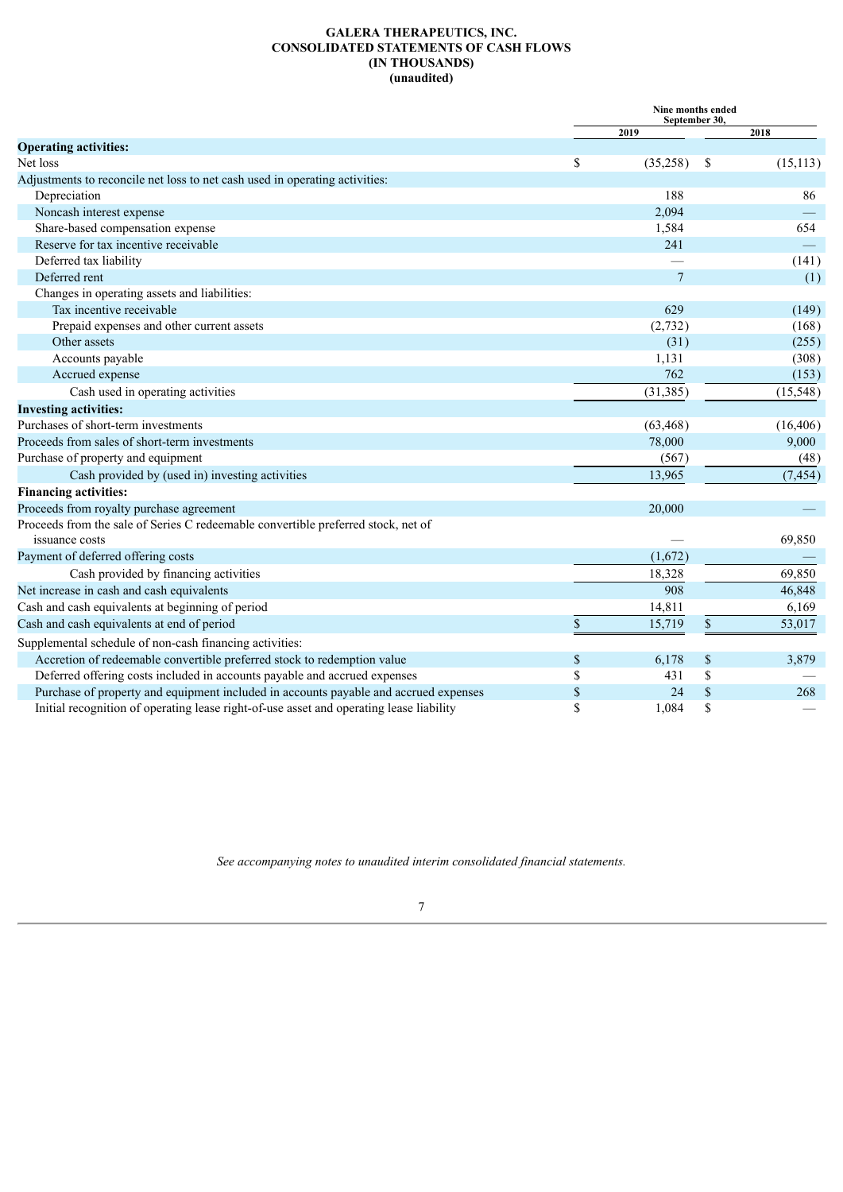# GALERA THERAPEUTICS, INC.
# CONSOLIDATED STATEMENTS OF CASH FLOWS
# (IN THOUSANDS)
# (unaudited)

| | Nine months ended September 30, | |
|---|---|---|
| | 2019 | 2018 |
| **Operating activities:** | | |
| Net loss | $ (35,258) | $ (15,113) |
| Adjustments to reconcile net loss to net cash used in operating activities: | | |
| Depreciation | 188 | 86 |
| Noncash interest expense | 2,094 | — |
| Share-based compensation expense | 1,584 | 654 |
| Reserve for tax incentive receivable | 241 | — |
| Deferred tax liability | — | (141) |
| Deferred rent | 7 | (1) |
| Changes in operating assets and liabilities: | | |
| Tax incentive receivable | 629 | (149) |
| Prepaid expenses and other current assets | (2,732) | (168) |
| Other assets | (31) | (255) |
| Accounts payable | 1,131 | (308) |
| Accrued expense | 762 | (153) |
| Cash used in operating activities | (31,385) | (15,548) |
| **Investing activities:** | | |
| Purchases of short-term investments | (63,468) | (16,406) |
| Proceeds from sales of short-term investments | 78,000 | 9,000 |
| Purchase of property and equipment | (567) | (48) |
| Cash provided by (used in) investing activities | 13,965 | (7,454) |
| **Financing activities:** | | |
| Proceeds from royalty purchase agreement | 20,000 | — |
| Proceeds from the sale of Series C redeemable convertible preferred stock, net of issuance costs | — | 69,850 |
| Payment of deferred offering costs | (1,672) | — |
| Cash provided by financing activities | 18,328 | 69,850 |
| Net increase in cash and cash equivalents | 908 | 46,848 |
| Cash and cash equivalents at beginning of period | 14,811 | 6,169 |
| Cash and cash equivalents at end of period | $ 15,719 | $ 53,017 |
| Supplemental schedule of non-cash financing activities: | | |
| Accretion of redeemable convertible preferred stock to redemption value | $ 6,178 | $ 3,879 |
| Deferred offering costs included in accounts payable and accrued expenses | $ 431 | $ — |
| Purchase of property and equipment included in accounts payable and accrued expenses | $ 24 | $ 268 |
| Initial recognition of operating lease right-of-use asset and operating lease liability | $ 1,084 | $ — |

*See accompanying notes to unaudited interim consolidated financial statements.*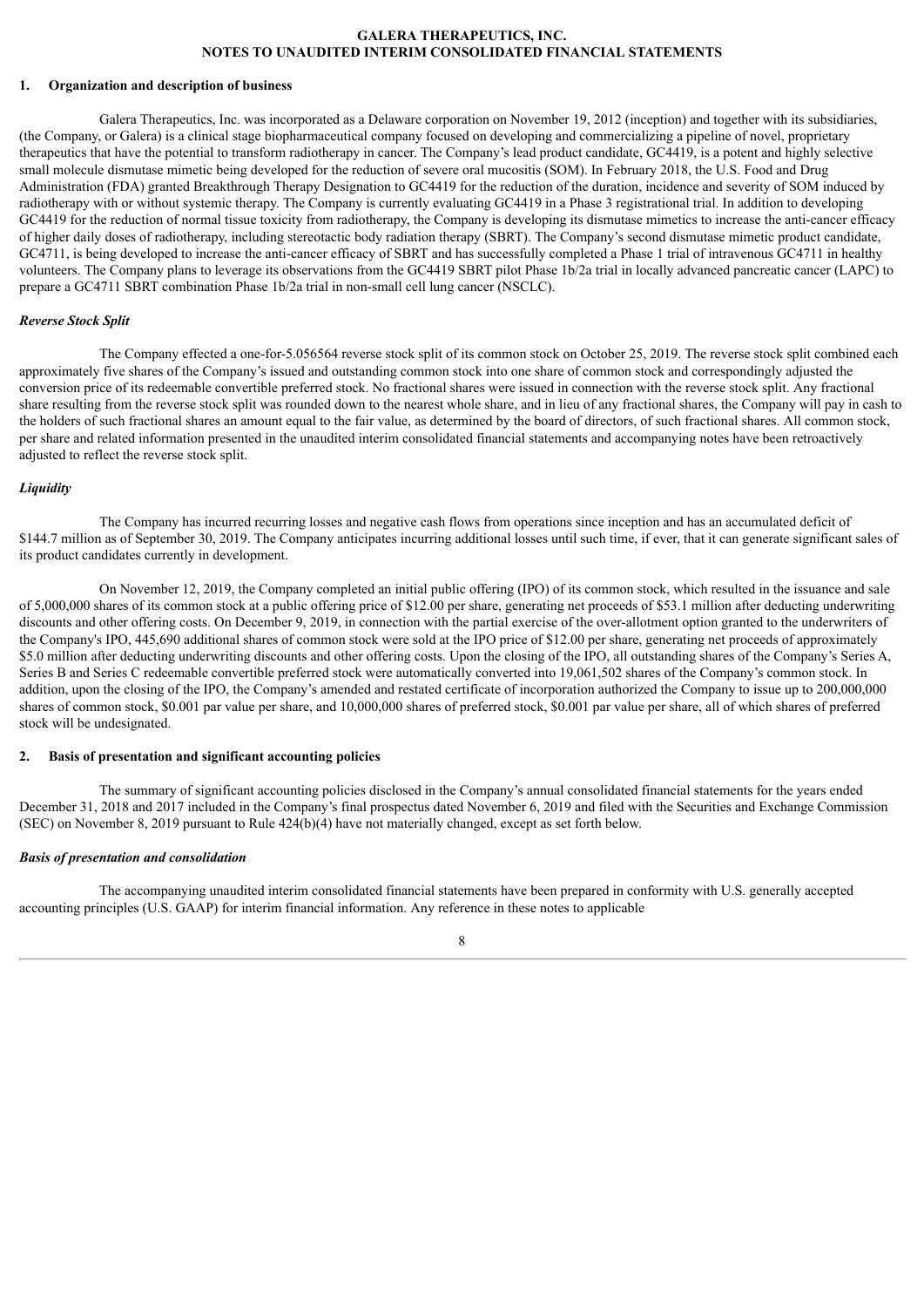# GALERA THERAPEUTICS, INC.
## NOTES TO UNAUDITED INTERIM CONSOLIDATED FINANCIAL STATEMENTS

## 1. Organization and description of business

Galera Therapeutics, Inc. was incorporated as a Delaware corporation on November 19, 2012 (inception) and together with its subsidiaries, (the Company, or Galera) is a clinical stage biopharmaceutical company focused on developing and commercializing a pipeline of novel, proprietary therapeutics that have the potential to transform radiotherapy in cancer. The Company's lead product candidate, GC4419, is a potent and highly selective small molecule dismutase mimetic being developed for the reduction of severe oral mucositis (SOM). In February 2018, the U.S. Food and Drug Administration (FDA) granted Breakthrough Therapy Designation to GC4419 for the reduction of the duration, incidence and severity of SOM induced by radiotherapy with or without systemic therapy. The Company is currently evaluating GC4419 in a Phase 3 registrational trial. In addition to developing GC4419 for the reduction of normal tissue toxicity from radiotherapy, the Company is developing its dismutase mimetics to increase the anti-cancer efficacy of higher daily doses of radiotherapy, including stereotactic body radiation therapy (SBRT). The Company's second dismutase mimetic product candidate, GC4711, is being developed to increase the anti-cancer efficacy of SBRT and has successfully completed a Phase 1 trial of intravenous GC4711 in healthy volunteers. The Company plans to leverage its observations from the GC4419 SBRT pilot Phase 1b/2a trial in locally advanced pancreatic cancer (LAPC) to prepare a GC4711 SBRT combination Phase 1b/2a trial in non-small cell lung cancer (NSCLC).

### *Reverse Stock Split*

The Company effected a one-for-5.056564 reverse stock split of its common stock on October 25, 2019. The reverse stock split combined each approximately five shares of the Company's issued and outstanding common stock into one share of common stock and correspondingly adjusted the conversion price of its redeemable convertible preferred stock. No fractional shares were issued in connection with the reverse stock split. Any fractional share resulting from the reverse stock split was rounded down to the nearest whole share, and in lieu of any fractional shares, the Company will pay in cash to the holders of such fractional shares an amount equal to the fair value, as determined by the board of directors, of such fractional shares. All common stock, per share and related information presented in the unaudited interim consolidated financial statements and accompanying notes have been retroactively adjusted to reflect the reverse stock split.

### *Liquidity*

The Company has incurred recurring losses and negative cash flows from operations since inception and has an accumulated deficit of $144.7 million as of September 30, 2019. The Company anticipates incurring additional losses until such time, if ever, that it can generate significant sales of its product candidates currently in development.

On November 12, 2019, the Company completed an initial public offering (IPO) of its common stock, which resulted in the issuance and sale of 5,000,000 shares of its common stock at a public offering price of $12.00 per share, generating net proceeds of $53.1 million after deducting underwriting discounts and other offering costs. On December 9, 2019, in connection with the partial exercise of the over-allotment option granted to the underwriters of the Company's IPO, 445,690 additional shares of common stock were sold at the IPO price of $12.00 per share, generating net proceeds of approximately $5.0 million after deducting underwriting discounts and other offering costs. Upon the closing of the IPO, all outstanding shares of the Company's Series A, Series B and Series C redeemable convertible preferred stock were automatically converted into 19,061,502 shares of the Company's common stock. In addition, upon the closing of the IPO, the Company's amended and restated certificate of incorporation authorized the Company to issue up to 200,000,000 shares of common stock, $0.001 par value per share, and 10,000,000 shares of preferred stock, $0.001 par value per share, all of which shares of preferred stock will be undesignated.

## 2. Basis of presentation and significant accounting policies

The summary of significant accounting policies disclosed in the Company's annual consolidated financial statements for the years ended December 31, 2018 and 2017 included in the Company's final prospectus dated November 6, 2019 and filed with the Securities and Exchange Commission (SEC) on November 8, 2019 pursuant to Rule 424(b)(4) have not materially changed, except as set forth below.

### *Basis of presentation and consolidation*

The accompanying unaudited interim consolidated financial statements have been prepared in conformity with U.S. generally accepted accounting principles (U.S. GAAP) for interim financial information. Any reference in these notes to applicable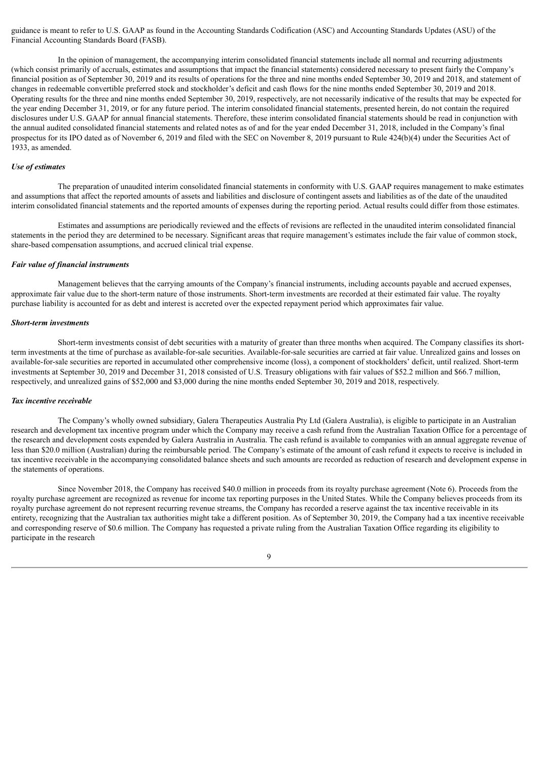guidance is meant to refer to U.S. GAAP as found in the Accounting Standards Codification (ASC) and Accounting Standards Updates (ASU) of the Financial Accounting Standards Board (FASB).

In the opinion of management, the accompanying interim consolidated financial statements include all normal and recurring adjustments (which consist primarily of accruals, estimates and assumptions that impact the financial statements) considered necessary to present fairly the Company's financial position as of September 30, 2019 and its results of operations for the three and nine months ended September 30, 2019 and 2018, and statement of changes in redeemable convertible preferred stock and stockholder's deficit and cash flows for the nine months ended September 30, 2019 and 2018. Operating results for the three and nine months ended September 30, 2019, respectively, are not necessarily indicative of the results that may be expected for the year ending December 31, 2019, or for any future period. The interim consolidated financial statements, presented herein, do not contain the required disclosures under U.S. GAAP for annual financial statements. Therefore, these interim consolidated financial statements should be read in conjunction with the annual audited consolidated financial statements and related notes as of and for the year ended December 31, 2018, included in the Company's final prospectus for its IPO dated as of November 6, 2019 and filed with the SEC on November 8, 2019 pursuant to Rule 424(b)(4) under the Securities Act of 1933, as amended.

***Use of estimates***

The preparation of unaudited interim consolidated financial statements in conformity with U.S. GAAP requires management to make estimates and assumptions that affect the reported amounts of assets and liabilities and disclosure of contingent assets and liabilities as of the date of the unaudited interim consolidated financial statements and the reported amounts of expenses during the reporting period. Actual results could differ from those estimates.

Estimates and assumptions are periodically reviewed and the effects of revisions are reflected in the unaudited interim consolidated financial statements in the period they are determined to be necessary. Significant areas that require management's estimates include the fair value of common stock, share-based compensation assumptions, and accrued clinical trial expense.

***Fair value of financial instruments***

Management believes that the carrying amounts of the Company's financial instruments, including accounts payable and accrued expenses, approximate fair value due to the short-term nature of those instruments. Short-term investments are recorded at their estimated fair value. The royalty purchase liability is accounted for as debt and interest is accreted over the expected repayment period which approximates fair value.

***Short-term investments***

Short-term investments consist of debt securities with a maturity of greater than three months when acquired. The Company classifies its short-term investments at the time of purchase as available-for-sale securities. Available-for-sale securities are carried at fair value. Unrealized gains and losses on available-for-sale securities are reported in accumulated other comprehensive income (loss), a component of stockholders' deficit, until realized. Short-term investments at September 30, 2019 and December 31, 2018 consisted of U.S. Treasury obligations with fair values of $52.2 million and $66.7 million, respectively, and unrealized gains of $52,000 and $3,000 during the nine months ended September 30, 2019 and 2018, respectively.

***Tax incentive receivable***

The Company's wholly owned subsidiary, Galera Therapeutics Australia Pty Ltd (Galera Australia), is eligible to participate in an Australian research and development tax incentive program under which the Company may receive a cash refund from the Australian Taxation Office for a percentage of the research and development costs expended by Galera Australia in Australia. The cash refund is available to companies with an annual aggregate revenue of less than $20.0 million (Australian) during the reimbursable period. The Company's estimate of the amount of cash refund it expects to receive is included in tax incentive receivable in the accompanying consolidated balance sheets and such amounts are recorded as reduction of research and development expense in the statements of operations.

Since November 2018, the Company has received $40.0 million in proceeds from its royalty purchase agreement (Note 6). Proceeds from the royalty purchase agreement are recognized as revenue for income tax reporting purposes in the United States. While the Company believes proceeds from its royalty purchase agreement do not represent recurring revenue streams, the Company has recorded a reserve against the tax incentive receivable in its entirety, recognizing that the Australian tax authorities might take a different position. As of September 30, 2019, the Company had a tax incentive receivable and corresponding reserve of $0.6 million. The Company has requested a private ruling from the Australian Taxation Office regarding its eligibility to participate in the research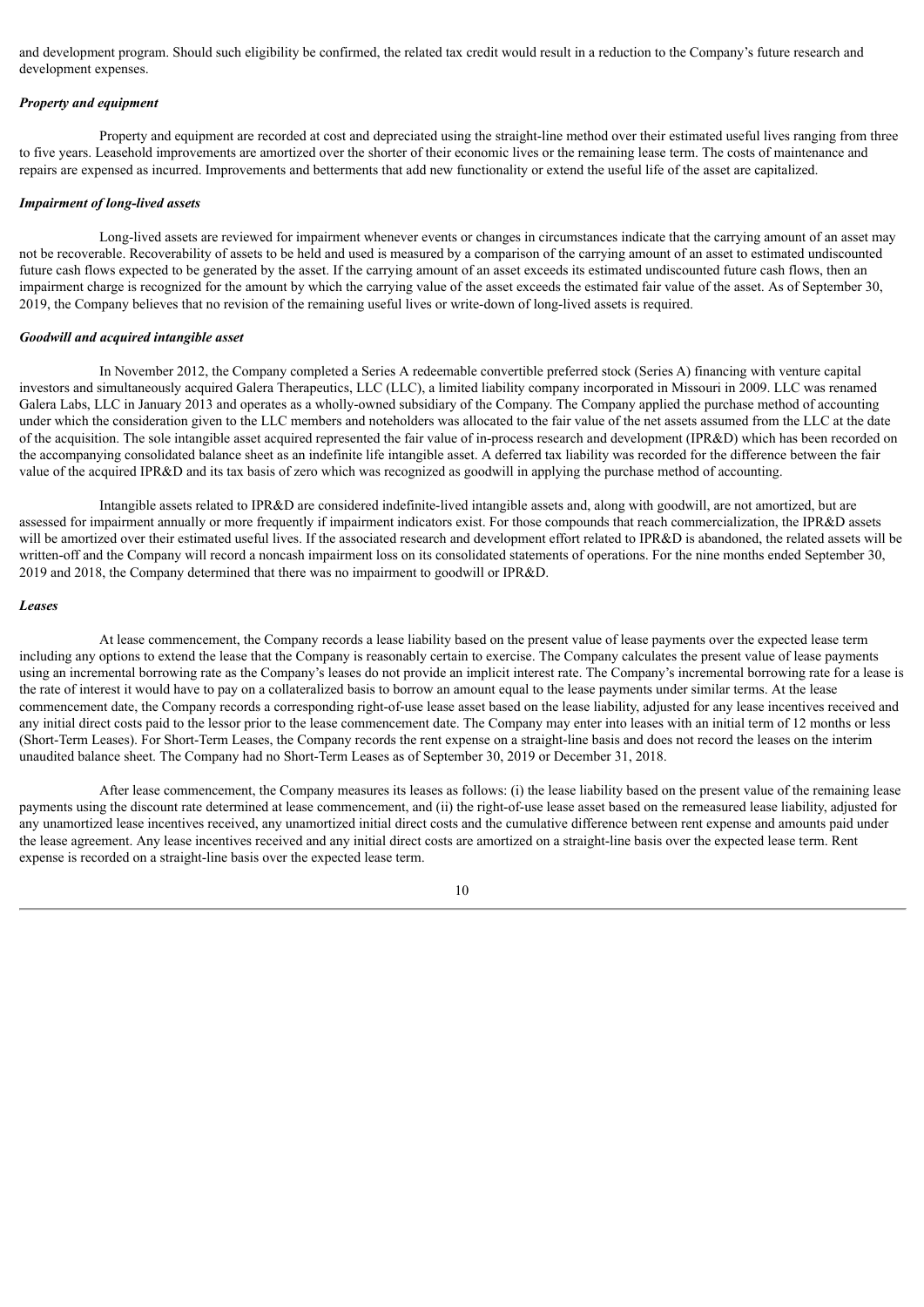and development program. Should such eligibility be confirmed, the related tax credit would result in a reduction to the Company's future research and development expenses.

***Property and equipment***

Property and equipment are recorded at cost and depreciated using the straight-line method over their estimated useful lives ranging from three to five years. Leasehold improvements are amortized over the shorter of their economic lives or the remaining lease term. The costs of maintenance and repairs are expensed as incurred. Improvements and betterments that add new functionality or extend the useful life of the asset are capitalized.

***Impairment of long-lived assets***

Long-lived assets are reviewed for impairment whenever events or changes in circumstances indicate that the carrying amount of an asset may not be recoverable. Recoverability of assets to be held and used is measured by a comparison of the carrying amount of an asset to estimated undiscounted future cash flows expected to be generated by the asset. If the carrying amount of an asset exceeds its estimated undiscounted future cash flows, then an impairment charge is recognized for the amount by which the carrying value of the asset exceeds the estimated fair value of the asset. As of September 30, 2019, the Company believes that no revision of the remaining useful lives or write-down of long-lived assets is required.

***Goodwill and acquired intangible asset***

In November 2012, the Company completed a Series A redeemable convertible preferred stock (Series A) financing with venture capital investors and simultaneously acquired Galera Therapeutics, LLC (LLC), a limited liability company incorporated in Missouri in 2009. LLC was renamed Galera Labs, LLC in January 2013 and operates as a wholly-owned subsidiary of the Company. The Company applied the purchase method of accounting under which the consideration given to the LLC members and noteholders was allocated to the fair value of the net assets assumed from the LLC at the date of the acquisition. The sole intangible asset acquired represented the fair value of in-process research and development (IPR&D) which has been recorded on the accompanying consolidated balance sheet as an indefinite life intangible asset. A deferred tax liability was recorded for the difference between the fair value of the acquired IPR&D and its tax basis of zero which was recognized as goodwill in applying the purchase method of accounting.

Intangible assets related to IPR&D are considered indefinite-lived intangible assets and, along with goodwill, are not amortized, but are assessed for impairment annually or more frequently if impairment indicators exist. For those compounds that reach commercialization, the IPR&D assets will be amortized over their estimated useful lives. If the associated research and development effort related to IPR&D is abandoned, the related assets will be written-off and the Company will record a noncash impairment loss on its consolidated statements of operations. For the nine months ended September 30, 2019 and 2018, the Company determined that there was no impairment to goodwill or IPR&D.

***Leases***

At lease commencement, the Company records a lease liability based on the present value of lease payments over the expected lease term including any options to extend the lease that the Company is reasonably certain to exercise. The Company calculates the present value of lease payments using an incremental borrowing rate as the Company's leases do not provide an implicit interest rate. The Company's incremental borrowing rate for a lease is the rate of interest it would have to pay on a collateralized basis to borrow an amount equal to the lease payments under similar terms. At the lease commencement date, the Company records a corresponding right-of-use lease asset based on the lease liability, adjusted for any lease incentives received and any initial direct costs paid to the lessor prior to the lease commencement date. The Company may enter into leases with an initial term of 12 months or less (Short-Term Leases). For Short-Term Leases, the Company records the rent expense on a straight-line basis and does not record the leases on the interim unaudited balance sheet. The Company had no Short-Term Leases as of September 30, 2019 or December 31, 2018.

After lease commencement, the Company measures its leases as follows: (i) the lease liability based on the present value of the remaining lease payments using the discount rate determined at lease commencement, and (ii) the right-of-use lease asset based on the remeasured lease liability, adjusted for any unamortized lease incentives received, any unamortized initial direct costs and the cumulative difference between rent expense and amounts paid under the lease agreement. Any lease incentives received and any initial direct costs are amortized on a straight-line basis over the expected lease term. Rent expense is recorded on a straight-line basis over the expected lease term.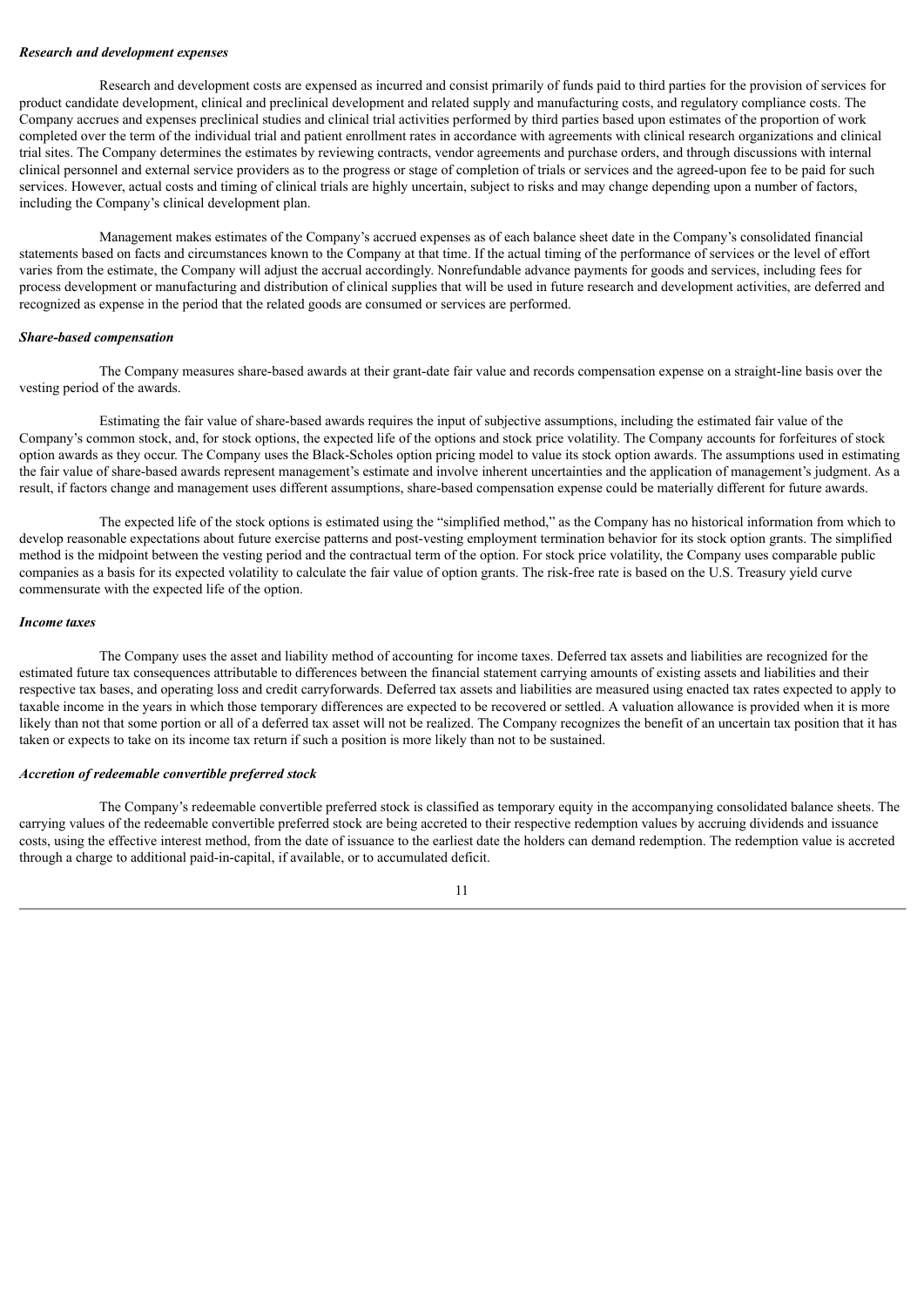***Research and development expenses***

Research and development costs are expensed as incurred and consist primarily of funds paid to third parties for the provision of services for product candidate development, clinical and preclinical development and related supply and manufacturing costs, and regulatory compliance costs. The Company accrues and expenses preclinical studies and clinical trial activities performed by third parties based upon estimates of the proportion of work completed over the term of the individual trial and patient enrollment rates in accordance with agreements with clinical research organizations and clinical trial sites. The Company determines the estimates by reviewing contracts, vendor agreements and purchase orders, and through discussions with internal clinical personnel and external service providers as to the progress or stage of completion of trials or services and the agreed-upon fee to be paid for such services. However, actual costs and timing of clinical trials are highly uncertain, subject to risks and may change depending upon a number of factors, including the Company's clinical development plan.

Management makes estimates of the Company's accrued expenses as of each balance sheet date in the Company's consolidated financial statements based on facts and circumstances known to the Company at that time. If the actual timing of the performance of services or the level of effort varies from the estimate, the Company will adjust the accrual accordingly. Nonrefundable advance payments for goods and services, including fees for process development or manufacturing and distribution of clinical supplies that will be used in future research and development activities, are deferred and recognized as expense in the period that the related goods are consumed or services are performed.

***Share-based compensation***

The Company measures share-based awards at their grant-date fair value and records compensation expense on a straight-line basis over the vesting period of the awards.

Estimating the fair value of share-based awards requires the input of subjective assumptions, including the estimated fair value of the Company's common stock, and, for stock options, the expected life of the options and stock price volatility. The Company accounts for forfeitures of stock option awards as they occur. The Company uses the Black-Scholes option pricing model to value its stock option awards. The assumptions used in estimating the fair value of share-based awards represent management's estimate and involve inherent uncertainties and the application of management's judgment. As a result, if factors change and management uses different assumptions, share-based compensation expense could be materially different for future awards.

The expected life of the stock options is estimated using the "simplified method," as the Company has no historical information from which to develop reasonable expectations about future exercise patterns and post-vesting employment termination behavior for its stock option grants. The simplified method is the midpoint between the vesting period and the contractual term of the option. For stock price volatility, the Company uses comparable public companies as a basis for its expected volatility to calculate the fair value of option grants. The risk-free rate is based on the U.S. Treasury yield curve commensurate with the expected life of the option.

***Income taxes***

The Company uses the asset and liability method of accounting for income taxes. Deferred tax assets and liabilities are recognized for the estimated future tax consequences attributable to differences between the financial statement carrying amounts of existing assets and liabilities and their respective tax bases, and operating loss and credit carryforwards. Deferred tax assets and liabilities are measured using enacted tax rates expected to apply to taxable income in the years in which those temporary differences are expected to be recovered or settled. A valuation allowance is provided when it is more likely than not that some portion or all of a deferred tax asset will not be realized. The Company recognizes the benefit of an uncertain tax position that it has taken or expects to take on its income tax return if such a position is more likely than not to be sustained.

***Accretion of redeemable convertible preferred stock***

The Company's redeemable convertible preferred stock is classified as temporary equity in the accompanying consolidated balance sheets. The carrying values of the redeemable convertible preferred stock are being accreted to their respective redemption values by accruing dividends and issuance costs, using the effective interest method, from the date of issuance to the earliest date the holders can demand redemption. The redemption value is accreted through a charge to additional paid-in-capital, if available, or to accumulated deficit.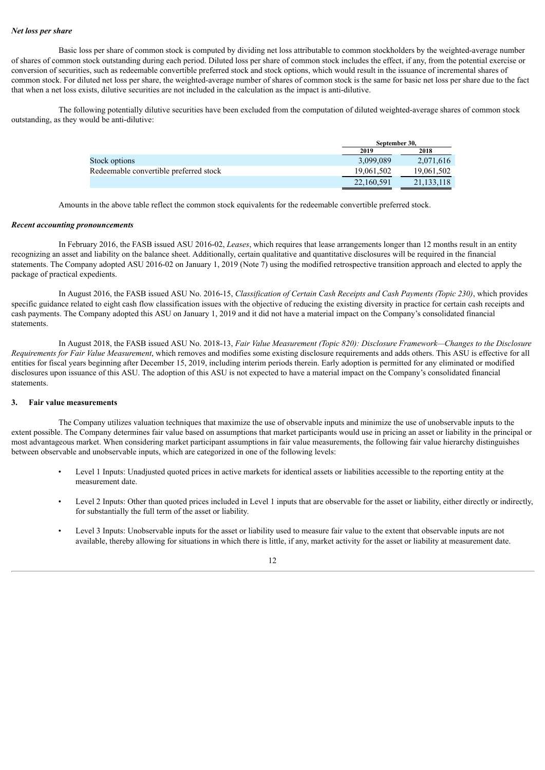***Net loss per share***

Basic loss per share of common stock is computed by dividing net loss attributable to common stockholders by the weighted-average number of shares of common stock outstanding during each period. Diluted loss per share of common stock includes the effect, if any, from the potential exercise or conversion of securities, such as redeemable convertible preferred stock and stock options, which would result in the issuance of incremental shares of common stock. For diluted net loss per share, the weighted-average number of shares of common stock is the same for basic net loss per share due to the fact that when a net loss exists, dilutive securities are not included in the calculation as the impact is anti-dilutive.

The following potentially dilutive securities have been excluded from the computation of diluted weighted-average shares of common stock outstanding, as they would be anti-dilutive:

| | September 30, | |
|---|---|---|
| | 2019 | 2018 |
| Stock options | 3,099,089 | 2,071,616 |
| Redeemable convertible preferred stock | 19,061,502 | 19,061,502 |
| | 22,160,591 | 21,133,118 |

Amounts in the above table reflect the common stock equivalents for the redeemable convertible preferred stock.

***Recent accounting pronouncements***

In February 2016, the FASB issued ASU 2016-02, *Leases*, which requires that lease arrangements longer than 12 months result in an entity recognizing an asset and liability on the balance sheet. Additionally, certain qualitative and quantitative disclosures will be required in the financial statements. The Company adopted ASU 2016-02 on January 1, 2019 (Note 7) using the modified retrospective transition approach and elected to apply the package of practical expedients.

In August 2016, the FASB issued ASU No. 2016-15, *Classification of Certain Cash Receipts and Cash Payments (Topic 230)*, which provides specific guidance related to eight cash flow classification issues with the objective of reducing the existing diversity in practice for certain cash receipts and cash payments. The Company adopted this ASU on January 1, 2019 and it did not have a material impact on the Company's consolidated financial statements.

In August 2018, the FASB issued ASU No. 2018-13, *Fair Value Measurement (Topic 820): Disclosure Framework—Changes to the Disclosure Requirements for Fair Value Measurement*, which removes and modifies some existing disclosure requirements and adds others. This ASU is effective for all entities for fiscal years beginning after December 15, 2019, including interim periods therein. Early adoption is permitted for any eliminated or modified disclosures upon issuance of this ASU. The adoption of this ASU is not expected to have a material impact on the Company's consolidated financial statements.

**3. Fair value measurements**

The Company utilizes valuation techniques that maximize the use of observable inputs and minimize the use of unobservable inputs to the extent possible. The Company determines fair value based on assumptions that market participants would use in pricing an asset or liability in the principal or most advantageous market. When considering market participant assumptions in fair value measurements, the following fair value hierarchy distinguishes between observable and unobservable inputs, which are categorized in one of the following levels:

- Level 1 Inputs: Unadjusted quoted prices in active markets for identical assets or liabilities accessible to the reporting entity at the measurement date.
- Level 2 Inputs: Other than quoted prices included in Level 1 inputs that are observable for the asset or liability, either directly or indirectly, for substantially the full term of the asset or liability.
- Level 3 Inputs: Unobservable inputs for the asset or liability used to measure fair value to the extent that observable inputs are not available, thereby allowing for situations in which there is little, if any, market activity for the asset or liability at measurement date.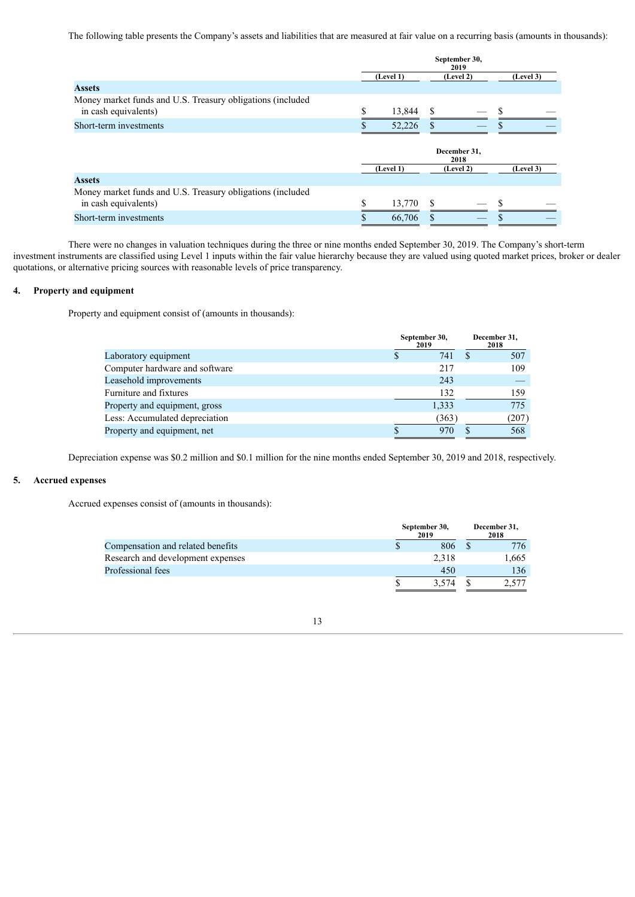The following table presents the Company's assets and liabilities that are measured at fair value on a recurring basis (amounts in thousands):

| | September 30, 2019 | | |
|---|---|---|---|
| | (Level 1) | (Level 2) | (Level 3) |
| **Assets** | | | |
| Money market funds and U.S. Treasury obligations (included in cash equivalents) | $ 13,844 | $ — | $ — |
| Short-term investments | $ 52,226 | $ — | $ — |

| | December 31, 2018 | | |
|---|---|---|---|
| | (Level 1) | (Level 2) | (Level 3) |
| **Assets** | | | |
| Money market funds and U.S. Treasury obligations (included in cash equivalents) | $ 13,770 | $ — | $ — |
| Short-term investments | $ 66,706 | $ — | $ — |

There were no changes in valuation techniques during the three or nine months ended September 30, 2019. The Company's short-term investment instruments are classified using Level 1 inputs within the fair value hierarchy because they are valued using quoted market prices, broker or dealer quotations, or alternative pricing sources with reasonable levels of price transparency.

## 4. Property and equipment

Property and equipment consist of (amounts in thousands):

| | September 30, 2019 | December 31, 2018 |
|---|---|---|
| Laboratory equipment | $ 741 | $ 507 |
| Computer hardware and software | 217 | 109 |
| Leasehold improvements | 243 | — |
| Furniture and fixtures | 132 | 159 |
| Property and equipment, gross | 1,333 | 775 |
| Less: Accumulated depreciation | (363) | (207) |
| Property and equipment, net | $ 970 | $ 568 |

Depreciation expense was $0.2 million and $0.1 million for the nine months ended September 30, 2019 and 2018, respectively.

## 5. Accrued expenses

Accrued expenses consist of (amounts in thousands):

| | September 30, 2019 | December 31, 2018 |
|---|---|---|
| Compensation and related benefits | $ 806 | $ 776 |
| Research and development expenses | 2,318 | 1,665 |
| Professional fees | 450 | 136 |
| | $ 3,574 | $ 2,577 |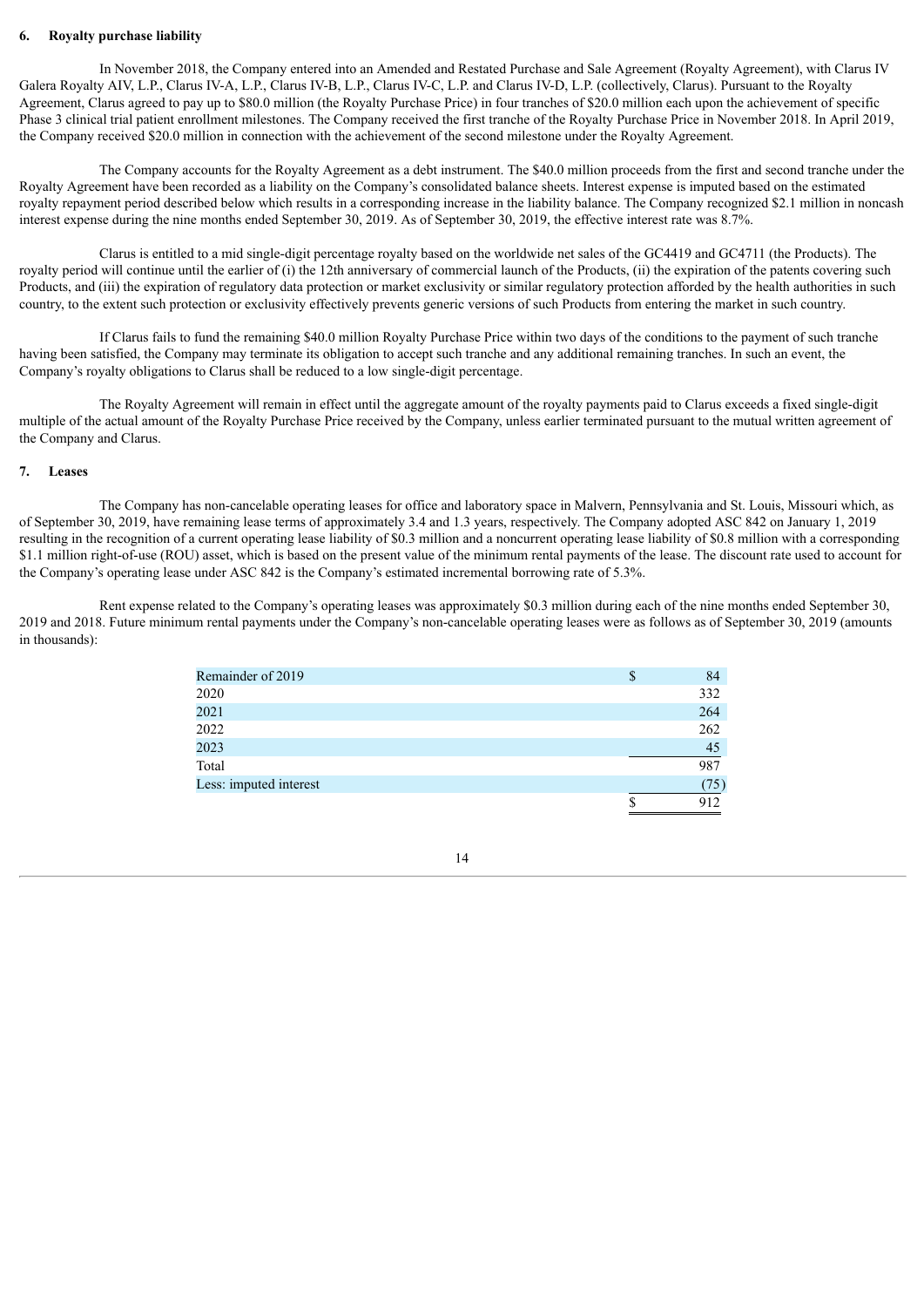## 6. Royalty purchase liability

In November 2018, the Company entered into an Amended and Restated Purchase and Sale Agreement (Royalty Agreement), with Clarus IV Galera Royalty AIV, L.P., Clarus IV-A, L.P., Clarus IV-B, L.P., Clarus IV-C, L.P. and Clarus IV-D, L.P. (collectively, Clarus). Pursuant to the Royalty Agreement, Clarus agreed to pay up to $80.0 million (the Royalty Purchase Price) in four tranches of $20.0 million each upon the achievement of specific Phase 3 clinical trial patient enrollment milestones. The Company received the first tranche of the Royalty Purchase Price in November 2018. In April 2019, the Company received $20.0 million in connection with the achievement of the second milestone under the Royalty Agreement.

The Company accounts for the Royalty Agreement as a debt instrument. The $40.0 million proceeds from the first and second tranche under the Royalty Agreement have been recorded as a liability on the Company's consolidated balance sheets. Interest expense is imputed based on the estimated royalty repayment period described below which results in a corresponding increase in the liability balance. The Company recognized $2.1 million in noncash interest expense during the nine months ended September 30, 2019. As of September 30, 2019, the effective interest rate was 8.7%.

Clarus is entitled to a mid single-digit percentage royalty based on the worldwide net sales of the GC4419 and GC4711 (the Products). The royalty period will continue until the earlier of (i) the 12th anniversary of commercial launch of the Products, (ii) the expiration of the patents covering such Products, and (iii) the expiration of regulatory data protection or market exclusivity or similar regulatory protection afforded by the health authorities in such country, to the extent such protection or exclusivity effectively prevents generic versions of such Products from entering the market in such country.

If Clarus fails to fund the remaining $40.0 million Royalty Purchase Price within two days of the conditions to the payment of such tranche having been satisfied, the Company may terminate its obligation to accept such tranche and any additional remaining tranches. In such an event, the Company's royalty obligations to Clarus shall be reduced to a low single-digit percentage.

The Royalty Agreement will remain in effect until the aggregate amount of the royalty payments paid to Clarus exceeds a fixed single-digit multiple of the actual amount of the Royalty Purchase Price received by the Company, unless earlier terminated pursuant to the mutual written agreement of the Company and Clarus.

## 7. Leases

The Company has non-cancelable operating leases for office and laboratory space in Malvern, Pennsylvania and St. Louis, Missouri which, as of September 30, 2019, have remaining lease terms of approximately 3.4 and 1.3 years, respectively. The Company adopted ASC 842 on January 1, 2019 resulting in the recognition of a current operating lease liability of $0.3 million and a noncurrent operating lease liability of $0.8 million with a corresponding $1.1 million right-of-use (ROU) asset, which is based on the present value of the minimum rental payments of the lease. The discount rate used to account for the Company's operating lease under ASC 842 is the Company's estimated incremental borrowing rate of 5.3%.

Rent expense related to the Company's operating leases was approximately $0.3 million during each of the nine months ended September 30, 2019 and 2018. Future minimum rental payments under the Company's non-cancelable operating leases were as follows as of September 30, 2019 (amounts in thousands):

| | |
|---|---|
| Remainder of 2019 | $ 84 |
| 2020 | 332 |
| 2021 | 264 |
| 2022 | 262 |
| 2023 | 45 |
| Total | 987 |
| Less: imputed interest | (75) |
| | $ 912 |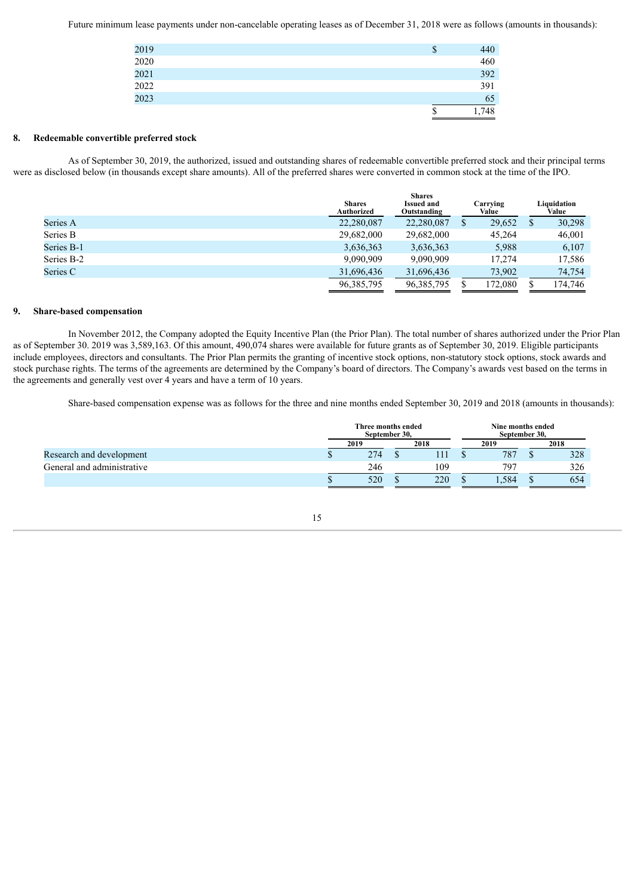Future minimum lease payments under non-cancelable operating leases as of December 31, 2018 were as follows (amounts in thousands):

| | |
|---|---|
| 2019 | $ 440 |
| 2020 | 460 |
| 2021 | 392 |
| 2022 | 391 |
| 2023 | 65 |
| | $ 1,748 |

## 8. Redeemable convertible preferred stock

As of September 30, 2019, the authorized, issued and outstanding shares of redeemable convertible preferred stock and their principal terms were as disclosed below (in thousands except share amounts). All of the preferred shares were converted in common stock at the time of the IPO.

| | Shares Authorized | Shares Issued and Outstanding | Carrying Value | Liquidation Value |
|---|---|---|---|---|
| Series A | 22,280,087 | 22,280,087 | $ 29,652 | $ 30,298 |
| Series B | 29,682,000 | 29,682,000 | 45,264 | 46,001 |
| Series B-1 | 3,636,363 | 3,636,363 | 5,988 | 6,107 |
| Series B-2 | 9,090,909 | 9,090,909 | 17,274 | 17,586 |
| Series C | 31,696,436 | 31,696,436 | 73,902 | 74,754 |
| | 96,385,795 | 96,385,795 | $ 172,080 | $ 174,746 |

## 9. Share-based compensation

In November 2012, the Company adopted the Equity Incentive Plan (the Prior Plan). The total number of shares authorized under the Prior Plan as of September 30. 2019 was 3,589,163. Of this amount, 490,074 shares were available for future grants as of September 30, 2019. Eligible participants include employees, directors and consultants. The Prior Plan permits the granting of incentive stock options, non-statutory stock options, stock awards and stock purchase rights. The terms of the agreements are determined by the Company's board of directors. The Company's awards vest based on the terms in the agreements and generally vest over 4 years and have a term of 10 years.

Share-based compensation expense was as follows for the three and nine months ended September 30, 2019 and 2018 (amounts in thousands):

| | Three months ended September 30, | | Nine months ended September 30, | |
|---|---|---|---|---|
| | 2019 | 2018 | 2019 | 2018 |
| Research and development | $ 274 | $ 111 | $ 787 | $ 328 |
| General and administrative | 246 | 109 | 797 | 326 |
| | $ 520 | $ 220 | $ 1,584 | $ 654 |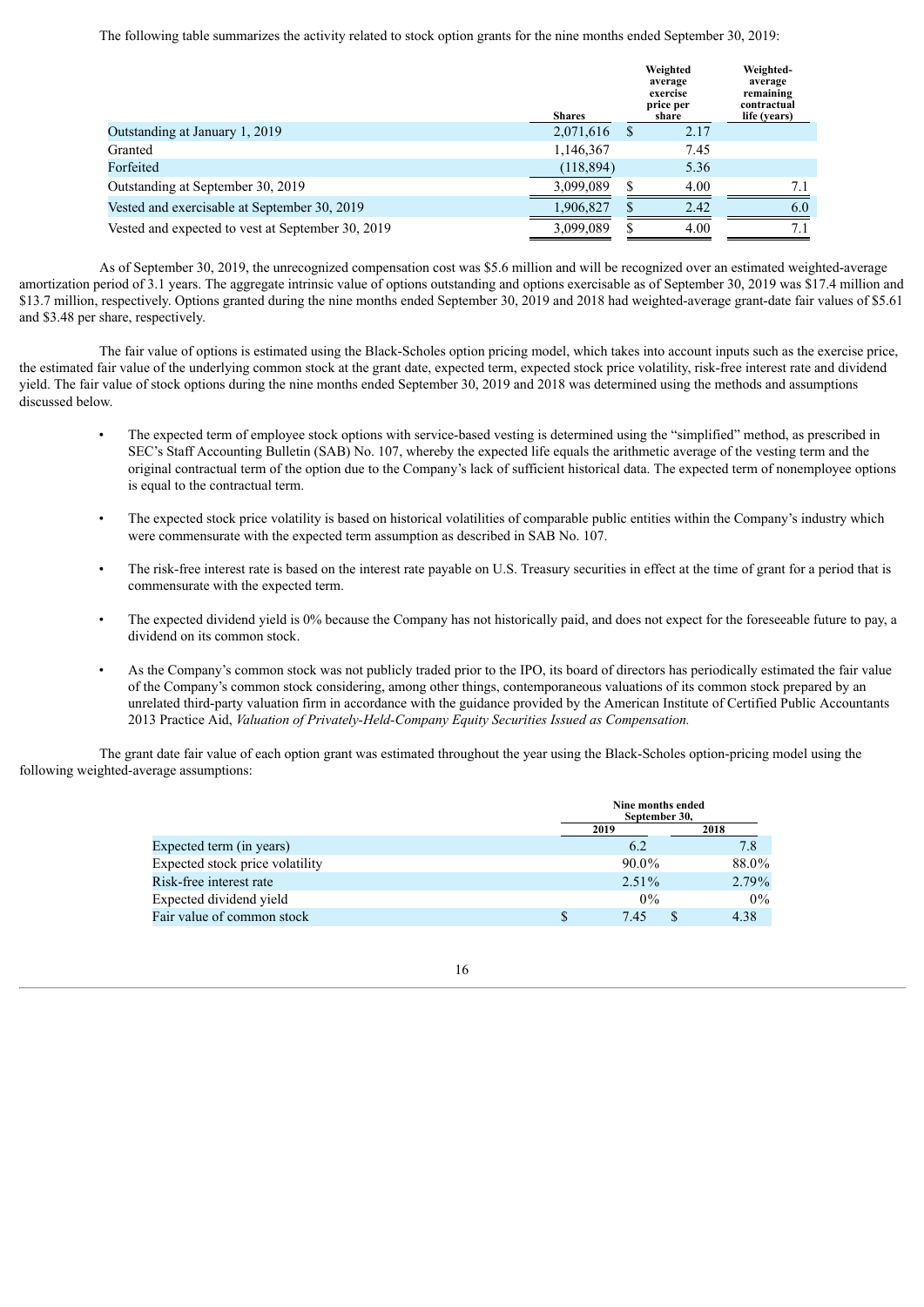The following table summarizes the activity related to stock option grants for the nine months ended September 30, 2019:

| | Shares | Weighted average exercise price per share | Weighted-average remaining contractual life (years) |
|---|---|---|---|
| Outstanding at January 1, 2019 | 2,071,616 | $ 2.17 | |
| Granted | 1,146,367 | 7.45 | |
| Forfeited | (118,894) | 5.36 | |
| Outstanding at September 30, 2019 | 3,099,089 | $ 4.00 | 7.1 |
| Vested and exercisable at September 30, 2019 | 1,906,827 | $ 2.42 | 6.0 |
| Vested and expected to vest at September 30, 2019 | 3,099,089 | $ 4.00 | 7.1 |

As of September 30, 2019, the unrecognized compensation cost was $5.6 million and will be recognized over an estimated weighted-average amortization period of 3.1 years. The aggregate intrinsic value of options outstanding and options exercisable as of September 30, 2019 was $17.4 million and $13.7 million, respectively. Options granted during the nine months ended September 30, 2019 and 2018 had weighted-average grant-date fair values of $5.61 and $3.48 per share, respectively.

The fair value of options is estimated using the Black-Scholes option pricing model, which takes into account inputs such as the exercise price, the estimated fair value of the underlying common stock at the grant date, expected term, expected stock price volatility, risk-free interest rate and dividend yield. The fair value of stock options during the nine months ended September 30, 2019 and 2018 was determined using the methods and assumptions discussed below.

- The expected term of employee stock options with service-based vesting is determined using the "simplified" method, as prescribed in SEC's Staff Accounting Bulletin (SAB) No. 107, whereby the expected life equals the arithmetic average of the vesting term and the original contractual term of the option due to the Company's lack of sufficient historical data. The expected term of nonemployee options is equal to the contractual term.
- The expected stock price volatility is based on historical volatilities of comparable public entities within the Company's industry which were commensurate with the expected term assumption as described in SAB No. 107.
- The risk-free interest rate is based on the interest rate payable on U.S. Treasury securities in effect at the time of grant for a period that is commensurate with the expected term.
- The expected dividend yield is 0% because the Company has not historically paid, and does not expect for the foreseeable future to pay, a dividend on its common stock.
- As the Company's common stock was not publicly traded prior to the IPO, its board of directors has periodically estimated the fair value of the Company's common stock considering, among other things, contemporaneous valuations of its common stock prepared by an unrelated third-party valuation firm in accordance with the guidance provided by the American Institute of Certified Public Accountants 2013 Practice Aid, *Valuation of Privately-Held-Company Equity Securities Issued as Compensation.*

The grant date fair value of each option grant was estimated throughout the year using the Black-Scholes option-pricing model using the following weighted-average assumptions:

| | Nine months ended September 30, | |
|---|---|---|
| | 2019 | 2018 |
| Expected term (in years) | 6.2 | 7.8 |
| Expected stock price volatility | 90.0% | 88.0% |
| Risk-free interest rate | 2.51% | 2.79% |
| Expected dividend yield | 0% | 0% |
| Fair value of common stock | $ 7.45 | $ 4.38 |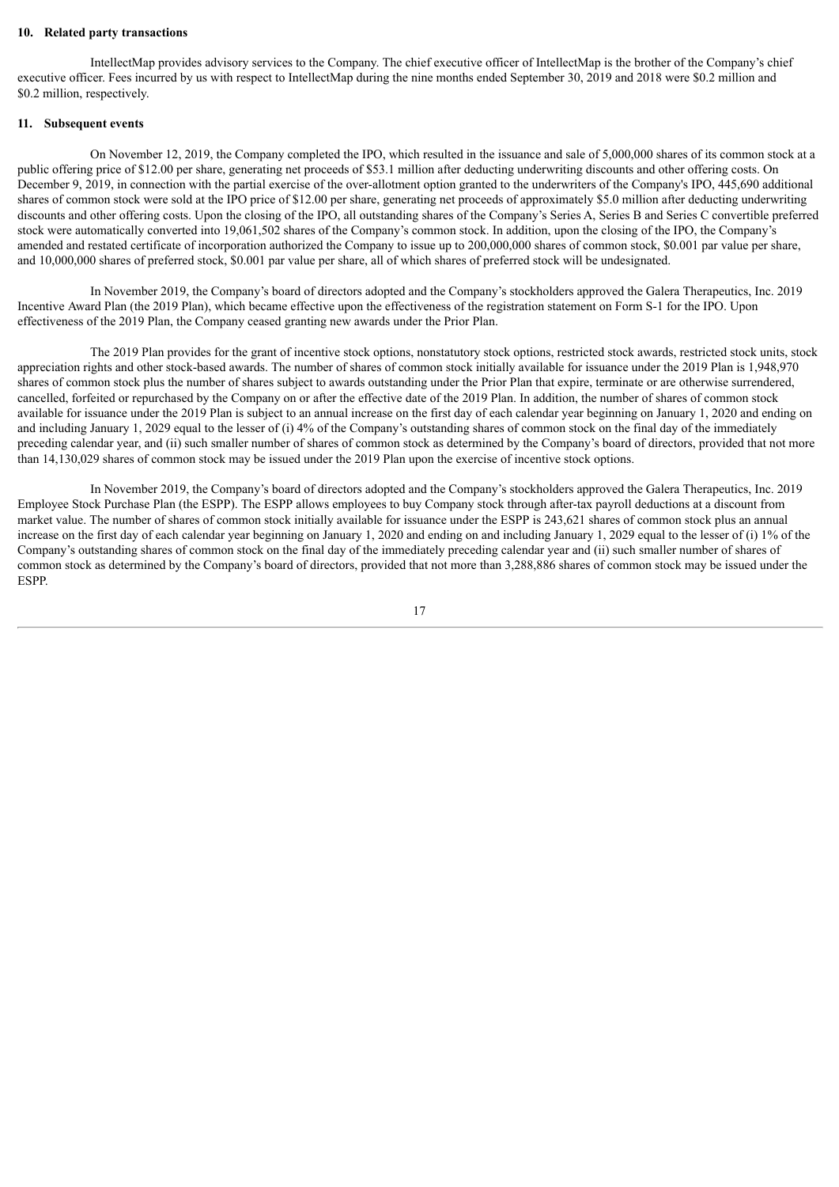**10. Related party transactions**

IntellectMap provides advisory services to the Company. The chief executive officer of IntellectMap is the brother of the Company's chief executive officer. Fees incurred by us with respect to IntellectMap during the nine months ended September 30, 2019 and 2018 were \$0.2 million and \$0.2 million, respectively.

**11. Subsequent events**

On November 12, 2019, the Company completed the IPO, which resulted in the issuance and sale of 5,000,000 shares of its common stock at a public offering price of \$12.00 per share, generating net proceeds of \$53.1 million after deducting underwriting discounts and other offering costs. On December 9, 2019, in connection with the partial exercise of the over-allotment option granted to the underwriters of the Company's IPO, 445,690 additional shares of common stock were sold at the IPO price of \$12.00 per share, generating net proceeds of approximately \$5.0 million after deducting underwriting discounts and other offering costs. Upon the closing of the IPO, all outstanding shares of the Company's Series A, Series B and Series C convertible preferred stock were automatically converted into 19,061,502 shares of the Company's common stock. In addition, upon the closing of the IPO, the Company's amended and restated certificate of incorporation authorized the Company to issue up to 200,000,000 shares of common stock, \$0.001 par value per share, and 10,000,000 shares of preferred stock, \$0.001 par value per share, all of which shares of preferred stock will be undesignated.

In November 2019, the Company's board of directors adopted and the Company's stockholders approved the Galera Therapeutics, Inc. 2019 Incentive Award Plan (the 2019 Plan), which became effective upon the effectiveness of the registration statement on Form S-1 for the IPO. Upon effectiveness of the 2019 Plan, the Company ceased granting new awards under the Prior Plan.

The 2019 Plan provides for the grant of incentive stock options, nonstatutory stock options, restricted stock awards, restricted stock units, stock appreciation rights and other stock-based awards. The number of shares of common stock initially available for issuance under the 2019 Plan is 1,948,970 shares of common stock plus the number of shares subject to awards outstanding under the Prior Plan that expire, terminate or are otherwise surrendered, cancelled, forfeited or repurchased by the Company on or after the effective date of the 2019 Plan. In addition, the number of shares of common stock available for issuance under the 2019 Plan is subject to an annual increase on the first day of each calendar year beginning on January 1, 2020 and ending on and including January 1, 2029 equal to the lesser of (i) 4% of the Company's outstanding shares of common stock on the final day of the immediately preceding calendar year, and (ii) such smaller number of shares of common stock as determined by the Company's board of directors, provided that not more than 14,130,029 shares of common stock may be issued under the 2019 Plan upon the exercise of incentive stock options.

In November 2019, the Company's board of directors adopted and the Company's stockholders approved the Galera Therapeutics, Inc. 2019 Employee Stock Purchase Plan (the ESPP). The ESPP allows employees to buy Company stock through after-tax payroll deductions at a discount from market value. The number of shares of common stock initially available for issuance under the ESPP is 243,621 shares of common stock plus an annual increase on the first day of each calendar year beginning on January 1, 2020 and ending on and including January 1, 2029 equal to the lesser of (i) 1% of the Company's outstanding shares of common stock on the final day of the immediately preceding calendar year and (ii) such smaller number of shares of common stock as determined by the Company's board of directors, provided that not more than 3,288,886 shares of common stock may be issued under the ESPP.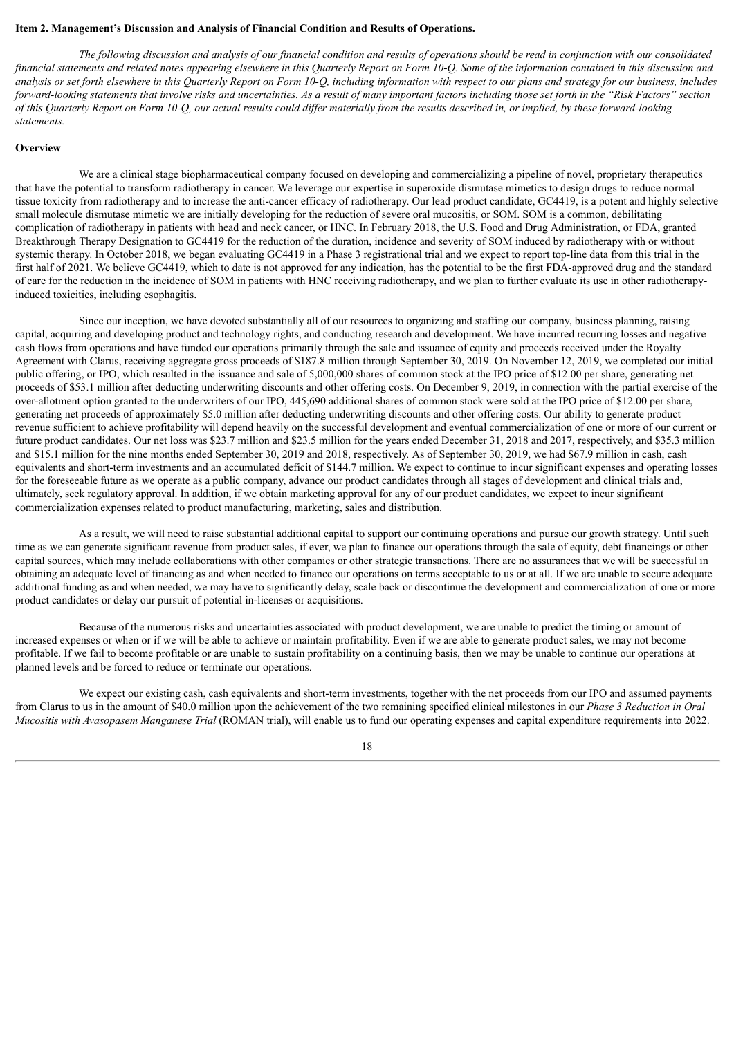**Item 2. Management's Discussion and Analysis of Financial Condition and Results of Operations.**

*The following discussion and analysis of our financial condition and results of operations should be read in conjunction with our consolidated financial statements and related notes appearing elsewhere in this Quarterly Report on Form 10-Q. Some of the information contained in this discussion and analysis or set forth elsewhere in this Quarterly Report on Form 10-Q, including information with respect to our plans and strategy for our business, includes forward-looking statements that involve risks and uncertainties. As a result of many important factors including those set forth in the "Risk Factors" section of this Quarterly Report on Form 10-Q, our actual results could differ materially from the results described in, or implied, by these forward-looking statements.*

**Overview**

We are a clinical stage biopharmaceutical company focused on developing and commercializing a pipeline of novel, proprietary therapeutics that have the potential to transform radiotherapy in cancer. We leverage our expertise in superoxide dismutase mimetics to design drugs to reduce normal tissue toxicity from radiotherapy and to increase the anti-cancer efficacy of radiotherapy. Our lead product candidate, GC4419, is a potent and highly selective small molecule dismutase mimetic we are initially developing for the reduction of severe oral mucositis, or SOM. SOM is a common, debilitating complication of radiotherapy in patients with head and neck cancer, or HNC. In February 2018, the U.S. Food and Drug Administration, or FDA, granted Breakthrough Therapy Designation to GC4419 for the reduction of the duration, incidence and severity of SOM induced by radiotherapy with or without systemic therapy. In October 2018, we began evaluating GC4419 in a Phase 3 registrational trial and we expect to report top-line data from this trial in the first half of 2021. We believe GC4419, which to date is not approved for any indication, has the potential to be the first FDA-approved drug and the standard of care for the reduction in the incidence of SOM in patients with HNC receiving radiotherapy, and we plan to further evaluate its use in other radiotherapy-induced toxicities, including esophagitis.

Since our inception, we have devoted substantially all of our resources to organizing and staffing our company, business planning, raising capital, acquiring and developing product and technology rights, and conducting research and development. We have incurred recurring losses and negative cash flows from operations and have funded our operations primarily through the sale and issuance of equity and proceeds received under the Royalty Agreement with Clarus, receiving aggregate gross proceeds of $187.8 million through September 30, 2019. On November 12, 2019, we completed our initial public offering, or IPO, which resulted in the issuance and sale of 5,000,000 shares of common stock at the IPO price of $12.00 per share, generating net proceeds of $53.1 million after deducting underwriting discounts and other offering costs. On December 9, 2019, in connection with the partial exercise of the over-allotment option granted to the underwriters of our IPO, 445,690 additional shares of common stock were sold at the IPO price of $12.00 per share, generating net proceeds of approximately $5.0 million after deducting underwriting discounts and other offering costs. Our ability to generate product revenue sufficient to achieve profitability will depend heavily on the successful development and eventual commercialization of one or more of our current or future product candidates. Our net loss was $23.7 million and $23.5 million for the years ended December 31, 2018 and 2017, respectively, and $35.3 million and $15.1 million for the nine months ended September 30, 2019 and 2018, respectively. As of September 30, 2019, we had $67.9 million in cash, cash equivalents and short-term investments and an accumulated deficit of $144.7 million. We expect to continue to incur significant expenses and operating losses for the foreseeable future as we operate as a public company, advance our product candidates through all stages of development and clinical trials and, ultimately, seek regulatory approval. In addition, if we obtain marketing approval for any of our product candidates, we expect to incur significant commercialization expenses related to product manufacturing, marketing, sales and distribution.

As a result, we will need to raise substantial additional capital to support our continuing operations and pursue our growth strategy. Until such time as we can generate significant revenue from product sales, if ever, we plan to finance our operations through the sale of equity, debt financings or other capital sources, which may include collaborations with other companies or other strategic transactions. There are no assurances that we will be successful in obtaining an adequate level of financing as and when needed to finance our operations on terms acceptable to us or at all. If we are unable to secure adequate additional funding as and when needed, we may have to significantly delay, scale back or discontinue the development and commercialization of one or more product candidates or delay our pursuit of potential in-licenses or acquisitions.

Because of the numerous risks and uncertainties associated with product development, we are unable to predict the timing or amount of increased expenses or when or if we will be able to achieve or maintain profitability. Even if we are able to generate product sales, we may not become profitable. If we fail to become profitable or are unable to sustain profitability on a continuing basis, then we may be unable to continue our operations at planned levels and be forced to reduce or terminate our operations.

We expect our existing cash, cash equivalents and short-term investments, together with the net proceeds from our IPO and assumed payments from Clarus to us in the amount of $40.0 million upon the achievement of the two remaining specified clinical milestones in our *Phase 3 Reduction in Oral Mucositis with Avasopasem Manganese Trial* (ROMAN trial), will enable us to fund our operating expenses and capital expenditure requirements into 2022.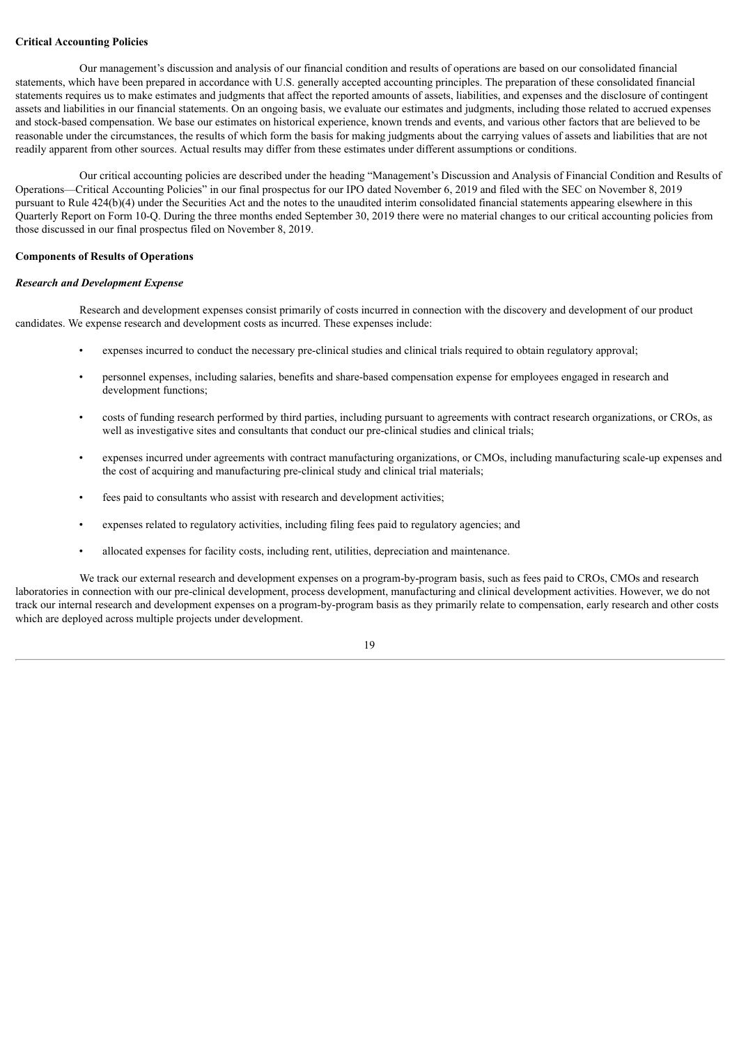**Critical Accounting Policies**

Our management's discussion and analysis of our financial condition and results of operations are based on our consolidated financial statements, which have been prepared in accordance with U.S. generally accepted accounting principles. The preparation of these consolidated financial statements requires us to make estimates and judgments that affect the reported amounts of assets, liabilities, and expenses and the disclosure of contingent assets and liabilities in our financial statements. On an ongoing basis, we evaluate our estimates and judgments, including those related to accrued expenses and stock-based compensation. We base our estimates on historical experience, known trends and events, and various other factors that are believed to be reasonable under the circumstances, the results of which form the basis for making judgments about the carrying values of assets and liabilities that are not readily apparent from other sources. Actual results may differ from these estimates under different assumptions or conditions.

Our critical accounting policies are described under the heading "Management's Discussion and Analysis of Financial Condition and Results of Operations—Critical Accounting Policies" in our final prospectus for our IPO dated November 6, 2019 and filed with the SEC on November 8, 2019 pursuant to Rule 424(b)(4) under the Securities Act and the notes to the unaudited interim consolidated financial statements appearing elsewhere in this Quarterly Report on Form 10-Q. During the three months ended September 30, 2019 there were no material changes to our critical accounting policies from those discussed in our final prospectus filed on November 8, 2019.

**Components of Results of Operations**

***Research and Development Expense***

Research and development expenses consist primarily of costs incurred in connection with the discovery and development of our product candidates. We expense research and development costs as incurred. These expenses include:

- expenses incurred to conduct the necessary pre-clinical studies and clinical trials required to obtain regulatory approval;
- personnel expenses, including salaries, benefits and share-based compensation expense for employees engaged in research and development functions;
- costs of funding research performed by third parties, including pursuant to agreements with contract research organizations, or CROs, as well as investigative sites and consultants that conduct our pre-clinical studies and clinical trials;
- expenses incurred under agreements with contract manufacturing organizations, or CMOs, including manufacturing scale-up expenses and the cost of acquiring and manufacturing pre-clinical study and clinical trial materials;
- fees paid to consultants who assist with research and development activities;
- expenses related to regulatory activities, including filing fees paid to regulatory agencies; and
- allocated expenses for facility costs, including rent, utilities, depreciation and maintenance.

We track our external research and development expenses on a program-by-program basis, such as fees paid to CROs, CMOs and research laboratories in connection with our pre-clinical development, process development, manufacturing and clinical development activities. However, we do not track our internal research and development expenses on a program-by-program basis as they primarily relate to compensation, early research and other costs which are deployed across multiple projects under development.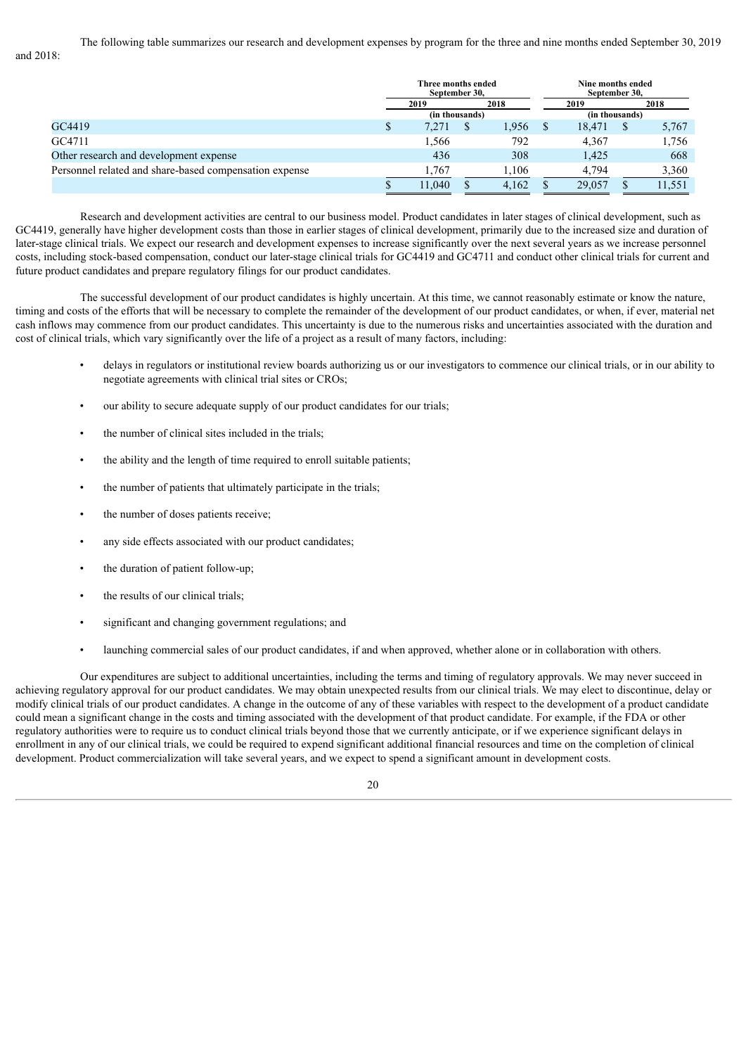The following table summarizes our research and development expenses by program for the three and nine months ended September 30, 2019 and 2018:

| | Three months ended September 30, | | Nine months ended September 30, | |
|---|---|---|---|---|
| | 2019 | 2018 | 2019 | 2018 |
| | (in thousands) | | (in thousands) | |
| GC4419 | $ 7,271 | $ 1,956 | $ 18,471 | $ 5,767 |
| GC4711 | 1,566 | 792 | 4,367 | 1,756 |
| Other research and development expense | 436 | 308 | 1,425 | 668 |
| Personnel related and share-based compensation expense | 1,767 | 1,106 | 4,794 | 3,360 |
| | $ 11,040 | $ 4,162 | $ 29,057 | $ 11,551 |

Research and development activities are central to our business model. Product candidates in later stages of clinical development, such as GC4419, generally have higher development costs than those in earlier stages of clinical development, primarily due to the increased size and duration of later-stage clinical trials. We expect our research and development expenses to increase significantly over the next several years as we increase personnel costs, including stock-based compensation, conduct our later-stage clinical trials for GC4419 and GC4711 and conduct other clinical trials for current and future product candidates and prepare regulatory filings for our product candidates.

The successful development of our product candidates is highly uncertain. At this time, we cannot reasonably estimate or know the nature, timing and costs of the efforts that will be necessary to complete the remainder of the development of our product candidates, or when, if ever, material net cash inflows may commence from our product candidates. This uncertainty is due to the numerous risks and uncertainties associated with the duration and cost of clinical trials, which vary significantly over the life of a project as a result of many factors, including:

- delays in regulators or institutional review boards authorizing us or our investigators to commence our clinical trials, or in our ability to negotiate agreements with clinical trial sites or CROs;
- our ability to secure adequate supply of our product candidates for our trials;
- the number of clinical sites included in the trials;
- the ability and the length of time required to enroll suitable patients;
- the number of patients that ultimately participate in the trials;
- the number of doses patients receive;
- any side effects associated with our product candidates;
- the duration of patient follow-up;
- the results of our clinical trials;
- significant and changing government regulations; and
- launching commercial sales of our product candidates, if and when approved, whether alone or in collaboration with others.

Our expenditures are subject to additional uncertainties, including the terms and timing of regulatory approvals. We may never succeed in achieving regulatory approval for our product candidates. We may obtain unexpected results from our clinical trials. We may elect to discontinue, delay or modify clinical trials of our product candidates. A change in the outcome of any of these variables with respect to the development of a product candidate could mean a significant change in the costs and timing associated with the development of that product candidate. For example, if the FDA or other regulatory authorities were to require us to conduct clinical trials beyond those that we currently anticipate, or if we experience significant delays in enrollment in any of our clinical trials, we could be required to expend significant additional financial resources and time on the completion of clinical development. Product commercialization will take several years, and we expect to spend a significant amount in development costs.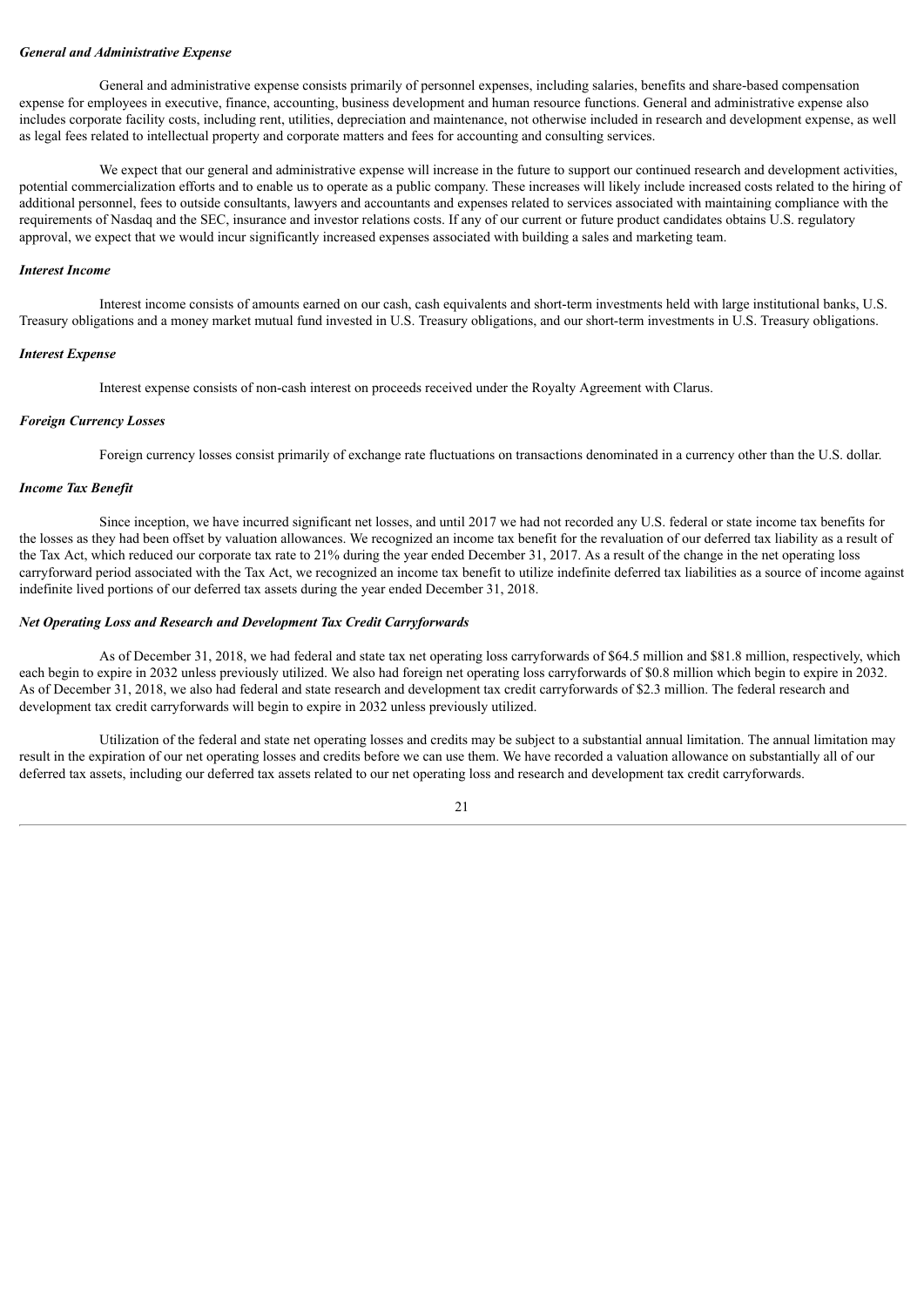***General and Administrative Expense***

General and administrative expense consists primarily of personnel expenses, including salaries, benefits and share-based compensation expense for employees in executive, finance, accounting, business development and human resource functions. General and administrative expense also includes corporate facility costs, including rent, utilities, depreciation and maintenance, not otherwise included in research and development expense, as well as legal fees related to intellectual property and corporate matters and fees for accounting and consulting services.

We expect that our general and administrative expense will increase in the future to support our continued research and development activities, potential commercialization efforts and to enable us to operate as a public company. These increases will likely include increased costs related to the hiring of additional personnel, fees to outside consultants, lawyers and accountants and expenses related to services associated with maintaining compliance with the requirements of Nasdaq and the SEC, insurance and investor relations costs. If any of our current or future product candidates obtains U.S. regulatory approval, we expect that we would incur significantly increased expenses associated with building a sales and marketing team.

***Interest Income***

Interest income consists of amounts earned on our cash, cash equivalents and short-term investments held with large institutional banks, U.S. Treasury obligations and a money market mutual fund invested in U.S. Treasury obligations, and our short-term investments in U.S. Treasury obligations.

***Interest Expense***

Interest expense consists of non-cash interest on proceeds received under the Royalty Agreement with Clarus.

***Foreign Currency Losses***

Foreign currency losses consist primarily of exchange rate fluctuations on transactions denominated in a currency other than the U.S. dollar.

***Income Tax Benefit***

Since inception, we have incurred significant net losses, and until 2017 we had not recorded any U.S. federal or state income tax benefits for the losses as they had been offset by valuation allowances. We recognized an income tax benefit for the revaluation of our deferred tax liability as a result of the Tax Act, which reduced our corporate tax rate to 21% during the year ended December 31, 2017. As a result of the change in the net operating loss carryforward period associated with the Tax Act, we recognized an income tax benefit to utilize indefinite deferred tax liabilities as a source of income against indefinite lived portions of our deferred tax assets during the year ended December 31, 2018.

***Net Operating Loss and Research and Development Tax Credit Carryforwards***

As of December 31, 2018, we had federal and state tax net operating loss carryforwards of $64.5 million and $81.8 million, respectively, which each begin to expire in 2032 unless previously utilized. We also had foreign net operating loss carryforwards of $0.8 million which begin to expire in 2032. As of December 31, 2018, we also had federal and state research and development tax credit carryforwards of $2.3 million. The federal research and development tax credit carryforwards will begin to expire in 2032 unless previously utilized.

Utilization of the federal and state net operating losses and credits may be subject to a substantial annual limitation. The annual limitation may result in the expiration of our net operating losses and credits before we can use them. We have recorded a valuation allowance on substantially all of our deferred tax assets, including our deferred tax assets related to our net operating loss and research and development tax credit carryforwards.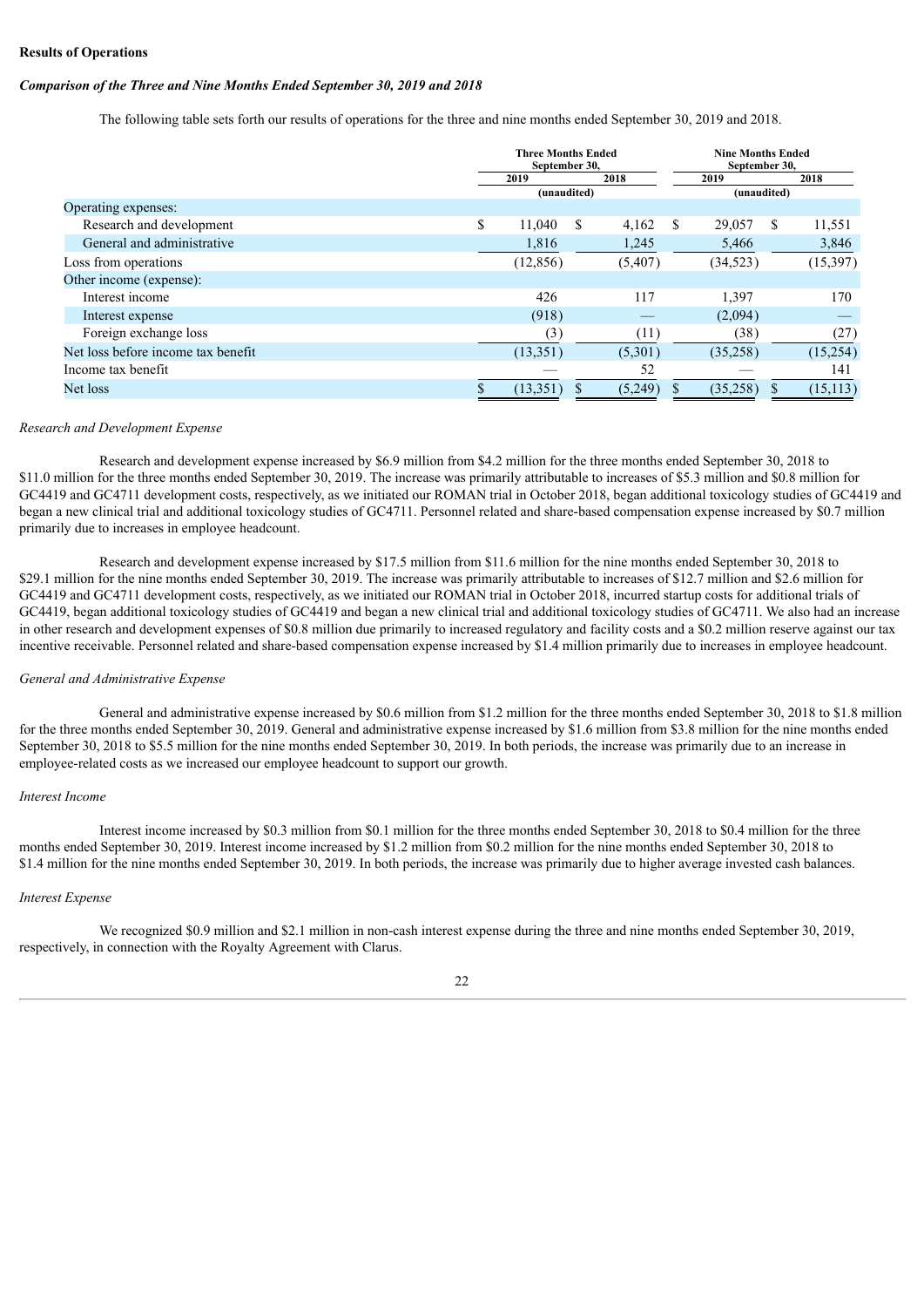**Results of Operations**

***Comparison of the Three and Nine Months Ended September 30, 2019 and 2018***

The following table sets forth our results of operations for the three and nine months ended September 30, 2019 and 2018.

| | Three Months Ended September 30, | | Nine Months Ended September 30, | |
|---|---|---|---|---|
| | 2019 | 2018 | 2019 | 2018 |
| | (unaudited) | | (unaudited) | |
| Operating expenses: | | | | |
| Research and development | $ 11,040 | $ 4,162 | $ 29,057 | $ 11,551 |
| General and administrative | 1,816 | 1,245 | 5,466 | 3,846 |
| Loss from operations | (12,856) | (5,407) | (34,523) | (15,397) |
| Other income (expense): | | | | |
| Interest income | 426 | 117 | 1,397 | 170 |
| Interest expense | (918) | — | (2,094) | — |
| Foreign exchange loss | (3) | (11) | (38) | (27) |
| Net loss before income tax benefit | (13,351) | (5,301) | (35,258) | (15,254) |
| Income tax benefit | — | 52 | — | 141 |
| Net loss | $ (13,351) | $ (5,249) | $ (35,258) | $ (15,113) |

*Research and Development Expense*

Research and development expense increased by $6.9 million from $4.2 million for the three months ended September 30, 2018 to $11.0 million for the three months ended September 30, 2019. The increase was primarily attributable to increases of $5.3 million and $0.8 million for GC4419 and GC4711 development costs, respectively, as we initiated our ROMAN trial in October 2018, began additional toxicology studies of GC4419 and began a new clinical trial and additional toxicology studies of GC4711. Personnel related and share-based compensation expense increased by $0.7 million primarily due to increases in employee headcount.

Research and development expense increased by $17.5 million from $11.6 million for the nine months ended September 30, 2018 to $29.1 million for the nine months ended September 30, 2019. The increase was primarily attributable to increases of $12.7 million and $2.6 million for GC4419 and GC4711 development costs, respectively, as we initiated our ROMAN trial in October 2018, incurred startup costs for additional trials of GC4419, began additional toxicology studies of GC4419 and began a new clinical trial and additional toxicology studies of GC4711. We also had an increase in other research and development expenses of $0.8 million due primarily to increased regulatory and facility costs and a $0.2 million reserve against our tax incentive receivable. Personnel related and share-based compensation expense increased by $1.4 million primarily due to increases in employee headcount.

*General and Administrative Expense*

General and administrative expense increased by $0.6 million from $1.2 million for the three months ended September 30, 2018 to $1.8 million for the three months ended September 30, 2019. General and administrative expense increased by $1.6 million from $3.8 million for the nine months ended September 30, 2018 to $5.5 million for the nine months ended September 30, 2019. In both periods, the increase was primarily due to an increase in employee-related costs as we increased our employee headcount to support our growth.

*Interest Income*

Interest income increased by $0.3 million from $0.1 million for the three months ended September 30, 2018 to $0.4 million for the three months ended September 30, 2019. Interest income increased by $1.2 million from $0.2 million for the nine months ended September 30, 2018 to $1.4 million for the nine months ended September 30, 2019. In both periods, the increase was primarily due to higher average invested cash balances.

*Interest Expense*

We recognized $0.9 million and $2.1 million in non-cash interest expense during the three and nine months ended September 30, 2019, respectively, in connection with the Royalty Agreement with Clarus.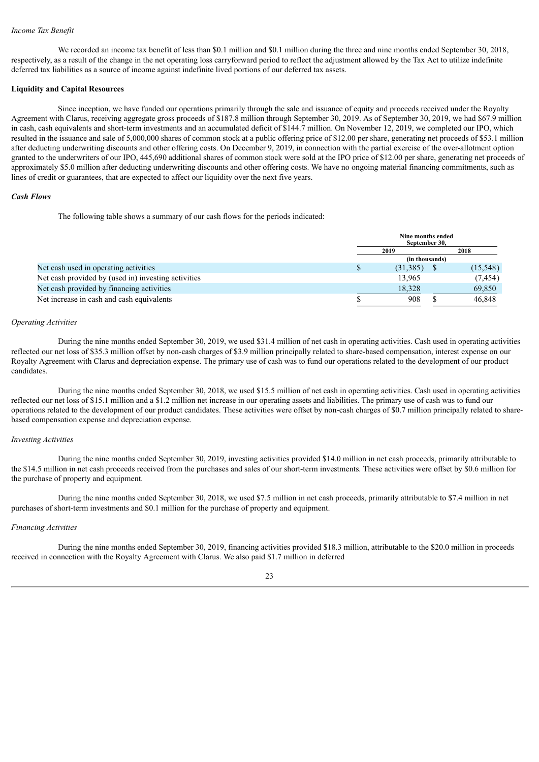*Income Tax Benefit*

We recorded an income tax benefit of less than \$0.1 million and \$0.1 million during the three and nine months ended September 30, 2018, respectively, as a result of the change in the net operating loss carryforward period to reflect the adjustment allowed by the Tax Act to utilize indefinite deferred tax liabilities as a source of income against indefinite lived portions of our deferred tax assets.

**Liquidity and Capital Resources**

Since inception, we have funded our operations primarily through the sale and issuance of equity and proceeds received under the Royalty Agreement with Clarus, receiving aggregate gross proceeds of \$187.8 million through September 30, 2019. As of September 30, 2019, we had \$67.9 million in cash, cash equivalents and short-term investments and an accumulated deficit of \$144.7 million. On November 12, 2019, we completed our IPO, which resulted in the issuance and sale of 5,000,000 shares of common stock at a public offering price of \$12.00 per share, generating net proceeds of \$53.1 million after deducting underwriting discounts and other offering costs. On December 9, 2019, in connection with the partial exercise of the over-allotment option granted to the underwriters of our IPO, 445,690 additional shares of common stock were sold at the IPO price of \$12.00 per share, generating net proceeds of approximately \$5.0 million after deducting underwriting discounts and other offering costs. We have no ongoing material financing commitments, such as lines of credit or guarantees, that are expected to affect our liquidity over the next five years.

***Cash Flows***

The following table shows a summary of our cash flows for the periods indicated:

| | Nine months ended September 30, | |
|---|---|---|
| | 2019 | 2018 |
| | (in thousands) | |
| Net cash used in operating activities | \$ (31,385) | \$ (15,548) |
| Net cash provided by (used in) investing activities | 13,965 | (7,454) |
| Net cash provided by financing activities | 18,328 | 69,850 |
| Net increase in cash and cash equivalents | \$ 908 | \$ 46,848 |

*Operating Activities*

During the nine months ended September 30, 2019, we used \$31.4 million of net cash in operating activities. Cash used in operating activities reflected our net loss of \$35.3 million offset by non-cash charges of \$3.9 million principally related to share-based compensation, interest expense on our Royalty Agreement with Clarus and depreciation expense. The primary use of cash was to fund our operations related to the development of our product candidates.

During the nine months ended September 30, 2018, we used \$15.5 million of net cash in operating activities. Cash used in operating activities reflected our net loss of \$15.1 million and a \$1.2 million net increase in our operating assets and liabilities. The primary use of cash was to fund our operations related to the development of our product candidates. These activities were offset by non-cash charges of \$0.7 million principally related to share-based compensation expense and depreciation expense.

*Investing Activities*

During the nine months ended September 30, 2019, investing activities provided \$14.0 million in net cash proceeds, primarily attributable to the \$14.5 million in net cash proceeds received from the purchases and sales of our short-term investments. These activities were offset by \$0.6 million for the purchase of property and equipment.

During the nine months ended September 30, 2018, we used \$7.5 million in net cash proceeds, primarily attributable to \$7.4 million in net purchases of short-term investments and \$0.1 million for the purchase of property and equipment.

*Financing Activities*

During the nine months ended September 30, 2019, financing activities provided \$18.3 million, attributable to the \$20.0 million in proceeds received in connection with the Royalty Agreement with Clarus. We also paid \$1.7 million in deferred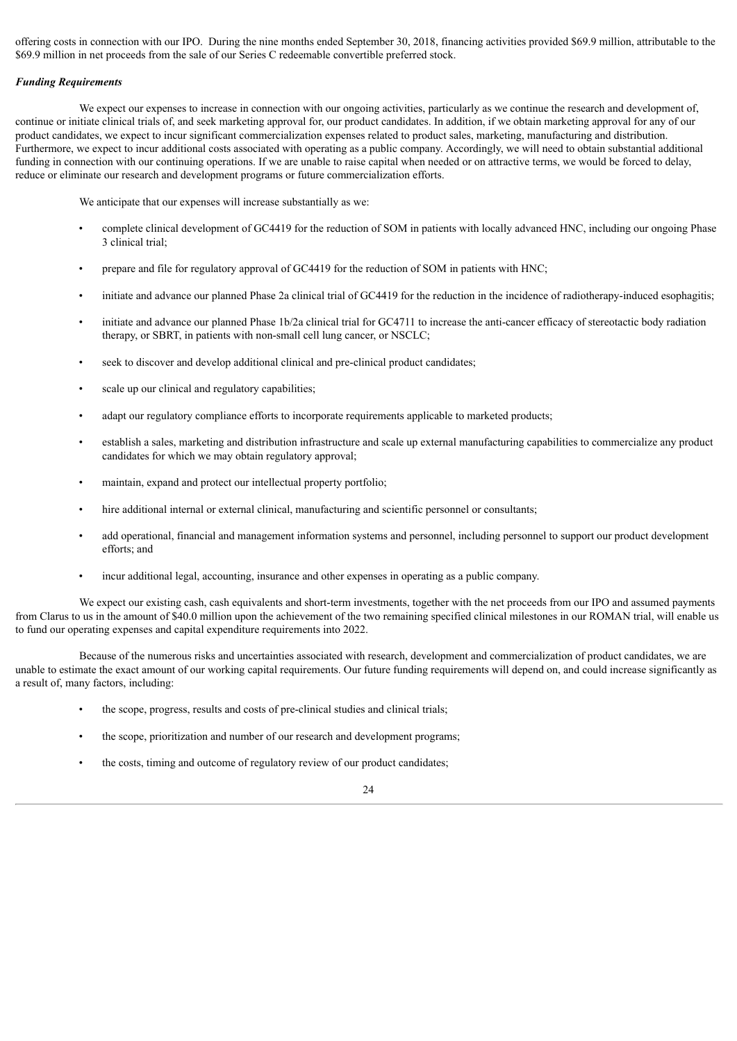offering costs in connection with our IPO. During the nine months ended September 30, 2018, financing activities provided $69.9 million, attributable to the $69.9 million in net proceeds from the sale of our Series C redeemable convertible preferred stock.

***Funding Requirements***

We expect our expenses to increase in connection with our ongoing activities, particularly as we continue the research and development of, continue or initiate clinical trials of, and seek marketing approval for, our product candidates. In addition, if we obtain marketing approval for any of our product candidates, we expect to incur significant commercialization expenses related to product sales, marketing, manufacturing and distribution. Furthermore, we expect to incur additional costs associated with operating as a public company. Accordingly, we will need to obtain substantial additional funding in connection with our continuing operations. If we are unable to raise capital when needed or on attractive terms, we would be forced to delay, reduce or eliminate our research and development programs or future commercialization efforts.

We anticipate that our expenses will increase substantially as we:

- complete clinical development of GC4419 for the reduction of SOM in patients with locally advanced HNC, including our ongoing Phase 3 clinical trial;
- prepare and file for regulatory approval of GC4419 for the reduction of SOM in patients with HNC;
- initiate and advance our planned Phase 2a clinical trial of GC4419 for the reduction in the incidence of radiotherapy-induced esophagitis;
- initiate and advance our planned Phase 1b/2a clinical trial for GC4711 to increase the anti-cancer efficacy of stereotactic body radiation therapy, or SBRT, in patients with non-small cell lung cancer, or NSCLC;
- seek to discover and develop additional clinical and pre-clinical product candidates;
- scale up our clinical and regulatory capabilities;
- adapt our regulatory compliance efforts to incorporate requirements applicable to marketed products;
- establish a sales, marketing and distribution infrastructure and scale up external manufacturing capabilities to commercialize any product candidates for which we may obtain regulatory approval;
- maintain, expand and protect our intellectual property portfolio;
- hire additional internal or external clinical, manufacturing and scientific personnel or consultants;
- add operational, financial and management information systems and personnel, including personnel to support our product development efforts; and
- incur additional legal, accounting, insurance and other expenses in operating as a public company.

We expect our existing cash, cash equivalents and short-term investments, together with the net proceeds from our IPO and assumed payments from Clarus to us in the amount of $40.0 million upon the achievement of the two remaining specified clinical milestones in our ROMAN trial, will enable us to fund our operating expenses and capital expenditure requirements into 2022.

Because of the numerous risks and uncertainties associated with research, development and commercialization of product candidates, we are unable to estimate the exact amount of our working capital requirements. Our future funding requirements will depend on, and could increase significantly as a result of, many factors, including:

- the scope, progress, results and costs of pre-clinical studies and clinical trials;
- the scope, prioritization and number of our research and development programs;
- the costs, timing and outcome of regulatory review of our product candidates;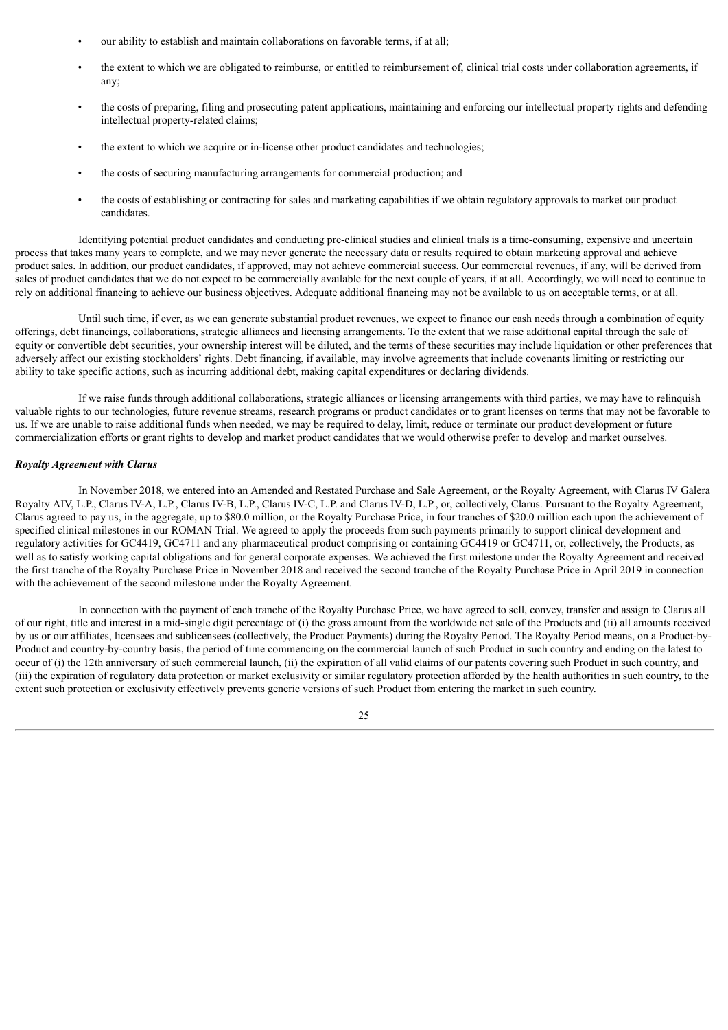- our ability to establish and maintain collaborations on favorable terms, if at all;
- the extent to which we are obligated to reimburse, or entitled to reimbursement of, clinical trial costs under collaboration agreements, if any;
- the costs of preparing, filing and prosecuting patent applications, maintaining and enforcing our intellectual property rights and defending intellectual property-related claims;
- the extent to which we acquire or in-license other product candidates and technologies;
- the costs of securing manufacturing arrangements for commercial production; and
- the costs of establishing or contracting for sales and marketing capabilities if we obtain regulatory approvals to market our product candidates.

Identifying potential product candidates and conducting pre-clinical studies and clinical trials is a time-consuming, expensive and uncertain process that takes many years to complete, and we may never generate the necessary data or results required to obtain marketing approval and achieve product sales. In addition, our product candidates, if approved, may not achieve commercial success. Our commercial revenues, if any, will be derived from sales of product candidates that we do not expect to be commercially available for the next couple of years, if at all. Accordingly, we will need to continue to rely on additional financing to achieve our business objectives. Adequate additional financing may not be available to us on acceptable terms, or at all.

Until such time, if ever, as we can generate substantial product revenues, we expect to finance our cash needs through a combination of equity offerings, debt financings, collaborations, strategic alliances and licensing arrangements. To the extent that we raise additional capital through the sale of equity or convertible debt securities, your ownership interest will be diluted, and the terms of these securities may include liquidation or other preferences that adversely affect our existing stockholders' rights. Debt financing, if available, may involve agreements that include covenants limiting or restricting our ability to take specific actions, such as incurring additional debt, making capital expenditures or declaring dividends.

If we raise funds through additional collaborations, strategic alliances or licensing arrangements with third parties, we may have to relinquish valuable rights to our technologies, future revenue streams, research programs or product candidates or to grant licenses on terms that may not be favorable to us. If we are unable to raise additional funds when needed, we may be required to delay, limit, reduce or terminate our product development or future commercialization efforts or grant rights to develop and market product candidates that we would otherwise prefer to develop and market ourselves.

***Royalty Agreement with Clarus***

In November 2018, we entered into an Amended and Restated Purchase and Sale Agreement, or the Royalty Agreement, with Clarus IV Galera Royalty AIV, L.P., Clarus IV-A, L.P., Clarus IV-B, L.P., Clarus IV-C, L.P. and Clarus IV-D, L.P., or, collectively, Clarus. Pursuant to the Royalty Agreement, Clarus agreed to pay us, in the aggregate, up to $80.0 million, or the Royalty Purchase Price, in four tranches of $20.0 million each upon the achievement of specified clinical milestones in our ROMAN Trial. We agreed to apply the proceeds from such payments primarily to support clinical development and regulatory activities for GC4419, GC4711 and any pharmaceutical product comprising or containing GC4419 or GC4711, or, collectively, the Products, as well as to satisfy working capital obligations and for general corporate expenses. We achieved the first milestone under the Royalty Agreement and received the first tranche of the Royalty Purchase Price in November 2018 and received the second tranche of the Royalty Purchase Price in April 2019 in connection with the achievement of the second milestone under the Royalty Agreement.

In connection with the payment of each tranche of the Royalty Purchase Price, we have agreed to sell, convey, transfer and assign to Clarus all of our right, title and interest in a mid-single digit percentage of (i) the gross amount from the worldwide net sale of the Products and (ii) all amounts received by us or our affiliates, licensees and sublicensees (collectively, the Product Payments) during the Royalty Period. The Royalty Period means, on a Product-by-Product and country-by-country basis, the period of time commencing on the commercial launch of such Product in such country and ending on the latest to occur of (i) the 12th anniversary of such commercial launch, (ii) the expiration of all valid claims of our patents covering such Product in such country, and (iii) the expiration of regulatory data protection or market exclusivity or similar regulatory protection afforded by the health authorities in such country, to the extent such protection or exclusivity effectively prevents generic versions of such Product from entering the market in such country.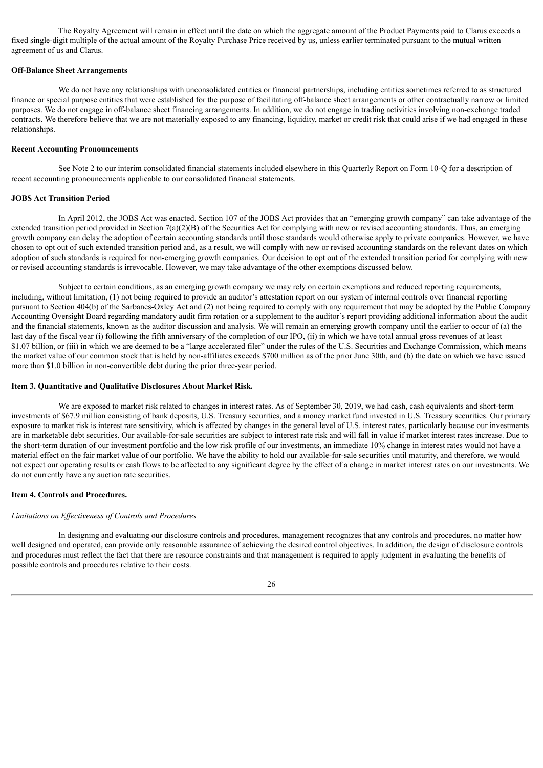The Royalty Agreement will remain in effect until the date on which the aggregate amount of the Product Payments paid to Clarus exceeds a fixed single-digit multiple of the actual amount of the Royalty Purchase Price received by us, unless earlier terminated pursuant to the mutual written agreement of us and Clarus.

**Off-Balance Sheet Arrangements**

We do not have any relationships with unconsolidated entities or financial partnerships, including entities sometimes referred to as structured finance or special purpose entities that were established for the purpose of facilitating off-balance sheet arrangements or other contractually narrow or limited purposes. We do not engage in off-balance sheet financing arrangements. In addition, we do not engage in trading activities involving non-exchange traded contracts. We therefore believe that we are not materially exposed to any financing, liquidity, market or credit risk that could arise if we had engaged in these relationships.

**Recent Accounting Pronouncements**

See Note 2 to our interim consolidated financial statements included elsewhere in this Quarterly Report on Form 10-Q for a description of recent accounting pronouncements applicable to our consolidated financial statements.

**JOBS Act Transition Period**

In April 2012, the JOBS Act was enacted. Section 107 of the JOBS Act provides that an "emerging growth company" can take advantage of the extended transition period provided in Section 7(a)(2)(B) of the Securities Act for complying with new or revised accounting standards. Thus, an emerging growth company can delay the adoption of certain accounting standards until those standards would otherwise apply to private companies. However, we have chosen to opt out of such extended transition period and, as a result, we will comply with new or revised accounting standards on the relevant dates on which adoption of such standards is required for non-emerging growth companies. Our decision to opt out of the extended transition period for complying with new or revised accounting standards is irrevocable. However, we may take advantage of the other exemptions discussed below.

Subject to certain conditions, as an emerging growth company we may rely on certain exemptions and reduced reporting requirements, including, without limitation, (1) not being required to provide an auditor's attestation report on our system of internal controls over financial reporting pursuant to Section 404(b) of the Sarbanes-Oxley Act and (2) not being required to comply with any requirement that may be adopted by the Public Company Accounting Oversight Board regarding mandatory audit firm rotation or a supplement to the auditor's report providing additional information about the audit and the financial statements, known as the auditor discussion and analysis. We will remain an emerging growth company until the earlier to occur of (a) the last day of the fiscal year (i) following the fifth anniversary of the completion of our IPO, (ii) in which we have total annual gross revenues of at least $1.07 billion, or (iii) in which we are deemed to be a "large accelerated filer" under the rules of the U.S. Securities and Exchange Commission, which means the market value of our common stock that is held by non-affiliates exceeds $700 million as of the prior June 30th, and (b) the date on which we have issued more than $1.0 billion in non-convertible debt during the prior three-year period.

**Item 3. Quantitative and Qualitative Disclosures About Market Risk.**

We are exposed to market risk related to changes in interest rates. As of September 30, 2019, we had cash, cash equivalents and short-term investments of $67.9 million consisting of bank deposits, U.S. Treasury securities, and a money market fund invested in U.S. Treasury securities. Our primary exposure to market risk is interest rate sensitivity, which is affected by changes in the general level of U.S. interest rates, particularly because our investments are in marketable debt securities. Our available-for-sale securities are subject to interest rate risk and will fall in value if market interest rates increase. Due to the short-term duration of our investment portfolio and the low risk profile of our investments, an immediate 10% change in interest rates would not have a material effect on the fair market value of our portfolio. We have the ability to hold our available-for-sale securities until maturity, and therefore, we would not expect our operating results or cash flows to be affected to any significant degree by the effect of a change in market interest rates on our investments. We do not currently have any auction rate securities.

**Item 4. Controls and Procedures.**

*Limitations on Effectiveness of Controls and Procedures*

In designing and evaluating our disclosure controls and procedures, management recognizes that any controls and procedures, no matter how well designed and operated, can provide only reasonable assurance of achieving the desired control objectives. In addition, the design of disclosure controls and procedures must reflect the fact that there are resource constraints and that management is required to apply judgment in evaluating the benefits of possible controls and procedures relative to their costs.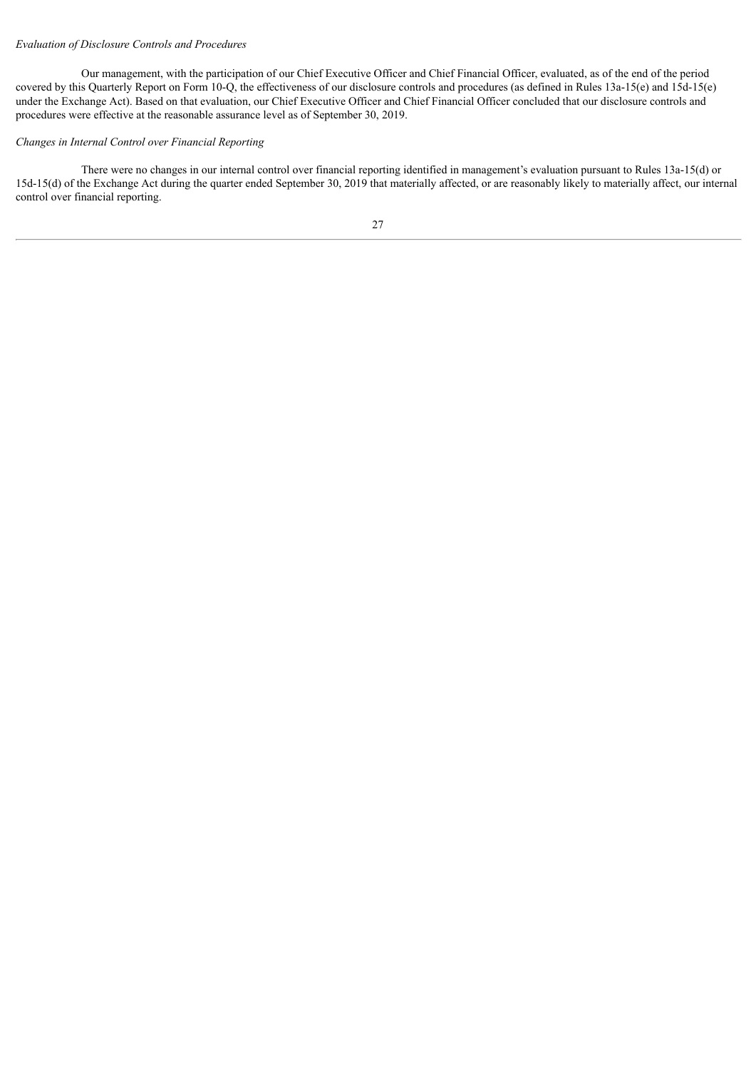*Evaluation of Disclosure Controls and Procedures*

Our management, with the participation of our Chief Executive Officer and Chief Financial Officer, evaluated, as of the end of the period covered by this Quarterly Report on Form 10-Q, the effectiveness of our disclosure controls and procedures (as defined in Rules 13a-15(e) and 15d-15(e) under the Exchange Act). Based on that evaluation, our Chief Executive Officer and Chief Financial Officer concluded that our disclosure controls and procedures were effective at the reasonable assurance level as of September 30, 2019.

*Changes in Internal Control over Financial Reporting*

There were no changes in our internal control over financial reporting identified in management's evaluation pursuant to Rules 13a-15(d) or 15d-15(d) of the Exchange Act during the quarter ended September 30, 2019 that materially affected, or are reasonably likely to materially affect, our internal control over financial reporting.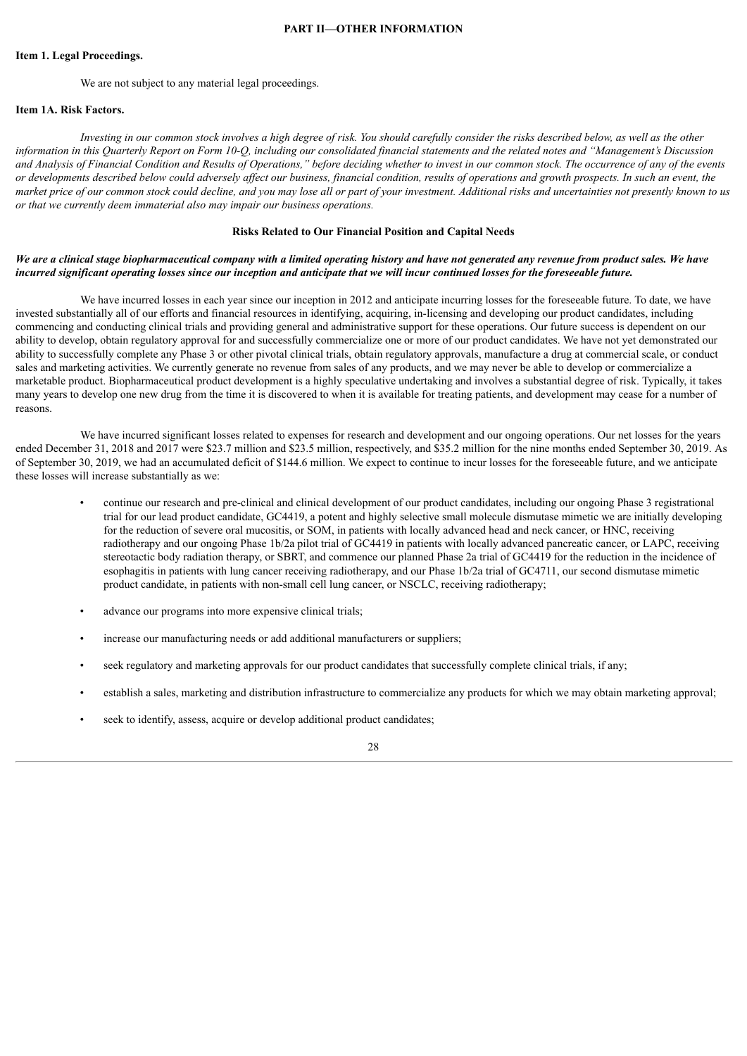## PART II—OTHER INFORMATION

### Item 1. Legal Proceedings.

We are not subject to any material legal proceedings.

### Item 1A. Risk Factors.

*Investing in our common stock involves a high degree of risk. You should carefully consider the risks described below, as well as the other information in this Quarterly Report on Form 10-Q, including our consolidated financial statements and the related notes and "Management's Discussion and Analysis of Financial Condition and Results of Operations," before deciding whether to invest in our common stock. The occurrence of any of the events or developments described below could adversely affect our business, financial condition, results of operations and growth prospects. In such an event, the market price of our common stock could decline, and you may lose all or part of your investment. Additional risks and uncertainties not presently known to us or that we currently deem immaterial also may impair our business operations.*

#### Risks Related to Our Financial Position and Capital Needs

***We are a clinical stage biopharmaceutical company with a limited operating history and have not generated any revenue from product sales. We have incurred significant operating losses since our inception and anticipate that we will incur continued losses for the foreseeable future.***

We have incurred losses in each year since our inception in 2012 and anticipate incurring losses for the foreseeable future. To date, we have invested substantially all of our efforts and financial resources in identifying, acquiring, in-licensing and developing our product candidates, including commencing and conducting clinical trials and providing general and administrative support for these operations. Our future success is dependent on our ability to develop, obtain regulatory approval for and successfully commercialize one or more of our product candidates. We have not yet demonstrated our ability to successfully complete any Phase 3 or other pivotal clinical trials, obtain regulatory approvals, manufacture a drug at commercial scale, or conduct sales and marketing activities. We currently generate no revenue from sales of any products, and we may never be able to develop or commercialize a marketable product. Biopharmaceutical product development is a highly speculative undertaking and involves a substantial degree of risk. Typically, it takes many years to develop one new drug from the time it is discovered to when it is available for treating patients, and development may cease for a number of reasons.

We have incurred significant losses related to expenses for research and development and our ongoing operations. Our net losses for the years ended December 31, 2018 and 2017 were $23.7 million and $23.5 million, respectively, and $35.2 million for the nine months ended September 30, 2019. As of September 30, 2019, we had an accumulated deficit of $144.6 million. We expect to continue to incur losses for the foreseeable future, and we anticipate these losses will increase substantially as we:

- continue our research and pre-clinical and clinical development of our product candidates, including our ongoing Phase 3 registrational trial for our lead product candidate, GC4419, a potent and highly selective small molecule dismutase mimetic we are initially developing for the reduction of severe oral mucositis, or SOM, in patients with locally advanced head and neck cancer, or HNC, receiving radiotherapy and our ongoing Phase 1b/2a pilot trial of GC4419 in patients with locally advanced pancreatic cancer, or LAPC, receiving stereotactic body radiation therapy, or SBRT, and commence our planned Phase 2a trial of GC4419 for the reduction in the incidence of esophagitis in patients with lung cancer receiving radiotherapy, and our Phase 1b/2a trial of GC4711, our second dismutase mimetic product candidate, in patients with non-small cell lung cancer, or NSCLC, receiving radiotherapy;
- advance our programs into more expensive clinical trials;
- increase our manufacturing needs or add additional manufacturers or suppliers;
- seek regulatory and marketing approvals for our product candidates that successfully complete clinical trials, if any;
- establish a sales, marketing and distribution infrastructure to commercialize any products for which we may obtain marketing approval;
- seek to identify, assess, acquire or develop additional product candidates;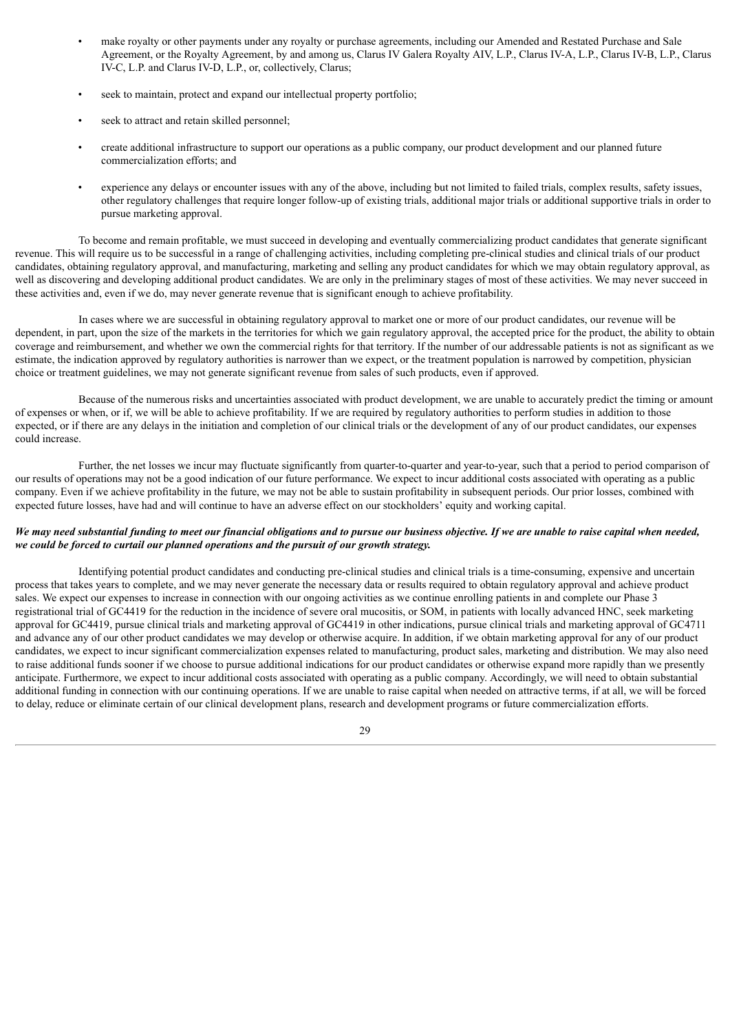- make royalty or other payments under any royalty or purchase agreements, including our Amended and Restated Purchase and Sale Agreement, or the Royalty Agreement, by and among us, Clarus IV Galera Royalty AIV, L.P., Clarus IV-A, L.P., Clarus IV-B, L.P., Clarus IV-C, L.P. and Clarus IV-D, L.P., or, collectively, Clarus;
- seek to maintain, protect and expand our intellectual property portfolio;
- seek to attract and retain skilled personnel;
- create additional infrastructure to support our operations as a public company, our product development and our planned future commercialization efforts; and
- experience any delays or encounter issues with any of the above, including but not limited to failed trials, complex results, safety issues, other regulatory challenges that require longer follow-up of existing trials, additional major trials or additional supportive trials in order to pursue marketing approval.

To become and remain profitable, we must succeed in developing and eventually commercializing product candidates that generate significant revenue. This will require us to be successful in a range of challenging activities, including completing pre-clinical studies and clinical trials of our product candidates, obtaining regulatory approval, and manufacturing, marketing and selling any product candidates for which we may obtain regulatory approval, as well as discovering and developing additional product candidates. We are only in the preliminary stages of most of these activities. We may never succeed in these activities and, even if we do, may never generate revenue that is significant enough to achieve profitability.

In cases where we are successful in obtaining regulatory approval to market one or more of our product candidates, our revenue will be dependent, in part, upon the size of the markets in the territories for which we gain regulatory approval, the accepted price for the product, the ability to obtain coverage and reimbursement, and whether we own the commercial rights for that territory. If the number of our addressable patients is not as significant as we estimate, the indication approved by regulatory authorities is narrower than we expect, or the treatment population is narrowed by competition, physician choice or treatment guidelines, we may not generate significant revenue from sales of such products, even if approved.

Because of the numerous risks and uncertainties associated with product development, we are unable to accurately predict the timing or amount of expenses or when, or if, we will be able to achieve profitability. If we are required by regulatory authorities to perform studies in addition to those expected, or if there are any delays in the initiation and completion of our clinical trials or the development of any of our product candidates, our expenses could increase.

Further, the net losses we incur may fluctuate significantly from quarter-to-quarter and year-to-year, such that a period to period comparison of our results of operations may not be a good indication of our future performance. We expect to incur additional costs associated with operating as a public company. Even if we achieve profitability in the future, we may not be able to sustain profitability in subsequent periods. Our prior losses, combined with expected future losses, have had and will continue to have an adverse effect on our stockholders' equity and working capital.

***We may need substantial funding to meet our financial obligations and to pursue our business objective. If we are unable to raise capital when needed, we could be forced to curtail our planned operations and the pursuit of our growth strategy.***

Identifying potential product candidates and conducting pre-clinical studies and clinical trials is a time-consuming, expensive and uncertain process that takes years to complete, and we may never generate the necessary data or results required to obtain regulatory approval and achieve product sales. We expect our expenses to increase in connection with our ongoing activities as we continue enrolling patients in and complete our Phase 3 registrational trial of GC4419 for the reduction in the incidence of severe oral mucositis, or SOM, in patients with locally advanced HNC, seek marketing approval for GC4419, pursue clinical trials and marketing approval of GC4419 in other indications, pursue clinical trials and marketing approval of GC4711 and advance any of our other product candidates we may develop or otherwise acquire. In addition, if we obtain marketing approval for any of our product candidates, we expect to incur significant commercialization expenses related to manufacturing, product sales, marketing and distribution. We may also need to raise additional funds sooner if we choose to pursue additional indications for our product candidates or otherwise expand more rapidly than we presently anticipate. Furthermore, we expect to incur additional costs associated with operating as a public company. Accordingly, we will need to obtain substantial additional funding in connection with our continuing operations. If we are unable to raise capital when needed on attractive terms, if at all, we will be forced to delay, reduce or eliminate certain of our clinical development plans, research and development programs or future commercialization efforts.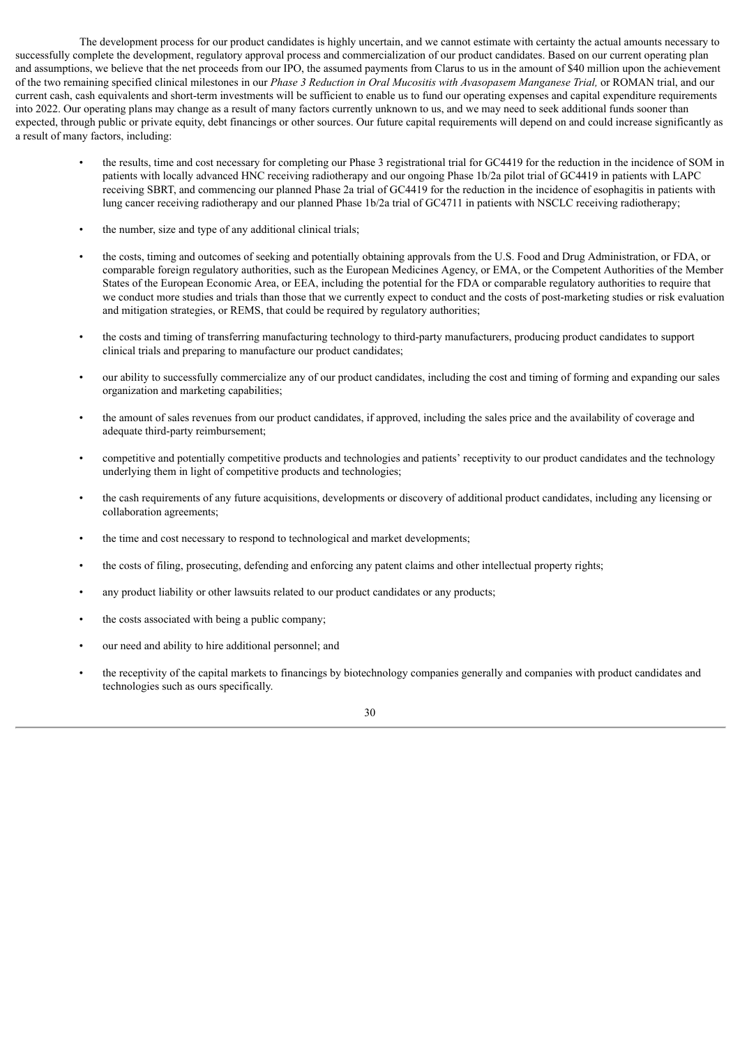The development process for our product candidates is highly uncertain, and we cannot estimate with certainty the actual amounts necessary to successfully complete the development, regulatory approval process and commercialization of our product candidates. Based on our current operating plan and assumptions, we believe that the net proceeds from our IPO, the assumed payments from Clarus to us in the amount of $40 million upon the achievement of the two remaining specified clinical milestones in our *Phase 3 Reduction in Oral Mucositis with Avasopasem Manganese Trial,* or ROMAN trial, and our current cash, cash equivalents and short-term investments will be sufficient to enable us to fund our operating expenses and capital expenditure requirements into 2022. Our operating plans may change as a result of many factors currently unknown to us, and we may need to seek additional funds sooner than expected, through public or private equity, debt financings or other sources. Our future capital requirements will depend on and could increase significantly as a result of many factors, including:

- the results, time and cost necessary for completing our Phase 3 registrational trial for GC4419 for the reduction in the incidence of SOM in patients with locally advanced HNC receiving radiotherapy and our ongoing Phase 1b/2a pilot trial of GC4419 in patients with LAPC receiving SBRT, and commencing our planned Phase 2a trial of GC4419 for the reduction in the incidence of esophagitis in patients with lung cancer receiving radiotherapy and our planned Phase 1b/2a trial of GC4711 in patients with NSCLC receiving radiotherapy;
- the number, size and type of any additional clinical trials;
- the costs, timing and outcomes of seeking and potentially obtaining approvals from the U.S. Food and Drug Administration, or FDA, or comparable foreign regulatory authorities, such as the European Medicines Agency, or EMA, or the Competent Authorities of the Member States of the European Economic Area, or EEA, including the potential for the FDA or comparable regulatory authorities to require that we conduct more studies and trials than those that we currently expect to conduct and the costs of post-marketing studies or risk evaluation and mitigation strategies, or REMS, that could be required by regulatory authorities;
- the costs and timing of transferring manufacturing technology to third-party manufacturers, producing product candidates to support clinical trials and preparing to manufacture our product candidates;
- our ability to successfully commercialize any of our product candidates, including the cost and timing of forming and expanding our sales organization and marketing capabilities;
- the amount of sales revenues from our product candidates, if approved, including the sales price and the availability of coverage and adequate third-party reimbursement;
- competitive and potentially competitive products and technologies and patients' receptivity to our product candidates and the technology underlying them in light of competitive products and technologies;
- the cash requirements of any future acquisitions, developments or discovery of additional product candidates, including any licensing or collaboration agreements;
- the time and cost necessary to respond to technological and market developments;
- the costs of filing, prosecuting, defending and enforcing any patent claims and other intellectual property rights;
- any product liability or other lawsuits related to our product candidates or any products;
- the costs associated with being a public company;
- our need and ability to hire additional personnel; and
- the receptivity of the capital markets to financings by biotechnology companies generally and companies with product candidates and technologies such as ours specifically.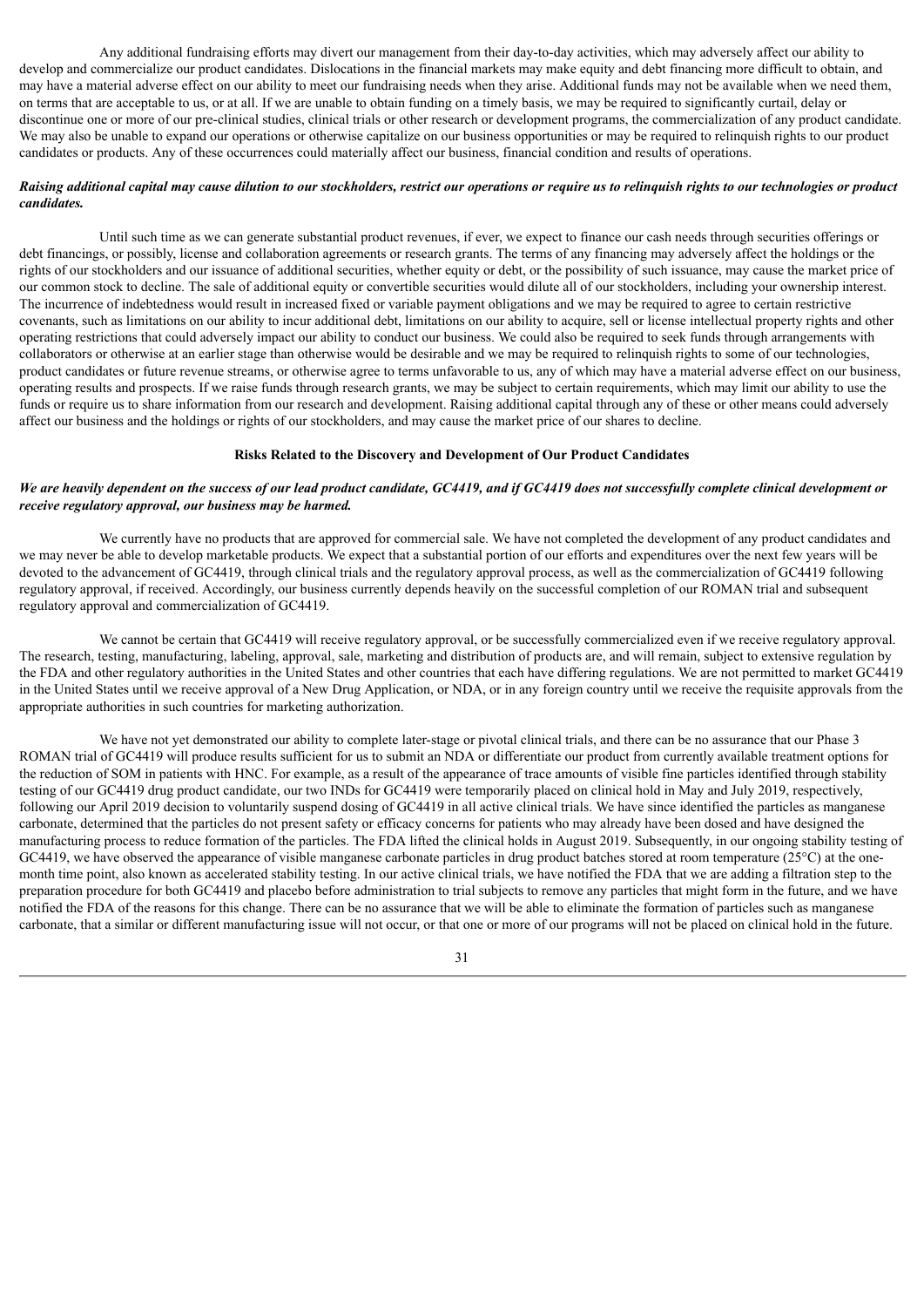Any additional fundraising efforts may divert our management from their day-to-day activities, which may adversely affect our ability to develop and commercialize our product candidates. Dislocations in the financial markets may make equity and debt financing more difficult to obtain, and may have a material adverse effect on our ability to meet our fundraising needs when they arise. Additional funds may not be available when we need them, on terms that are acceptable to us, or at all. If we are unable to obtain funding on a timely basis, we may be required to significantly curtail, delay or discontinue one or more of our pre-clinical studies, clinical trials or other research or development programs, the commercialization of any product candidate. We may also be unable to expand our operations or otherwise capitalize on our business opportunities or may be required to relinquish rights to our product candidates or products. Any of these occurrences could materially affect our business, financial condition and results of operations.

***Raising additional capital may cause dilution to our stockholders, restrict our operations or require us to relinquish rights to our technologies or product candidates.***

Until such time as we can generate substantial product revenues, if ever, we expect to finance our cash needs through securities offerings or debt financings, or possibly, license and collaboration agreements or research grants. The terms of any financing may adversely affect the holdings or the rights of our stockholders and our issuance of additional securities, whether equity or debt, or the possibility of such issuance, may cause the market price of our common stock to decline. The sale of additional equity or convertible securities would dilute all of our stockholders, including your ownership interest. The incurrence of indebtedness would result in increased fixed or variable payment obligations and we may be required to agree to certain restrictive covenants, such as limitations on our ability to incur additional debt, limitations on our ability to acquire, sell or license intellectual property rights and other operating restrictions that could adversely impact our ability to conduct our business. We could also be required to seek funds through arrangements with collaborators or otherwise at an earlier stage than otherwise would be desirable and we may be required to relinquish rights to some of our technologies, product candidates or future revenue streams, or otherwise agree to terms unfavorable to us, any of which may have a material adverse effect on our business, operating results and prospects. If we raise funds through research grants, we may be subject to certain requirements, which may limit our ability to use the funds or require us to share information from our research and development. Raising additional capital through any of these or other means could adversely affect our business and the holdings or rights of our stockholders, and may cause the market price of our shares to decline.

**Risks Related to the Discovery and Development of Our Product Candidates**

***We are heavily dependent on the success of our lead product candidate, GC4419, and if GC4419 does not successfully complete clinical development or receive regulatory approval, our business may be harmed.***

We currently have no products that are approved for commercial sale. We have not completed the development of any product candidates and we may never be able to develop marketable products. We expect that a substantial portion of our efforts and expenditures over the next few years will be devoted to the advancement of GC4419, through clinical trials and the regulatory approval process, as well as the commercialization of GC4419 following regulatory approval, if received. Accordingly, our business currently depends heavily on the successful completion of our ROMAN trial and subsequent regulatory approval and commercialization of GC4419.

We cannot be certain that GC4419 will receive regulatory approval, or be successfully commercialized even if we receive regulatory approval. The research, testing, manufacturing, labeling, approval, sale, marketing and distribution of products are, and will remain, subject to extensive regulation by the FDA and other regulatory authorities in the United States and other countries that each have differing regulations. We are not permitted to market GC4419 in the United States until we receive approval of a New Drug Application, or NDA, or in any foreign country until we receive the requisite approvals from the appropriate authorities in such countries for marketing authorization.

We have not yet demonstrated our ability to complete later-stage or pivotal clinical trials, and there can be no assurance that our Phase 3 ROMAN trial of GC4419 will produce results sufficient for us to submit an NDA or differentiate our product from currently available treatment options for the reduction of SOM in patients with HNC. For example, as a result of the appearance of trace amounts of visible fine particles identified through stability testing of our GC4419 drug product candidate, our two INDs for GC4419 were temporarily placed on clinical hold in May and July 2019, respectively, following our April 2019 decision to voluntarily suspend dosing of GC4419 in all active clinical trials. We have since identified the particles as manganese carbonate, determined that the particles do not present safety or efficacy concerns for patients who may already have been dosed and have designed the manufacturing process to reduce formation of the particles. The FDA lifted the clinical holds in August 2019. Subsequently, in our ongoing stability testing of GC4419, we have observed the appearance of visible manganese carbonate particles in drug product batches stored at room temperature (25°C) at the one-month time point, also known as accelerated stability testing. In our active clinical trials, we have notified the FDA that we are adding a filtration step to the preparation procedure for both GC4419 and placebo before administration to trial subjects to remove any particles that might form in the future, and we have notified the FDA of the reasons for this change. There can be no assurance that we will be able to eliminate the formation of particles such as manganese carbonate, that a similar or different manufacturing issue will not occur, or that one or more of our programs will not be placed on clinical hold in the future.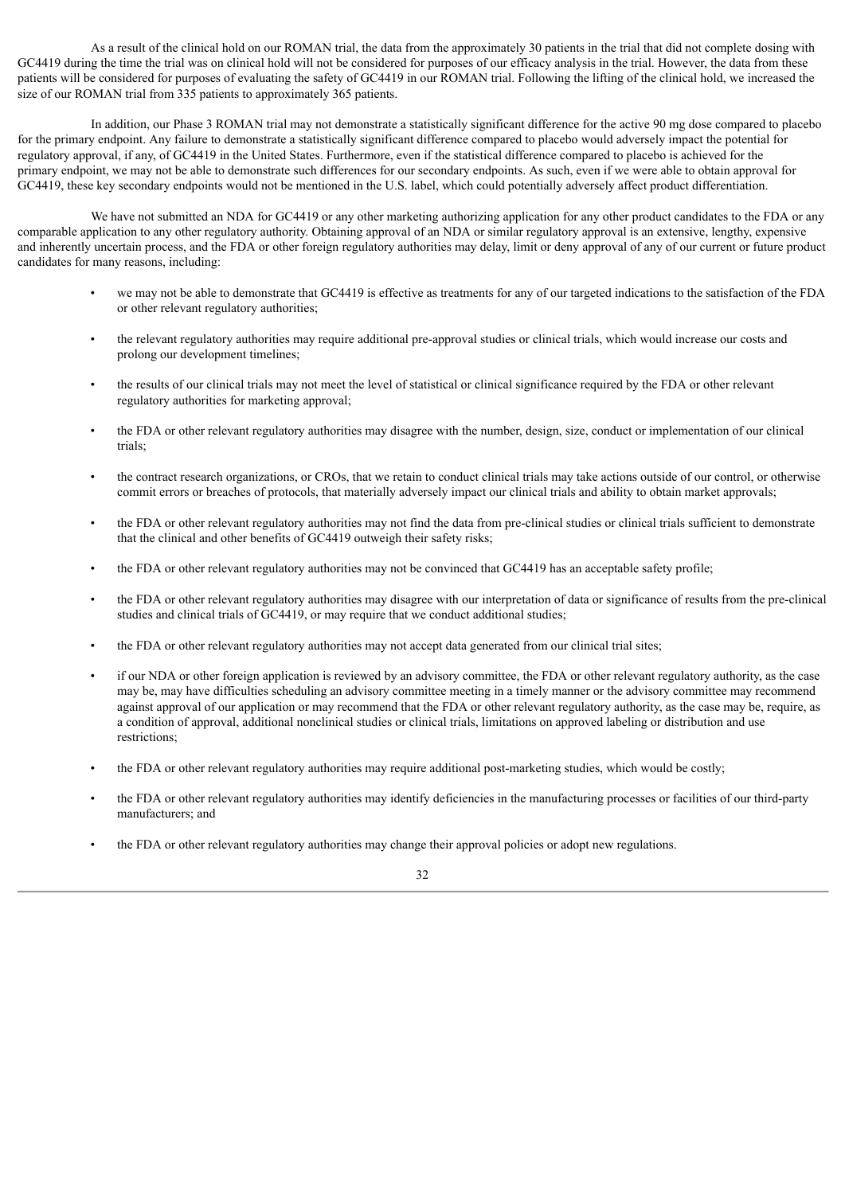As a result of the clinical hold on our ROMAN trial, the data from the approximately 30 patients in the trial that did not complete dosing with GC4419 during the time the trial was on clinical hold will not be considered for purposes of our efficacy analysis in the trial. However, the data from these patients will be considered for purposes of evaluating the safety of GC4419 in our ROMAN trial. Following the lifting of the clinical hold, we increased the size of our ROMAN trial from 335 patients to approximately 365 patients.

In addition, our Phase 3 ROMAN trial may not demonstrate a statistically significant difference for the active 90 mg dose compared to placebo for the primary endpoint. Any failure to demonstrate a statistically significant difference compared to placebo would adversely impact the potential for regulatory approval, if any, of GC4419 in the United States. Furthermore, even if the statistical difference compared to placebo is achieved for the primary endpoint, we may not be able to demonstrate such differences for our secondary endpoints. As such, even if we were able to obtain approval for GC4419, these key secondary endpoints would not be mentioned in the U.S. label, which could potentially adversely affect product differentiation.

We have not submitted an NDA for GC4419 or any other marketing authorizing application for any other product candidates to the FDA or any comparable application to any other regulatory authority. Obtaining approval of an NDA or similar regulatory approval is an extensive, lengthy, expensive and inherently uncertain process, and the FDA or other foreign regulatory authorities may delay, limit or deny approval of any of our current or future product candidates for many reasons, including:

- we may not be able to demonstrate that GC4419 is effective as treatments for any of our targeted indications to the satisfaction of the FDA or other relevant regulatory authorities;
- the relevant regulatory authorities may require additional pre-approval studies or clinical trials, which would increase our costs and prolong our development timelines;
- the results of our clinical trials may not meet the level of statistical or clinical significance required by the FDA or other relevant regulatory authorities for marketing approval;
- the FDA or other relevant regulatory authorities may disagree with the number, design, size, conduct or implementation of our clinical trials;
- the contract research organizations, or CROs, that we retain to conduct clinical trials may take actions outside of our control, or otherwise commit errors or breaches of protocols, that materially adversely impact our clinical trials and ability to obtain market approvals;
- the FDA or other relevant regulatory authorities may not find the data from pre-clinical studies or clinical trials sufficient to demonstrate that the clinical and other benefits of GC4419 outweigh their safety risks;
- the FDA or other relevant regulatory authorities may not be convinced that GC4419 has an acceptable safety profile;
- the FDA or other relevant regulatory authorities may disagree with our interpretation of data or significance of results from the pre-clinical studies and clinical trials of GC4419, or may require that we conduct additional studies;
- the FDA or other relevant regulatory authorities may not accept data generated from our clinical trial sites;
- if our NDA or other foreign application is reviewed by an advisory committee, the FDA or other relevant regulatory authority, as the case may be, may have difficulties scheduling an advisory committee meeting in a timely manner or the advisory committee may recommend against approval of our application or may recommend that the FDA or other relevant regulatory authority, as the case may be, require, as a condition of approval, additional nonclinical studies or clinical trials, limitations on approved labeling or distribution and use restrictions;
- the FDA or other relevant regulatory authorities may require additional post-marketing studies, which would be costly;
- the FDA or other relevant regulatory authorities may identify deficiencies in the manufacturing processes or facilities of our third-party manufacturers; and
- the FDA or other relevant regulatory authorities may change their approval policies or adopt new regulations.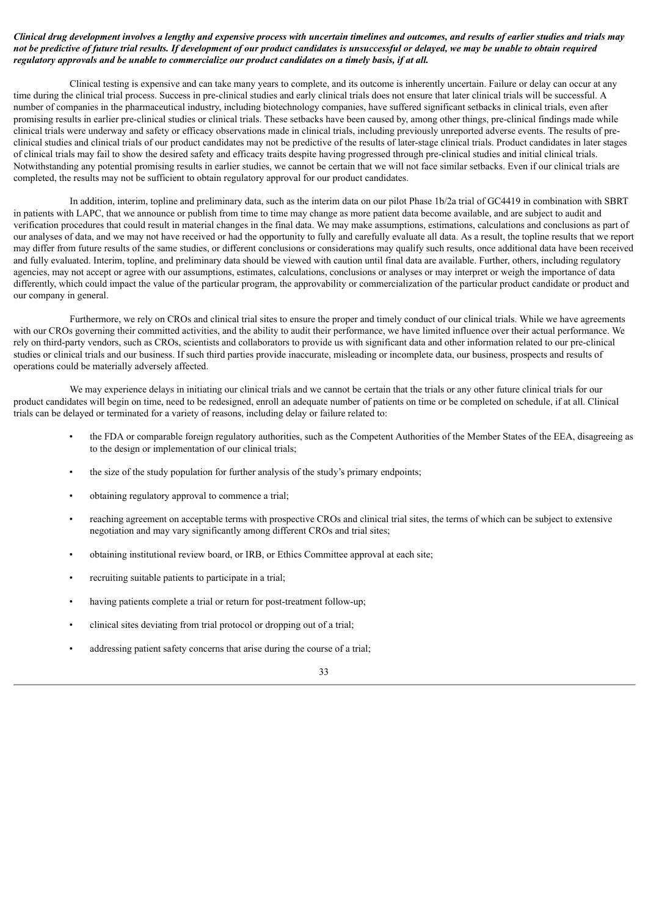***Clinical drug development involves a lengthy and expensive process with uncertain timelines and outcomes, and results of earlier studies and trials may not be predictive of future trial results. If development of our product candidates is unsuccessful or delayed, we may be unable to obtain required regulatory approvals and be unable to commercialize our product candidates on a timely basis, if at all.***

Clinical testing is expensive and can take many years to complete, and its outcome is inherently uncertain. Failure or delay can occur at any time during the clinical trial process. Success in pre-clinical studies and early clinical trials does not ensure that later clinical trials will be successful. A number of companies in the pharmaceutical industry, including biotechnology companies, have suffered significant setbacks in clinical trials, even after promising results in earlier pre-clinical studies or clinical trials. These setbacks have been caused by, among other things, pre-clinical findings made while clinical trials were underway and safety or efficacy observations made in clinical trials, including previously unreported adverse events. The results of pre-clinical studies and clinical trials of our product candidates may not be predictive of the results of later-stage clinical trials. Product candidates in later stages of clinical trials may fail to show the desired safety and efficacy traits despite having progressed through pre-clinical studies and initial clinical trials. Notwithstanding any potential promising results in earlier studies, we cannot be certain that we will not face similar setbacks. Even if our clinical trials are completed, the results may not be sufficient to obtain regulatory approval for our product candidates.

In addition, interim, topline and preliminary data, such as the interim data on our pilot Phase 1b/2a trial of GC4419 in combination with SBRT in patients with LAPC, that we announce or publish from time to time may change as more patient data become available, and are subject to audit and verification procedures that could result in material changes in the final data. We may make assumptions, estimations, calculations and conclusions as part of our analyses of data, and we may not have received or had the opportunity to fully and carefully evaluate all data. As a result, the topline results that we report may differ from future results of the same studies, or different conclusions or considerations may qualify such results, once additional data have been received and fully evaluated. Interim, topline, and preliminary data should be viewed with caution until final data are available. Further, others, including regulatory agencies, may not accept or agree with our assumptions, estimates, calculations, conclusions or analyses or may interpret or weigh the importance of data differently, which could impact the value of the particular program, the approvability or commercialization of the particular product candidate or product and our company in general.

Furthermore, we rely on CROs and clinical trial sites to ensure the proper and timely conduct of our clinical trials. While we have agreements with our CROs governing their committed activities, and the ability to audit their performance, we have limited influence over their actual performance. We rely on third-party vendors, such as CROs, scientists and collaborators to provide us with significant data and other information related to our pre-clinical studies or clinical trials and our business. If such third parties provide inaccurate, misleading or incomplete data, our business, prospects and results of operations could be materially adversely affected.

We may experience delays in initiating our clinical trials and we cannot be certain that the trials or any other future clinical trials for our product candidates will begin on time, need to be redesigned, enroll an adequate number of patients on time or be completed on schedule, if at all. Clinical trials can be delayed or terminated for a variety of reasons, including delay or failure related to:

- the FDA or comparable foreign regulatory authorities, such as the Competent Authorities of the Member States of the EEA, disagreeing as to the design or implementation of our clinical trials;
- the size of the study population for further analysis of the study's primary endpoints;
- obtaining regulatory approval to commence a trial;
- reaching agreement on acceptable terms with prospective CROs and clinical trial sites, the terms of which can be subject to extensive negotiation and may vary significantly among different CROs and trial sites;
- obtaining institutional review board, or IRB, or Ethics Committee approval at each site;
- recruiting suitable patients to participate in a trial;
- having patients complete a trial or return for post-treatment follow-up;
- clinical sites deviating from trial protocol or dropping out of a trial;
- addressing patient safety concerns that arise during the course of a trial;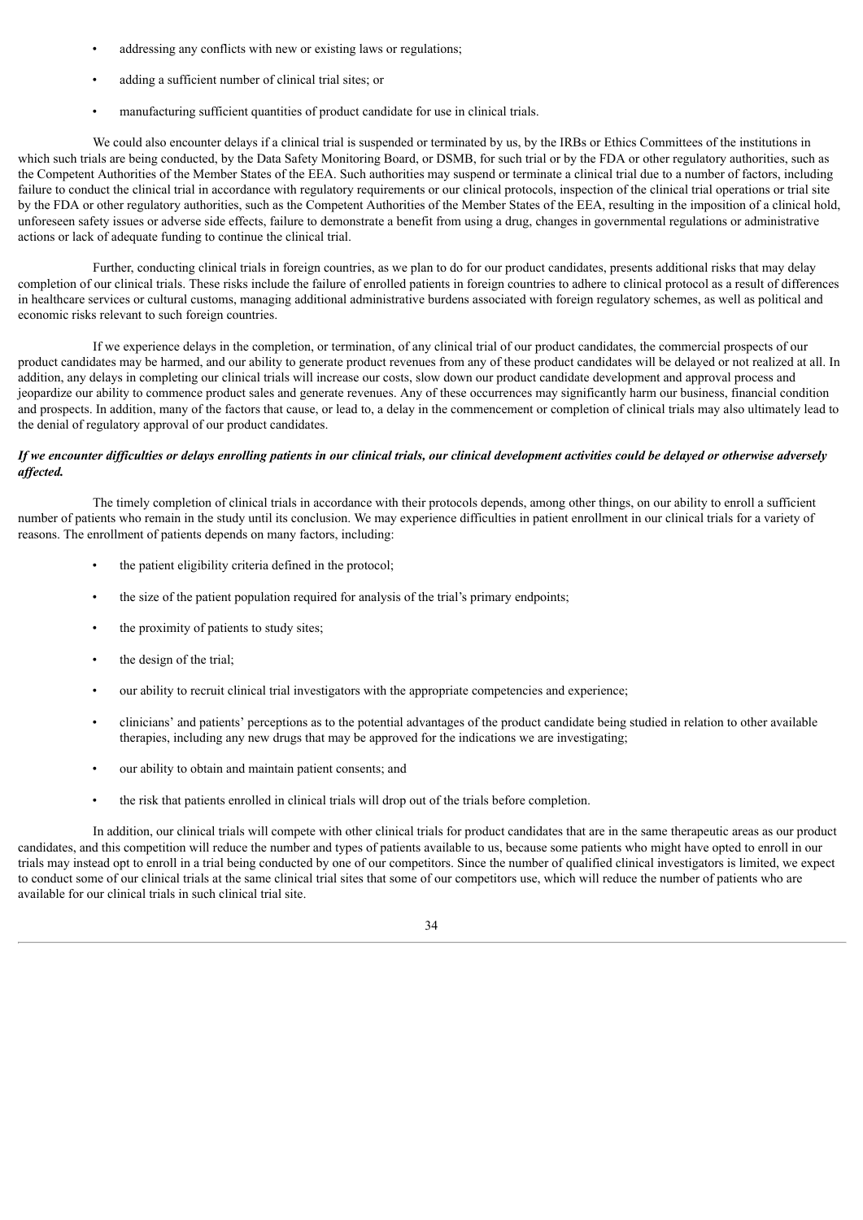- addressing any conflicts with new or existing laws or regulations;
- adding a sufficient number of clinical trial sites; or
- manufacturing sufficient quantities of product candidate for use in clinical trials.

We could also encounter delays if a clinical trial is suspended or terminated by us, by the IRBs or Ethics Committees of the institutions in which such trials are being conducted, by the Data Safety Monitoring Board, or DSMB, for such trial or by the FDA or other regulatory authorities, such as the Competent Authorities of the Member States of the EEA. Such authorities may suspend or terminate a clinical trial due to a number of factors, including failure to conduct the clinical trial in accordance with regulatory requirements or our clinical protocols, inspection of the clinical trial operations or trial site by the FDA or other regulatory authorities, such as the Competent Authorities of the Member States of the EEA, resulting in the imposition of a clinical hold, unforeseen safety issues or adverse side effects, failure to demonstrate a benefit from using a drug, changes in governmental regulations or administrative actions or lack of adequate funding to continue the clinical trial.

Further, conducting clinical trials in foreign countries, as we plan to do for our product candidates, presents additional risks that may delay completion of our clinical trials. These risks include the failure of enrolled patients in foreign countries to adhere to clinical protocol as a result of differences in healthcare services or cultural customs, managing additional administrative burdens associated with foreign regulatory schemes, as well as political and economic risks relevant to such foreign countries.

If we experience delays in the completion, or termination, of any clinical trial of our product candidates, the commercial prospects of our product candidates may be harmed, and our ability to generate product revenues from any of these product candidates will be delayed or not realized at all. In addition, any delays in completing our clinical trials will increase our costs, slow down our product candidate development and approval process and jeopardize our ability to commence product sales and generate revenues. Any of these occurrences may significantly harm our business, financial condition and prospects. In addition, many of the factors that cause, or lead to, a delay in the commencement or completion of clinical trials may also ultimately lead to the denial of regulatory approval of our product candidates.

***If we encounter difficulties or delays enrolling patients in our clinical trials, our clinical development activities could be delayed or otherwise adversely affected.***

The timely completion of clinical trials in accordance with their protocols depends, among other things, on our ability to enroll a sufficient number of patients who remain in the study until its conclusion. We may experience difficulties in patient enrollment in our clinical trials for a variety of reasons. The enrollment of patients depends on many factors, including:

- the patient eligibility criteria defined in the protocol;
- the size of the patient population required for analysis of the trial's primary endpoints;
- the proximity of patients to study sites;
- the design of the trial;
- our ability to recruit clinical trial investigators with the appropriate competencies and experience;
- clinicians' and patients' perceptions as to the potential advantages of the product candidate being studied in relation to other available therapies, including any new drugs that may be approved for the indications we are investigating;
- our ability to obtain and maintain patient consents; and
- the risk that patients enrolled in clinical trials will drop out of the trials before completion.

In addition, our clinical trials will compete with other clinical trials for product candidates that are in the same therapeutic areas as our product candidates, and this competition will reduce the number and types of patients available to us, because some patients who might have opted to enroll in our trials may instead opt to enroll in a trial being conducted by one of our competitors. Since the number of qualified clinical investigators is limited, we expect to conduct some of our clinical trials at the same clinical trial sites that some of our competitors use, which will reduce the number of patients who are available for our clinical trials in such clinical trial site.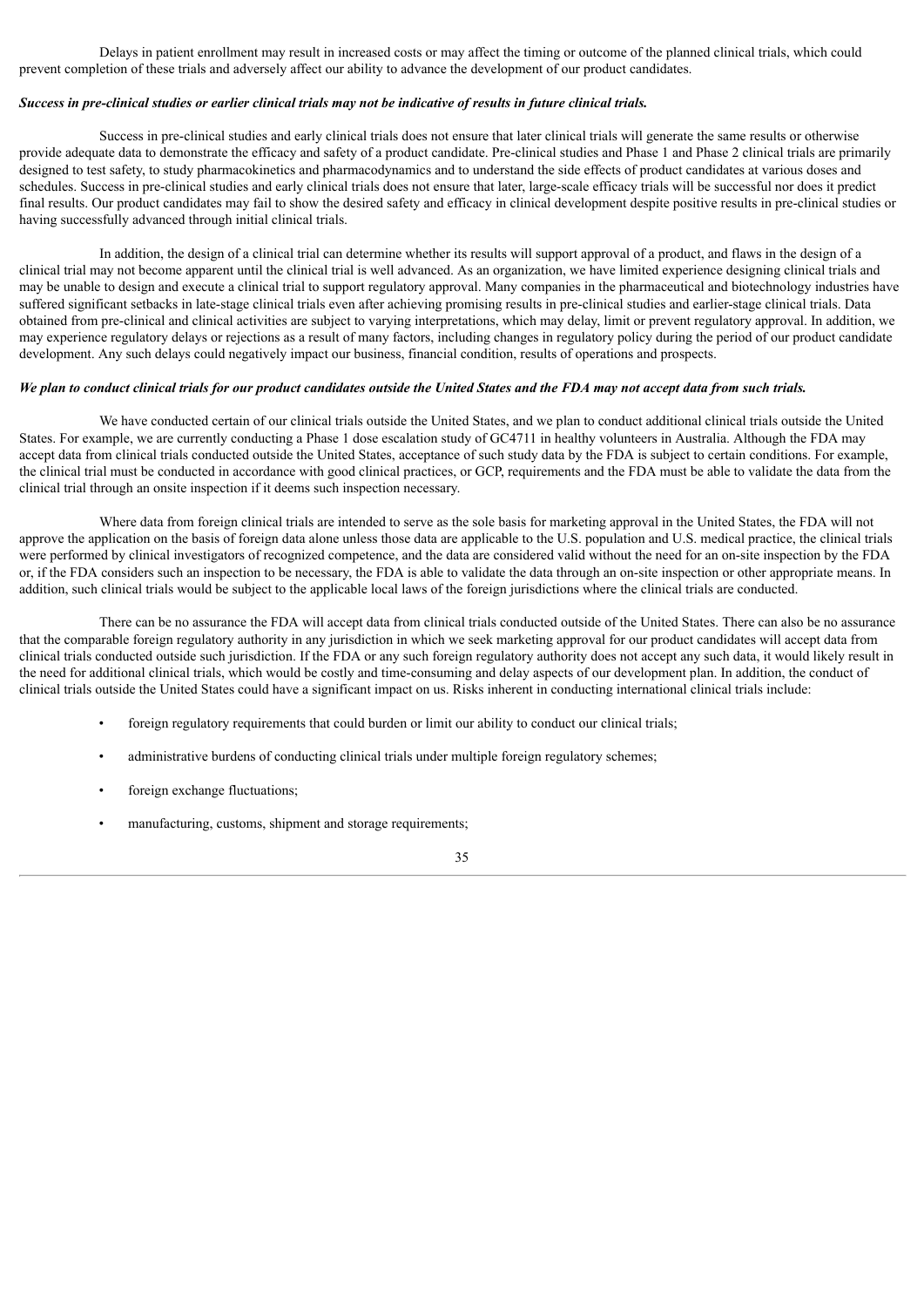Delays in patient enrollment may result in increased costs or may affect the timing or outcome of the planned clinical trials, which could prevent completion of these trials and adversely affect our ability to advance the development of our product candidates.

***Success in pre-clinical studies or earlier clinical trials may not be indicative of results in future clinical trials.***

Success in pre-clinical studies and early clinical trials does not ensure that later clinical trials will generate the same results or otherwise provide adequate data to demonstrate the efficacy and safety of a product candidate. Pre-clinical studies and Phase 1 and Phase 2 clinical trials are primarily designed to test safety, to study pharmacokinetics and pharmacodynamics and to understand the side effects of product candidates at various doses and schedules. Success in pre-clinical studies and early clinical trials does not ensure that later, large-scale efficacy trials will be successful nor does it predict final results. Our product candidates may fail to show the desired safety and efficacy in clinical development despite positive results in pre-clinical studies or having successfully advanced through initial clinical trials.

In addition, the design of a clinical trial can determine whether its results will support approval of a product, and flaws in the design of a clinical trial may not become apparent until the clinical trial is well advanced. As an organization, we have limited experience designing clinical trials and may be unable to design and execute a clinical trial to support regulatory approval. Many companies in the pharmaceutical and biotechnology industries have suffered significant setbacks in late-stage clinical trials even after achieving promising results in pre-clinical studies and earlier-stage clinical trials. Data obtained from pre-clinical and clinical activities are subject to varying interpretations, which may delay, limit or prevent regulatory approval. In addition, we may experience regulatory delays or rejections as a result of many factors, including changes in regulatory policy during the period of our product candidate development. Any such delays could negatively impact our business, financial condition, results of operations and prospects.

***We plan to conduct clinical trials for our product candidates outside the United States and the FDA may not accept data from such trials.***

We have conducted certain of our clinical trials outside the United States, and we plan to conduct additional clinical trials outside the United States. For example, we are currently conducting a Phase 1 dose escalation study of GC4711 in healthy volunteers in Australia. Although the FDA may accept data from clinical trials conducted outside the United States, acceptance of such study data by the FDA is subject to certain conditions. For example, the clinical trial must be conducted in accordance with good clinical practices, or GCP, requirements and the FDA must be able to validate the data from the clinical trial through an onsite inspection if it deems such inspection necessary.

Where data from foreign clinical trials are intended to serve as the sole basis for marketing approval in the United States, the FDA will not approve the application on the basis of foreign data alone unless those data are applicable to the U.S. population and U.S. medical practice, the clinical trials were performed by clinical investigators of recognized competence, and the data are considered valid without the need for an on-site inspection by the FDA or, if the FDA considers such an inspection to be necessary, the FDA is able to validate the data through an on-site inspection or other appropriate means. In addition, such clinical trials would be subject to the applicable local laws of the foreign jurisdictions where the clinical trials are conducted.

There can be no assurance the FDA will accept data from clinical trials conducted outside of the United States. There can also be no assurance that the comparable foreign regulatory authority in any jurisdiction in which we seek marketing approval for our product candidates will accept data from clinical trials conducted outside such jurisdiction. If the FDA or any such foreign regulatory authority does not accept any such data, it would likely result in the need for additional clinical trials, which would be costly and time-consuming and delay aspects of our development plan. In addition, the conduct of clinical trials outside the United States could have a significant impact on us. Risks inherent in conducting international clinical trials include:

- foreign regulatory requirements that could burden or limit our ability to conduct our clinical trials;
- administrative burdens of conducting clinical trials under multiple foreign regulatory schemes;
- foreign exchange fluctuations;
- manufacturing, customs, shipment and storage requirements;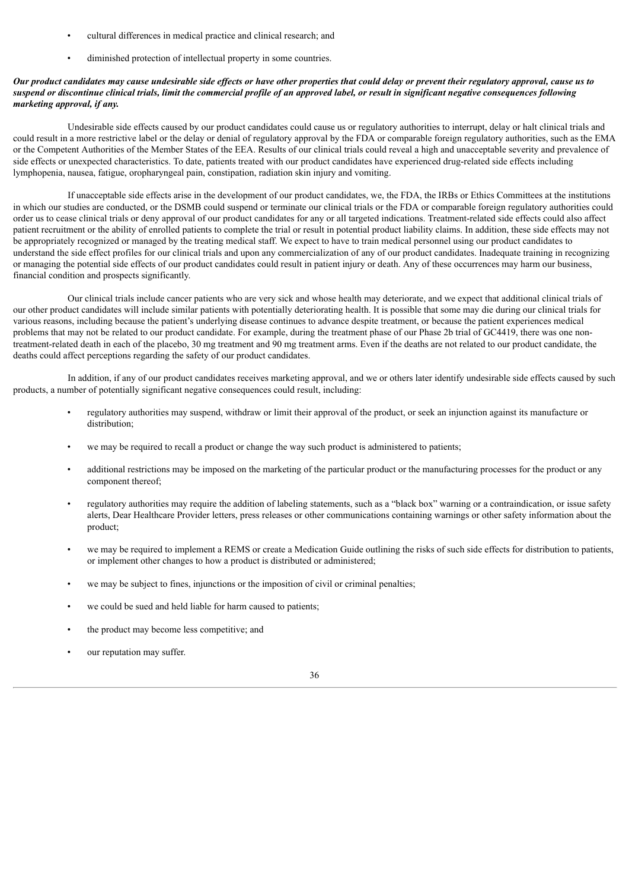- cultural differences in medical practice and clinical research; and
- diminished protection of intellectual property in some countries.

***Our product candidates may cause undesirable side effects or have other properties that could delay or prevent their regulatory approval, cause us to suspend or discontinue clinical trials, limit the commercial profile of an approved label, or result in significant negative consequences following marketing approval, if any.***

Undesirable side effects caused by our product candidates could cause us or regulatory authorities to interrupt, delay or halt clinical trials and could result in a more restrictive label or the delay or denial of regulatory approval by the FDA or comparable foreign regulatory authorities, such as the EMA or the Competent Authorities of the Member States of the EEA. Results of our clinical trials could reveal a high and unacceptable severity and prevalence of side effects or unexpected characteristics. To date, patients treated with our product candidates have experienced drug-related side effects including lymphopenia, nausea, fatigue, oropharyngeal pain, constipation, radiation skin injury and vomiting.

If unacceptable side effects arise in the development of our product candidates, we, the FDA, the IRBs or Ethics Committees at the institutions in which our studies are conducted, or the DSMB could suspend or terminate our clinical trials or the FDA or comparable foreign regulatory authorities could order us to cease clinical trials or deny approval of our product candidates for any or all targeted indications. Treatment-related side effects could also affect patient recruitment or the ability of enrolled patients to complete the trial or result in potential product liability claims. In addition, these side effects may not be appropriately recognized or managed by the treating medical staff. We expect to have to train medical personnel using our product candidates to understand the side effect profiles for our clinical trials and upon any commercialization of any of our product candidates. Inadequate training in recognizing or managing the potential side effects of our product candidates could result in patient injury or death. Any of these occurrences may harm our business, financial condition and prospects significantly.

Our clinical trials include cancer patients who are very sick and whose health may deteriorate, and we expect that additional clinical trials of our other product candidates will include similar patients with potentially deteriorating health. It is possible that some may die during our clinical trials for various reasons, including because the patient's underlying disease continues to advance despite treatment, or because the patient experiences medical problems that may not be related to our product candidate. For example, during the treatment phase of our Phase 2b trial of GC4419, there was one non-treatment-related death in each of the placebo, 30 mg treatment and 90 mg treatment arms. Even if the deaths are not related to our product candidate, the deaths could affect perceptions regarding the safety of our product candidates.

In addition, if any of our product candidates receives marketing approval, and we or others later identify undesirable side effects caused by such products, a number of potentially significant negative consequences could result, including:

- regulatory authorities may suspend, withdraw or limit their approval of the product, or seek an injunction against its manufacture or distribution;
- we may be required to recall a product or change the way such product is administered to patients;
- additional restrictions may be imposed on the marketing of the particular product or the manufacturing processes for the product or any component thereof;
- regulatory authorities may require the addition of labeling statements, such as a "black box" warning or a contraindication, or issue safety alerts, Dear Healthcare Provider letters, press releases or other communications containing warnings or other safety information about the product;
- we may be required to implement a REMS or create a Medication Guide outlining the risks of such side effects for distribution to patients, or implement other changes to how a product is distributed or administered;
- we may be subject to fines, injunctions or the imposition of civil or criminal penalties;
- we could be sued and held liable for harm caused to patients;
- the product may become less competitive; and
- our reputation may suffer.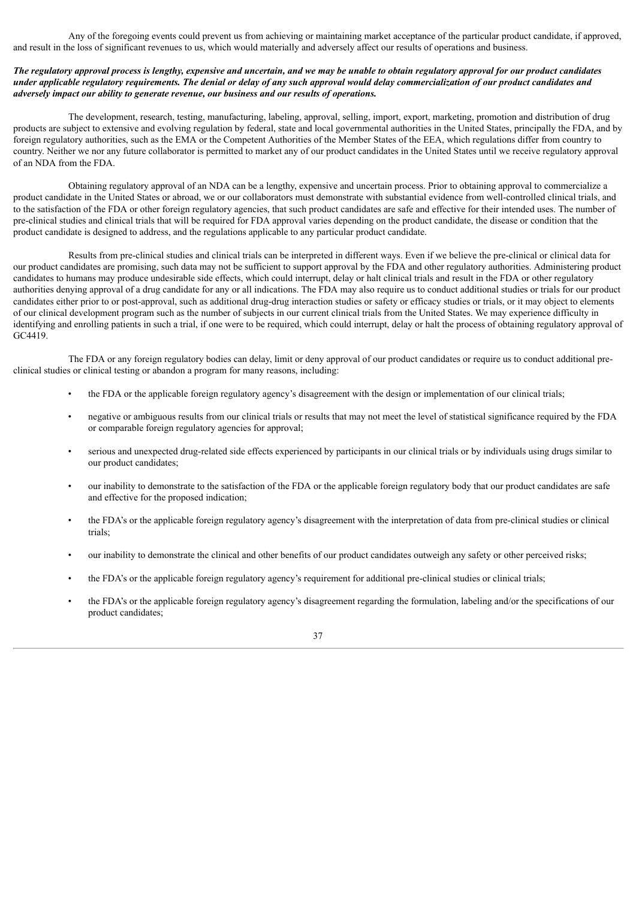Any of the foregoing events could prevent us from achieving or maintaining market acceptance of the particular product candidate, if approved, and result in the loss of significant revenues to us, which would materially and adversely affect our results of operations and business.

***The regulatory approval process is lengthy, expensive and uncertain, and we may be unable to obtain regulatory approval for our product candidates under applicable regulatory requirements. The denial or delay of any such approval would delay commercialization of our product candidates and adversely impact our ability to generate revenue, our business and our results of operations.***

The development, research, testing, manufacturing, labeling, approval, selling, import, export, marketing, promotion and distribution of drug products are subject to extensive and evolving regulation by federal, state and local governmental authorities in the United States, principally the FDA, and by foreign regulatory authorities, such as the EMA or the Competent Authorities of the Member States of the EEA, which regulations differ from country to country. Neither we nor any future collaborator is permitted to market any of our product candidates in the United States until we receive regulatory approval of an NDA from the FDA.

Obtaining regulatory approval of an NDA can be a lengthy, expensive and uncertain process. Prior to obtaining approval to commercialize a product candidate in the United States or abroad, we or our collaborators must demonstrate with substantial evidence from well-controlled clinical trials, and to the satisfaction of the FDA or other foreign regulatory agencies, that such product candidates are safe and effective for their intended uses. The number of pre-clinical studies and clinical trials that will be required for FDA approval varies depending on the product candidate, the disease or condition that the product candidate is designed to address, and the regulations applicable to any particular product candidate.

Results from pre-clinical studies and clinical trials can be interpreted in different ways. Even if we believe the pre-clinical or clinical data for our product candidates are promising, such data may not be sufficient to support approval by the FDA and other regulatory authorities. Administering product candidates to humans may produce undesirable side effects, which could interrupt, delay or halt clinical trials and result in the FDA or other regulatory authorities denying approval of a drug candidate for any or all indications. The FDA may also require us to conduct additional studies or trials for our product candidates either prior to or post-approval, such as additional drug-drug interaction studies or safety or efficacy studies or trials, or it may object to elements of our clinical development program such as the number of subjects in our current clinical trials from the United States. We may experience difficulty in identifying and enrolling patients in such a trial, if one were to be required, which could interrupt, delay or halt the process of obtaining regulatory approval of GC4419.

The FDA or any foreign regulatory bodies can delay, limit or deny approval of our product candidates or require us to conduct additional pre-clinical studies or clinical testing or abandon a program for many reasons, including:

- the FDA or the applicable foreign regulatory agency's disagreement with the design or implementation of our clinical trials;
- negative or ambiguous results from our clinical trials or results that may not meet the level of statistical significance required by the FDA or comparable foreign regulatory agencies for approval;
- serious and unexpected drug-related side effects experienced by participants in our clinical trials or by individuals using drugs similar to our product candidates;
- our inability to demonstrate to the satisfaction of the FDA or the applicable foreign regulatory body that our product candidates are safe and effective for the proposed indication;
- the FDA's or the applicable foreign regulatory agency's disagreement with the interpretation of data from pre-clinical studies or clinical trials;
- our inability to demonstrate the clinical and other benefits of our product candidates outweigh any safety or other perceived risks;
- the FDA's or the applicable foreign regulatory agency's requirement for additional pre-clinical studies or clinical trials;
- the FDA's or the applicable foreign regulatory agency's disagreement regarding the formulation, labeling and/or the specifications of our product candidates;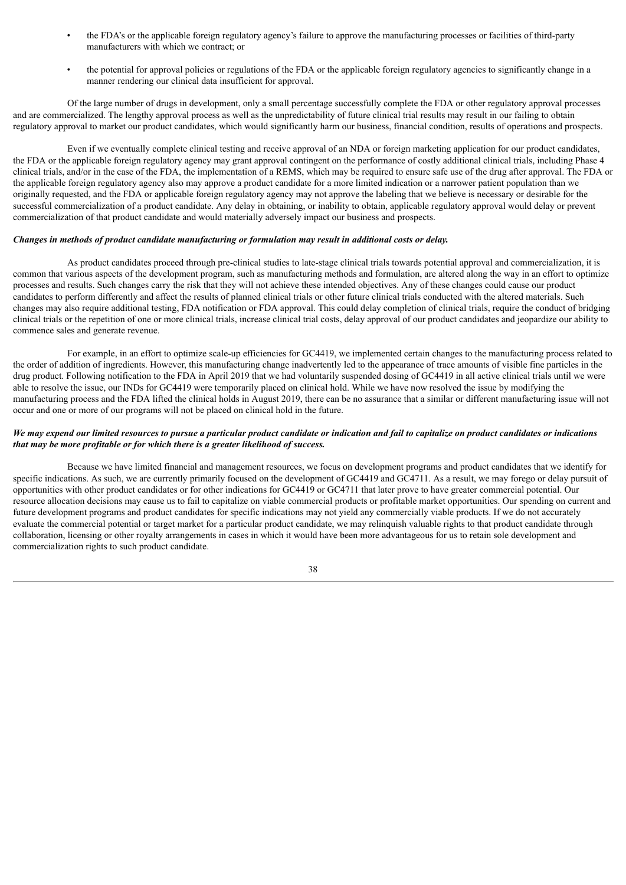- the FDA's or the applicable foreign regulatory agency's failure to approve the manufacturing processes or facilities of third-party manufacturers with which we contract; or
- the potential for approval policies or regulations of the FDA or the applicable foreign regulatory agencies to significantly change in a manner rendering our clinical data insufficient for approval.

Of the large number of drugs in development, only a small percentage successfully complete the FDA or other regulatory approval processes and are commercialized. The lengthy approval process as well as the unpredictability of future clinical trial results may result in our failing to obtain regulatory approval to market our product candidates, which would significantly harm our business, financial condition, results of operations and prospects.

Even if we eventually complete clinical testing and receive approval of an NDA or foreign marketing application for our product candidates, the FDA or the applicable foreign regulatory agency may grant approval contingent on the performance of costly additional clinical trials, including Phase 4 clinical trials, and/or in the case of the FDA, the implementation of a REMS, which may be required to ensure safe use of the drug after approval. The FDA or the applicable foreign regulatory agency also may approve a product candidate for a more limited indication or a narrower patient population than we originally requested, and the FDA or applicable foreign regulatory agency may not approve the labeling that we believe is necessary or desirable for the successful commercialization of a product candidate. Any delay in obtaining, or inability to obtain, applicable regulatory approval would delay or prevent commercialization of that product candidate and would materially adversely impact our business and prospects.

***Changes in methods of product candidate manufacturing or formulation may result in additional costs or delay.***

As product candidates proceed through pre-clinical studies to late-stage clinical trials towards potential approval and commercialization, it is common that various aspects of the development program, such as manufacturing methods and formulation, are altered along the way in an effort to optimize processes and results. Such changes carry the risk that they will not achieve these intended objectives. Any of these changes could cause our product candidates to perform differently and affect the results of planned clinical trials or other future clinical trials conducted with the altered materials. Such changes may also require additional testing, FDA notification or FDA approval. This could delay completion of clinical trials, require the conduct of bridging clinical trials or the repetition of one or more clinical trials, increase clinical trial costs, delay approval of our product candidates and jeopardize our ability to commence sales and generate revenue.

For example, in an effort to optimize scale-up efficiencies for GC4419, we implemented certain changes to the manufacturing process related to the order of addition of ingredients. However, this manufacturing change inadvertently led to the appearance of trace amounts of visible fine particles in the drug product. Following notification to the FDA in April 2019 that we had voluntarily suspended dosing of GC4419 in all active clinical trials until we were able to resolve the issue, our INDs for GC4419 were temporarily placed on clinical hold. While we have now resolved the issue by modifying the manufacturing process and the FDA lifted the clinical holds in August 2019, there can be no assurance that a similar or different manufacturing issue will not occur and one or more of our programs will not be placed on clinical hold in the future.

***We may expend our limited resources to pursue a particular product candidate or indication and fail to capitalize on product candidates or indications that may be more profitable or for which there is a greater likelihood of success.***

Because we have limited financial and management resources, we focus on development programs and product candidates that we identify for specific indications. As such, we are currently primarily focused on the development of GC4419 and GC4711. As a result, we may forego or delay pursuit of opportunities with other product candidates or for other indications for GC4419 or GC4711 that later prove to have greater commercial potential. Our resource allocation decisions may cause us to fail to capitalize on viable commercial products or profitable market opportunities. Our spending on current and future development programs and product candidates for specific indications may not yield any commercially viable products. If we do not accurately evaluate the commercial potential or target market for a particular product candidate, we may relinquish valuable rights to that product candidate through collaboration, licensing or other royalty arrangements in cases in which it would have been more advantageous for us to retain sole development and commercialization rights to such product candidate.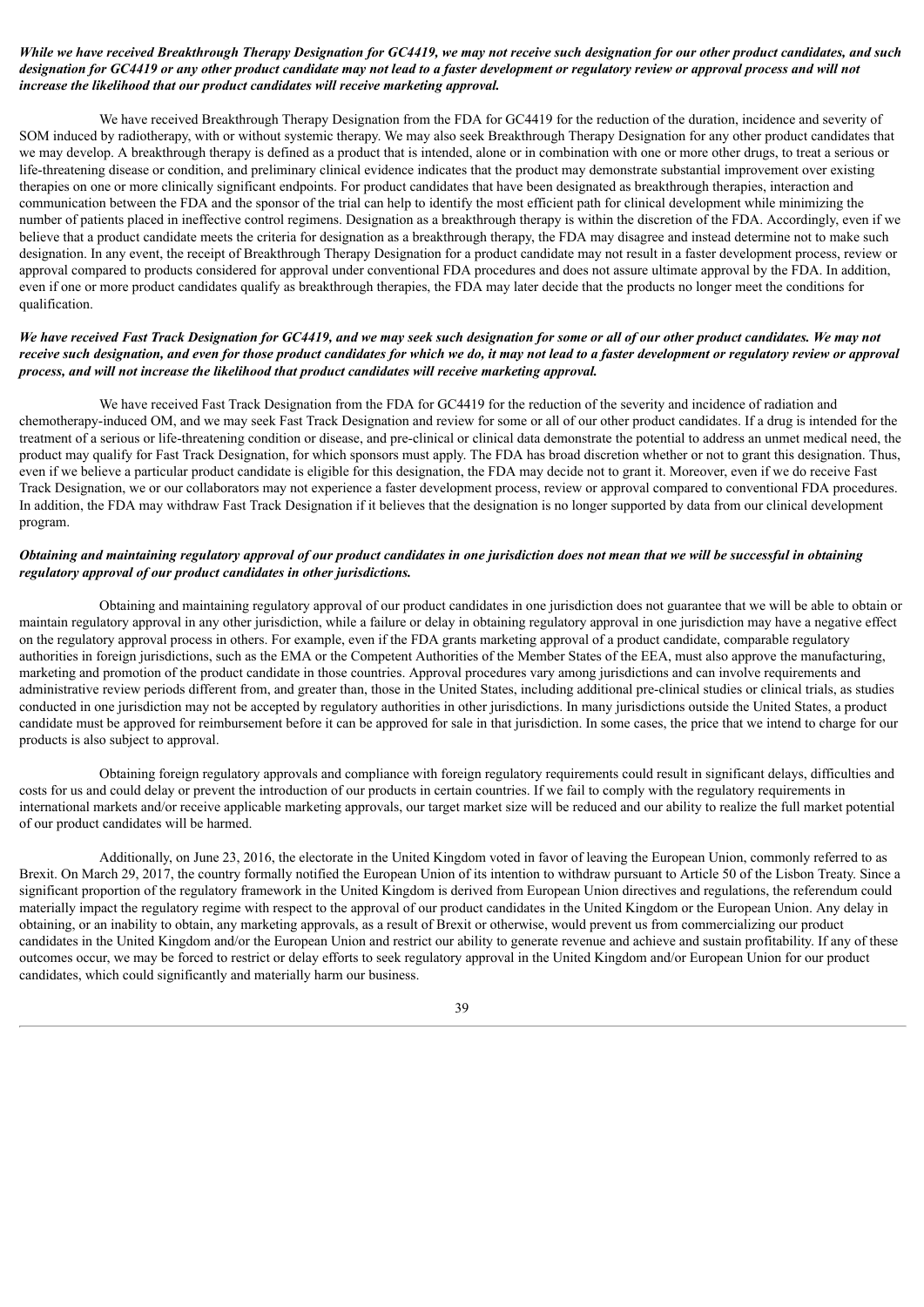***While we have received Breakthrough Therapy Designation for GC4419, we may not receive such designation for our other product candidates, and such designation for GC4419 or any other product candidate may not lead to a faster development or regulatory review or approval process and will not increase the likelihood that our product candidates will receive marketing approval.***

We have received Breakthrough Therapy Designation from the FDA for GC4419 for the reduction of the duration, incidence and severity of SOM induced by radiotherapy, with or without systemic therapy. We may also seek Breakthrough Therapy Designation for any other product candidates that we may develop. A breakthrough therapy is defined as a product that is intended, alone or in combination with one or more other drugs, to treat a serious or life-threatening disease or condition, and preliminary clinical evidence indicates that the product may demonstrate substantial improvement over existing therapies on one or more clinically significant endpoints. For product candidates that have been designated as breakthrough therapies, interaction and communication between the FDA and the sponsor of the trial can help to identify the most efficient path for clinical development while minimizing the number of patients placed in ineffective control regimens. Designation as a breakthrough therapy is within the discretion of the FDA. Accordingly, even if we believe that a product candidate meets the criteria for designation as a breakthrough therapy, the FDA may disagree and instead determine not to make such designation. In any event, the receipt of Breakthrough Therapy Designation for a product candidate may not result in a faster development process, review or approval compared to products considered for approval under conventional FDA procedures and does not assure ultimate approval by the FDA. In addition, even if one or more product candidates qualify as breakthrough therapies, the FDA may later decide that the products no longer meet the conditions for qualification.

***We have received Fast Track Designation for GC4419, and we may seek such designation for some or all of our other product candidates. We may not receive such designation, and even for those product candidates for which we do, it may not lead to a faster development or regulatory review or approval process, and will not increase the likelihood that product candidates will receive marketing approval.***

We have received Fast Track Designation from the FDA for GC4419 for the reduction of the severity and incidence of radiation and chemotherapy-induced OM, and we may seek Fast Track Designation and review for some or all of our other product candidates. If a drug is intended for the treatment of a serious or life-threatening condition or disease, and pre-clinical or clinical data demonstrate the potential to address an unmet medical need, the product may qualify for Fast Track Designation, for which sponsors must apply. The FDA has broad discretion whether or not to grant this designation. Thus, even if we believe a particular product candidate is eligible for this designation, the FDA may decide not to grant it. Moreover, even if we do receive Fast Track Designation, we or our collaborators may not experience a faster development process, review or approval compared to conventional FDA procedures. In addition, the FDA may withdraw Fast Track Designation if it believes that the designation is no longer supported by data from our clinical development program.

***Obtaining and maintaining regulatory approval of our product candidates in one jurisdiction does not mean that we will be successful in obtaining regulatory approval of our product candidates in other jurisdictions.***

Obtaining and maintaining regulatory approval of our product candidates in one jurisdiction does not guarantee that we will be able to obtain or maintain regulatory approval in any other jurisdiction, while a failure or delay in obtaining regulatory approval in one jurisdiction may have a negative effect on the regulatory approval process in others. For example, even if the FDA grants marketing approval of a product candidate, comparable regulatory authorities in foreign jurisdictions, such as the EMA or the Competent Authorities of the Member States of the EEA, must also approve the manufacturing, marketing and promotion of the product candidate in those countries. Approval procedures vary among jurisdictions and can involve requirements and administrative review periods different from, and greater than, those in the United States, including additional pre-clinical studies or clinical trials, as studies conducted in one jurisdiction may not be accepted by regulatory authorities in other jurisdictions. In many jurisdictions outside the United States, a product candidate must be approved for reimbursement before it can be approved for sale in that jurisdiction. In some cases, the price that we intend to charge for our products is also subject to approval.

Obtaining foreign regulatory approvals and compliance with foreign regulatory requirements could result in significant delays, difficulties and costs for us and could delay or prevent the introduction of our products in certain countries. If we fail to comply with the regulatory requirements in international markets and/or receive applicable marketing approvals, our target market size will be reduced and our ability to realize the full market potential of our product candidates will be harmed.

Additionally, on June 23, 2016, the electorate in the United Kingdom voted in favor of leaving the European Union, commonly referred to as Brexit. On March 29, 2017, the country formally notified the European Union of its intention to withdraw pursuant to Article 50 of the Lisbon Treaty. Since a significant proportion of the regulatory framework in the United Kingdom is derived from European Union directives and regulations, the referendum could materially impact the regulatory regime with respect to the approval of our product candidates in the United Kingdom or the European Union. Any delay in obtaining, or an inability to obtain, any marketing approvals, as a result of Brexit or otherwise, would prevent us from commercializing our product candidates in the United Kingdom and/or the European Union and restrict our ability to generate revenue and achieve and sustain profitability. If any of these outcomes occur, we may be forced to restrict or delay efforts to seek regulatory approval in the United Kingdom and/or European Union for our product candidates, which could significantly and materially harm our business.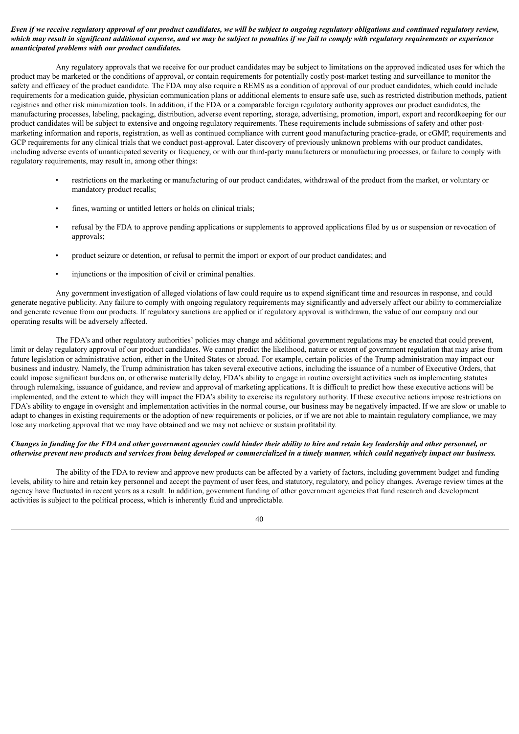***Even if we receive regulatory approval of our product candidates, we will be subject to ongoing regulatory obligations and continued regulatory review, which may result in significant additional expense, and we may be subject to penalties if we fail to comply with regulatory requirements or experience unanticipated problems with our product candidates.***

Any regulatory approvals that we receive for our product candidates may be subject to limitations on the approved indicated uses for which the product may be marketed or the conditions of approval, or contain requirements for potentially costly post-market testing and surveillance to monitor the safety and efficacy of the product candidate. The FDA may also require a REMS as a condition of approval of our product candidates, which could include requirements for a medication guide, physician communication plans or additional elements to ensure safe use, such as restricted distribution methods, patient registries and other risk minimization tools. In addition, if the FDA or a comparable foreign regulatory authority approves our product candidates, the manufacturing processes, labeling, packaging, distribution, adverse event reporting, storage, advertising, promotion, import, export and recordkeeping for our product candidates will be subject to extensive and ongoing regulatory requirements. These requirements include submissions of safety and other post-marketing information and reports, registration, as well as continued compliance with current good manufacturing practice-grade, or cGMP, requirements and GCP requirements for any clinical trials that we conduct post-approval. Later discovery of previously unknown problems with our product candidates, including adverse events of unanticipated severity or frequency, or with our third-party manufacturers or manufacturing processes, or failure to comply with regulatory requirements, may result in, among other things:

- restrictions on the marketing or manufacturing of our product candidates, withdrawal of the product from the market, or voluntary or mandatory product recalls;
- fines, warning or untitled letters or holds on clinical trials;
- refusal by the FDA to approve pending applications or supplements to approved applications filed by us or suspension or revocation of approvals;
- product seizure or detention, or refusal to permit the import or export of our product candidates; and
- injunctions or the imposition of civil or criminal penalties.

Any government investigation of alleged violations of law could require us to expend significant time and resources in response, and could generate negative publicity. Any failure to comply with ongoing regulatory requirements may significantly and adversely affect our ability to commercialize and generate revenue from our products. If regulatory sanctions are applied or if regulatory approval is withdrawn, the value of our company and our operating results will be adversely affected.

The FDA's and other regulatory authorities' policies may change and additional government regulations may be enacted that could prevent, limit or delay regulatory approval of our product candidates. We cannot predict the likelihood, nature or extent of government regulation that may arise from future legislation or administrative action, either in the United States or abroad. For example, certain policies of the Trump administration may impact our business and industry. Namely, the Trump administration has taken several executive actions, including the issuance of a number of Executive Orders, that could impose significant burdens on, or otherwise materially delay, FDA's ability to engage in routine oversight activities such as implementing statutes through rulemaking, issuance of guidance, and review and approval of marketing applications. It is difficult to predict how these executive actions will be implemented, and the extent to which they will impact the FDA's ability to exercise its regulatory authority. If these executive actions impose restrictions on FDA's ability to engage in oversight and implementation activities in the normal course, our business may be negatively impacted. If we are slow or unable to adapt to changes in existing requirements or the adoption of new requirements or policies, or if we are not able to maintain regulatory compliance, we may lose any marketing approval that we may have obtained and we may not achieve or sustain profitability.

***Changes in funding for the FDA and other government agencies could hinder their ability to hire and retain key leadership and other personnel, or otherwise prevent new products and services from being developed or commercialized in a timely manner, which could negatively impact our business.***

The ability of the FDA to review and approve new products can be affected by a variety of factors, including government budget and funding levels, ability to hire and retain key personnel and accept the payment of user fees, and statutory, regulatory, and policy changes. Average review times at the agency have fluctuated in recent years as a result. In addition, government funding of other government agencies that fund research and development activities is subject to the political process, which is inherently fluid and unpredictable.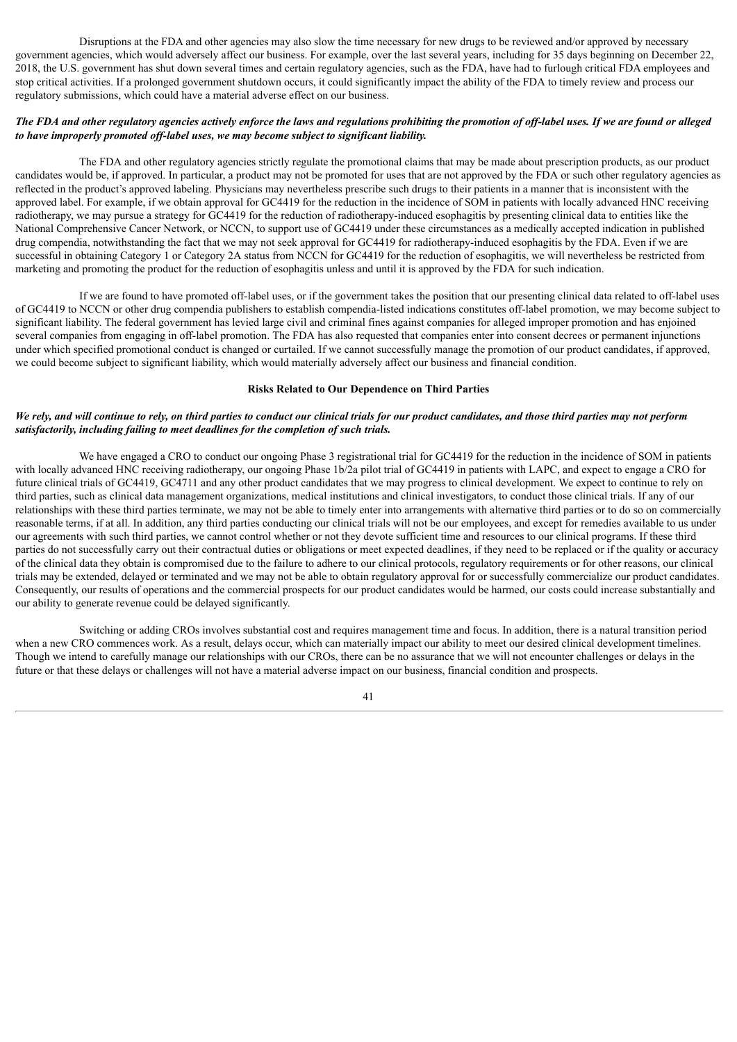Disruptions at the FDA and other agencies may also slow the time necessary for new drugs to be reviewed and/or approved by necessary government agencies, which would adversely affect our business. For example, over the last several years, including for 35 days beginning on December 22, 2018, the U.S. government has shut down several times and certain regulatory agencies, such as the FDA, have had to furlough critical FDA employees and stop critical activities. If a prolonged government shutdown occurs, it could significantly impact the ability of the FDA to timely review and process our regulatory submissions, which could have a material adverse effect on our business.

***The FDA and other regulatory agencies actively enforce the laws and regulations prohibiting the promotion of off-label uses. If we are found or alleged to have improperly promoted off-label uses, we may become subject to significant liability.***

The FDA and other regulatory agencies strictly regulate the promotional claims that may be made about prescription products, as our product candidates would be, if approved. In particular, a product may not be promoted for uses that are not approved by the FDA or such other regulatory agencies as reflected in the product's approved labeling. Physicians may nevertheless prescribe such drugs to their patients in a manner that is inconsistent with the approved label. For example, if we obtain approval for GC4419 for the reduction in the incidence of SOM in patients with locally advanced HNC receiving radiotherapy, we may pursue a strategy for GC4419 for the reduction of radiotherapy-induced esophagitis by presenting clinical data to entities like the National Comprehensive Cancer Network, or NCCN, to support use of GC4419 under these circumstances as a medically accepted indication in published drug compendia, notwithstanding the fact that we may not seek approval for GC4419 for radiotherapy-induced esophagitis by the FDA. Even if we are successful in obtaining Category 1 or Category 2A status from NCCN for GC4419 for the reduction of esophagitis, we will nevertheless be restricted from marketing and promoting the product for the reduction of esophagitis unless and until it is approved by the FDA for such indication.

If we are found to have promoted off-label uses, or if the government takes the position that our presenting clinical data related to off-label uses of GC4419 to NCCN or other drug compendia publishers to establish compendia-listed indications constitutes off-label promotion, we may become subject to significant liability. The federal government has levied large civil and criminal fines against companies for alleged improper promotion and has enjoined several companies from engaging in off-label promotion. The FDA has also requested that companies enter into consent decrees or permanent injunctions under which specified promotional conduct is changed or curtailed. If we cannot successfully manage the promotion of our product candidates, if approved, we could become subject to significant liability, which would materially adversely affect our business and financial condition.

**Risks Related to Our Dependence on Third Parties**

***We rely, and will continue to rely, on third parties to conduct our clinical trials for our product candidates, and those third parties may not perform satisfactorily, including failing to meet deadlines for the completion of such trials.***

We have engaged a CRO to conduct our ongoing Phase 3 registrational trial for GC4419 for the reduction in the incidence of SOM in patients with locally advanced HNC receiving radiotherapy, our ongoing Phase 1b/2a pilot trial of GC4419 in patients with LAPC, and expect to engage a CRO for future clinical trials of GC4419, GC4711 and any other product candidates that we may progress to clinical development. We expect to continue to rely on third parties, such as clinical data management organizations, medical institutions and clinical investigators, to conduct those clinical trials. If any of our relationships with these third parties terminate, we may not be able to timely enter into arrangements with alternative third parties or to do so on commercially reasonable terms, if at all. In addition, any third parties conducting our clinical trials will not be our employees, and except for remedies available to us under our agreements with such third parties, we cannot control whether or not they devote sufficient time and resources to our clinical programs. If these third parties do not successfully carry out their contractual duties or obligations or meet expected deadlines, if they need to be replaced or if the quality or accuracy of the clinical data they obtain is compromised due to the failure to adhere to our clinical protocols, regulatory requirements or for other reasons, our clinical trials may be extended, delayed or terminated and we may not be able to obtain regulatory approval for or successfully commercialize our product candidates. Consequently, our results of operations and the commercial prospects for our product candidates would be harmed, our costs could increase substantially and our ability to generate revenue could be delayed significantly.

Switching or adding CROs involves substantial cost and requires management time and focus. In addition, there is a natural transition period when a new CRO commences work. As a result, delays occur, which can materially impact our ability to meet our desired clinical development timelines. Though we intend to carefully manage our relationships with our CROs, there can be no assurance that we will not encounter challenges or delays in the future or that these delays or challenges will not have a material adverse impact on our business, financial condition and prospects.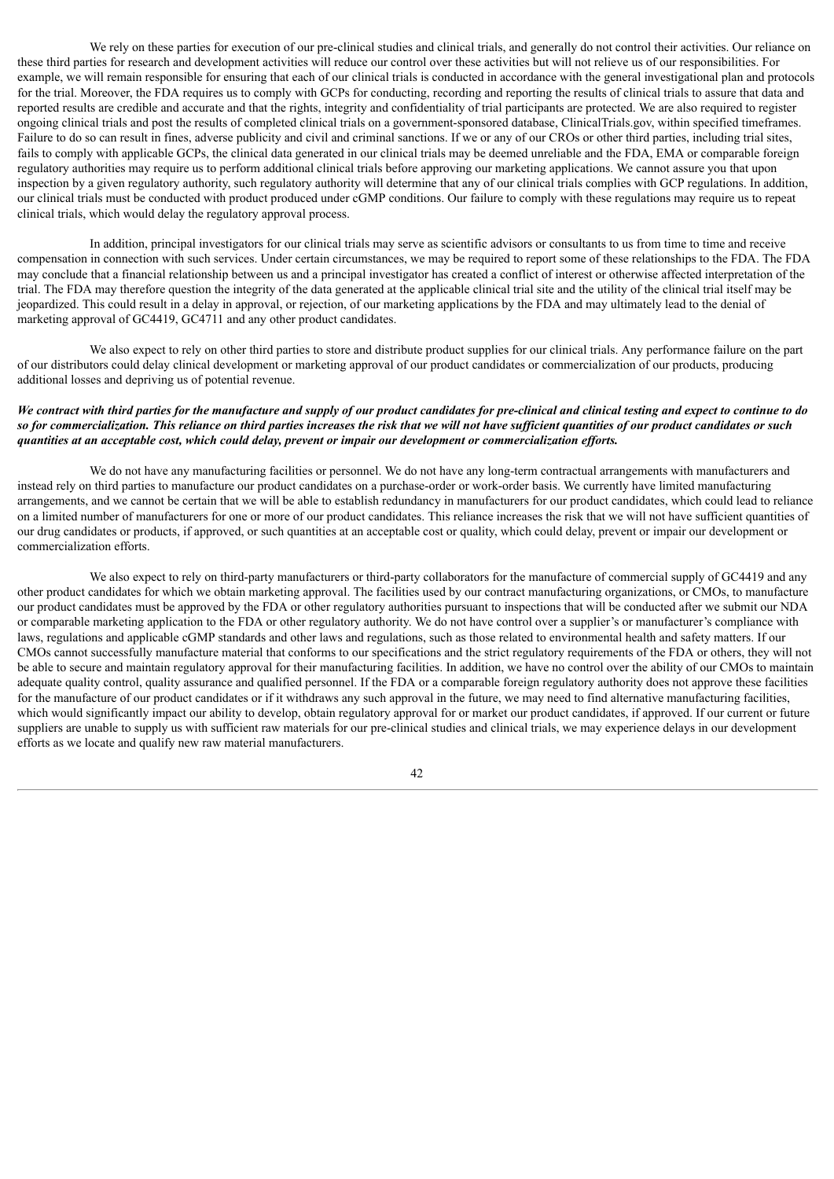We rely on these parties for execution of our pre-clinical studies and clinical trials, and generally do not control their activities. Our reliance on these third parties for research and development activities will reduce our control over these activities but will not relieve us of our responsibilities. For example, we will remain responsible for ensuring that each of our clinical trials is conducted in accordance with the general investigational plan and protocols for the trial. Moreover, the FDA requires us to comply with GCPs for conducting, recording and reporting the results of clinical trials to assure that data and reported results are credible and accurate and that the rights, integrity and confidentiality of trial participants are protected. We are also required to register ongoing clinical trials and post the results of completed clinical trials on a government-sponsored database, ClinicalTrials.gov, within specified timeframes. Failure to do so can result in fines, adverse publicity and civil and criminal sanctions. If we or any of our CROs or other third parties, including trial sites, fails to comply with applicable GCPs, the clinical data generated in our clinical trials may be deemed unreliable and the FDA, EMA or comparable foreign regulatory authorities may require us to perform additional clinical trials before approving our marketing applications. We cannot assure you that upon inspection by a given regulatory authority, such regulatory authority will determine that any of our clinical trials complies with GCP regulations. In addition, our clinical trials must be conducted with product produced under cGMP conditions. Our failure to comply with these regulations may require us to repeat clinical trials, which would delay the regulatory approval process.

In addition, principal investigators for our clinical trials may serve as scientific advisors or consultants to us from time to time and receive compensation in connection with such services. Under certain circumstances, we may be required to report some of these relationships to the FDA. The FDA may conclude that a financial relationship between us and a principal investigator has created a conflict of interest or otherwise affected interpretation of the trial. The FDA may therefore question the integrity of the data generated at the applicable clinical trial site and the utility of the clinical trial itself may be jeopardized. This could result in a delay in approval, or rejection, of our marketing applications by the FDA and may ultimately lead to the denial of marketing approval of GC4419, GC4711 and any other product candidates.

We also expect to rely on other third parties to store and distribute product supplies for our clinical trials. Any performance failure on the part of our distributors could delay clinical development or marketing approval of our product candidates or commercialization of our products, producing additional losses and depriving us of potential revenue.

***We contract with third parties for the manufacture and supply of our product candidates for pre-clinical and clinical testing and expect to continue to do so for commercialization. This reliance on third parties increases the risk that we will not have sufficient quantities of our product candidates or such quantities at an acceptable cost, which could delay, prevent or impair our development or commercialization efforts.***

We do not have any manufacturing facilities or personnel. We do not have any long-term contractual arrangements with manufacturers and instead rely on third parties to manufacture our product candidates on a purchase-order or work-order basis. We currently have limited manufacturing arrangements, and we cannot be certain that we will be able to establish redundancy in manufacturers for our product candidates, which could lead to reliance on a limited number of manufacturers for one or more of our product candidates. This reliance increases the risk that we will not have sufficient quantities of our drug candidates or products, if approved, or such quantities at an acceptable cost or quality, which could delay, prevent or impair our development or commercialization efforts.

We also expect to rely on third-party manufacturers or third-party collaborators for the manufacture of commercial supply of GC4419 and any other product candidates for which we obtain marketing approval. The facilities used by our contract manufacturing organizations, or CMOs, to manufacture our product candidates must be approved by the FDA or other regulatory authorities pursuant to inspections that will be conducted after we submit our NDA or comparable marketing application to the FDA or other regulatory authority. We do not have control over a supplier's or manufacturer's compliance with laws, regulations and applicable cGMP standards and other laws and regulations, such as those related to environmental health and safety matters. If our CMOs cannot successfully manufacture material that conforms to our specifications and the strict regulatory requirements of the FDA or others, they will not be able to secure and maintain regulatory approval for their manufacturing facilities. In addition, we have no control over the ability of our CMOs to maintain adequate quality control, quality assurance and qualified personnel. If the FDA or a comparable foreign regulatory authority does not approve these facilities for the manufacture of our product candidates or if it withdraws any such approval in the future, we may need to find alternative manufacturing facilities, which would significantly impact our ability to develop, obtain regulatory approval for or market our product candidates, if approved. If our current or future suppliers are unable to supply us with sufficient raw materials for our pre-clinical studies and clinical trials, we may experience delays in our development efforts as we locate and qualify new raw material manufacturers.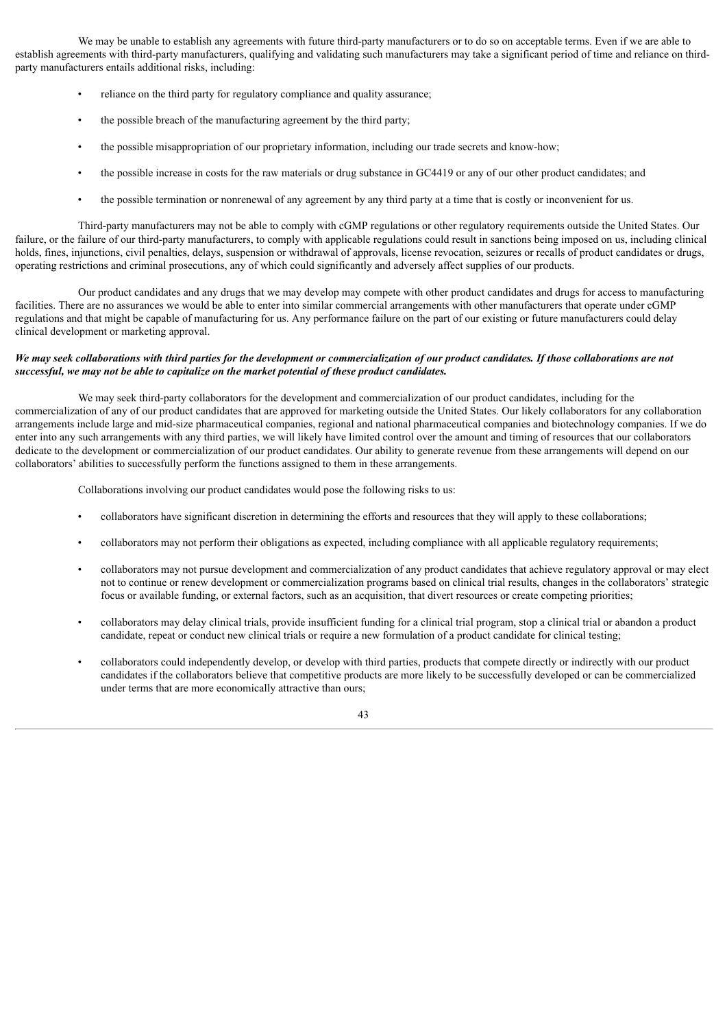We may be unable to establish any agreements with future third-party manufacturers or to do so on acceptable terms. Even if we are able to establish agreements with third-party manufacturers, qualifying and validating such manufacturers may take a significant period of time and reliance on third-party manufacturers entails additional risks, including:

- reliance on the third party for regulatory compliance and quality assurance;
- the possible breach of the manufacturing agreement by the third party;
- the possible misappropriation of our proprietary information, including our trade secrets and know-how;
- the possible increase in costs for the raw materials or drug substance in GC4419 or any of our other product candidates; and
- the possible termination or nonrenewal of any agreement by any third party at a time that is costly or inconvenient for us.

Third-party manufacturers may not be able to comply with cGMP regulations or other regulatory requirements outside the United States. Our failure, or the failure of our third-party manufacturers, to comply with applicable regulations could result in sanctions being imposed on us, including clinical holds, fines, injunctions, civil penalties, delays, suspension or withdrawal of approvals, license revocation, seizures or recalls of product candidates or drugs, operating restrictions and criminal prosecutions, any of which could significantly and adversely affect supplies of our products.

Our product candidates and any drugs that we may develop may compete with other product candidates and drugs for access to manufacturing facilities. There are no assurances we would be able to enter into similar commercial arrangements with other manufacturers that operate under cGMP regulations and that might be capable of manufacturing for us. Any performance failure on the part of our existing or future manufacturers could delay clinical development or marketing approval.

***We may seek collaborations with third parties for the development or commercialization of our product candidates. If those collaborations are not successful, we may not be able to capitalize on the market potential of these product candidates.***

We may seek third-party collaborators for the development and commercialization of our product candidates, including for the commercialization of any of our product candidates that are approved for marketing outside the United States. Our likely collaborators for any collaboration arrangements include large and mid-size pharmaceutical companies, regional and national pharmaceutical companies and biotechnology companies. If we do enter into any such arrangements with any third parties, we will likely have limited control over the amount and timing of resources that our collaborators dedicate to the development or commercialization of our product candidates. Our ability to generate revenue from these arrangements will depend on our collaborators' abilities to successfully perform the functions assigned to them in these arrangements.

Collaborations involving our product candidates would pose the following risks to us:

- collaborators have significant discretion in determining the efforts and resources that they will apply to these collaborations;
- collaborators may not perform their obligations as expected, including compliance with all applicable regulatory requirements;
- collaborators may not pursue development and commercialization of any product candidates that achieve regulatory approval or may elect not to continue or renew development or commercialization programs based on clinical trial results, changes in the collaborators' strategic focus or available funding, or external factors, such as an acquisition, that divert resources or create competing priorities;
- collaborators may delay clinical trials, provide insufficient funding for a clinical trial program, stop a clinical trial or abandon a product candidate, repeat or conduct new clinical trials or require a new formulation of a product candidate for clinical testing;
- collaborators could independently develop, or develop with third parties, products that compete directly or indirectly with our product candidates if the collaborators believe that competitive products are more likely to be successfully developed or can be commercialized under terms that are more economically attractive than ours;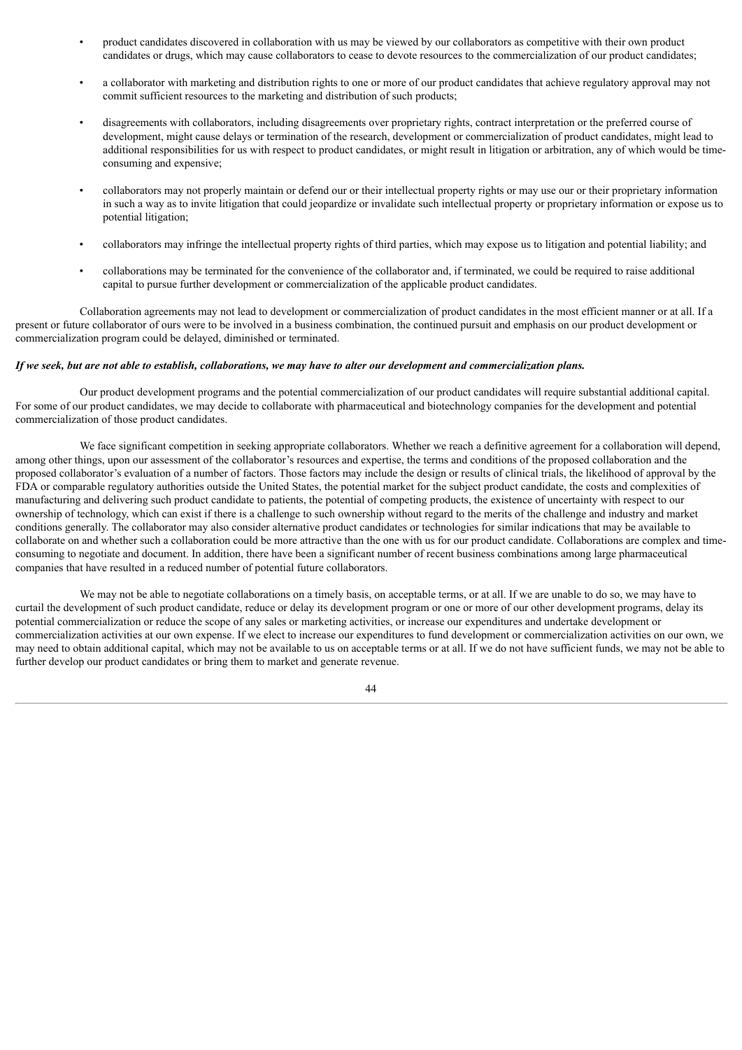- product candidates discovered in collaboration with us may be viewed by our collaborators as competitive with their own product candidates or drugs, which may cause collaborators to cease to devote resources to the commercialization of our product candidates;
- a collaborator with marketing and distribution rights to one or more of our product candidates that achieve regulatory approval may not commit sufficient resources to the marketing and distribution of such products;
- disagreements with collaborators, including disagreements over proprietary rights, contract interpretation or the preferred course of development, might cause delays or termination of the research, development or commercialization of product candidates, might lead to additional responsibilities for us with respect to product candidates, or might result in litigation or arbitration, any of which would be time-consuming and expensive;
- collaborators may not properly maintain or defend our or their intellectual property rights or may use our or their proprietary information in such a way as to invite litigation that could jeopardize or invalidate such intellectual property or proprietary information or expose us to potential litigation;
- collaborators may infringe the intellectual property rights of third parties, which may expose us to litigation and potential liability; and
- collaborations may be terminated for the convenience of the collaborator and, if terminated, we could be required to raise additional capital to pursue further development or commercialization of the applicable product candidates.

Collaboration agreements may not lead to development or commercialization of product candidates in the most efficient manner or at all. If a present or future collaborator of ours were to be involved in a business combination, the continued pursuit and emphasis on our product development or commercialization program could be delayed, diminished or terminated.

***If we seek, but are not able to establish, collaborations, we may have to alter our development and commercialization plans.***

Our product development programs and the potential commercialization of our product candidates will require substantial additional capital. For some of our product candidates, we may decide to collaborate with pharmaceutical and biotechnology companies for the development and potential commercialization of those product candidates.

We face significant competition in seeking appropriate collaborators. Whether we reach a definitive agreement for a collaboration will depend, among other things, upon our assessment of the collaborator's resources and expertise, the terms and conditions of the proposed collaboration and the proposed collaborator's evaluation of a number of factors. Those factors may include the design or results of clinical trials, the likelihood of approval by the FDA or comparable regulatory authorities outside the United States, the potential market for the subject product candidate, the costs and complexities of manufacturing and delivering such product candidate to patients, the potential of competing products, the existence of uncertainty with respect to our ownership of technology, which can exist if there is a challenge to such ownership without regard to the merits of the challenge and industry and market conditions generally. The collaborator may also consider alternative product candidates or technologies for similar indications that may be available to collaborate on and whether such a collaboration could be more attractive than the one with us for our product candidate. Collaborations are complex and time-consuming to negotiate and document. In addition, there have been a significant number of recent business combinations among large pharmaceutical companies that have resulted in a reduced number of potential future collaborators.

We may not be able to negotiate collaborations on a timely basis, on acceptable terms, or at all. If we are unable to do so, we may have to curtail the development of such product candidate, reduce or delay its development program or one or more of our other development programs, delay its potential commercialization or reduce the scope of any sales or marketing activities, or increase our expenditures and undertake development or commercialization activities at our own expense. If we elect to increase our expenditures to fund development or commercialization activities on our own, we may need to obtain additional capital, which may not be available to us on acceptable terms or at all. If we do not have sufficient funds, we may not be able to further develop our product candidates or bring them to market and generate revenue.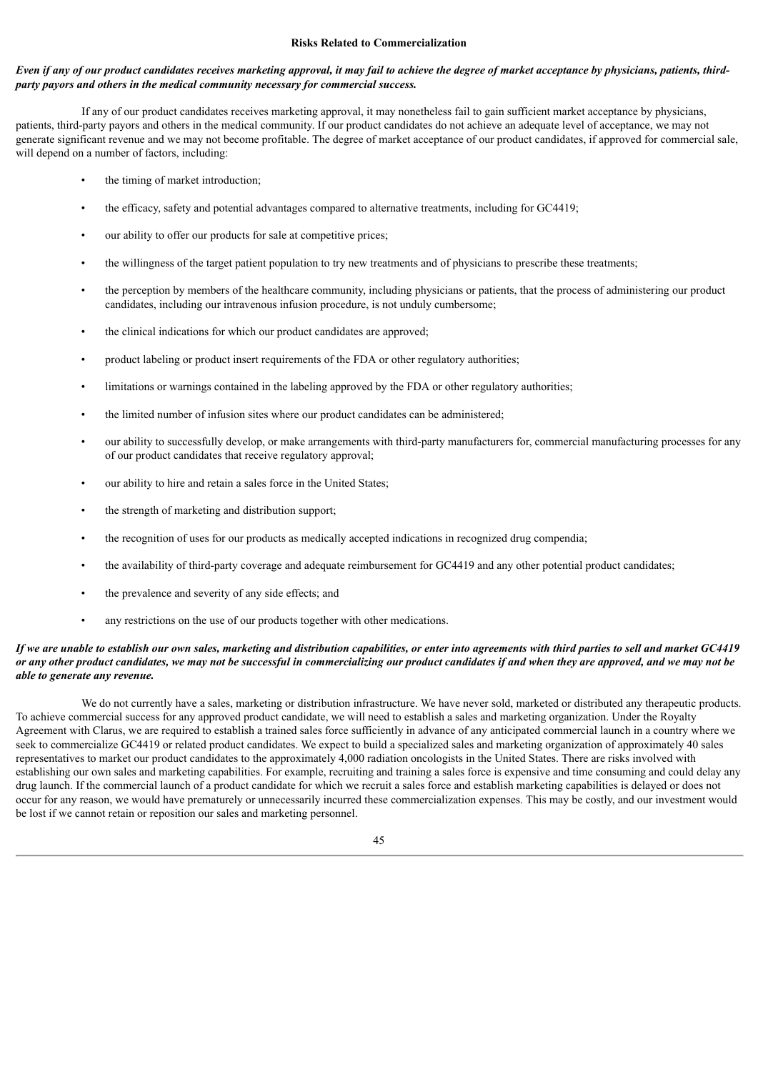## Risks Related to Commercialization

***Even if any of our product candidates receives marketing approval, it may fail to achieve the degree of market acceptance by physicians, patients, third-party payors and others in the medical community necessary for commercial success.***

If any of our product candidates receives marketing approval, it may nonetheless fail to gain sufficient market acceptance by physicians, patients, third-party payors and others in the medical community. If our product candidates do not achieve an adequate level of acceptance, we may not generate significant revenue and we may not become profitable. The degree of market acceptance of our product candidates, if approved for commercial sale, will depend on a number of factors, including:

- the timing of market introduction;
- the efficacy, safety and potential advantages compared to alternative treatments, including for GC4419;
- our ability to offer our products for sale at competitive prices;
- the willingness of the target patient population to try new treatments and of physicians to prescribe these treatments;
- the perception by members of the healthcare community, including physicians or patients, that the process of administering our product candidates, including our intravenous infusion procedure, is not unduly cumbersome;
- the clinical indications for which our product candidates are approved;
- product labeling or product insert requirements of the FDA or other regulatory authorities;
- limitations or warnings contained in the labeling approved by the FDA or other regulatory authorities;
- the limited number of infusion sites where our product candidates can be administered;
- our ability to successfully develop, or make arrangements with third-party manufacturers for, commercial manufacturing processes for any of our product candidates that receive regulatory approval;
- our ability to hire and retain a sales force in the United States;
- the strength of marketing and distribution support;
- the recognition of uses for our products as medically accepted indications in recognized drug compendia;
- the availability of third-party coverage and adequate reimbursement for GC4419 and any other potential product candidates;
- the prevalence and severity of any side effects; and
- any restrictions on the use of our products together with other medications.

***If we are unable to establish our own sales, marketing and distribution capabilities, or enter into agreements with third parties to sell and market GC4419 or any other product candidates, we may not be successful in commercializing our product candidates if and when they are approved, and we may not be able to generate any revenue.***

We do not currently have a sales, marketing or distribution infrastructure. We have never sold, marketed or distributed any therapeutic products. To achieve commercial success for any approved product candidate, we will need to establish a sales and marketing organization. Under the Royalty Agreement with Clarus, we are required to establish a trained sales force sufficiently in advance of any anticipated commercial launch in a country where we seek to commercialize GC4419 or related product candidates. We expect to build a specialized sales and marketing organization of approximately 40 sales representatives to market our product candidates to the approximately 4,000 radiation oncologists in the United States. There are risks involved with establishing our own sales and marketing capabilities. For example, recruiting and training a sales force is expensive and time consuming and could delay any drug launch. If the commercial launch of a product candidate for which we recruit a sales force and establish marketing capabilities is delayed or does not occur for any reason, we would have prematurely or unnecessarily incurred these commercialization expenses. This may be costly, and our investment would be lost if we cannot retain or reposition our sales and marketing personnel.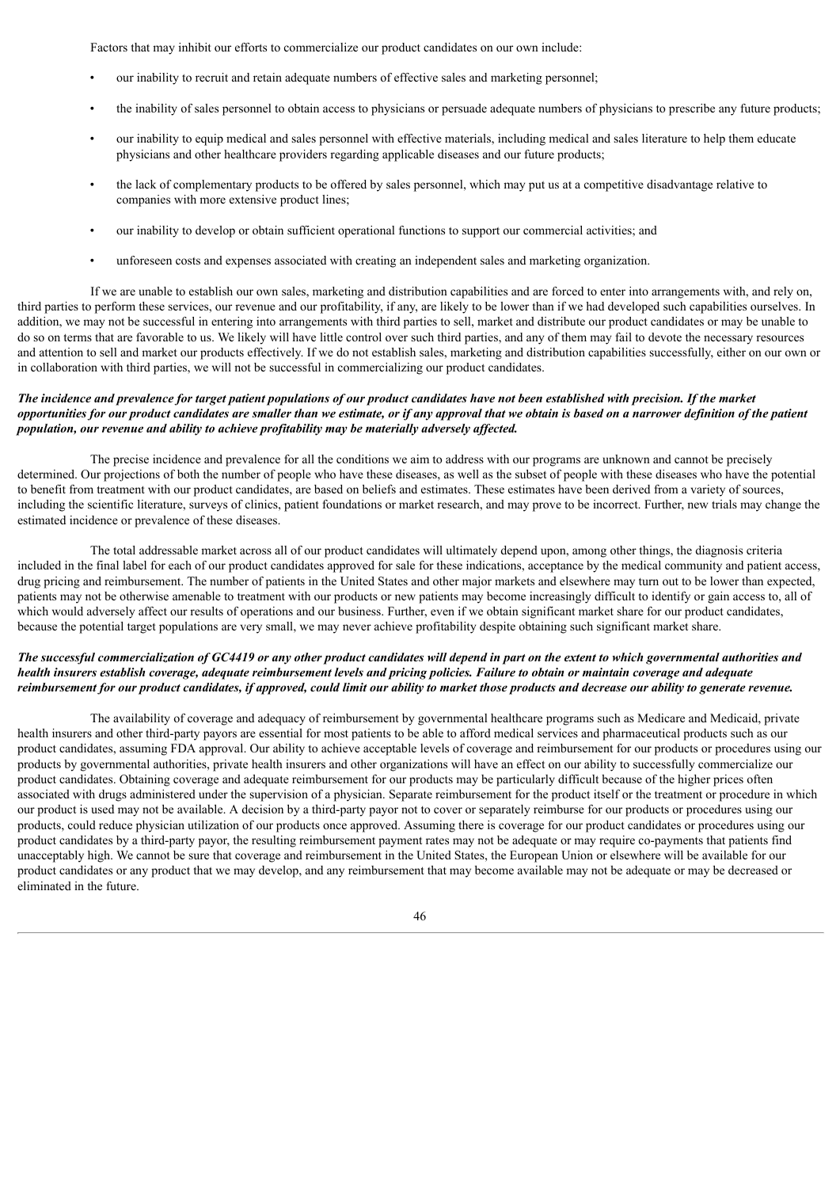Factors that may inhibit our efforts to commercialize our product candidates on our own include:

- our inability to recruit and retain adequate numbers of effective sales and marketing personnel;
- the inability of sales personnel to obtain access to physicians or persuade adequate numbers of physicians to prescribe any future products;
- our inability to equip medical and sales personnel with effective materials, including medical and sales literature to help them educate physicians and other healthcare providers regarding applicable diseases and our future products;
- the lack of complementary products to be offered by sales personnel, which may put us at a competitive disadvantage relative to companies with more extensive product lines;
- our inability to develop or obtain sufficient operational functions to support our commercial activities; and
- unforeseen costs and expenses associated with creating an independent sales and marketing organization.

If we are unable to establish our own sales, marketing and distribution capabilities and are forced to enter into arrangements with, and rely on, third parties to perform these services, our revenue and our profitability, if any, are likely to be lower than if we had developed such capabilities ourselves. In addition, we may not be successful in entering into arrangements with third parties to sell, market and distribute our product candidates or may be unable to do so on terms that are favorable to us. We likely will have little control over such third parties, and any of them may fail to devote the necessary resources and attention to sell and market our products effectively. If we do not establish sales, marketing and distribution capabilities successfully, either on our own or in collaboration with third parties, we will not be successful in commercializing our product candidates.

***The incidence and prevalence for target patient populations of our product candidates have not been established with precision. If the market opportunities for our product candidates are smaller than we estimate, or if any approval that we obtain is based on a narrower definition of the patient population, our revenue and ability to achieve profitability may be materially adversely affected.***

The precise incidence and prevalence for all the conditions we aim to address with our programs are unknown and cannot be precisely determined. Our projections of both the number of people who have these diseases, as well as the subset of people with these diseases who have the potential to benefit from treatment with our product candidates, are based on beliefs and estimates. These estimates have been derived from a variety of sources, including the scientific literature, surveys of clinics, patient foundations or market research, and may prove to be incorrect. Further, new trials may change the estimated incidence or prevalence of these diseases.

The total addressable market across all of our product candidates will ultimately depend upon, among other things, the diagnosis criteria included in the final label for each of our product candidates approved for sale for these indications, acceptance by the medical community and patient access, drug pricing and reimbursement. The number of patients in the United States and other major markets and elsewhere may turn out to be lower than expected, patients may not be otherwise amenable to treatment with our products or new patients may become increasingly difficult to identify or gain access to, all of which would adversely affect our results of operations and our business. Further, even if we obtain significant market share for our product candidates, because the potential target populations are very small, we may never achieve profitability despite obtaining such significant market share.

***The successful commercialization of GC4419 or any other product candidates will depend in part on the extent to which governmental authorities and health insurers establish coverage, adequate reimbursement levels and pricing policies. Failure to obtain or maintain coverage and adequate reimbursement for our product candidates, if approved, could limit our ability to market those products and decrease our ability to generate revenue.***

The availability of coverage and adequacy of reimbursement by governmental healthcare programs such as Medicare and Medicaid, private health insurers and other third-party payors are essential for most patients to be able to afford medical services and pharmaceutical products such as our product candidates, assuming FDA approval. Our ability to achieve acceptable levels of coverage and reimbursement for our products or procedures using our products by governmental authorities, private health insurers and other organizations will have an effect on our ability to successfully commercialize our product candidates. Obtaining coverage and adequate reimbursement for our products may be particularly difficult because of the higher prices often associated with drugs administered under the supervision of a physician. Separate reimbursement for the product itself or the treatment or procedure in which our product is used may not be available. A decision by a third-party payor not to cover or separately reimburse for our products or procedures using our products, could reduce physician utilization of our products once approved. Assuming there is coverage for our product candidates or procedures using our product candidates by a third-party payor, the resulting reimbursement payment rates may not be adequate or may require co-payments that patients find unacceptably high. We cannot be sure that coverage and reimbursement in the United States, the European Union or elsewhere will be available for our product candidates or any product that we may develop, and any reimbursement that may become available may not be adequate or may be decreased or eliminated in the future.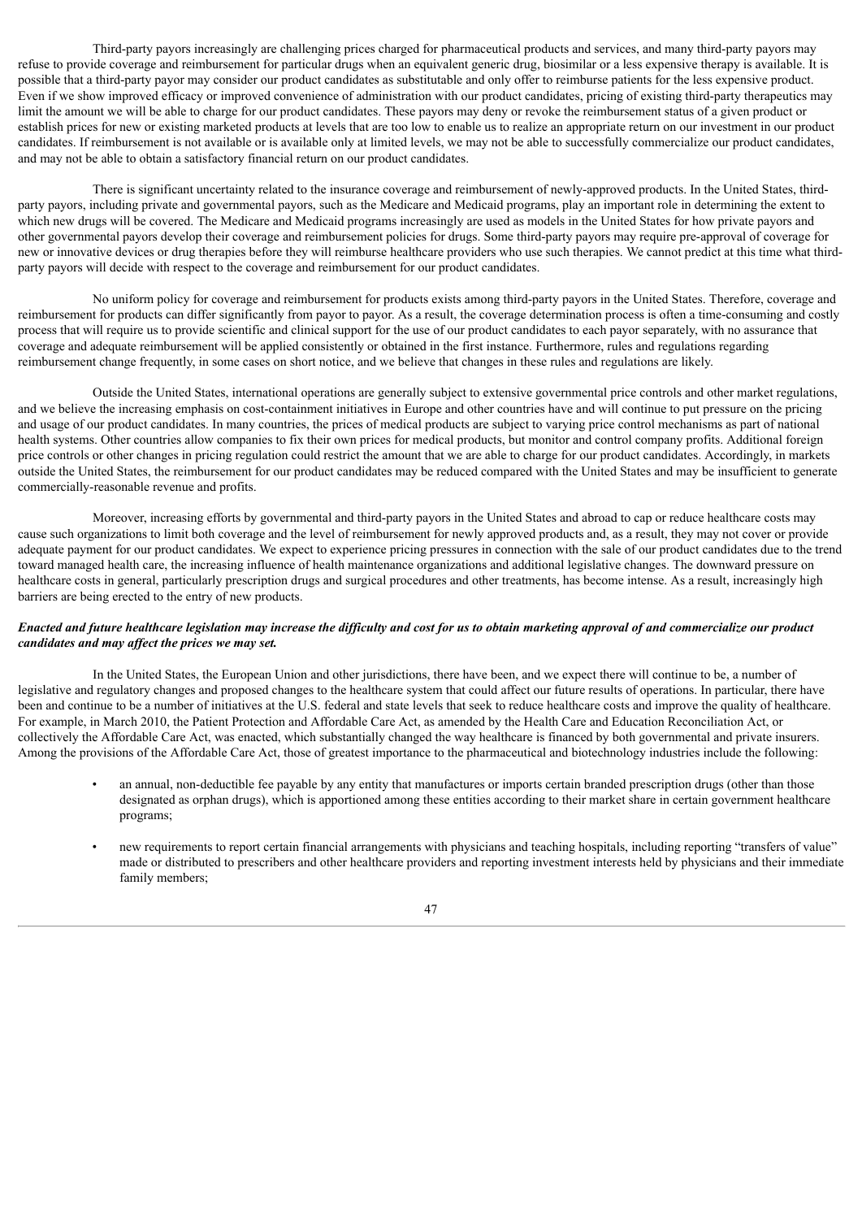Third-party payors increasingly are challenging prices charged for pharmaceutical products and services, and many third-party payors may refuse to provide coverage and reimbursement for particular drugs when an equivalent generic drug, biosimilar or a less expensive therapy is available. It is possible that a third-party payor may consider our product candidates as substitutable and only offer to reimburse patients for the less expensive product. Even if we show improved efficacy or improved convenience of administration with our product candidates, pricing of existing third-party therapeutics may limit the amount we will be able to charge for our product candidates. These payors may deny or revoke the reimbursement status of a given product or establish prices for new or existing marketed products at levels that are too low to enable us to realize an appropriate return on our investment in our product candidates. If reimbursement is not available or is available only at limited levels, we may not be able to successfully commercialize our product candidates, and may not be able to obtain a satisfactory financial return on our product candidates.

There is significant uncertainty related to the insurance coverage and reimbursement of newly-approved products. In the United States, third-party payors, including private and governmental payors, such as the Medicare and Medicaid programs, play an important role in determining the extent to which new drugs will be covered. The Medicare and Medicaid programs increasingly are used as models in the United States for how private payors and other governmental payors develop their coverage and reimbursement policies for drugs. Some third-party payors may require pre-approval of coverage for new or innovative devices or drug therapies before they will reimburse healthcare providers who use such therapies. We cannot predict at this time what third-party payors will decide with respect to the coverage and reimbursement for our product candidates.

No uniform policy for coverage and reimbursement for products exists among third-party payors in the United States. Therefore, coverage and reimbursement for products can differ significantly from payor to payor. As a result, the coverage determination process is often a time-consuming and costly process that will require us to provide scientific and clinical support for the use of our product candidates to each payor separately, with no assurance that coverage and adequate reimbursement will be applied consistently or obtained in the first instance. Furthermore, rules and regulations regarding reimbursement change frequently, in some cases on short notice, and we believe that changes in these rules and regulations are likely.

Outside the United States, international operations are generally subject to extensive governmental price controls and other market regulations, and we believe the increasing emphasis on cost-containment initiatives in Europe and other countries have and will continue to put pressure on the pricing and usage of our product candidates. In many countries, the prices of medical products are subject to varying price control mechanisms as part of national health systems. Other countries allow companies to fix their own prices for medical products, but monitor and control company profits. Additional foreign price controls or other changes in pricing regulation could restrict the amount that we are able to charge for our product candidates. Accordingly, in markets outside the United States, the reimbursement for our product candidates may be reduced compared with the United States and may be insufficient to generate commercially-reasonable revenue and profits.

Moreover, increasing efforts by governmental and third-party payors in the United States and abroad to cap or reduce healthcare costs may cause such organizations to limit both coverage and the level of reimbursement for newly approved products and, as a result, they may not cover or provide adequate payment for our product candidates. We expect to experience pricing pressures in connection with the sale of our product candidates due to the trend toward managed health care, the increasing influence of health maintenance organizations and additional legislative changes. The downward pressure on healthcare costs in general, particularly prescription drugs and surgical procedures and other treatments, has become intense. As a result, increasingly high barriers are being erected to the entry of new products.

***Enacted and future healthcare legislation may increase the difficulty and cost for us to obtain marketing approval of and commercialize our product candidates and may affect the prices we may set.***

In the United States, the European Union and other jurisdictions, there have been, and we expect there will continue to be, a number of legislative and regulatory changes and proposed changes to the healthcare system that could affect our future results of operations. In particular, there have been and continue to be a number of initiatives at the U.S. federal and state levels that seek to reduce healthcare costs and improve the quality of healthcare. For example, in March 2010, the Patient Protection and Affordable Care Act, as amended by the Health Care and Education Reconciliation Act, or collectively the Affordable Care Act, was enacted, which substantially changed the way healthcare is financed by both governmental and private insurers. Among the provisions of the Affordable Care Act, those of greatest importance to the pharmaceutical and biotechnology industries include the following:

- an annual, non-deductible fee payable by any entity that manufactures or imports certain branded prescription drugs (other than those designated as orphan drugs), which is apportioned among these entities according to their market share in certain government healthcare programs;
- new requirements to report certain financial arrangements with physicians and teaching hospitals, including reporting "transfers of value" made or distributed to prescribers and other healthcare providers and reporting investment interests held by physicians and their immediate family members;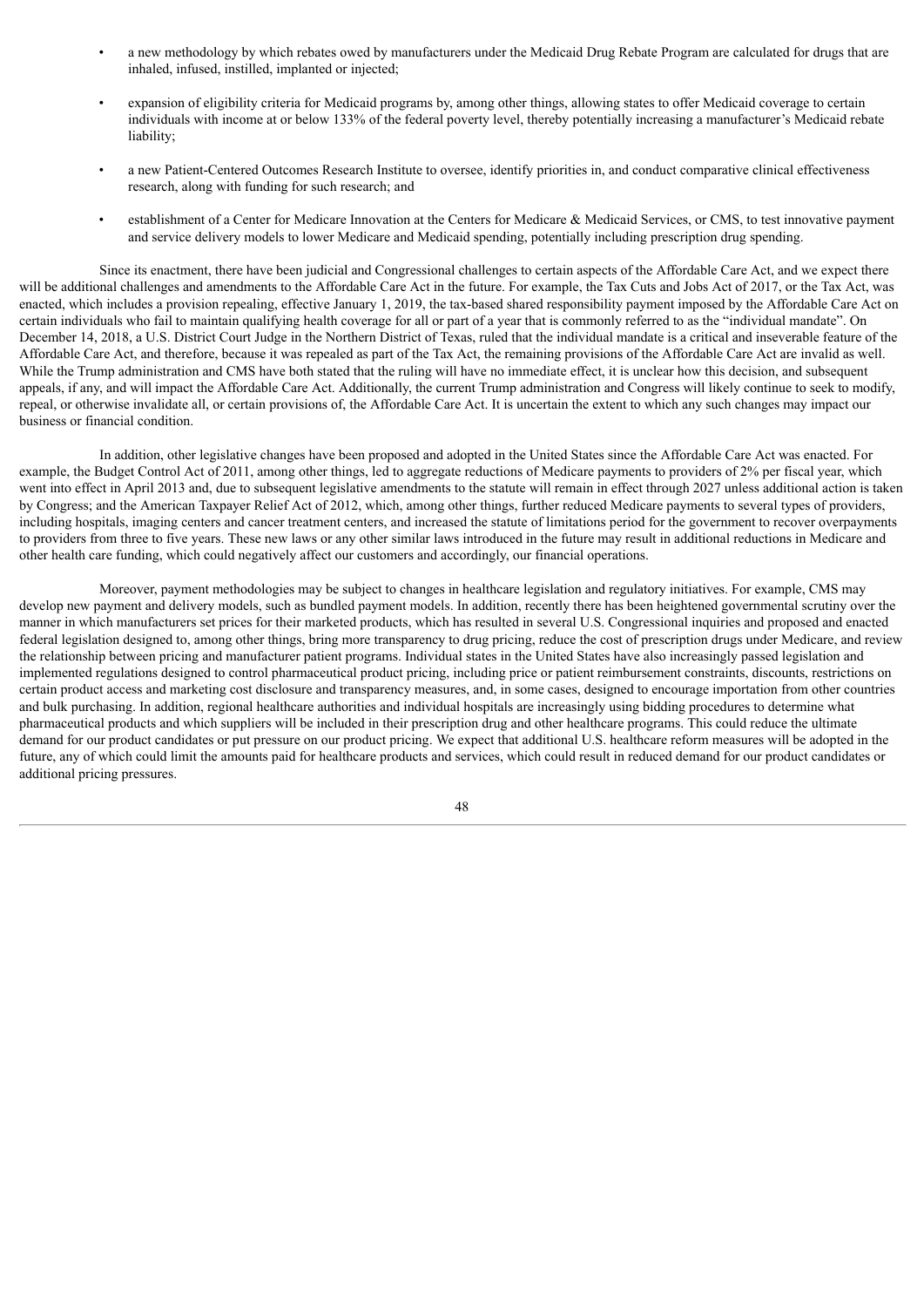- a new methodology by which rebates owed by manufacturers under the Medicaid Drug Rebate Program are calculated for drugs that are inhaled, infused, instilled, implanted or injected;
- expansion of eligibility criteria for Medicaid programs by, among other things, allowing states to offer Medicaid coverage to certain individuals with income at or below 133% of the federal poverty level, thereby potentially increasing a manufacturer's Medicaid rebate liability;
- a new Patient-Centered Outcomes Research Institute to oversee, identify priorities in, and conduct comparative clinical effectiveness research, along with funding for such research; and
- establishment of a Center for Medicare Innovation at the Centers for Medicare & Medicaid Services, or CMS, to test innovative payment and service delivery models to lower Medicare and Medicaid spending, potentially including prescription drug spending.

Since its enactment, there have been judicial and Congressional challenges to certain aspects of the Affordable Care Act, and we expect there will be additional challenges and amendments to the Affordable Care Act in the future. For example, the Tax Cuts and Jobs Act of 2017, or the Tax Act, was enacted, which includes a provision repealing, effective January 1, 2019, the tax-based shared responsibility payment imposed by the Affordable Care Act on certain individuals who fail to maintain qualifying health coverage for all or part of a year that is commonly referred to as the "individual mandate". On December 14, 2018, a U.S. District Court Judge in the Northern District of Texas, ruled that the individual mandate is a critical and inseverable feature of the Affordable Care Act, and therefore, because it was repealed as part of the Tax Act, the remaining provisions of the Affordable Care Act are invalid as well. While the Trump administration and CMS have both stated that the ruling will have no immediate effect, it is unclear how this decision, and subsequent appeals, if any, and will impact the Affordable Care Act. Additionally, the current Trump administration and Congress will likely continue to seek to modify, repeal, or otherwise invalidate all, or certain provisions of, the Affordable Care Act. It is uncertain the extent to which any such changes may impact our business or financial condition.

In addition, other legislative changes have been proposed and adopted in the United States since the Affordable Care Act was enacted. For example, the Budget Control Act of 2011, among other things, led to aggregate reductions of Medicare payments to providers of 2% per fiscal year, which went into effect in April 2013 and, due to subsequent legislative amendments to the statute will remain in effect through 2027 unless additional action is taken by Congress; and the American Taxpayer Relief Act of 2012, which, among other things, further reduced Medicare payments to several types of providers, including hospitals, imaging centers and cancer treatment centers, and increased the statute of limitations period for the government to recover overpayments to providers from three to five years. These new laws or any other similar laws introduced in the future may result in additional reductions in Medicare and other health care funding, which could negatively affect our customers and accordingly, our financial operations.

Moreover, payment methodologies may be subject to changes in healthcare legislation and regulatory initiatives. For example, CMS may develop new payment and delivery models, such as bundled payment models. In addition, recently there has been heightened governmental scrutiny over the manner in which manufacturers set prices for their marketed products, which has resulted in several U.S. Congressional inquiries and proposed and enacted federal legislation designed to, among other things, bring more transparency to drug pricing, reduce the cost of prescription drugs under Medicare, and review the relationship between pricing and manufacturer patient programs. Individual states in the United States have also increasingly passed legislation and implemented regulations designed to control pharmaceutical product pricing, including price or patient reimbursement constraints, discounts, restrictions on certain product access and marketing cost disclosure and transparency measures, and, in some cases, designed to encourage importation from other countries and bulk purchasing. In addition, regional healthcare authorities and individual hospitals are increasingly using bidding procedures to determine what pharmaceutical products and which suppliers will be included in their prescription drug and other healthcare programs. This could reduce the ultimate demand for our product candidates or put pressure on our product pricing. We expect that additional U.S. healthcare reform measures will be adopted in the future, any of which could limit the amounts paid for healthcare products and services, which could result in reduced demand for our product candidates or additional pricing pressures.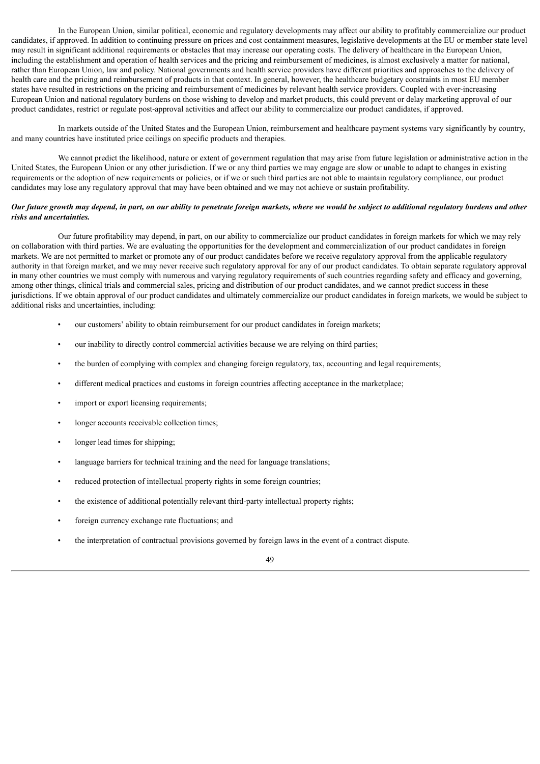In the European Union, similar political, economic and regulatory developments may affect our ability to profitably commercialize our product candidates, if approved. In addition to continuing pressure on prices and cost containment measures, legislative developments at the EU or member state level may result in significant additional requirements or obstacles that may increase our operating costs. The delivery of healthcare in the European Union, including the establishment and operation of health services and the pricing and reimbursement of medicines, is almost exclusively a matter for national, rather than European Union, law and policy. National governments and health service providers have different priorities and approaches to the delivery of health care and the pricing and reimbursement of products in that context. In general, however, the healthcare budgetary constraints in most EU member states have resulted in restrictions on the pricing and reimbursement of medicines by relevant health service providers. Coupled with ever-increasing European Union and national regulatory burdens on those wishing to develop and market products, this could prevent or delay marketing approval of our product candidates, restrict or regulate post-approval activities and affect our ability to commercialize our product candidates, if approved.

In markets outside of the United States and the European Union, reimbursement and healthcare payment systems vary significantly by country, and many countries have instituted price ceilings on specific products and therapies.

We cannot predict the likelihood, nature or extent of government regulation that may arise from future legislation or administrative action in the United States, the European Union or any other jurisdiction. If we or any third parties we may engage are slow or unable to adapt to changes in existing requirements or the adoption of new requirements or policies, or if we or such third parties are not able to maintain regulatory compliance, our product candidates may lose any regulatory approval that may have been obtained and we may not achieve or sustain profitability.

***Our future growth may depend, in part, on our ability to penetrate foreign markets, where we would be subject to additional regulatory burdens and other risks and uncertainties.***

Our future profitability may depend, in part, on our ability to commercialize our product candidates in foreign markets for which we may rely on collaboration with third parties. We are evaluating the opportunities for the development and commercialization of our product candidates in foreign markets. We are not permitted to market or promote any of our product candidates before we receive regulatory approval from the applicable regulatory authority in that foreign market, and we may never receive such regulatory approval for any of our product candidates. To obtain separate regulatory approval in many other countries we must comply with numerous and varying regulatory requirements of such countries regarding safety and efficacy and governing, among other things, clinical trials and commercial sales, pricing and distribution of our product candidates, and we cannot predict success in these jurisdictions. If we obtain approval of our product candidates and ultimately commercialize our product candidates in foreign markets, we would be subject to additional risks and uncertainties, including:

- our customers' ability to obtain reimbursement for our product candidates in foreign markets;
- our inability to directly control commercial activities because we are relying on third parties;
- the burden of complying with complex and changing foreign regulatory, tax, accounting and legal requirements;
- different medical practices and customs in foreign countries affecting acceptance in the marketplace;
- import or export licensing requirements;
- longer accounts receivable collection times;
- longer lead times for shipping;
- language barriers for technical training and the need for language translations;
- reduced protection of intellectual property rights in some foreign countries;
- the existence of additional potentially relevant third-party intellectual property rights;
- foreign currency exchange rate fluctuations; and
- the interpretation of contractual provisions governed by foreign laws in the event of a contract dispute.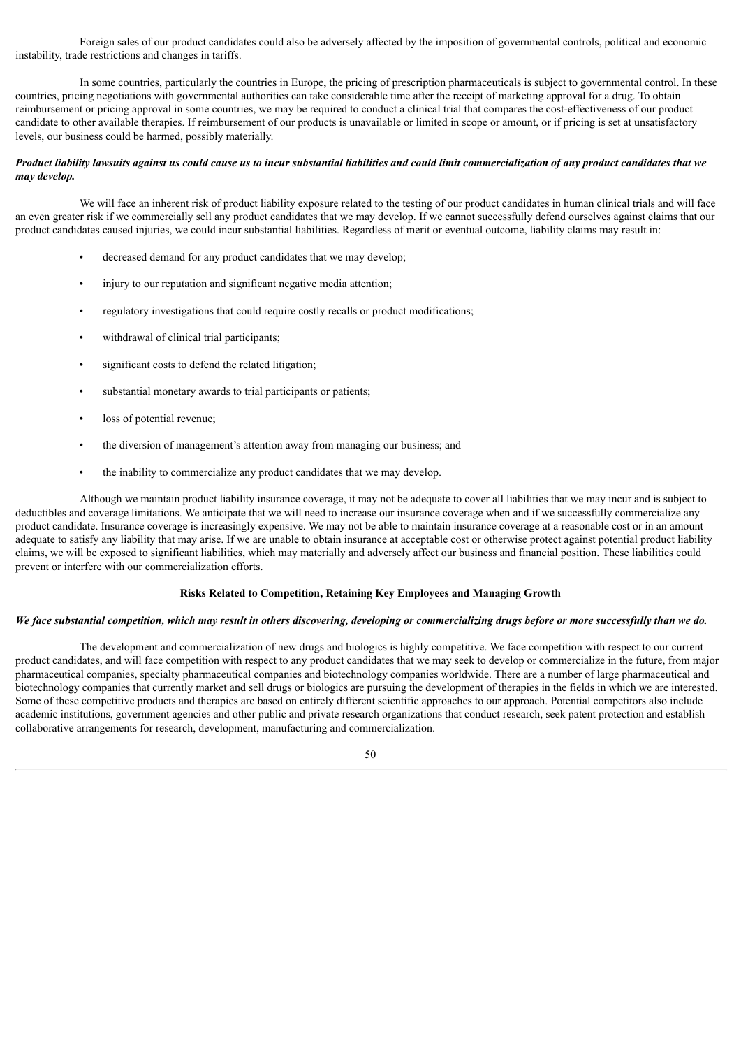Foreign sales of our product candidates could also be adversely affected by the imposition of governmental controls, political and economic instability, trade restrictions and changes in tariffs.

In some countries, particularly the countries in Europe, the pricing of prescription pharmaceuticals is subject to governmental control. In these countries, pricing negotiations with governmental authorities can take considerable time after the receipt of marketing approval for a drug. To obtain reimbursement or pricing approval in some countries, we may be required to conduct a clinical trial that compares the cost-effectiveness of our product candidate to other available therapies. If reimbursement of our products is unavailable or limited in scope or amount, or if pricing is set at unsatisfactory levels, our business could be harmed, possibly materially.

***Product liability lawsuits against us could cause us to incur substantial liabilities and could limit commercialization of any product candidates that we may develop.***

We will face an inherent risk of product liability exposure related to the testing of our product candidates in human clinical trials and will face an even greater risk if we commercially sell any product candidates that we may develop. If we cannot successfully defend ourselves against claims that our product candidates caused injuries, we could incur substantial liabilities. Regardless of merit or eventual outcome, liability claims may result in:

- decreased demand for any product candidates that we may develop;
- injury to our reputation and significant negative media attention;
- regulatory investigations that could require costly recalls or product modifications;
- withdrawal of clinical trial participants;
- significant costs to defend the related litigation;
- substantial monetary awards to trial participants or patients;
- loss of potential revenue;
- the diversion of management's attention away from managing our business; and
- the inability to commercialize any product candidates that we may develop.

Although we maintain product liability insurance coverage, it may not be adequate to cover all liabilities that we may incur and is subject to deductibles and coverage limitations. We anticipate that we will need to increase our insurance coverage when and if we successfully commercialize any product candidate. Insurance coverage is increasingly expensive. We may not be able to maintain insurance coverage at a reasonable cost or in an amount adequate to satisfy any liability that may arise. If we are unable to obtain insurance at acceptable cost or otherwise protect against potential product liability claims, we will be exposed to significant liabilities, which may materially and adversely affect our business and financial position. These liabilities could prevent or interfere with our commercialization efforts.

## Risks Related to Competition, Retaining Key Employees and Managing Growth

***We face substantial competition, which may result in others discovering, developing or commercializing drugs before or more successfully than we do.***

The development and commercialization of new drugs and biologics is highly competitive. We face competition with respect to our current product candidates, and will face competition with respect to any product candidates that we may seek to develop or commercialize in the future, from major pharmaceutical companies, specialty pharmaceutical companies and biotechnology companies worldwide. There are a number of large pharmaceutical and biotechnology companies that currently market and sell drugs or biologics are pursuing the development of therapies in the fields in which we are interested. Some of these competitive products and therapies are based on entirely different scientific approaches to our approach. Potential competitors also include academic institutions, government agencies and other public and private research organizations that conduct research, seek patent protection and establish collaborative arrangements for research, development, manufacturing and commercialization.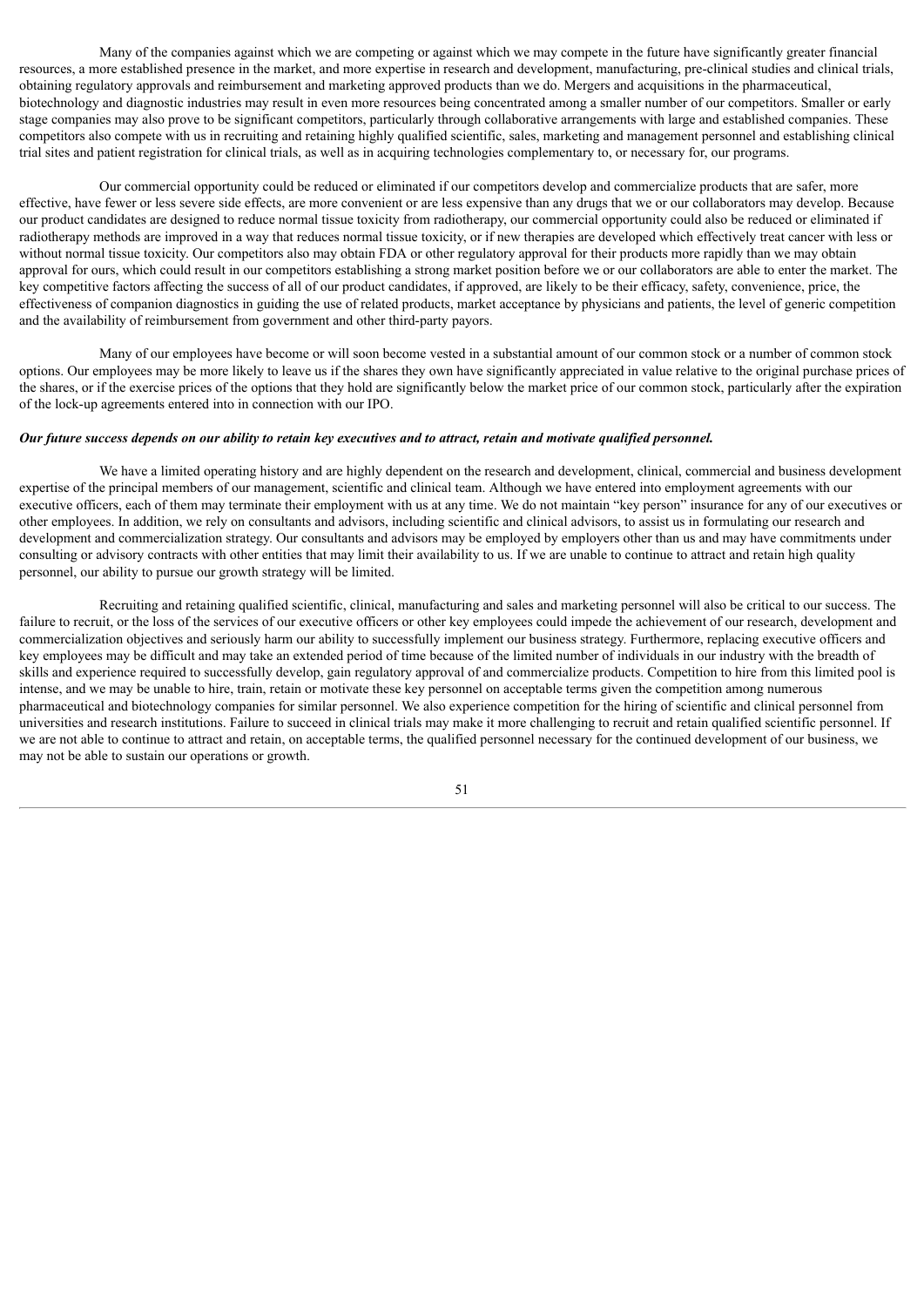Many of the companies against which we are competing or against which we may compete in the future have significantly greater financial resources, a more established presence in the market, and more expertise in research and development, manufacturing, pre-clinical studies and clinical trials, obtaining regulatory approvals and reimbursement and marketing approved products than we do. Mergers and acquisitions in the pharmaceutical, biotechnology and diagnostic industries may result in even more resources being concentrated among a smaller number of our competitors. Smaller or early stage companies may also prove to be significant competitors, particularly through collaborative arrangements with large and established companies. These competitors also compete with us in recruiting and retaining highly qualified scientific, sales, marketing and management personnel and establishing clinical trial sites and patient registration for clinical trials, as well as in acquiring technologies complementary to, or necessary for, our programs.

Our commercial opportunity could be reduced or eliminated if our competitors develop and commercialize products that are safer, more effective, have fewer or less severe side effects, are more convenient or are less expensive than any drugs that we or our collaborators may develop. Because our product candidates are designed to reduce normal tissue toxicity from radiotherapy, our commercial opportunity could also be reduced or eliminated if radiotherapy methods are improved in a way that reduces normal tissue toxicity, or if new therapies are developed which effectively treat cancer with less or without normal tissue toxicity. Our competitors also may obtain FDA or other regulatory approval for their products more rapidly than we may obtain approval for ours, which could result in our competitors establishing a strong market position before we or our collaborators are able to enter the market. The key competitive factors affecting the success of all of our product candidates, if approved, are likely to be their efficacy, safety, convenience, price, the effectiveness of companion diagnostics in guiding the use of related products, market acceptance by physicians and patients, the level of generic competition and the availability of reimbursement from government and other third-party payors.

Many of our employees have become or will soon become vested in a substantial amount of our common stock or a number of common stock options. Our employees may be more likely to leave us if the shares they own have significantly appreciated in value relative to the original purchase prices of the shares, or if the exercise prices of the options that they hold are significantly below the market price of our common stock, particularly after the expiration of the lock-up agreements entered into in connection with our IPO.

***Our future success depends on our ability to retain key executives and to attract, retain and motivate qualified personnel.***

We have a limited operating history and are highly dependent on the research and development, clinical, commercial and business development expertise of the principal members of our management, scientific and clinical team. Although we have entered into employment agreements with our executive officers, each of them may terminate their employment with us at any time. We do not maintain "key person" insurance for any of our executives or other employees. In addition, we rely on consultants and advisors, including scientific and clinical advisors, to assist us in formulating our research and development and commercialization strategy. Our consultants and advisors may be employed by employers other than us and may have commitments under consulting or advisory contracts with other entities that may limit their availability to us. If we are unable to continue to attract and retain high quality personnel, our ability to pursue our growth strategy will be limited.

Recruiting and retaining qualified scientific, clinical, manufacturing and sales and marketing personnel will also be critical to our success. The failure to recruit, or the loss of the services of our executive officers or other key employees could impede the achievement of our research, development and commercialization objectives and seriously harm our ability to successfully implement our business strategy. Furthermore, replacing executive officers and key employees may be difficult and may take an extended period of time because of the limited number of individuals in our industry with the breadth of skills and experience required to successfully develop, gain regulatory approval of and commercialize products. Competition to hire from this limited pool is intense, and we may be unable to hire, train, retain or motivate these key personnel on acceptable terms given the competition among numerous pharmaceutical and biotechnology companies for similar personnel. We also experience competition for the hiring of scientific and clinical personnel from universities and research institutions. Failure to succeed in clinical trials may make it more challenging to recruit and retain qualified scientific personnel. If we are not able to continue to attract and retain, on acceptable terms, the qualified personnel necessary for the continued development of our business, we may not be able to sustain our operations or growth.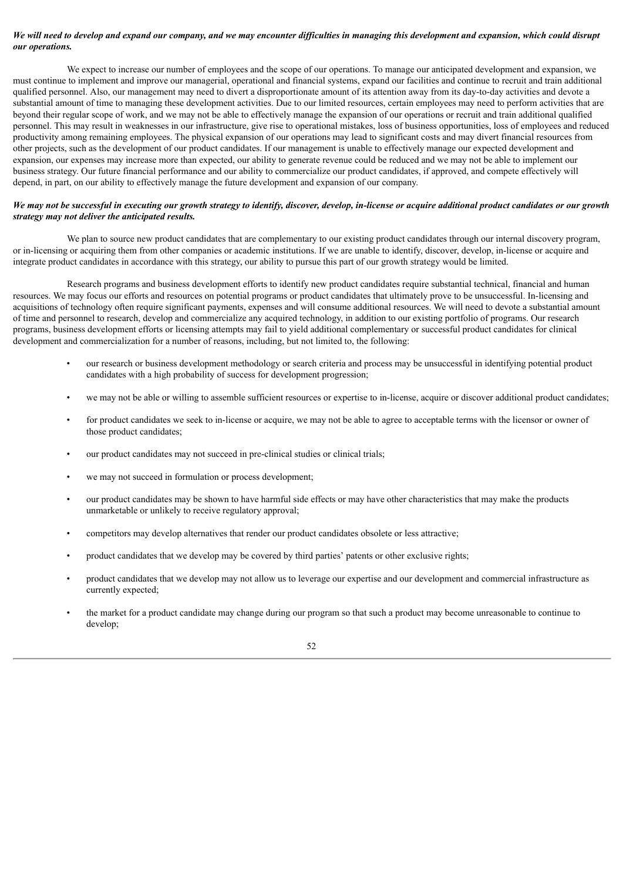***We will need to develop and expand our company, and we may encounter difficulties in managing this development and expansion, which could disrupt our operations.***

We expect to increase our number of employees and the scope of our operations. To manage our anticipated development and expansion, we must continue to implement and improve our managerial, operational and financial systems, expand our facilities and continue to recruit and train additional qualified personnel. Also, our management may need to divert a disproportionate amount of its attention away from its day-to-day activities and devote a substantial amount of time to managing these development activities. Due to our limited resources, certain employees may need to perform activities that are beyond their regular scope of work, and we may not be able to effectively manage the expansion of our operations or recruit and train additional qualified personnel. This may result in weaknesses in our infrastructure, give rise to operational mistakes, loss of business opportunities, loss of employees and reduced productivity among remaining employees. The physical expansion of our operations may lead to significant costs and may divert financial resources from other projects, such as the development of our product candidates. If our management is unable to effectively manage our expected development and expansion, our expenses may increase more than expected, our ability to generate revenue could be reduced and we may not be able to implement our business strategy. Our future financial performance and our ability to commercialize our product candidates, if approved, and compete effectively will depend, in part, on our ability to effectively manage the future development and expansion of our company.

***We may not be successful in executing our growth strategy to identify, discover, develop, in-license or acquire additional product candidates or our growth strategy may not deliver the anticipated results.***

We plan to source new product candidates that are complementary to our existing product candidates through our internal discovery program, or in-licensing or acquiring them from other companies or academic institutions. If we are unable to identify, discover, develop, in-license or acquire and integrate product candidates in accordance with this strategy, our ability to pursue this part of our growth strategy would be limited.

Research programs and business development efforts to identify new product candidates require substantial technical, financial and human resources. We may focus our efforts and resources on potential programs or product candidates that ultimately prove to be unsuccessful. In-licensing and acquisitions of technology often require significant payments, expenses and will consume additional resources. We will need to devote a substantial amount of time and personnel to research, develop and commercialize any acquired technology, in addition to our existing portfolio of programs. Our research programs, business development efforts or licensing attempts may fail to yield additional complementary or successful product candidates for clinical development and commercialization for a number of reasons, including, but not limited to, the following:

- our research or business development methodology or search criteria and process may be unsuccessful in identifying potential product candidates with a high probability of success for development progression;
- we may not be able or willing to assemble sufficient resources or expertise to in-license, acquire or discover additional product candidates;
- for product candidates we seek to in-license or acquire, we may not be able to agree to acceptable terms with the licensor or owner of those product candidates;
- our product candidates may not succeed in pre-clinical studies or clinical trials;
- we may not succeed in formulation or process development;
- our product candidates may be shown to have harmful side effects or may have other characteristics that may make the products unmarketable or unlikely to receive regulatory approval;
- competitors may develop alternatives that render our product candidates obsolete or less attractive;
- product candidates that we develop may be covered by third parties' patents or other exclusive rights;
- product candidates that we develop may not allow us to leverage our expertise and our development and commercial infrastructure as currently expected;
- the market for a product candidate may change during our program so that such a product may become unreasonable to continue to develop;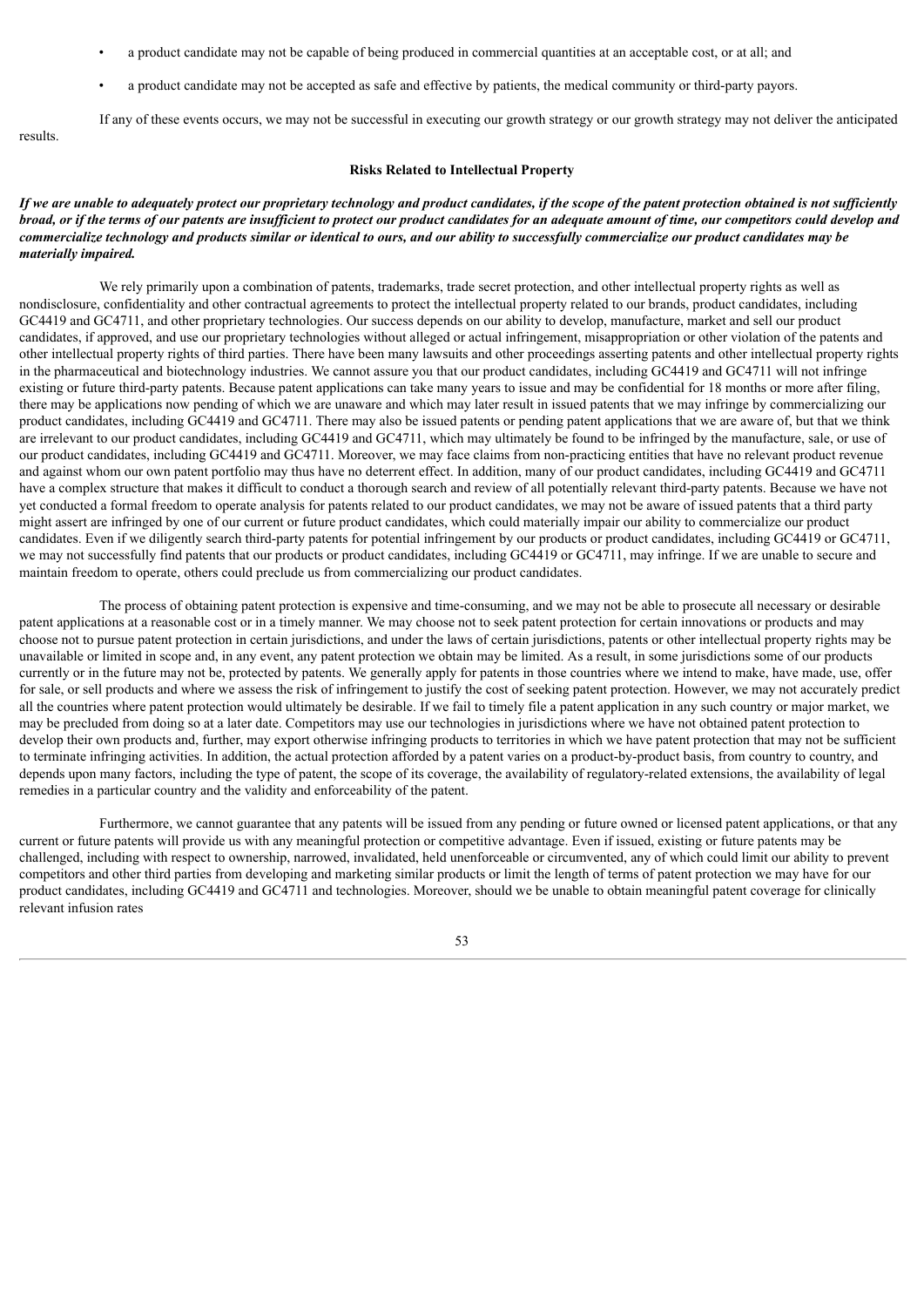- a product candidate may not be capable of being produced in commercial quantities at an acceptable cost, or at all; and
- a product candidate may not be accepted as safe and effective by patients, the medical community or third-party payors.

If any of these events occurs, we may not be successful in executing our growth strategy or our growth strategy may not deliver the anticipated results.

### Risks Related to Intellectual Property

***If we are unable to adequately protect our proprietary technology and product candidates, if the scope of the patent protection obtained is not sufficiently broad, or if the terms of our patents are insufficient to protect our product candidates for an adequate amount of time, our competitors could develop and commercialize technology and products similar or identical to ours, and our ability to successfully commercialize our product candidates may be materially impaired.***

We rely primarily upon a combination of patents, trademarks, trade secret protection, and other intellectual property rights as well as nondisclosure, confidentiality and other contractual agreements to protect the intellectual property related to our brands, product candidates, including GC4419 and GC4711, and other proprietary technologies. Our success depends on our ability to develop, manufacture, market and sell our product candidates, if approved, and use our proprietary technologies without alleged or actual infringement, misappropriation or other violation of the patents and other intellectual property rights of third parties. There have been many lawsuits and other proceedings asserting patents and other intellectual property rights in the pharmaceutical and biotechnology industries. We cannot assure you that our product candidates, including GC4419 and GC4711 will not infringe existing or future third-party patents. Because patent applications can take many years to issue and may be confidential for 18 months or more after filing, there may be applications now pending of which we are unaware and which may later result in issued patents that we may infringe by commercializing our product candidates, including GC4419 and GC4711. There may also be issued patents or pending patent applications that we are aware of, but that we think are irrelevant to our product candidates, including GC4419 and GC4711, which may ultimately be found to be infringed by the manufacture, sale, or use of our product candidates, including GC4419 and GC4711. Moreover, we may face claims from non-practicing entities that have no relevant product revenue and against whom our own patent portfolio may thus have no deterrent effect. In addition, many of our product candidates, including GC4419 and GC4711 have a complex structure that makes it difficult to conduct a thorough search and review of all potentially relevant third-party patents. Because we have not yet conducted a formal freedom to operate analysis for patents related to our product candidates, we may not be aware of issued patents that a third party might assert are infringed by one of our current or future product candidates, which could materially impair our ability to commercialize our product candidates. Even if we diligently search third-party patents for potential infringement by our products or product candidates, including GC4419 or GC4711, we may not successfully find patents that our products or product candidates, including GC4419 or GC4711, may infringe. If we are unable to secure and maintain freedom to operate, others could preclude us from commercializing our product candidates.

The process of obtaining patent protection is expensive and time-consuming, and we may not be able to prosecute all necessary or desirable patent applications at a reasonable cost or in a timely manner. We may choose not to seek patent protection for certain innovations or products and may choose not to pursue patent protection in certain jurisdictions, and under the laws of certain jurisdictions, patents or other intellectual property rights may be unavailable or limited in scope and, in any event, any patent protection we obtain may be limited. As a result, in some jurisdictions some of our products currently or in the future may not be, protected by patents. We generally apply for patents in those countries where we intend to make, have made, use, offer for sale, or sell products and where we assess the risk of infringement to justify the cost of seeking patent protection. However, we may not accurately predict all the countries where patent protection would ultimately be desirable. If we fail to timely file a patent application in any such country or major market, we may be precluded from doing so at a later date. Competitors may use our technologies in jurisdictions where we have not obtained patent protection to develop their own products and, further, may export otherwise infringing products to territories in which we have patent protection that may not be sufficient to terminate infringing activities. In addition, the actual protection afforded by a patent varies on a product-by-product basis, from country to country, and depends upon many factors, including the type of patent, the scope of its coverage, the availability of regulatory-related extensions, the availability of legal remedies in a particular country and the validity and enforceability of the patent.

Furthermore, we cannot guarantee that any patents will be issued from any pending or future owned or licensed patent applications, or that any current or future patents will provide us with any meaningful protection or competitive advantage. Even if issued, existing or future patents may be challenged, including with respect to ownership, narrowed, invalidated, held unenforceable or circumvented, any of which could limit our ability to prevent competitors and other third parties from developing and marketing similar products or limit the length of terms of patent protection we may have for our product candidates, including GC4419 and GC4711 and technologies. Moreover, should we be unable to obtain meaningful patent coverage for clinically relevant infusion rates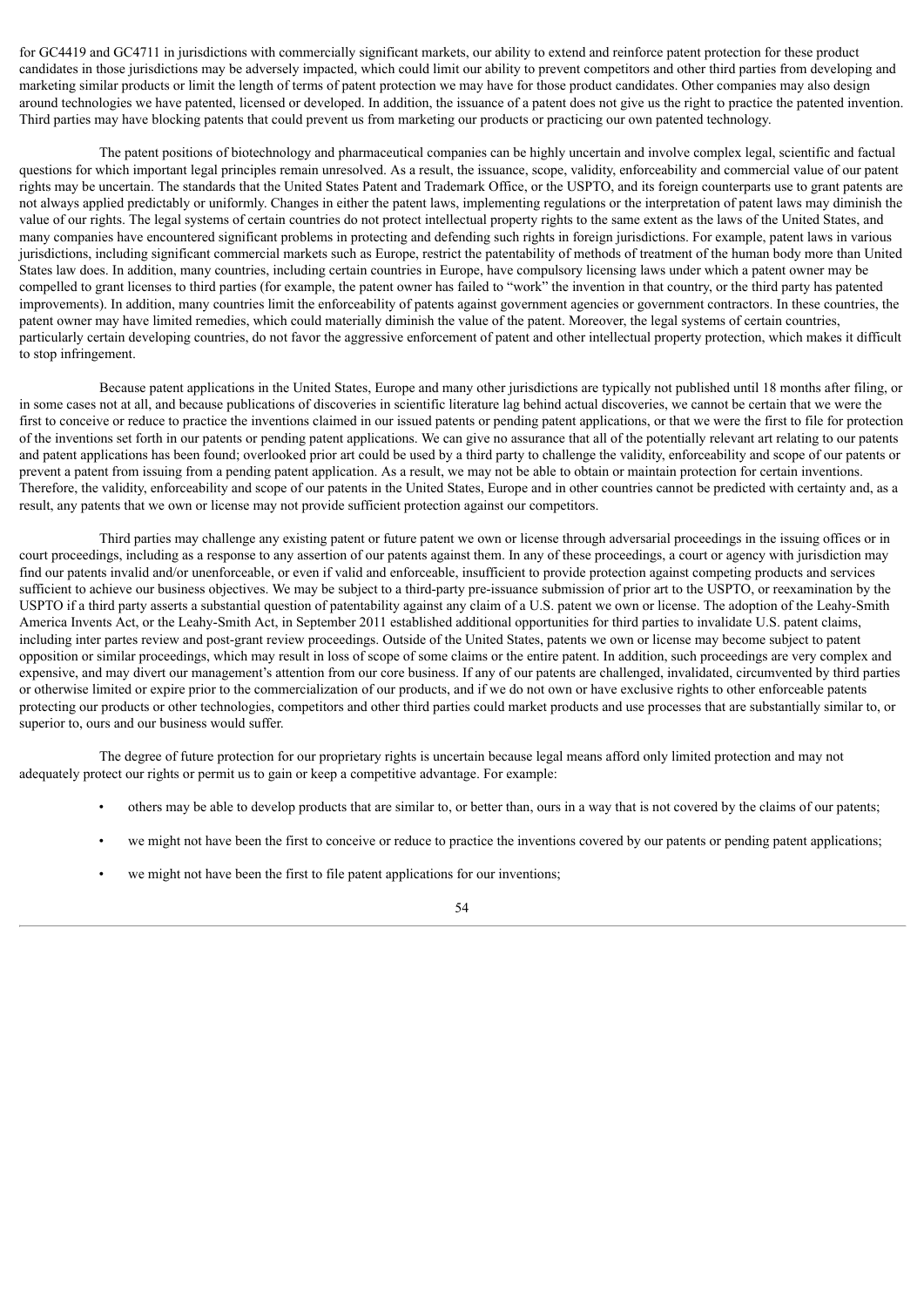for GC4419 and GC4711 in jurisdictions with commercially significant markets, our ability to extend and reinforce patent protection for these product candidates in those jurisdictions may be adversely impacted, which could limit our ability to prevent competitors and other third parties from developing and marketing similar products or limit the length of terms of patent protection we may have for those product candidates. Other companies may also design around technologies we have patented, licensed or developed. In addition, the issuance of a patent does not give us the right to practice the patented invention. Third parties may have blocking patents that could prevent us from marketing our products or practicing our own patented technology.

The patent positions of biotechnology and pharmaceutical companies can be highly uncertain and involve complex legal, scientific and factual questions for which important legal principles remain unresolved. As a result, the issuance, scope, validity, enforceability and commercial value of our patent rights may be uncertain. The standards that the United States Patent and Trademark Office, or the USPTO, and its foreign counterparts use to grant patents are not always applied predictably or uniformly. Changes in either the patent laws, implementing regulations or the interpretation of patent laws may diminish the value of our rights. The legal systems of certain countries do not protect intellectual property rights to the same extent as the laws of the United States, and many companies have encountered significant problems in protecting and defending such rights in foreign jurisdictions. For example, patent laws in various jurisdictions, including significant commercial markets such as Europe, restrict the patentability of methods of treatment of the human body more than United States law does. In addition, many countries, including certain countries in Europe, have compulsory licensing laws under which a patent owner may be compelled to grant licenses to third parties (for example, the patent owner has failed to "work" the invention in that country, or the third party has patented improvements). In addition, many countries limit the enforceability of patents against government agencies or government contractors. In these countries, the patent owner may have limited remedies, which could materially diminish the value of the patent. Moreover, the legal systems of certain countries, particularly certain developing countries, do not favor the aggressive enforcement of patent and other intellectual property protection, which makes it difficult to stop infringement.

Because patent applications in the United States, Europe and many other jurisdictions are typically not published until 18 months after filing, or in some cases not at all, and because publications of discoveries in scientific literature lag behind actual discoveries, we cannot be certain that we were the first to conceive or reduce to practice the inventions claimed in our issued patents or pending patent applications, or that we were the first to file for protection of the inventions set forth in our patents or pending patent applications. We can give no assurance that all of the potentially relevant art relating to our patents and patent applications has been found; overlooked prior art could be used by a third party to challenge the validity, enforceability and scope of our patents or prevent a patent from issuing from a pending patent application. As a result, we may not be able to obtain or maintain protection for certain inventions. Therefore, the validity, enforceability and scope of our patents in the United States, Europe and in other countries cannot be predicted with certainty and, as a result, any patents that we own or license may not provide sufficient protection against our competitors.

Third parties may challenge any existing patent or future patent we own or license through adversarial proceedings in the issuing offices or in court proceedings, including as a response to any assertion of our patents against them. In any of these proceedings, a court or agency with jurisdiction may find our patents invalid and/or unenforceable, or even if valid and enforceable, insufficient to provide protection against competing products and services sufficient to achieve our business objectives. We may be subject to a third-party pre-issuance submission of prior art to the USPTO, or reexamination by the USPTO if a third party asserts a substantial question of patentability against any claim of a U.S. patent we own or license. The adoption of the Leahy-Smith America Invents Act, or the Leahy-Smith Act, in September 2011 established additional opportunities for third parties to invalidate U.S. patent claims, including inter partes review and post-grant review proceedings. Outside of the United States, patents we own or license may become subject to patent opposition or similar proceedings, which may result in loss of scope of some claims or the entire patent. In addition, such proceedings are very complex and expensive, and may divert our management's attention from our core business. If any of our patents are challenged, invalidated, circumvented by third parties or otherwise limited or expire prior to the commercialization of our products, and if we do not own or have exclusive rights to other enforceable patents protecting our products or other technologies, competitors and other third parties could market products and use processes that are substantially similar to, or superior to, ours and our business would suffer.

The degree of future protection for our proprietary rights is uncertain because legal means afford only limited protection and may not adequately protect our rights or permit us to gain or keep a competitive advantage. For example:

- others may be able to develop products that are similar to, or better than, ours in a way that is not covered by the claims of our patents;
- we might not have been the first to conceive or reduce to practice the inventions covered by our patents or pending patent applications;
- we might not have been the first to file patent applications for our inventions;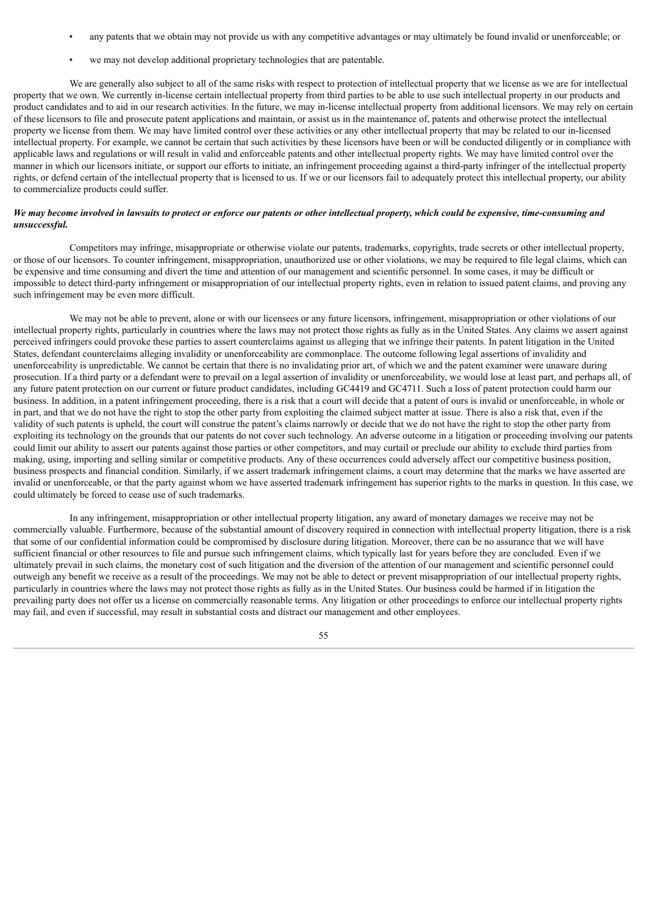- any patents that we obtain may not provide us with any competitive advantages or may ultimately be found invalid or unenforceable; or
- we may not develop additional proprietary technologies that are patentable.

We are generally also subject to all of the same risks with respect to protection of intellectual property that we license as we are for intellectual property that we own. We currently in-license certain intellectual property from third parties to be able to use such intellectual property in our products and product candidates and to aid in our research activities. In the future, we may in-license intellectual property from additional licensors. We may rely on certain of these licensors to file and prosecute patent applications and maintain, or assist us in the maintenance of, patents and otherwise protect the intellectual property we license from them. We may have limited control over these activities or any other intellectual property that may be related to our in-licensed intellectual property. For example, we cannot be certain that such activities by these licensors have been or will be conducted diligently or in compliance with applicable laws and regulations or will result in valid and enforceable patents and other intellectual property rights. We may have limited control over the manner in which our licensors initiate, or support our efforts to initiate, an infringement proceeding against a third-party infringer of the intellectual property rights, or defend certain of the intellectual property that is licensed to us. If we or our licensors fail to adequately protect this intellectual property, our ability to commercialize products could suffer.

***We may become involved in lawsuits to protect or enforce our patents or other intellectual property, which could be expensive, time-consuming and unsuccessful.***

Competitors may infringe, misappropriate or otherwise violate our patents, trademarks, copyrights, trade secrets or other intellectual property, or those of our licensors. To counter infringement, misappropriation, unauthorized use or other violations, we may be required to file legal claims, which can be expensive and time consuming and divert the time and attention of our management and scientific personnel. In some cases, it may be difficult or impossible to detect third-party infringement or misappropriation of our intellectual property rights, even in relation to issued patent claims, and proving any such infringement may be even more difficult.

We may not be able to prevent, alone or with our licensees or any future licensors, infringement, misappropriation or other violations of our intellectual property rights, particularly in countries where the laws may not protect those rights as fully as in the United States. Any claims we assert against perceived infringers could provoke these parties to assert counterclaims against us alleging that we infringe their patents. In patent litigation in the United States, defendant counterclaims alleging invalidity or unenforceability are commonplace. The outcome following legal assertions of invalidity and unenforceability is unpredictable. We cannot be certain that there is no invalidating prior art, of which we and the patent examiner were unaware during prosecution. If a third party or a defendant were to prevail on a legal assertion of invalidity or unenforceability, we would lose at least part, and perhaps all, of any future patent protection on our current or future product candidates, including GC4419 and GC4711. Such a loss of patent protection could harm our business. In addition, in a patent infringement proceeding, there is a risk that a court will decide that a patent of ours is invalid or unenforceable, in whole or in part, and that we do not have the right to stop the other party from exploiting the claimed subject matter at issue. There is also a risk that, even if the validity of such patents is upheld, the court will construe the patent's claims narrowly or decide that we do not have the right to stop the other party from exploiting its technology on the grounds that our patents do not cover such technology. An adverse outcome in a litigation or proceeding involving our patents could limit our ability to assert our patents against those parties or other competitors, and may curtail or preclude our ability to exclude third parties from making, using, importing and selling similar or competitive products. Any of these occurrences could adversely affect our competitive business position, business prospects and financial condition. Similarly, if we assert trademark infringement claims, a court may determine that the marks we have asserted are invalid or unenforceable, or that the party against whom we have asserted trademark infringement has superior rights to the marks in question. In this case, we could ultimately be forced to cease use of such trademarks.

In any infringement, misappropriation or other intellectual property litigation, any award of monetary damages we receive may not be commercially valuable. Furthermore, because of the substantial amount of discovery required in connection with intellectual property litigation, there is a risk that some of our confidential information could be compromised by disclosure during litigation. Moreover, there can be no assurance that we will have sufficient financial or other resources to file and pursue such infringement claims, which typically last for years before they are concluded. Even if we ultimately prevail in such claims, the monetary cost of such litigation and the diversion of the attention of our management and scientific personnel could outweigh any benefit we receive as a result of the proceedings. We may not be able to detect or prevent misappropriation of our intellectual property rights, particularly in countries where the laws may not protect those rights as fully as in the United States. Our business could be harmed if in litigation the prevailing party does not offer us a license on commercially reasonable terms. Any litigation or other proceedings to enforce our intellectual property rights may fail, and even if successful, may result in substantial costs and distract our management and other employees.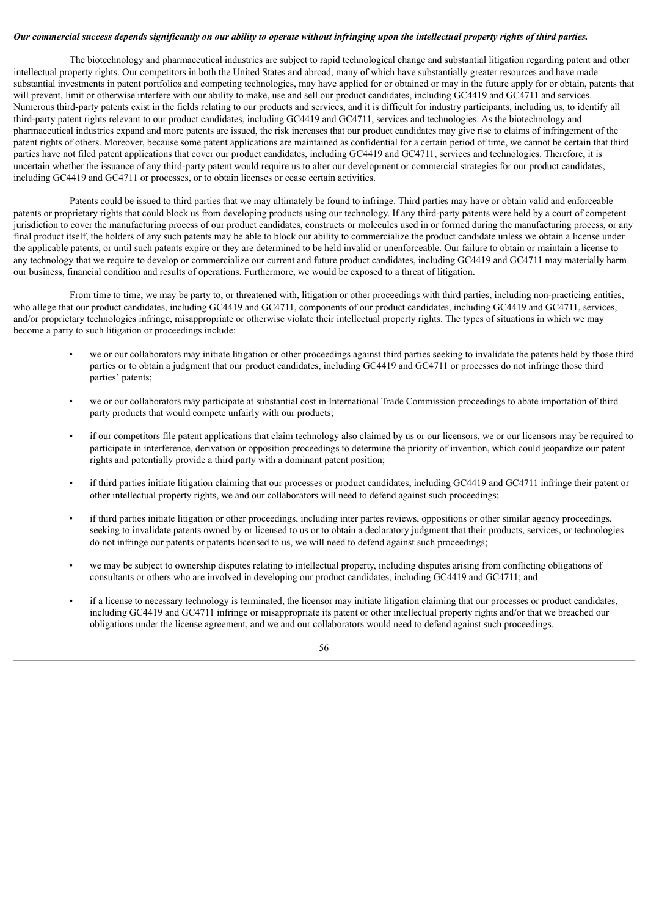***Our commercial success depends significantly on our ability to operate without infringing upon the intellectual property rights of third parties.***

The biotechnology and pharmaceutical industries are subject to rapid technological change and substantial litigation regarding patent and other intellectual property rights. Our competitors in both the United States and abroad, many of which have substantially greater resources and have made substantial investments in patent portfolios and competing technologies, may have applied for or obtained or may in the future apply for or obtain, patents that will prevent, limit or otherwise interfere with our ability to make, use and sell our product candidates, including GC4419 and GC4711 and services. Numerous third-party patents exist in the fields relating to our products and services, and it is difficult for industry participants, including us, to identify all third-party patent rights relevant to our product candidates, including GC4419 and GC4711, services and technologies. As the biotechnology and pharmaceutical industries expand and more patents are issued, the risk increases that our product candidates may give rise to claims of infringement of the patent rights of others. Moreover, because some patent applications are maintained as confidential for a certain period of time, we cannot be certain that third parties have not filed patent applications that cover our product candidates, including GC4419 and GC4711, services and technologies. Therefore, it is uncertain whether the issuance of any third-party patent would require us to alter our development or commercial strategies for our product candidates, including GC4419 and GC4711 or processes, or to obtain licenses or cease certain activities.

Patents could be issued to third parties that we may ultimately be found to infringe. Third parties may have or obtain valid and enforceable patents or proprietary rights that could block us from developing products using our technology. If any third-party patents were held by a court of competent jurisdiction to cover the manufacturing process of our product candidates, constructs or molecules used in or formed during the manufacturing process, or any final product itself, the holders of any such patents may be able to block our ability to commercialize the product candidate unless we obtain a license under the applicable patents, or until such patents expire or they are determined to be held invalid or unenforceable. Our failure to obtain or maintain a license to any technology that we require to develop or commercialize our current and future product candidates, including GC4419 and GC4711 may materially harm our business, financial condition and results of operations. Furthermore, we would be exposed to a threat of litigation.

From time to time, we may be party to, or threatened with, litigation or other proceedings with third parties, including non-practicing entities, who allege that our product candidates, including GC4419 and GC4711, components of our product candidates, including GC4419 and GC4711, services, and/or proprietary technologies infringe, misappropriate or otherwise violate their intellectual property rights. The types of situations in which we may become a party to such litigation or proceedings include:

- we or our collaborators may initiate litigation or other proceedings against third parties seeking to invalidate the patents held by those third parties or to obtain a judgment that our product candidates, including GC4419 and GC4711 or processes do not infringe those third parties' patents;
- we or our collaborators may participate at substantial cost in International Trade Commission proceedings to abate importation of third party products that would compete unfairly with our products;
- if our competitors file patent applications that claim technology also claimed by us or our licensors, we or our licensors may be required to participate in interference, derivation or opposition proceedings to determine the priority of invention, which could jeopardize our patent rights and potentially provide a third party with a dominant patent position;
- if third parties initiate litigation claiming that our processes or product candidates, including GC4419 and GC4711 infringe their patent or other intellectual property rights, we and our collaborators will need to defend against such proceedings;
- if third parties initiate litigation or other proceedings, including inter partes reviews, oppositions or other similar agency proceedings, seeking to invalidate patents owned by or licensed to us or to obtain a declaratory judgment that their products, services, or technologies do not infringe our patents or patents licensed to us, we will need to defend against such proceedings;
- we may be subject to ownership disputes relating to intellectual property, including disputes arising from conflicting obligations of consultants or others who are involved in developing our product candidates, including GC4419 and GC4711; and
- if a license to necessary technology is terminated, the licensor may initiate litigation claiming that our processes or product candidates, including GC4419 and GC4711 infringe or misappropriate its patent or other intellectual property rights and/or that we breached our obligations under the license agreement, and we and our collaborators would need to defend against such proceedings.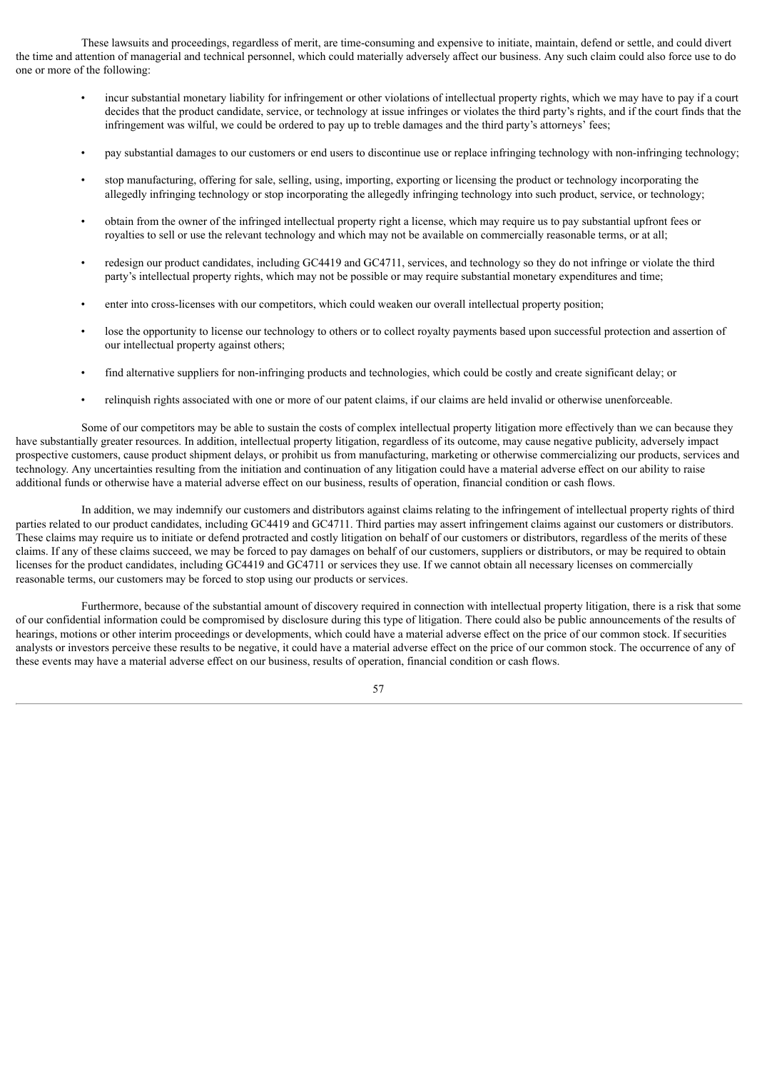These lawsuits and proceedings, regardless of merit, are time-consuming and expensive to initiate, maintain, defend or settle, and could divert the time and attention of managerial and technical personnel, which could materially adversely affect our business. Any such claim could also force use to do one or more of the following:

- incur substantial monetary liability for infringement or other violations of intellectual property rights, which we may have to pay if a court decides that the product candidate, service, or technology at issue infringes or violates the third party's rights, and if the court finds that the infringement was wilful, we could be ordered to pay up to treble damages and the third party's attorneys' fees;
- pay substantial damages to our customers or end users to discontinue use or replace infringing technology with non-infringing technology;
- stop manufacturing, offering for sale, selling, using, importing, exporting or licensing the product or technology incorporating the allegedly infringing technology or stop incorporating the allegedly infringing technology into such product, service, or technology;
- obtain from the owner of the infringed intellectual property right a license, which may require us to pay substantial upfront fees or royalties to sell or use the relevant technology and which may not be available on commercially reasonable terms, or at all;
- redesign our product candidates, including GC4419 and GC4711, services, and technology so they do not infringe or violate the third party's intellectual property rights, which may not be possible or may require substantial monetary expenditures and time;
- enter into cross-licenses with our competitors, which could weaken our overall intellectual property position;
- lose the opportunity to license our technology to others or to collect royalty payments based upon successful protection and assertion of our intellectual property against others;
- find alternative suppliers for non-infringing products and technologies, which could be costly and create significant delay; or
- relinquish rights associated with one or more of our patent claims, if our claims are held invalid or otherwise unenforceable.

Some of our competitors may be able to sustain the costs of complex intellectual property litigation more effectively than we can because they have substantially greater resources. In addition, intellectual property litigation, regardless of its outcome, may cause negative publicity, adversely impact prospective customers, cause product shipment delays, or prohibit us from manufacturing, marketing or otherwise commercializing our products, services and technology. Any uncertainties resulting from the initiation and continuation of any litigation could have a material adverse effect on our ability to raise additional funds or otherwise have a material adverse effect on our business, results of operation, financial condition or cash flows.

In addition, we may indemnify our customers and distributors against claims relating to the infringement of intellectual property rights of third parties related to our product candidates, including GC4419 and GC4711. Third parties may assert infringement claims against our customers or distributors. These claims may require us to initiate or defend protracted and costly litigation on behalf of our customers or distributors, regardless of the merits of these claims. If any of these claims succeed, we may be forced to pay damages on behalf of our customers, suppliers or distributors, or may be required to obtain licenses for the product candidates, including GC4419 and GC4711 or services they use. If we cannot obtain all necessary licenses on commercially reasonable terms, our customers may be forced to stop using our products or services.

Furthermore, because of the substantial amount of discovery required in connection with intellectual property litigation, there is a risk that some of our confidential information could be compromised by disclosure during this type of litigation. There could also be public announcements of the results of hearings, motions or other interim proceedings or developments, which could have a material adverse effect on the price of our common stock. If securities analysts or investors perceive these results to be negative, it could have a material adverse effect on the price of our common stock. The occurrence of any of these events may have a material adverse effect on our business, results of operation, financial condition or cash flows.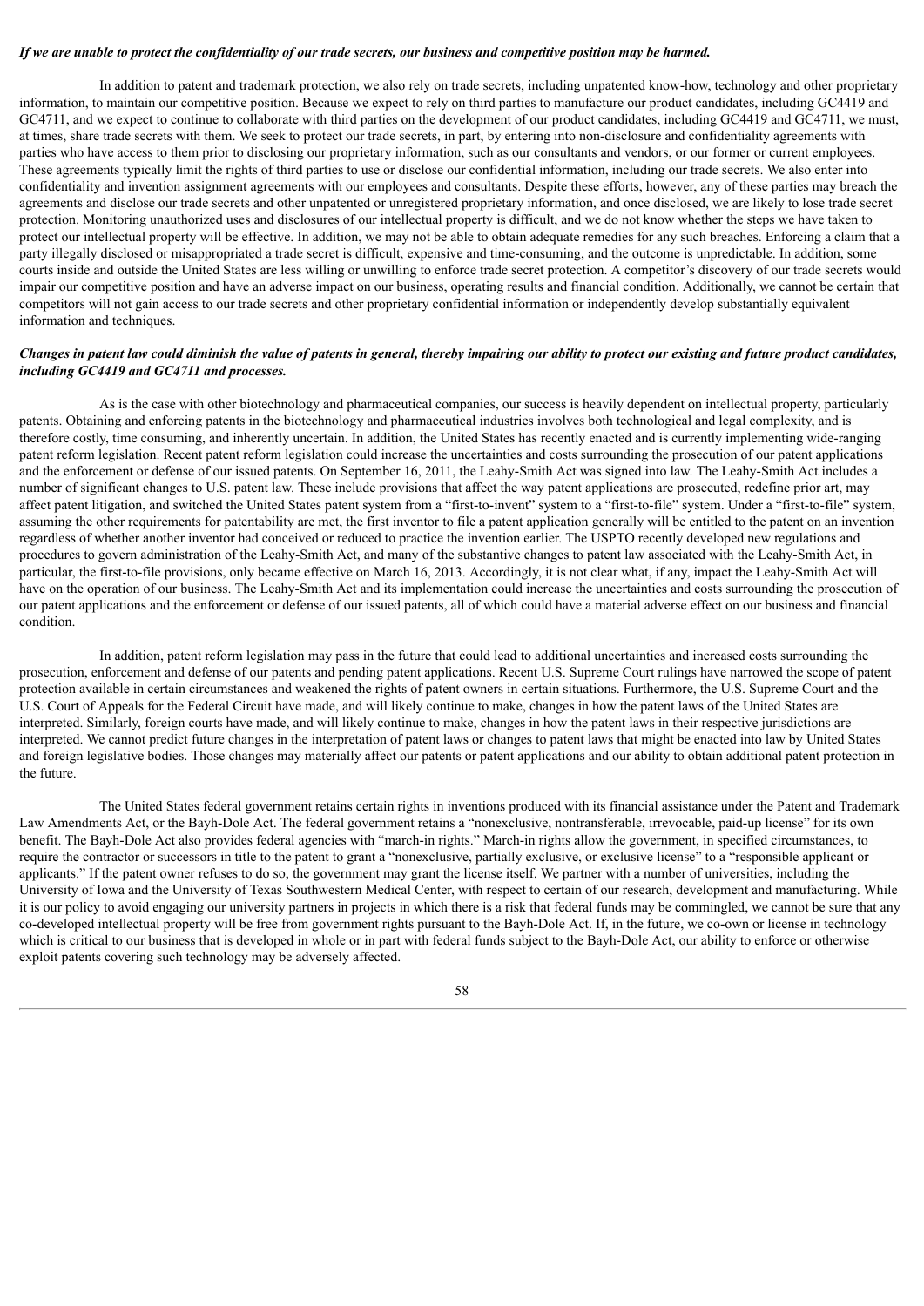***If we are unable to protect the confidentiality of our trade secrets, our business and competitive position may be harmed.***

In addition to patent and trademark protection, we also rely on trade secrets, including unpatented know-how, technology and other proprietary information, to maintain our competitive position. Because we expect to rely on third parties to manufacture our product candidates, including GC4419 and GC4711, and we expect to continue to collaborate with third parties on the development of our product candidates, including GC4419 and GC4711, we must, at times, share trade secrets with them. We seek to protect our trade secrets, in part, by entering into non-disclosure and confidentiality agreements with parties who have access to them prior to disclosing our proprietary information, such as our consultants and vendors, or our former or current employees. These agreements typically limit the rights of third parties to use or disclose our confidential information, including our trade secrets. We also enter into confidentiality and invention assignment agreements with our employees and consultants. Despite these efforts, however, any of these parties may breach the agreements and disclose our trade secrets and other unpatented or unregistered proprietary information, and once disclosed, we are likely to lose trade secret protection. Monitoring unauthorized uses and disclosures of our intellectual property is difficult, and we do not know whether the steps we have taken to protect our intellectual property will be effective. In addition, we may not be able to obtain adequate remedies for any such breaches. Enforcing a claim that a party illegally disclosed or misappropriated a trade secret is difficult, expensive and time-consuming, and the outcome is unpredictable. In addition, some courts inside and outside the United States are less willing or unwilling to enforce trade secret protection. A competitor's discovery of our trade secrets would impair our competitive position and have an adverse impact on our business, operating results and financial condition. Additionally, we cannot be certain that competitors will not gain access to our trade secrets and other proprietary confidential information or independently develop substantially equivalent information and techniques.

***Changes in patent law could diminish the value of patents in general, thereby impairing our ability to protect our existing and future product candidates, including GC4419 and GC4711 and processes.***

As is the case with other biotechnology and pharmaceutical companies, our success is heavily dependent on intellectual property, particularly patents. Obtaining and enforcing patents in the biotechnology and pharmaceutical industries involves both technological and legal complexity, and is therefore costly, time consuming, and inherently uncertain. In addition, the United States has recently enacted and is currently implementing wide-ranging patent reform legislation. Recent patent reform legislation could increase the uncertainties and costs surrounding the prosecution of our patent applications and the enforcement or defense of our issued patents. On September 16, 2011, the Leahy-Smith Act was signed into law. The Leahy-Smith Act includes a number of significant changes to U.S. patent law. These include provisions that affect the way patent applications are prosecuted, redefine prior art, may affect patent litigation, and switched the United States patent system from a "first-to-invent" system to a "first-to-file" system. Under a "first-to-file" system, assuming the other requirements for patentability are met, the first inventor to file a patent application generally will be entitled to the patent on an invention regardless of whether another inventor had conceived or reduced to practice the invention earlier. The USPTO recently developed new regulations and procedures to govern administration of the Leahy-Smith Act, and many of the substantive changes to patent law associated with the Leahy-Smith Act, in particular, the first-to-file provisions, only became effective on March 16, 2013. Accordingly, it is not clear what, if any, impact the Leahy-Smith Act will have on the operation of our business. The Leahy-Smith Act and its implementation could increase the uncertainties and costs surrounding the prosecution of our patent applications and the enforcement or defense of our issued patents, all of which could have a material adverse effect on our business and financial condition.

In addition, patent reform legislation may pass in the future that could lead to additional uncertainties and increased costs surrounding the prosecution, enforcement and defense of our patents and pending patent applications. Recent U.S. Supreme Court rulings have narrowed the scope of patent protection available in certain circumstances and weakened the rights of patent owners in certain situations. Furthermore, the U.S. Supreme Court and the U.S. Court of Appeals for the Federal Circuit have made, and will likely continue to make, changes in how the patent laws of the United States are interpreted. Similarly, foreign courts have made, and will likely continue to make, changes in how the patent laws in their respective jurisdictions are interpreted. We cannot predict future changes in the interpretation of patent laws or changes to patent laws that might be enacted into law by United States and foreign legislative bodies. Those changes may materially affect our patents or patent applications and our ability to obtain additional patent protection in the future.

The United States federal government retains certain rights in inventions produced with its financial assistance under the Patent and Trademark Law Amendments Act, or the Bayh-Dole Act. The federal government retains a "nonexclusive, nontransferable, irrevocable, paid-up license" for its own benefit. The Bayh-Dole Act also provides federal agencies with "march-in rights." March-in rights allow the government, in specified circumstances, to require the contractor or successors in title to the patent to grant a "nonexclusive, partially exclusive, or exclusive license" to a "responsible applicant or applicants." If the patent owner refuses to do so, the government may grant the license itself. We partner with a number of universities, including the University of Iowa and the University of Texas Southwestern Medical Center, with respect to certain of our research, development and manufacturing. While it is our policy to avoid engaging our university partners in projects in which there is a risk that federal funds may be commingled, we cannot be sure that any co-developed intellectual property will be free from government rights pursuant to the Bayh-Dole Act. If, in the future, we co-own or license in technology which is critical to our business that is developed in whole or in part with federal funds subject to the Bayh-Dole Act, our ability to enforce or otherwise exploit patents covering such technology may be adversely affected.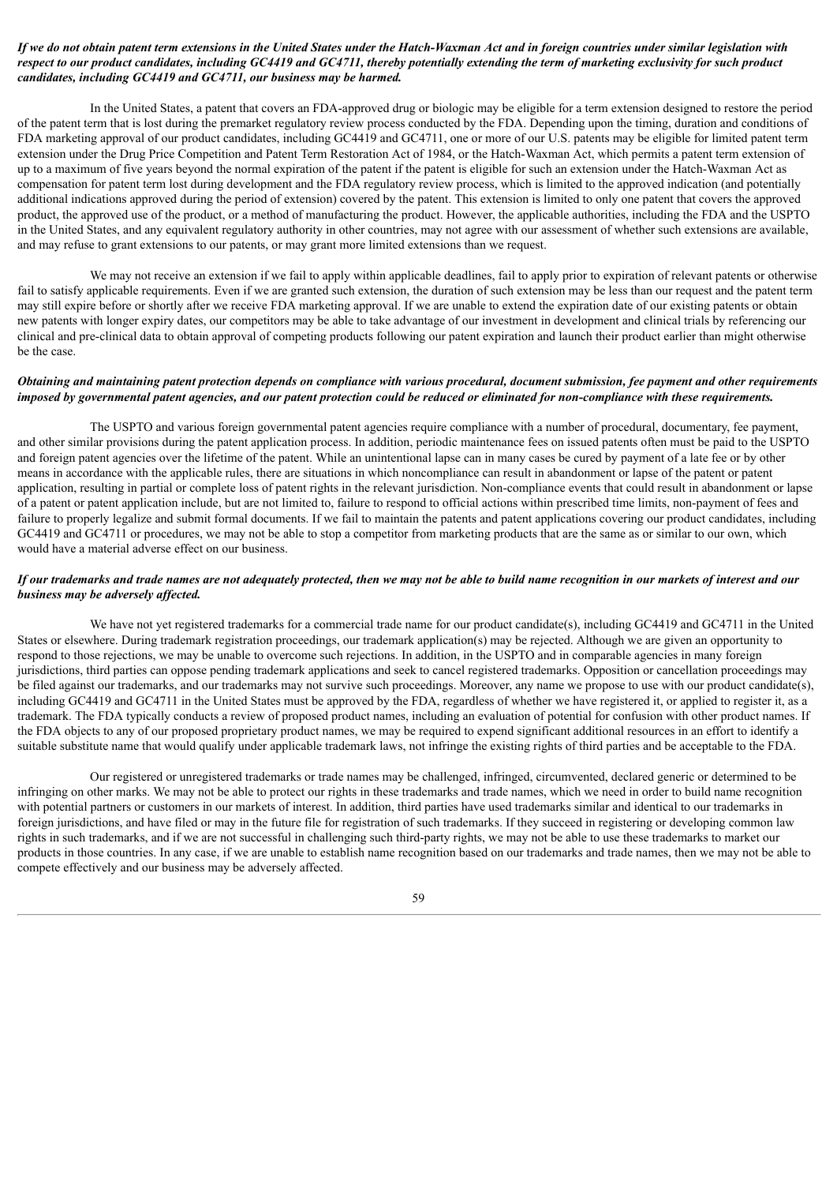***If we do not obtain patent term extensions in the United States under the Hatch-Waxman Act and in foreign countries under similar legislation with respect to our product candidates, including GC4419 and GC4711, thereby potentially extending the term of marketing exclusivity for such product candidates, including GC4419 and GC4711, our business may be harmed.***

In the United States, a patent that covers an FDA-approved drug or biologic may be eligible for a term extension designed to restore the period of the patent term that is lost during the premarket regulatory review process conducted by the FDA. Depending upon the timing, duration and conditions of FDA marketing approval of our product candidates, including GC4419 and GC4711, one or more of our U.S. patents may be eligible for limited patent term extension under the Drug Price Competition and Patent Term Restoration Act of 1984, or the Hatch-Waxman Act, which permits a patent term extension of up to a maximum of five years beyond the normal expiration of the patent if the patent is eligible for such an extension under the Hatch-Waxman Act as compensation for patent term lost during development and the FDA regulatory review process, which is limited to the approved indication (and potentially additional indications approved during the period of extension) covered by the patent. This extension is limited to only one patent that covers the approved product, the approved use of the product, or a method of manufacturing the product. However, the applicable authorities, including the FDA and the USPTO in the United States, and any equivalent regulatory authority in other countries, may not agree with our assessment of whether such extensions are available, and may refuse to grant extensions to our patents, or may grant more limited extensions than we request.

We may not receive an extension if we fail to apply within applicable deadlines, fail to apply prior to expiration of relevant patents or otherwise fail to satisfy applicable requirements. Even if we are granted such extension, the duration of such extension may be less than our request and the patent term may still expire before or shortly after we receive FDA marketing approval. If we are unable to extend the expiration date of our existing patents or obtain new patents with longer expiry dates, our competitors may be able to take advantage of our investment in development and clinical trials by referencing our clinical and pre-clinical data to obtain approval of competing products following our patent expiration and launch their product earlier than might otherwise be the case.

***Obtaining and maintaining patent protection depends on compliance with various procedural, document submission, fee payment and other requirements imposed by governmental patent agencies, and our patent protection could be reduced or eliminated for non-compliance with these requirements.***

The USPTO and various foreign governmental patent agencies require compliance with a number of procedural, documentary, fee payment, and other similar provisions during the patent application process. In addition, periodic maintenance fees on issued patents often must be paid to the USPTO and foreign patent agencies over the lifetime of the patent. While an unintentional lapse can in many cases be cured by payment of a late fee or by other means in accordance with the applicable rules, there are situations in which noncompliance can result in abandonment or lapse of the patent or patent application, resulting in partial or complete loss of patent rights in the relevant jurisdiction. Non-compliance events that could result in abandonment or lapse of a patent or patent application include, but are not limited to, failure to respond to official actions within prescribed time limits, non-payment of fees and failure to properly legalize and submit formal documents. If we fail to maintain the patents and patent applications covering our product candidates, including GC4419 and GC4711 or procedures, we may not be able to stop a competitor from marketing products that are the same as or similar to our own, which would have a material adverse effect on our business.

***If our trademarks and trade names are not adequately protected, then we may not be able to build name recognition in our markets of interest and our business may be adversely affected.***

We have not yet registered trademarks for a commercial trade name for our product candidate(s), including GC4419 and GC4711 in the United States or elsewhere. During trademark registration proceedings, our trademark application(s) may be rejected. Although we are given an opportunity to respond to those rejections, we may be unable to overcome such rejections. In addition, in the USPTO and in comparable agencies in many foreign jurisdictions, third parties can oppose pending trademark applications and seek to cancel registered trademarks. Opposition or cancellation proceedings may be filed against our trademarks, and our trademarks may not survive such proceedings. Moreover, any name we propose to use with our product candidate(s), including GC4419 and GC4711 in the United States must be approved by the FDA, regardless of whether we have registered it, or applied to register it, as a trademark. The FDA typically conducts a review of proposed product names, including an evaluation of potential for confusion with other product names. If the FDA objects to any of our proposed proprietary product names, we may be required to expend significant additional resources in an effort to identify a suitable substitute name that would qualify under applicable trademark laws, not infringe the existing rights of third parties and be acceptable to the FDA.

Our registered or unregistered trademarks or trade names may be challenged, infringed, circumvented, declared generic or determined to be infringing on other marks. We may not be able to protect our rights in these trademarks and trade names, which we need in order to build name recognition with potential partners or customers in our markets of interest. In addition, third parties have used trademarks similar and identical to our trademarks in foreign jurisdictions, and have filed or may in the future file for registration of such trademarks. If they succeed in registering or developing common law rights in such trademarks, and if we are not successful in challenging such third-party rights, we may not be able to use these trademarks to market our products in those countries. In any case, if we are unable to establish name recognition based on our trademarks and trade names, then we may not be able to compete effectively and our business may be adversely affected.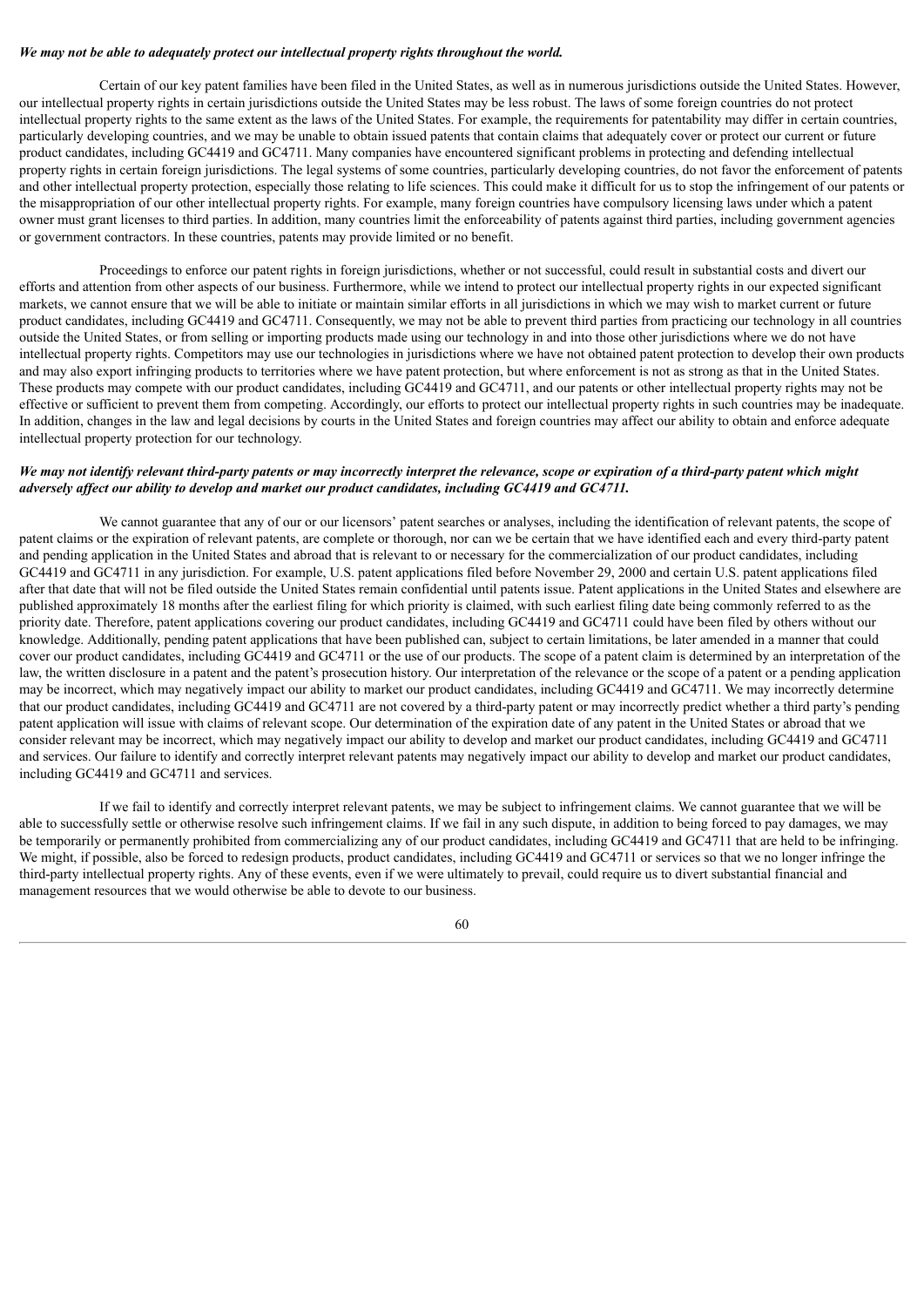***We may not be able to adequately protect our intellectual property rights throughout the world.***

Certain of our key patent families have been filed in the United States, as well as in numerous jurisdictions outside the United States. However, our intellectual property rights in certain jurisdictions outside the United States may be less robust. The laws of some foreign countries do not protect intellectual property rights to the same extent as the laws of the United States. For example, the requirements for patentability may differ in certain countries, particularly developing countries, and we may be unable to obtain issued patents that contain claims that adequately cover or protect our current or future product candidates, including GC4419 and GC4711. Many companies have encountered significant problems in protecting and defending intellectual property rights in certain foreign jurisdictions. The legal systems of some countries, particularly developing countries, do not favor the enforcement of patents and other intellectual property protection, especially those relating to life sciences. This could make it difficult for us to stop the infringement of our patents or the misappropriation of our other intellectual property rights. For example, many foreign countries have compulsory licensing laws under which a patent owner must grant licenses to third parties. In addition, many countries limit the enforceability of patents against third parties, including government agencies or government contractors. In these countries, patents may provide limited or no benefit.

Proceedings to enforce our patent rights in foreign jurisdictions, whether or not successful, could result in substantial costs and divert our efforts and attention from other aspects of our business. Furthermore, while we intend to protect our intellectual property rights in our expected significant markets, we cannot ensure that we will be able to initiate or maintain similar efforts in all jurisdictions in which we may wish to market current or future product candidates, including GC4419 and GC4711. Consequently, we may not be able to prevent third parties from practicing our technology in all countries outside the United States, or from selling or importing products made using our technology in and into those other jurisdictions where we do not have intellectual property rights. Competitors may use our technologies in jurisdictions where we have not obtained patent protection to develop their own products and may also export infringing products to territories where we have patent protection, but where enforcement is not as strong as that in the United States. These products may compete with our product candidates, including GC4419 and GC4711, and our patents or other intellectual property rights may not be effective or sufficient to prevent them from competing. Accordingly, our efforts to protect our intellectual property rights in such countries may be inadequate. In addition, changes in the law and legal decisions by courts in the United States and foreign countries may affect our ability to obtain and enforce adequate intellectual property protection for our technology.

***We may not identify relevant third-party patents or may incorrectly interpret the relevance, scope or expiration of a third-party patent which might adversely affect our ability to develop and market our product candidates, including GC4419 and GC4711.***

We cannot guarantee that any of our or our licensors' patent searches or analyses, including the identification of relevant patents, the scope of patent claims or the expiration of relevant patents, are complete or thorough, nor can we be certain that we have identified each and every third-party patent and pending application in the United States and abroad that is relevant to or necessary for the commercialization of our product candidates, including GC4419 and GC4711 in any jurisdiction. For example, U.S. patent applications filed before November 29, 2000 and certain U.S. patent applications filed after that date that will not be filed outside the United States remain confidential until patents issue. Patent applications in the United States and elsewhere are published approximately 18 months after the earliest filing for which priority is claimed, with such earliest filing date being commonly referred to as the priority date. Therefore, patent applications covering our product candidates, including GC4419 and GC4711 could have been filed by others without our knowledge. Additionally, pending patent applications that have been published can, subject to certain limitations, be later amended in a manner that could cover our product candidates, including GC4419 and GC4711 or the use of our products. The scope of a patent claim is determined by an interpretation of the law, the written disclosure in a patent and the patent's prosecution history. Our interpretation of the relevance or the scope of a patent or a pending application may be incorrect, which may negatively impact our ability to market our product candidates, including GC4419 and GC4711. We may incorrectly determine that our product candidates, including GC4419 and GC4711 are not covered by a third-party patent or may incorrectly predict whether a third party's pending patent application will issue with claims of relevant scope. Our determination of the expiration date of any patent in the United States or abroad that we consider relevant may be incorrect, which may negatively impact our ability to develop and market our product candidates, including GC4419 and GC4711 and services. Our failure to identify and correctly interpret relevant patents may negatively impact our ability to develop and market our product candidates, including GC4419 and GC4711 and services.

If we fail to identify and correctly interpret relevant patents, we may be subject to infringement claims. We cannot guarantee that we will be able to successfully settle or otherwise resolve such infringement claims. If we fail in any such dispute, in addition to being forced to pay damages, we may be temporarily or permanently prohibited from commercializing any of our product candidates, including GC4419 and GC4711 that are held to be infringing. We might, if possible, also be forced to redesign products, product candidates, including GC4419 and GC4711 or services so that we no longer infringe the third-party intellectual property rights. Any of these events, even if we were ultimately to prevail, could require us to divert substantial financial and management resources that we would otherwise be able to devote to our business.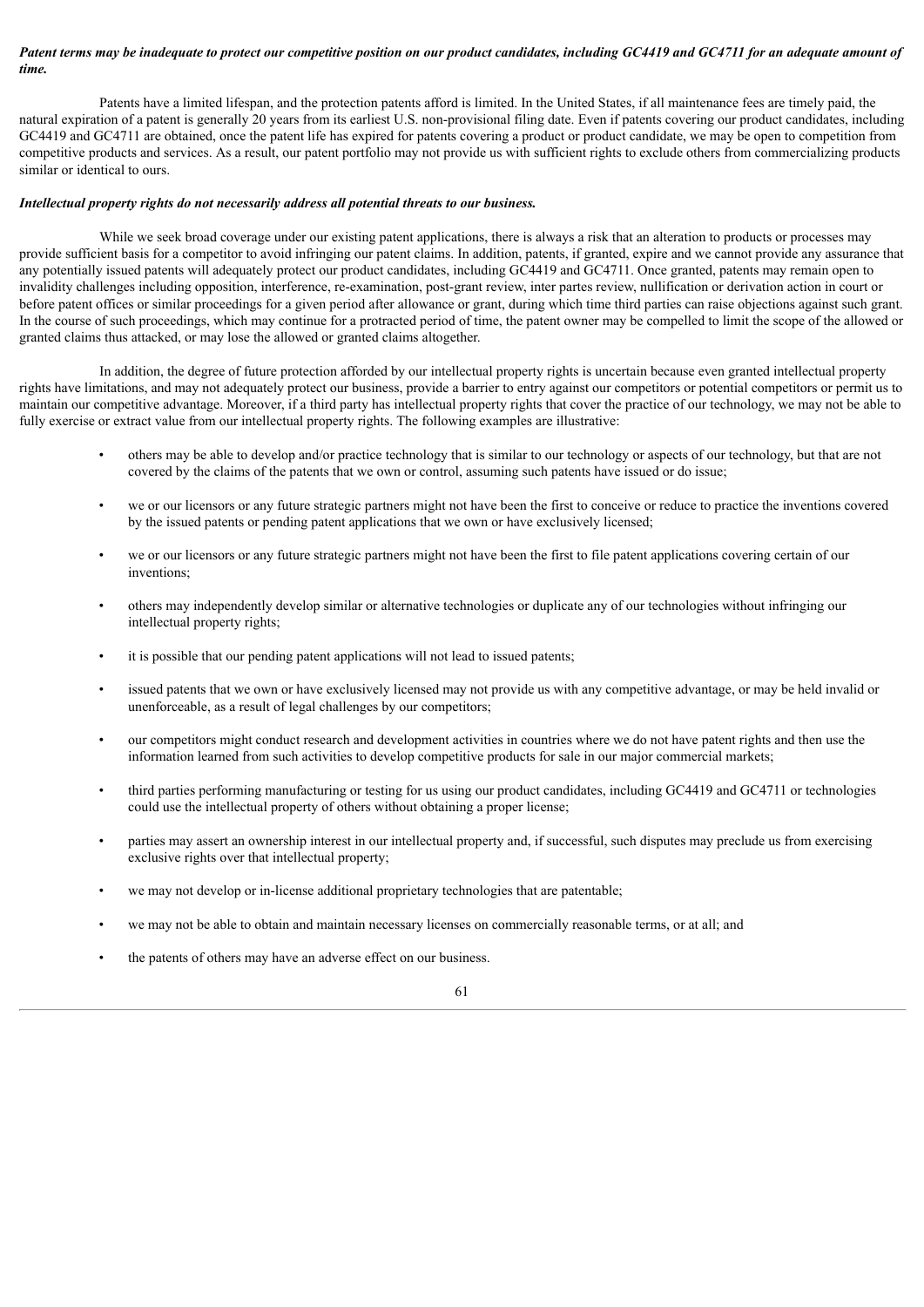***Patent terms may be inadequate to protect our competitive position on our product candidates, including GC4419 and GC4711 for an adequate amount of time.***

Patents have a limited lifespan, and the protection patents afford is limited. In the United States, if all maintenance fees are timely paid, the natural expiration of a patent is generally 20 years from its earliest U.S. non-provisional filing date. Even if patents covering our product candidates, including GC4419 and GC4711 are obtained, once the patent life has expired for patents covering a product or product candidate, we may be open to competition from competitive products and services. As a result, our patent portfolio may not provide us with sufficient rights to exclude others from commercializing products similar or identical to ours.

***Intellectual property rights do not necessarily address all potential threats to our business.***

While we seek broad coverage under our existing patent applications, there is always a risk that an alteration to products or processes may provide sufficient basis for a competitor to avoid infringing our patent claims. In addition, patents, if granted, expire and we cannot provide any assurance that any potentially issued patents will adequately protect our product candidates, including GC4419 and GC4711. Once granted, patents may remain open to invalidity challenges including opposition, interference, re-examination, post-grant review, inter partes review, nullification or derivation action in court or before patent offices or similar proceedings for a given period after allowance or grant, during which time third parties can raise objections against such grant. In the course of such proceedings, which may continue for a protracted period of time, the patent owner may be compelled to limit the scope of the allowed or granted claims thus attacked, or may lose the allowed or granted claims altogether.

In addition, the degree of future protection afforded by our intellectual property rights is uncertain because even granted intellectual property rights have limitations, and may not adequately protect our business, provide a barrier to entry against our competitors or potential competitors or permit us to maintain our competitive advantage. Moreover, if a third party has intellectual property rights that cover the practice of our technology, we may not be able to fully exercise or extract value from our intellectual property rights. The following examples are illustrative:

- others may be able to develop and/or practice technology that is similar to our technology or aspects of our technology, but that are not covered by the claims of the patents that we own or control, assuming such patents have issued or do issue;
- we or our licensors or any future strategic partners might not have been the first to conceive or reduce to practice the inventions covered by the issued patents or pending patent applications that we own or have exclusively licensed;
- we or our licensors or any future strategic partners might not have been the first to file patent applications covering certain of our inventions;
- others may independently develop similar or alternative technologies or duplicate any of our technologies without infringing our intellectual property rights;
- it is possible that our pending patent applications will not lead to issued patents;
- issued patents that we own or have exclusively licensed may not provide us with any competitive advantage, or may be held invalid or unenforceable, as a result of legal challenges by our competitors;
- our competitors might conduct research and development activities in countries where we do not have patent rights and then use the information learned from such activities to develop competitive products for sale in our major commercial markets;
- third parties performing manufacturing or testing for us using our product candidates, including GC4419 and GC4711 or technologies could use the intellectual property of others without obtaining a proper license;
- parties may assert an ownership interest in our intellectual property and, if successful, such disputes may preclude us from exercising exclusive rights over that intellectual property;
- we may not develop or in-license additional proprietary technologies that are patentable;
- we may not be able to obtain and maintain necessary licenses on commercially reasonable terms, or at all; and
- the patents of others may have an adverse effect on our business.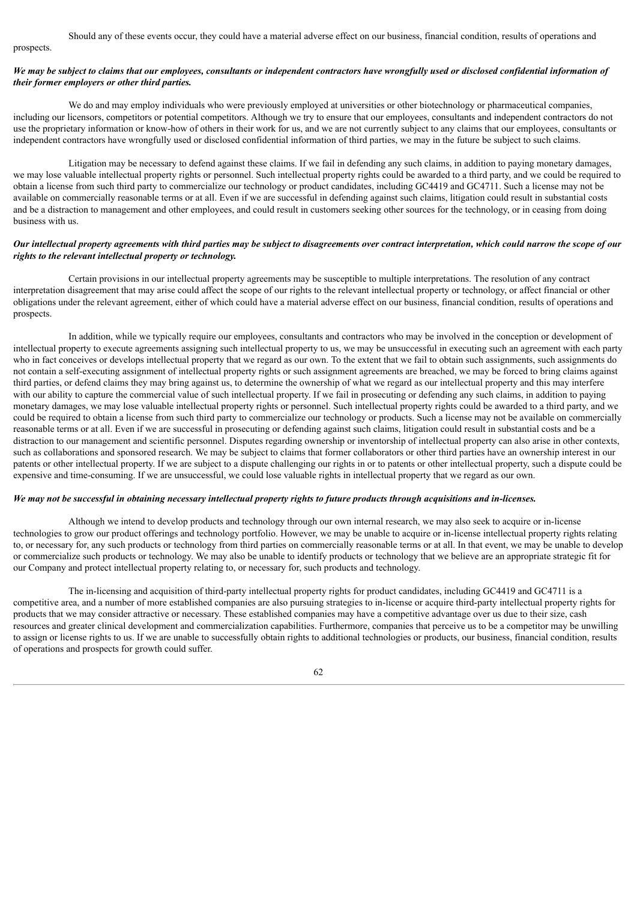Should any of these events occur, they could have a material adverse effect on our business, financial condition, results of operations and prospects.

***We may be subject to claims that our employees, consultants or independent contractors have wrongfully used or disclosed confidential information of their former employers or other third parties.***

We do and may employ individuals who were previously employed at universities or other biotechnology or pharmaceutical companies, including our licensors, competitors or potential competitors. Although we try to ensure that our employees, consultants and independent contractors do not use the proprietary information or know-how of others in their work for us, and we are not currently subject to any claims that our employees, consultants or independent contractors have wrongfully used or disclosed confidential information of third parties, we may in the future be subject to such claims.

Litigation may be necessary to defend against these claims. If we fail in defending any such claims, in addition to paying monetary damages, we may lose valuable intellectual property rights or personnel. Such intellectual property rights could be awarded to a third party, and we could be required to obtain a license from such third party to commercialize our technology or product candidates, including GC4419 and GC4711. Such a license may not be available on commercially reasonable terms or at all. Even if we are successful in defending against such claims, litigation could result in substantial costs and be a distraction to management and other employees, and could result in customers seeking other sources for the technology, or in ceasing from doing business with us.

***Our intellectual property agreements with third parties may be subject to disagreements over contract interpretation, which could narrow the scope of our rights to the relevant intellectual property or technology.***

Certain provisions in our intellectual property agreements may be susceptible to multiple interpretations. The resolution of any contract interpretation disagreement that may arise could affect the scope of our rights to the relevant intellectual property or technology, or affect financial or other obligations under the relevant agreement, either of which could have a material adverse effect on our business, financial condition, results of operations and prospects.

In addition, while we typically require our employees, consultants and contractors who may be involved in the conception or development of intellectual property to execute agreements assigning such intellectual property to us, we may be unsuccessful in executing such an agreement with each party who in fact conceives or develops intellectual property that we regard as our own. To the extent that we fail to obtain such assignments, such assignments do not contain a self-executing assignment of intellectual property rights or such assignment agreements are breached, we may be forced to bring claims against third parties, or defend claims they may bring against us, to determine the ownership of what we regard as our intellectual property and this may interfere with our ability to capture the commercial value of such intellectual property. If we fail in prosecuting or defending any such claims, in addition to paying monetary damages, we may lose valuable intellectual property rights or personnel. Such intellectual property rights could be awarded to a third party, and we could be required to obtain a license from such third party to commercialize our technology or products. Such a license may not be available on commercially reasonable terms or at all. Even if we are successful in prosecuting or defending against such claims, litigation could result in substantial costs and be a distraction to our management and scientific personnel. Disputes regarding ownership or inventorship of intellectual property can also arise in other contexts, such as collaborations and sponsored research. We may be subject to claims that former collaborators or other third parties have an ownership interest in our patents or other intellectual property. If we are subject to a dispute challenging our rights in or to patents or other intellectual property, such a dispute could be expensive and time-consuming. If we are unsuccessful, we could lose valuable rights in intellectual property that we regard as our own.

***We may not be successful in obtaining necessary intellectual property rights to future products through acquisitions and in-licenses.***

Although we intend to develop products and technology through our own internal research, we may also seek to acquire or in-license technologies to grow our product offerings and technology portfolio. However, we may be unable to acquire or in-license intellectual property rights relating to, or necessary for, any such products or technology from third parties on commercially reasonable terms or at all. In that event, we may be unable to develop or commercialize such products or technology. We may also be unable to identify products or technology that we believe are an appropriate strategic fit for our Company and protect intellectual property relating to, or necessary for, such products and technology.

The in-licensing and acquisition of third-party intellectual property rights for product candidates, including GC4419 and GC4711 is a competitive area, and a number of more established companies are also pursuing strategies to in-license or acquire third-party intellectual property rights for products that we may consider attractive or necessary. These established companies may have a competitive advantage over us due to their size, cash resources and greater clinical development and commercialization capabilities. Furthermore, companies that perceive us to be a competitor may be unwilling to assign or license rights to us. If we are unable to successfully obtain rights to additional technologies or products, our business, financial condition, results of operations and prospects for growth could suffer.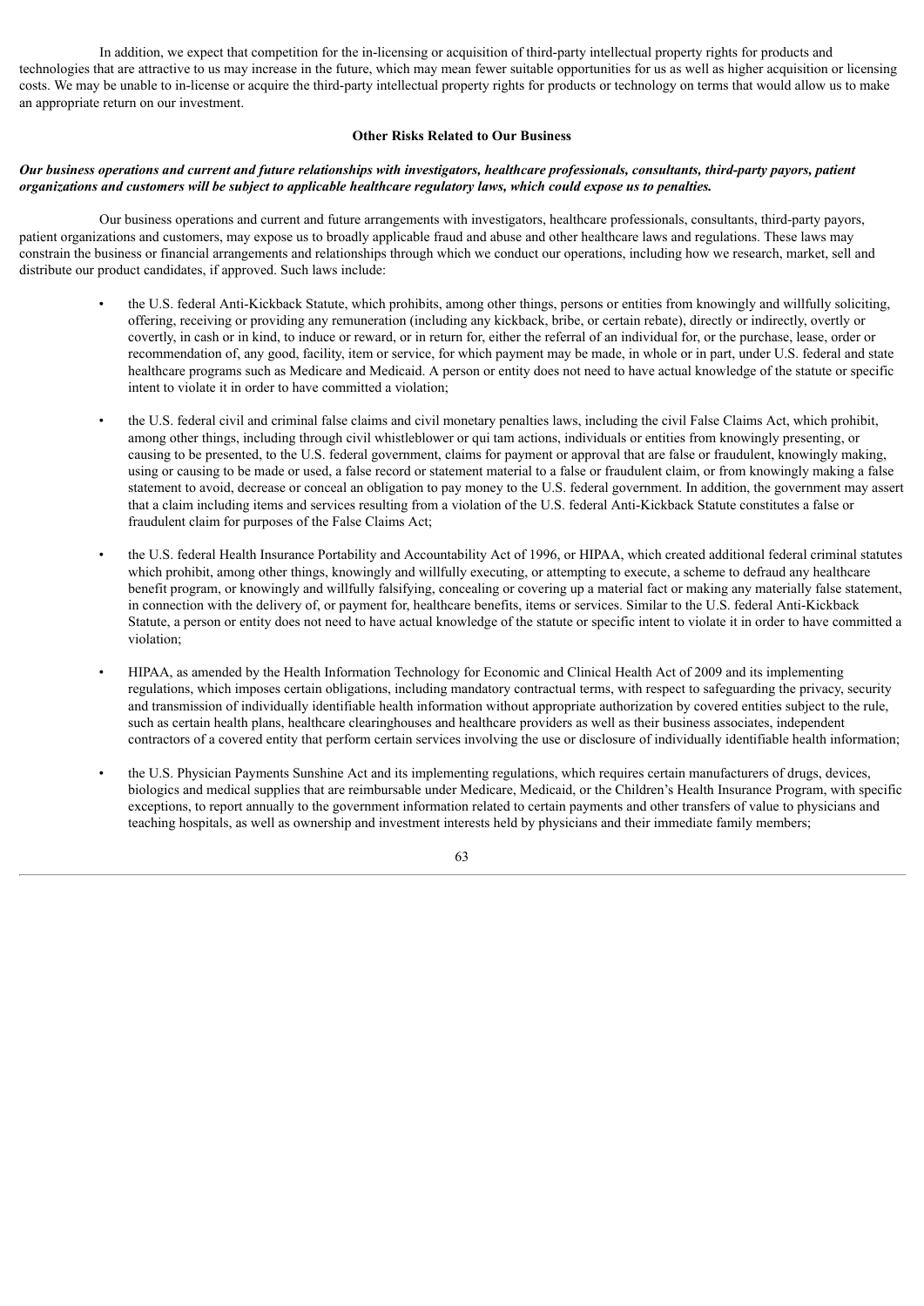In addition, we expect that competition for the in-licensing or acquisition of third-party intellectual property rights for products and technologies that are attractive to us may increase in the future, which may mean fewer suitable opportunities for us as well as higher acquisition or licensing costs. We may be unable to in-license or acquire the third-party intellectual property rights for products or technology on terms that would allow us to make an appropriate return on our investment.

## Other Risks Related to Our Business

***Our business operations and current and future relationships with investigators, healthcare professionals, consultants, third-party payors, patient organizations and customers will be subject to applicable healthcare regulatory laws, which could expose us to penalties.***

Our business operations and current and future arrangements with investigators, healthcare professionals, consultants, third-party payors, patient organizations and customers, may expose us to broadly applicable fraud and abuse and other healthcare laws and regulations. These laws may constrain the business or financial arrangements and relationships through which we conduct our operations, including how we research, market, sell and distribute our product candidates, if approved. Such laws include:

- the U.S. federal Anti-Kickback Statute, which prohibits, among other things, persons or entities from knowingly and willfully soliciting, offering, receiving or providing any remuneration (including any kickback, bribe, or certain rebate), directly or indirectly, overtly or covertly, in cash or in kind, to induce or reward, or in return for, either the referral of an individual for, or the purchase, lease, order or recommendation of, any good, facility, item or service, for which payment may be made, in whole or in part, under U.S. federal and state healthcare programs such as Medicare and Medicaid. A person or entity does not need to have actual knowledge of the statute or specific intent to violate it in order to have committed a violation;

- the U.S. federal civil and criminal false claims and civil monetary penalties laws, including the civil False Claims Act, which prohibit, among other things, including through civil whistleblower or qui tam actions, individuals or entities from knowingly presenting, or causing to be presented, to the U.S. federal government, claims for payment or approval that are false or fraudulent, knowingly making, using or causing to be made or used, a false record or statement material to a false or fraudulent claim, or from knowingly making a false statement to avoid, decrease or conceal an obligation to pay money to the U.S. federal government. In addition, the government may assert that a claim including items and services resulting from a violation of the U.S. federal Anti-Kickback Statute constitutes a false or fraudulent claim for purposes of the False Claims Act;

- the U.S. federal Health Insurance Portability and Accountability Act of 1996, or HIPAA, which created additional federal criminal statutes which prohibit, among other things, knowingly and willfully executing, or attempting to execute, a scheme to defraud any healthcare benefit program, or knowingly and willfully falsifying, concealing or covering up a material fact or making any materially false statement, in connection with the delivery of, or payment for, healthcare benefits, items or services. Similar to the U.S. federal Anti-Kickback Statute, a person or entity does not need to have actual knowledge of the statute or specific intent to violate it in order to have committed a violation;

- HIPAA, as amended by the Health Information Technology for Economic and Clinical Health Act of 2009 and its implementing regulations, which imposes certain obligations, including mandatory contractual terms, with respect to safeguarding the privacy, security and transmission of individually identifiable health information without appropriate authorization by covered entities subject to the rule, such as certain health plans, healthcare clearinghouses and healthcare providers as well as their business associates, independent contractors of a covered entity that perform certain services involving the use or disclosure of individually identifiable health information;

- the U.S. Physician Payments Sunshine Act and its implementing regulations, which requires certain manufacturers of drugs, devices, biologics and medical supplies that are reimbursable under Medicare, Medicaid, or the Children's Health Insurance Program, with specific exceptions, to report annually to the government information related to certain payments and other transfers of value to physicians and teaching hospitals, as well as ownership and investment interests held by physicians and their immediate family members;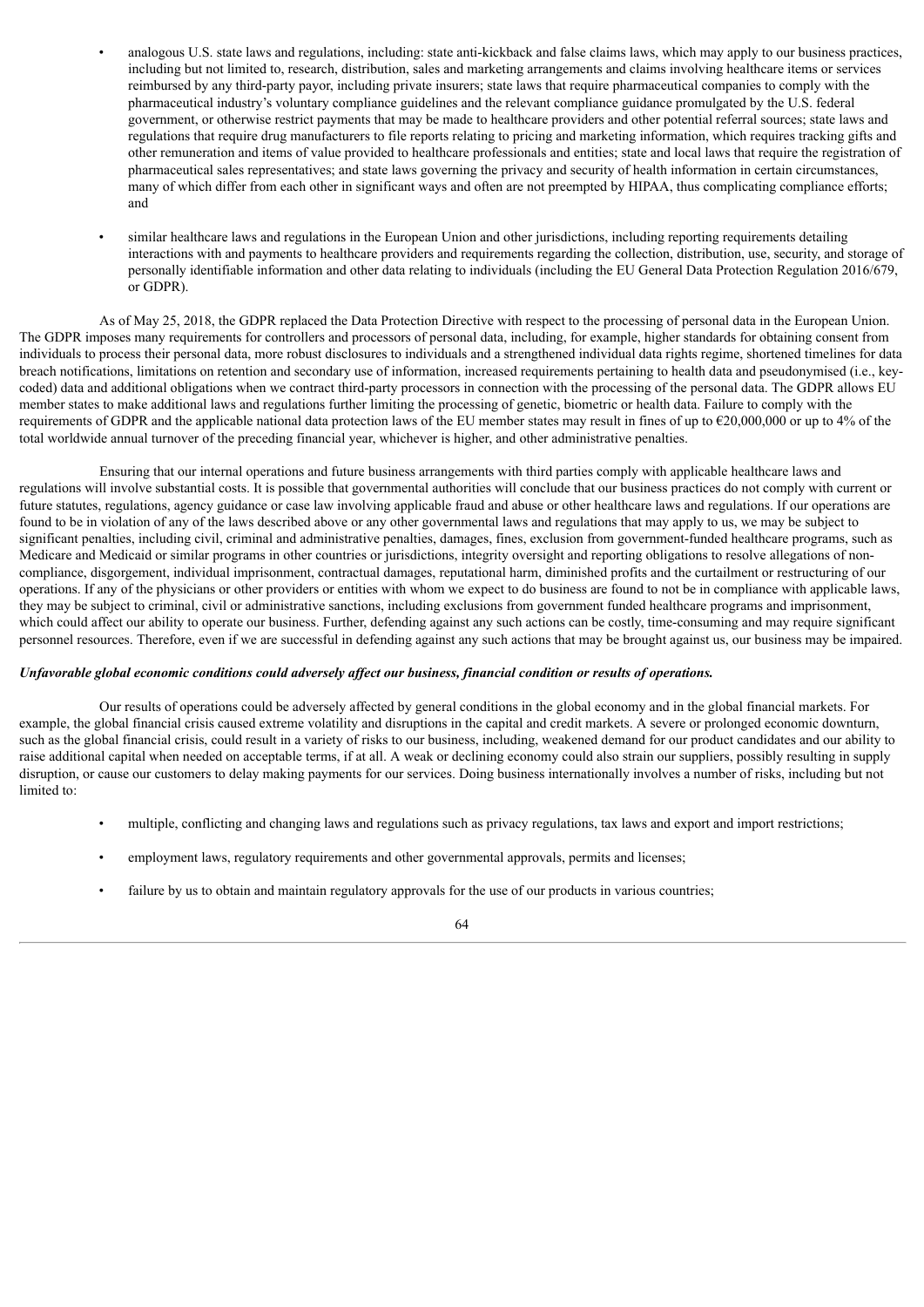- analogous U.S. state laws and regulations, including: state anti-kickback and false claims laws, which may apply to our business practices, including but not limited to, research, distribution, sales and marketing arrangements and claims involving healthcare items or services reimbursed by any third-party payor, including private insurers; state laws that require pharmaceutical companies to comply with the pharmaceutical industry's voluntary compliance guidelines and the relevant compliance guidance promulgated by the U.S. federal government, or otherwise restrict payments that may be made to healthcare providers and other potential referral sources; state laws and regulations that require drug manufacturers to file reports relating to pricing and marketing information, which requires tracking gifts and other remuneration and items of value provided to healthcare professionals and entities; state and local laws that require the registration of pharmaceutical sales representatives; and state laws governing the privacy and security of health information in certain circumstances, many of which differ from each other in significant ways and often are not preempted by HIPAA, thus complicating compliance efforts; and

- similar healthcare laws and regulations in the European Union and other jurisdictions, including reporting requirements detailing interactions with and payments to healthcare providers and requirements regarding the collection, distribution, use, security, and storage of personally identifiable information and other data relating to individuals (including the EU General Data Protection Regulation 2016/679, or GDPR).

As of May 25, 2018, the GDPR replaced the Data Protection Directive with respect to the processing of personal data in the European Union. The GDPR imposes many requirements for controllers and processors of personal data, including, for example, higher standards for obtaining consent from individuals to process their personal data, more robust disclosures to individuals and a strengthened individual data rights regime, shortened timelines for data breach notifications, limitations on retention and secondary use of information, increased requirements pertaining to health data and pseudonymised (i.e., key-coded) data and additional obligations when we contract third-party processors in connection with the processing of the personal data. The GDPR allows EU member states to make additional laws and regulations further limiting the processing of genetic, biometric or health data. Failure to comply with the requirements of GDPR and the applicable national data protection laws of the EU member states may result in fines of up to €20,000,000 or up to 4% of the total worldwide annual turnover of the preceding financial year, whichever is higher, and other administrative penalties.

Ensuring that our internal operations and future business arrangements with third parties comply with applicable healthcare laws and regulations will involve substantial costs. It is possible that governmental authorities will conclude that our business practices do not comply with current or future statutes, regulations, agency guidance or case law involving applicable fraud and abuse or other healthcare laws and regulations. If our operations are found to be in violation of any of the laws described above or any other governmental laws and regulations that may apply to us, we may be subject to significant penalties, including civil, criminal and administrative penalties, damages, fines, exclusion from government-funded healthcare programs, such as Medicare and Medicaid or similar programs in other countries or jurisdictions, integrity oversight and reporting obligations to resolve allegations of non-compliance, disgorgement, individual imprisonment, contractual damages, reputational harm, diminished profits and the curtailment or restructuring of our operations. If any of the physicians or other providers or entities with whom we expect to do business are found to not be in compliance with applicable laws, they may be subject to criminal, civil or administrative sanctions, including exclusions from government funded healthcare programs and imprisonment, which could affect our ability to operate our business. Further, defending against any such actions can be costly, time-consuming and may require significant personnel resources. Therefore, even if we are successful in defending against any such actions that may be brought against us, our business may be impaired.

***Unfavorable global economic conditions could adversely affect our business, financial condition or results of operations.***

Our results of operations could be adversely affected by general conditions in the global economy and in the global financial markets. For example, the global financial crisis caused extreme volatility and disruptions in the capital and credit markets. A severe or prolonged economic downturn, such as the global financial crisis, could result in a variety of risks to our business, including, weakened demand for our product candidates and our ability to raise additional capital when needed on acceptable terms, if at all. A weak or declining economy could also strain our suppliers, possibly resulting in supply disruption, or cause our customers to delay making payments for our services. Doing business internationally involves a number of risks, including but not limited to:

- multiple, conflicting and changing laws and regulations such as privacy regulations, tax laws and export and import restrictions;

- employment laws, regulatory requirements and other governmental approvals, permits and licenses;

- failure by us to obtain and maintain regulatory approvals for the use of our products in various countries;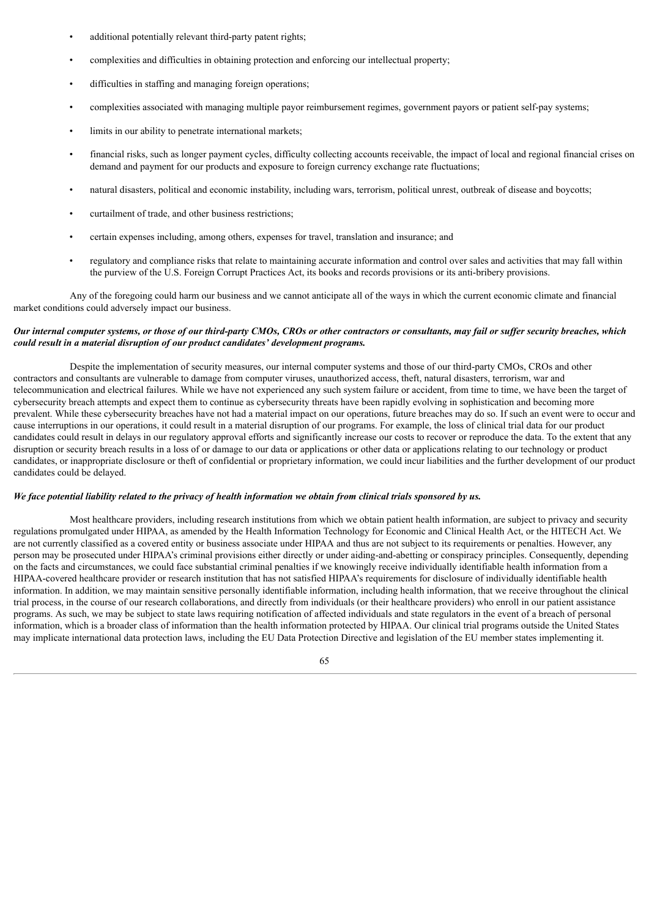- additional potentially relevant third-party patent rights;
- complexities and difficulties in obtaining protection and enforcing our intellectual property;
- difficulties in staffing and managing foreign operations;
- complexities associated with managing multiple payor reimbursement regimes, government payors or patient self-pay systems;
- limits in our ability to penetrate international markets;
- financial risks, such as longer payment cycles, difficulty collecting accounts receivable, the impact of local and regional financial crises on demand and payment for our products and exposure to foreign currency exchange rate fluctuations;
- natural disasters, political and economic instability, including wars, terrorism, political unrest, outbreak of disease and boycotts;
- curtailment of trade, and other business restrictions;
- certain expenses including, among others, expenses for travel, translation and insurance; and
- regulatory and compliance risks that relate to maintaining accurate information and control over sales and activities that may fall within the purview of the U.S. Foreign Corrupt Practices Act, its books and records provisions or its anti-bribery provisions.

Any of the foregoing could harm our business and we cannot anticipate all of the ways in which the current economic climate and financial market conditions could adversely impact our business.

***Our internal computer systems, or those of our third-party CMOs, CROs or other contractors or consultants, may fail or suffer security breaches, which could result in a material disruption of our product candidates' development programs.***

Despite the implementation of security measures, our internal computer systems and those of our third-party CMOs, CROs and other contractors and consultants are vulnerable to damage from computer viruses, unauthorized access, theft, natural disasters, terrorism, war and telecommunication and electrical failures. While we have not experienced any such system failure or accident, from time to time, we have been the target of cybersecurity breach attempts and expect them to continue as cybersecurity threats have been rapidly evolving in sophistication and becoming more prevalent. While these cybersecurity breaches have not had a material impact on our operations, future breaches may do so. If such an event were to occur and cause interruptions in our operations, it could result in a material disruption of our programs. For example, the loss of clinical trial data for our product candidates could result in delays in our regulatory approval efforts and significantly increase our costs to recover or reproduce the data. To the extent that any disruption or security breach results in a loss of or damage to our data or applications or other data or applications relating to our technology or product candidates, or inappropriate disclosure or theft of confidential or proprietary information, we could incur liabilities and the further development of our product candidates could be delayed.

***We face potential liability related to the privacy of health information we obtain from clinical trials sponsored by us.***

Most healthcare providers, including research institutions from which we obtain patient health information, are subject to privacy and security regulations promulgated under HIPAA, as amended by the Health Information Technology for Economic and Clinical Health Act, or the HITECH Act. We are not currently classified as a covered entity or business associate under HIPAA and thus are not subject to its requirements or penalties. However, any person may be prosecuted under HIPAA's criminal provisions either directly or under aiding-and-abetting or conspiracy principles. Consequently, depending on the facts and circumstances, we could face substantial criminal penalties if we knowingly receive individually identifiable health information from a HIPAA-covered healthcare provider or research institution that has not satisfied HIPAA's requirements for disclosure of individually identifiable health information. In addition, we may maintain sensitive personally identifiable information, including health information, that we receive throughout the clinical trial process, in the course of our research collaborations, and directly from individuals (or their healthcare providers) who enroll in our patient assistance programs. As such, we may be subject to state laws requiring notification of affected individuals and state regulators in the event of a breach of personal information, which is a broader class of information than the health information protected by HIPAA. Our clinical trial programs outside the United States may implicate international data protection laws, including the EU Data Protection Directive and legislation of the EU member states implementing it.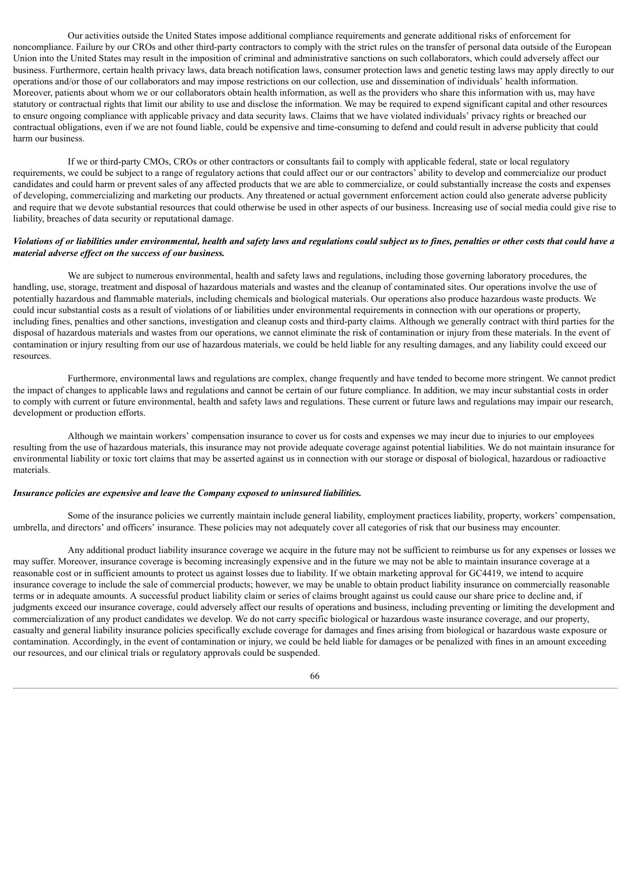Our activities outside the United States impose additional compliance requirements and generate additional risks of enforcement for noncompliance. Failure by our CROs and other third-party contractors to comply with the strict rules on the transfer of personal data outside of the European Union into the United States may result in the imposition of criminal and administrative sanctions on such collaborators, which could adversely affect our business. Furthermore, certain health privacy laws, data breach notification laws, consumer protection laws and genetic testing laws may apply directly to our operations and/or those of our collaborators and may impose restrictions on our collection, use and dissemination of individuals' health information. Moreover, patients about whom we or our collaborators obtain health information, as well as the providers who share this information with us, may have statutory or contractual rights that limit our ability to use and disclose the information. We may be required to expend significant capital and other resources to ensure ongoing compliance with applicable privacy and data security laws. Claims that we have violated individuals' privacy rights or breached our contractual obligations, even if we are not found liable, could be expensive and time-consuming to defend and could result in adverse publicity that could harm our business.

If we or third-party CMOs, CROs or other contractors or consultants fail to comply with applicable federal, state or local regulatory requirements, we could be subject to a range of regulatory actions that could affect our or our contractors' ability to develop and commercialize our product candidates and could harm or prevent sales of any affected products that we are able to commercialize, or could substantially increase the costs and expenses of developing, commercializing and marketing our products. Any threatened or actual government enforcement action could also generate adverse publicity and require that we devote substantial resources that could otherwise be used in other aspects of our business. Increasing use of social media could give rise to liability, breaches of data security or reputational damage.

***Violations of or liabilities under environmental, health and safety laws and regulations could subject us to fines, penalties or other costs that could have a material adverse effect on the success of our business.***

We are subject to numerous environmental, health and safety laws and regulations, including those governing laboratory procedures, the handling, use, storage, treatment and disposal of hazardous materials and wastes and the cleanup of contaminated sites. Our operations involve the use of potentially hazardous and flammable materials, including chemicals and biological materials. Our operations also produce hazardous waste products. We could incur substantial costs as a result of violations of or liabilities under environmental requirements in connection with our operations or property, including fines, penalties and other sanctions, investigation and cleanup costs and third-party claims. Although we generally contract with third parties for the disposal of hazardous materials and wastes from our operations, we cannot eliminate the risk of contamination or injury from these materials. In the event of contamination or injury resulting from our use of hazardous materials, we could be held liable for any resulting damages, and any liability could exceed our resources.

Furthermore, environmental laws and regulations are complex, change frequently and have tended to become more stringent. We cannot predict the impact of changes to applicable laws and regulations and cannot be certain of our future compliance. In addition, we may incur substantial costs in order to comply with current or future environmental, health and safety laws and regulations. These current or future laws and regulations may impair our research, development or production efforts.

Although we maintain workers' compensation insurance to cover us for costs and expenses we may incur due to injuries to our employees resulting from the use of hazardous materials, this insurance may not provide adequate coverage against potential liabilities. We do not maintain insurance for environmental liability or toxic tort claims that may be asserted against us in connection with our storage or disposal of biological, hazardous or radioactive materials.

***Insurance policies are expensive and leave the Company exposed to uninsured liabilities.***

Some of the insurance policies we currently maintain include general liability, employment practices liability, property, workers' compensation, umbrella, and directors' and officers' insurance. These policies may not adequately cover all categories of risk that our business may encounter.

Any additional product liability insurance coverage we acquire in the future may not be sufficient to reimburse us for any expenses or losses we may suffer. Moreover, insurance coverage is becoming increasingly expensive and in the future we may not be able to maintain insurance coverage at a reasonable cost or in sufficient amounts to protect us against losses due to liability. If we obtain marketing approval for GC4419, we intend to acquire insurance coverage to include the sale of commercial products; however, we may be unable to obtain product liability insurance on commercially reasonable terms or in adequate amounts. A successful product liability claim or series of claims brought against us could cause our share price to decline and, if judgments exceed our insurance coverage, could adversely affect our results of operations and business, including preventing or limiting the development and commercialization of any product candidates we develop. We do not carry specific biological or hazardous waste insurance coverage, and our property, casualty and general liability insurance policies specifically exclude coverage for damages and fines arising from biological or hazardous waste exposure or contamination. Accordingly, in the event of contamination or injury, we could be held liable for damages or be penalized with fines in an amount exceeding our resources, and our clinical trials or regulatory approvals could be suspended.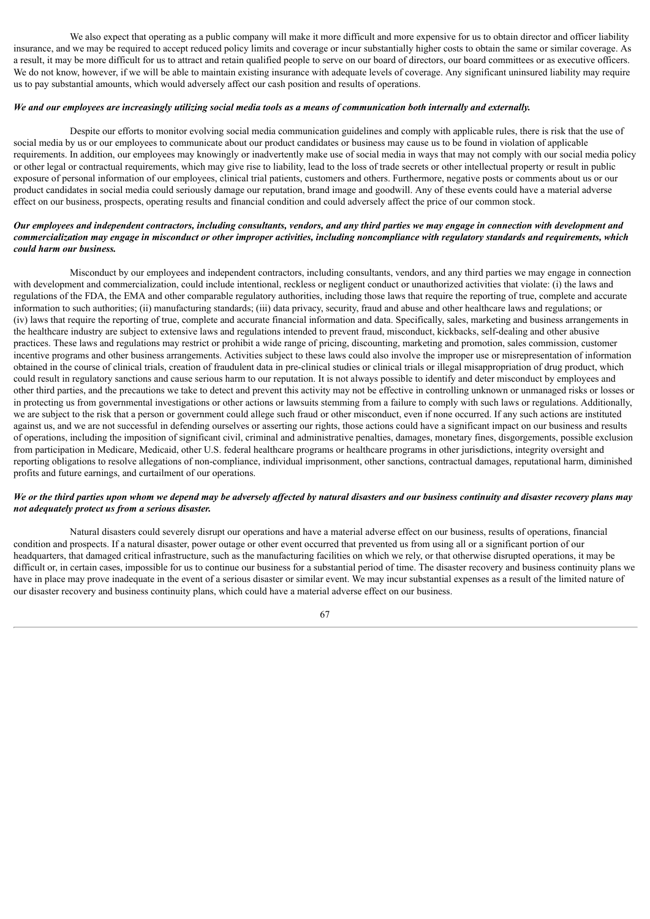We also expect that operating as a public company will make it more difficult and more expensive for us to obtain director and officer liability insurance, and we may be required to accept reduced policy limits and coverage or incur substantially higher costs to obtain the same or similar coverage. As a result, it may be more difficult for us to attract and retain qualified people to serve on our board of directors, our board committees or as executive officers. We do not know, however, if we will be able to maintain existing insurance with adequate levels of coverage. Any significant uninsured liability may require us to pay substantial amounts, which would adversely affect our cash position and results of operations.

***We and our employees are increasingly utilizing social media tools as a means of communication both internally and externally.***

Despite our efforts to monitor evolving social media communication guidelines and comply with applicable rules, there is risk that the use of social media by us or our employees to communicate about our product candidates or business may cause us to be found in violation of applicable requirements. In addition, our employees may knowingly or inadvertently make use of social media in ways that may not comply with our social media policy or other legal or contractual requirements, which may give rise to liability, lead to the loss of trade secrets or other intellectual property or result in public exposure of personal information of our employees, clinical trial patients, customers and others. Furthermore, negative posts or comments about us or our product candidates in social media could seriously damage our reputation, brand image and goodwill. Any of these events could have a material adverse effect on our business, prospects, operating results and financial condition and could adversely affect the price of our common stock.

***Our employees and independent contractors, including consultants, vendors, and any third parties we may engage in connection with development and commercialization may engage in misconduct or other improper activities, including noncompliance with regulatory standards and requirements, which could harm our business.***

Misconduct by our employees and independent contractors, including consultants, vendors, and any third parties we may engage in connection with development and commercialization, could include intentional, reckless or negligent conduct or unauthorized activities that violate: (i) the laws and regulations of the FDA, the EMA and other comparable regulatory authorities, including those laws that require the reporting of true, complete and accurate information to such authorities; (ii) manufacturing standards; (iii) data privacy, security, fraud and abuse and other healthcare laws and regulations; or (iv) laws that require the reporting of true, complete and accurate financial information and data. Specifically, sales, marketing and business arrangements in the healthcare industry are subject to extensive laws and regulations intended to prevent fraud, misconduct, kickbacks, self-dealing and other abusive practices. These laws and regulations may restrict or prohibit a wide range of pricing, discounting, marketing and promotion, sales commission, customer incentive programs and other business arrangements. Activities subject to these laws could also involve the improper use or misrepresentation of information obtained in the course of clinical trials, creation of fraudulent data in pre-clinical studies or clinical trials or illegal misappropriation of drug product, which could result in regulatory sanctions and cause serious harm to our reputation. It is not always possible to identify and deter misconduct by employees and other third parties, and the precautions we take to detect and prevent this activity may not be effective in controlling unknown or unmanaged risks or losses or in protecting us from governmental investigations or other actions or lawsuits stemming from a failure to comply with such laws or regulations. Additionally, we are subject to the risk that a person or government could allege such fraud or other misconduct, even if none occurred. If any such actions are instituted against us, and we are not successful in defending ourselves or asserting our rights, those actions could have a significant impact on our business and results of operations, including the imposition of significant civil, criminal and administrative penalties, damages, monetary fines, disgorgements, possible exclusion from participation in Medicare, Medicaid, other U.S. federal healthcare programs or healthcare programs in other jurisdictions, integrity oversight and reporting obligations to resolve allegations of non-compliance, individual imprisonment, other sanctions, contractual damages, reputational harm, diminished profits and future earnings, and curtailment of our operations.

***We or the third parties upon whom we depend may be adversely affected by natural disasters and our business continuity and disaster recovery plans may not adequately protect us from a serious disaster.***

Natural disasters could severely disrupt our operations and have a material adverse effect on our business, results of operations, financial condition and prospects. If a natural disaster, power outage or other event occurred that prevented us from using all or a significant portion of our headquarters, that damaged critical infrastructure, such as the manufacturing facilities on which we rely, or that otherwise disrupted operations, it may be difficult or, in certain cases, impossible for us to continue our business for a substantial period of time. The disaster recovery and business continuity plans we have in place may prove inadequate in the event of a serious disaster or similar event. We may incur substantial expenses as a result of the limited nature of our disaster recovery and business continuity plans, which could have a material adverse effect on our business.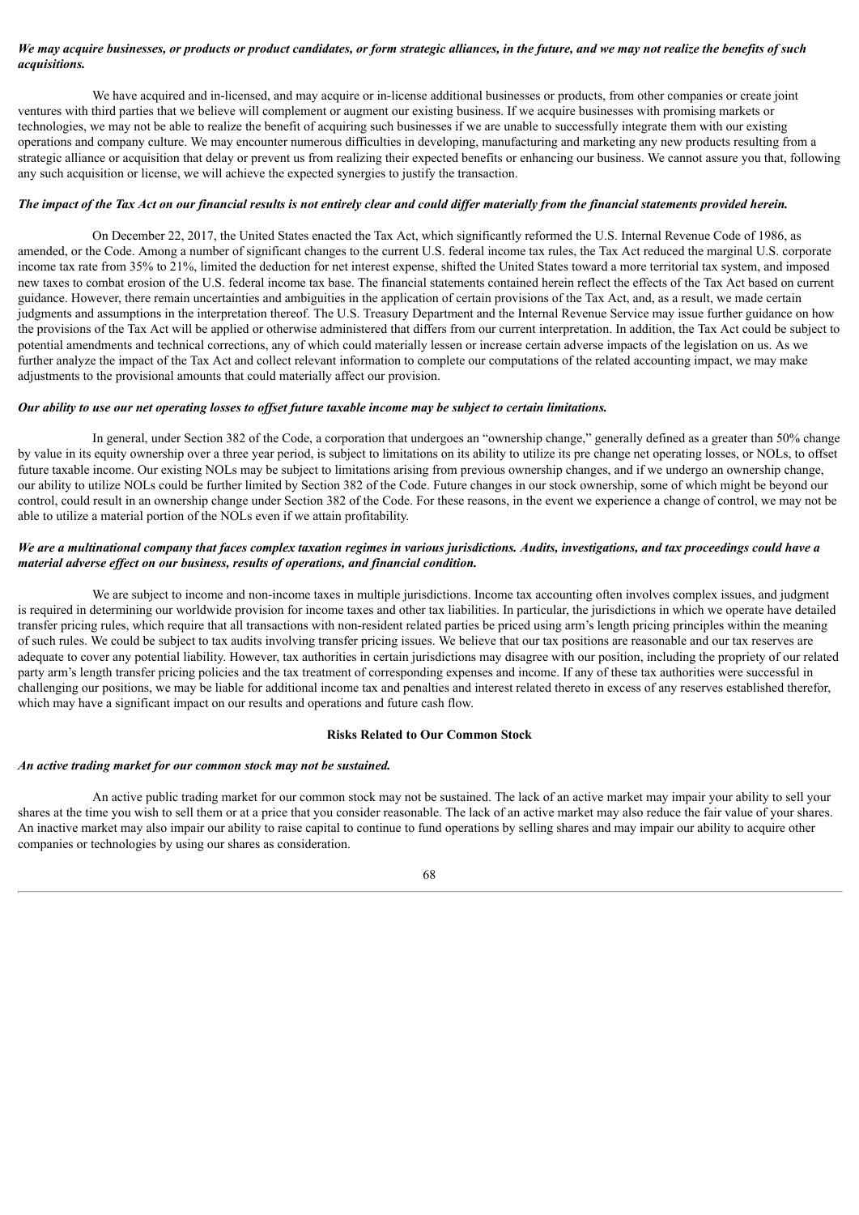***We may acquire businesses, or products or product candidates, or form strategic alliances, in the future, and we may not realize the benefits of such acquisitions.***

We have acquired and in-licensed, and may acquire or in-license additional businesses or products, from other companies or create joint ventures with third parties that we believe will complement or augment our existing business. If we acquire businesses with promising markets or technologies, we may not be able to realize the benefit of acquiring such businesses if we are unable to successfully integrate them with our existing operations and company culture. We may encounter numerous difficulties in developing, manufacturing and marketing any new products resulting from a strategic alliance or acquisition that delay or prevent us from realizing their expected benefits or enhancing our business. We cannot assure you that, following any such acquisition or license, we will achieve the expected synergies to justify the transaction.

***The impact of the Tax Act on our financial results is not entirely clear and could differ materially from the financial statements provided herein.***

On December 22, 2017, the United States enacted the Tax Act, which significantly reformed the U.S. Internal Revenue Code of 1986, as amended, or the Code. Among a number of significant changes to the current U.S. federal income tax rules, the Tax Act reduced the marginal U.S. corporate income tax rate from 35% to 21%, limited the deduction for net interest expense, shifted the United States toward a more territorial tax system, and imposed new taxes to combat erosion of the U.S. federal income tax base. The financial statements contained herein reflect the effects of the Tax Act based on current guidance. However, there remain uncertainties and ambiguities in the application of certain provisions of the Tax Act, and, as a result, we made certain judgments and assumptions in the interpretation thereof. The U.S. Treasury Department and the Internal Revenue Service may issue further guidance on how the provisions of the Tax Act will be applied or otherwise administered that differs from our current interpretation. In addition, the Tax Act could be subject to potential amendments and technical corrections, any of which could materially lessen or increase certain adverse impacts of the legislation on us. As we further analyze the impact of the Tax Act and collect relevant information to complete our computations of the related accounting impact, we may make adjustments to the provisional amounts that could materially affect our provision.

***Our ability to use our net operating losses to offset future taxable income may be subject to certain limitations.***

In general, under Section 382 of the Code, a corporation that undergoes an "ownership change," generally defined as a greater than 50% change by value in its equity ownership over a three year period, is subject to limitations on its ability to utilize its pre change net operating losses, or NOLs, to offset future taxable income. Our existing NOLs may be subject to limitations arising from previous ownership changes, and if we undergo an ownership change, our ability to utilize NOLs could be further limited by Section 382 of the Code. Future changes in our stock ownership, some of which might be beyond our control, could result in an ownership change under Section 382 of the Code. For these reasons, in the event we experience a change of control, we may not be able to utilize a material portion of the NOLs even if we attain profitability.

***We are a multinational company that faces complex taxation regimes in various jurisdictions. Audits, investigations, and tax proceedings could have a material adverse effect on our business, results of operations, and financial condition.***

We are subject to income and non-income taxes in multiple jurisdictions. Income tax accounting often involves complex issues, and judgment is required in determining our worldwide provision for income taxes and other tax liabilities. In particular, the jurisdictions in which we operate have detailed transfer pricing rules, which require that all transactions with non-resident related parties be priced using arm's length pricing principles within the meaning of such rules. We could be subject to tax audits involving transfer pricing issues. We believe that our tax positions are reasonable and our tax reserves are adequate to cover any potential liability. However, tax authorities in certain jurisdictions may disagree with our position, including the propriety of our related party arm's length transfer pricing policies and the tax treatment of corresponding expenses and income. If any of these tax authorities were successful in challenging our positions, we may be liable for additional income tax and penalties and interest related thereto in excess of any reserves established therefor, which may have a significant impact on our results and operations and future cash flow.

**Risks Related to Our Common Stock**

***An active trading market for our common stock may not be sustained.***

An active public trading market for our common stock may not be sustained. The lack of an active market may impair your ability to sell your shares at the time you wish to sell them or at a price that you consider reasonable. The lack of an active market may also reduce the fair value of your shares. An inactive market may also impair our ability to raise capital to continue to fund operations by selling shares and may impair our ability to acquire other companies or technologies by using our shares as consideration.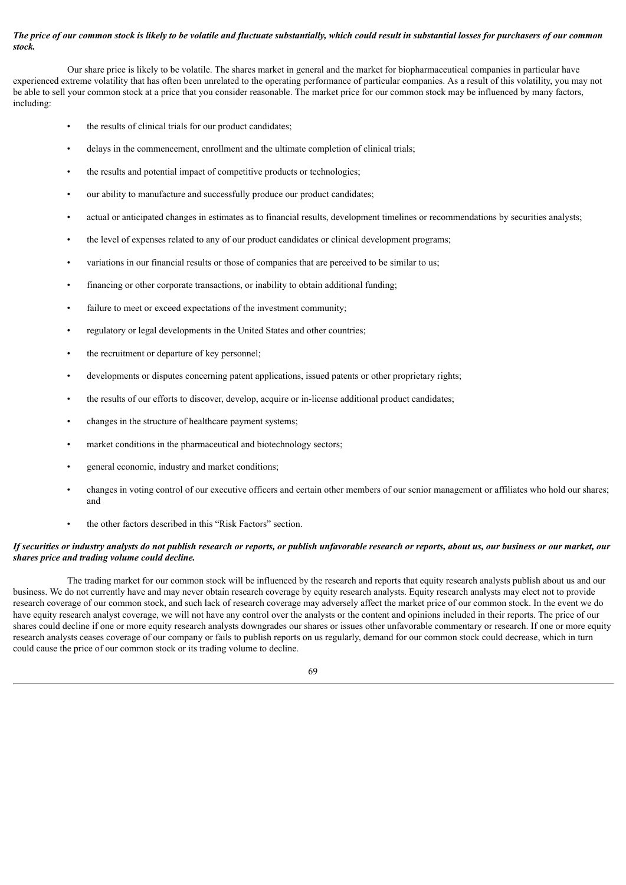***The price of our common stock is likely to be volatile and fluctuate substantially, which could result in substantial losses for purchasers of our common stock.***

Our share price is likely to be volatile. The shares market in general and the market for biopharmaceutical companies in particular have experienced extreme volatility that has often been unrelated to the operating performance of particular companies. As a result of this volatility, you may not be able to sell your common stock at a price that you consider reasonable. The market price for our common stock may be influenced by many factors, including:

- the results of clinical trials for our product candidates;
- delays in the commencement, enrollment and the ultimate completion of clinical trials;
- the results and potential impact of competitive products or technologies;
- our ability to manufacture and successfully produce our product candidates;
- actual or anticipated changes in estimates as to financial results, development timelines or recommendations by securities analysts;
- the level of expenses related to any of our product candidates or clinical development programs;
- variations in our financial results or those of companies that are perceived to be similar to us;
- financing or other corporate transactions, or inability to obtain additional funding;
- failure to meet or exceed expectations of the investment community;
- regulatory or legal developments in the United States and other countries;
- the recruitment or departure of key personnel;
- developments or disputes concerning patent applications, issued patents or other proprietary rights;
- the results of our efforts to discover, develop, acquire or in-license additional product candidates;
- changes in the structure of healthcare payment systems;
- market conditions in the pharmaceutical and biotechnology sectors;
- general economic, industry and market conditions;
- changes in voting control of our executive officers and certain other members of our senior management or affiliates who hold our shares; and
- the other factors described in this "Risk Factors" section.

***If securities or industry analysts do not publish research or reports, or publish unfavorable research or reports, about us, our business or our market, our shares price and trading volume could decline.***

The trading market for our common stock will be influenced by the research and reports that equity research analysts publish about us and our business. We do not currently have and may never obtain research coverage by equity research analysts. Equity research analysts may elect not to provide research coverage of our common stock, and such lack of research coverage may adversely affect the market price of our common stock. In the event we do have equity research analyst coverage, we will not have any control over the analysts or the content and opinions included in their reports. The price of our shares could decline if one or more equity research analysts downgrades our shares or issues other unfavorable commentary or research. If one or more equity research analysts ceases coverage of our company or fails to publish reports on us regularly, demand for our common stock could decrease, which in turn could cause the price of our common stock or its trading volume to decline.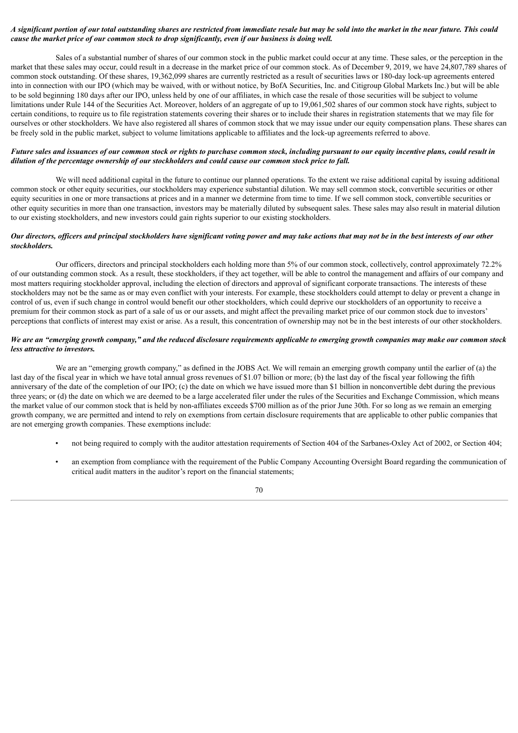***A significant portion of our total outstanding shares are restricted from immediate resale but may be sold into the market in the near future. This could cause the market price of our common stock to drop significantly, even if our business is doing well.***

Sales of a substantial number of shares of our common stock in the public market could occur at any time. These sales, or the perception in the market that these sales may occur, could result in a decrease in the market price of our common stock. As of December 9, 2019, we have 24,807,789 shares of common stock outstanding. Of these shares, 19,362,099 shares are currently restricted as a result of securities laws or 180-day lock-up agreements entered into in connection with our IPO (which may be waived, with or without notice, by BofA Securities, Inc. and Citigroup Global Markets Inc.) but will be able to be sold beginning 180 days after our IPO, unless held by one of our affiliates, in which case the resale of those securities will be subject to volume limitations under Rule 144 of the Securities Act. Moreover, holders of an aggregate of up to 19,061,502 shares of our common stock have rights, subject to certain conditions, to require us to file registration statements covering their shares or to include their shares in registration statements that we may file for ourselves or other stockholders. We have also registered all shares of common stock that we may issue under our equity compensation plans. These shares can be freely sold in the public market, subject to volume limitations applicable to affiliates and the lock-up agreements referred to above.

***Future sales and issuances of our common stock or rights to purchase common stock, including pursuant to our equity incentive plans, could result in dilution of the percentage ownership of our stockholders and could cause our common stock price to fall.***

We will need additional capital in the future to continue our planned operations. To the extent we raise additional capital by issuing additional common stock or other equity securities, our stockholders may experience substantial dilution. We may sell common stock, convertible securities or other equity securities in one or more transactions at prices and in a manner we determine from time to time. If we sell common stock, convertible securities or other equity securities in more than one transaction, investors may be materially diluted by subsequent sales. These sales may also result in material dilution to our existing stockholders, and new investors could gain rights superior to our existing stockholders.

***Our directors, officers and principal stockholders have significant voting power and may take actions that may not be in the best interests of our other stockholders.***

Our officers, directors and principal stockholders each holding more than 5% of our common stock, collectively, control approximately 72.2% of our outstanding common stock. As a result, these stockholders, if they act together, will be able to control the management and affairs of our company and most matters requiring stockholder approval, including the election of directors and approval of significant corporate transactions. The interests of these stockholders may not be the same as or may even conflict with your interests. For example, these stockholders could attempt to delay or prevent a change in control of us, even if such change in control would benefit our other stockholders, which could deprive our stockholders of an opportunity to receive a premium for their common stock as part of a sale of us or our assets, and might affect the prevailing market price of our common stock due to investors' perceptions that conflicts of interest may exist or arise. As a result, this concentration of ownership may not be in the best interests of our other stockholders.

***We are an "emerging growth company," and the reduced disclosure requirements applicable to emerging growth companies may make our common stock less attractive to investors.***

We are an "emerging growth company," as defined in the JOBS Act. We will remain an emerging growth company until the earlier of (a) the last day of the fiscal year in which we have total annual gross revenues of $1.07 billion or more; (b) the last day of the fiscal year following the fifth anniversary of the date of the completion of our IPO; (c) the date on which we have issued more than $1 billion in nonconvertible debt during the previous three years; or (d) the date on which we are deemed to be a large accelerated filer under the rules of the Securities and Exchange Commission, which means the market value of our common stock that is held by non-affiliates exceeds $700 million as of the prior June 30th. For so long as we remain an emerging growth company, we are permitted and intend to rely on exemptions from certain disclosure requirements that are applicable to other public companies that are not emerging growth companies. These exemptions include:

- not being required to comply with the auditor attestation requirements of Section 404 of the Sarbanes-Oxley Act of 2002, or Section 404;
- an exemption from compliance with the requirement of the Public Company Accounting Oversight Board regarding the communication of critical audit matters in the auditor's report on the financial statements;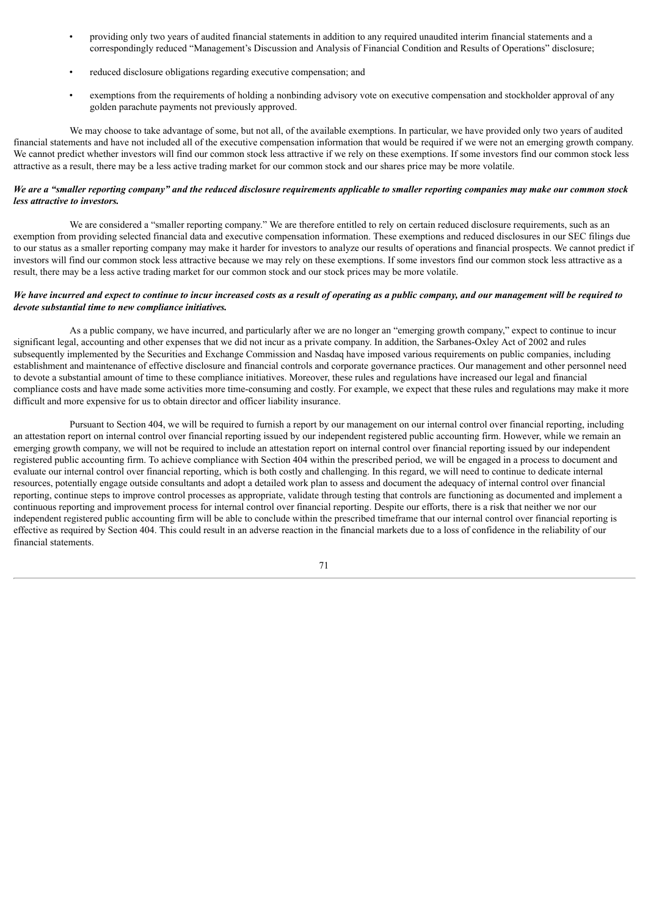- providing only two years of audited financial statements in addition to any required unaudited interim financial statements and a correspondingly reduced "Management's Discussion and Analysis of Financial Condition and Results of Operations" disclosure;
- reduced disclosure obligations regarding executive compensation; and
- exemptions from the requirements of holding a nonbinding advisory vote on executive compensation and stockholder approval of any golden parachute payments not previously approved.

We may choose to take advantage of some, but not all, of the available exemptions. In particular, we have provided only two years of audited financial statements and have not included all of the executive compensation information that would be required if we were not an emerging growth company. We cannot predict whether investors will find our common stock less attractive if we rely on these exemptions. If some investors find our common stock less attractive as a result, there may be a less active trading market for our common stock and our shares price may be more volatile.

***We are a "smaller reporting company" and the reduced disclosure requirements applicable to smaller reporting companies may make our common stock less attractive to investors.***

We are considered a "smaller reporting company." We are therefore entitled to rely on certain reduced disclosure requirements, such as an exemption from providing selected financial data and executive compensation information. These exemptions and reduced disclosures in our SEC filings due to our status as a smaller reporting company may make it harder for investors to analyze our results of operations and financial prospects. We cannot predict if investors will find our common stock less attractive because we may rely on these exemptions. If some investors find our common stock less attractive as a result, there may be a less active trading market for our common stock and our stock prices may be more volatile.

***We have incurred and expect to continue to incur increased costs as a result of operating as a public company, and our management will be required to devote substantial time to new compliance initiatives.***

As a public company, we have incurred, and particularly after we are no longer an "emerging growth company," expect to continue to incur significant legal, accounting and other expenses that we did not incur as a private company. In addition, the Sarbanes-Oxley Act of 2002 and rules subsequently implemented by the Securities and Exchange Commission and Nasdaq have imposed various requirements on public companies, including establishment and maintenance of effective disclosure and financial controls and corporate governance practices. Our management and other personnel need to devote a substantial amount of time to these compliance initiatives. Moreover, these rules and regulations have increased our legal and financial compliance costs and have made some activities more time-consuming and costly. For example, we expect that these rules and regulations may make it more difficult and more expensive for us to obtain director and officer liability insurance.

Pursuant to Section 404, we will be required to furnish a report by our management on our internal control over financial reporting, including an attestation report on internal control over financial reporting issued by our independent registered public accounting firm. However, while we remain an emerging growth company, we will not be required to include an attestation report on internal control over financial reporting issued by our independent registered public accounting firm. To achieve compliance with Section 404 within the prescribed period, we will be engaged in a process to document and evaluate our internal control over financial reporting, which is both costly and challenging. In this regard, we will need to continue to dedicate internal resources, potentially engage outside consultants and adopt a detailed work plan to assess and document the adequacy of internal control over financial reporting, continue steps to improve control processes as appropriate, validate through testing that controls are functioning as documented and implement a continuous reporting and improvement process for internal control over financial reporting. Despite our efforts, there is a risk that neither we nor our independent registered public accounting firm will be able to conclude within the prescribed timeframe that our internal control over financial reporting is effective as required by Section 404. This could result in an adverse reaction in the financial markets due to a loss of confidence in the reliability of our financial statements.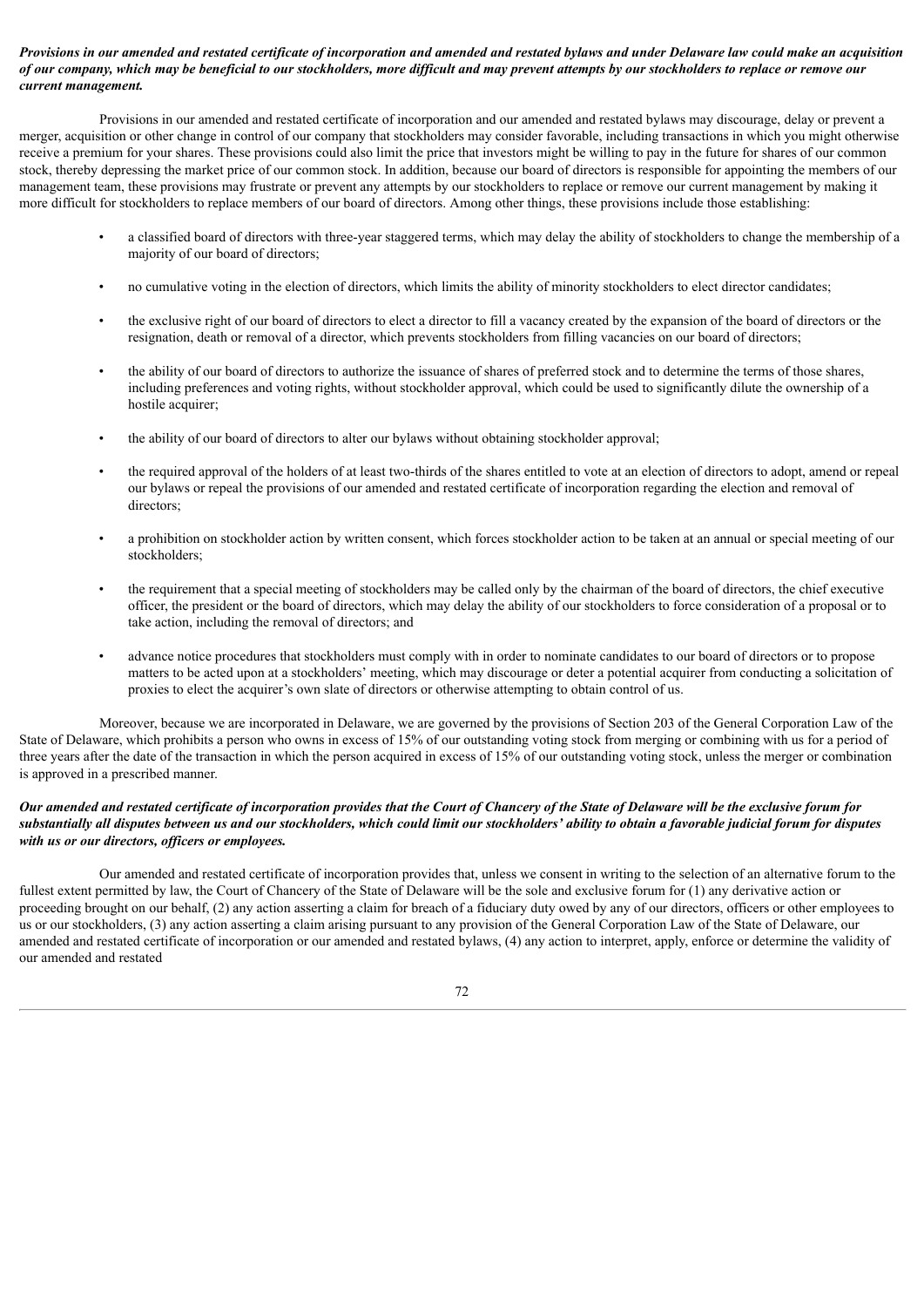***Provisions in our amended and restated certificate of incorporation and amended and restated bylaws and under Delaware law could make an acquisition of our company, which may be beneficial to our stockholders, more difficult and may prevent attempts by our stockholders to replace or remove our current management.***

Provisions in our amended and restated certificate of incorporation and our amended and restated bylaws may discourage, delay or prevent a merger, acquisition or other change in control of our company that stockholders may consider favorable, including transactions in which you might otherwise receive a premium for your shares. These provisions could also limit the price that investors might be willing to pay in the future for shares of our common stock, thereby depressing the market price of our common stock. In addition, because our board of directors is responsible for appointing the members of our management team, these provisions may frustrate or prevent any attempts by our stockholders to replace or remove our current management by making it more difficult for stockholders to replace members of our board of directors. Among other things, these provisions include those establishing:

- a classified board of directors with three-year staggered terms, which may delay the ability of stockholders to change the membership of a majority of our board of directors;
- no cumulative voting in the election of directors, which limits the ability of minority stockholders to elect director candidates;
- the exclusive right of our board of directors to elect a director to fill a vacancy created by the expansion of the board of directors or the resignation, death or removal of a director, which prevents stockholders from filling vacancies on our board of directors;
- the ability of our board of directors to authorize the issuance of shares of preferred stock and to determine the terms of those shares, including preferences and voting rights, without stockholder approval, which could be used to significantly dilute the ownership of a hostile acquirer;
- the ability of our board of directors to alter our bylaws without obtaining stockholder approval;
- the required approval of the holders of at least two-thirds of the shares entitled to vote at an election of directors to adopt, amend or repeal our bylaws or repeal the provisions of our amended and restated certificate of incorporation regarding the election and removal of directors;
- a prohibition on stockholder action by written consent, which forces stockholder action to be taken at an annual or special meeting of our stockholders;
- the requirement that a special meeting of stockholders may be called only by the chairman of the board of directors, the chief executive officer, the president or the board of directors, which may delay the ability of our stockholders to force consideration of a proposal or to take action, including the removal of directors; and
- advance notice procedures that stockholders must comply with in order to nominate candidates to our board of directors or to propose matters to be acted upon at a stockholders' meeting, which may discourage or deter a potential acquirer from conducting a solicitation of proxies to elect the acquirer's own slate of directors or otherwise attempting to obtain control of us.

Moreover, because we are incorporated in Delaware, we are governed by the provisions of Section 203 of the General Corporation Law of the State of Delaware, which prohibits a person who owns in excess of 15% of our outstanding voting stock from merging or combining with us for a period of three years after the date of the transaction in which the person acquired in excess of 15% of our outstanding voting stock, unless the merger or combination is approved in a prescribed manner.

***Our amended and restated certificate of incorporation provides that the Court of Chancery of the State of Delaware will be the exclusive forum for substantially all disputes between us and our stockholders, which could limit our stockholders' ability to obtain a favorable judicial forum for disputes with us or our directors, officers or employees.***

Our amended and restated certificate of incorporation provides that, unless we consent in writing to the selection of an alternative forum to the fullest extent permitted by law, the Court of Chancery of the State of Delaware will be the sole and exclusive forum for (1) any derivative action or proceeding brought on our behalf, (2) any action asserting a claim for breach of a fiduciary duty owed by any of our directors, officers or other employees to us or our stockholders, (3) any action asserting a claim arising pursuant to any provision of the General Corporation Law of the State of Delaware, our amended and restated certificate of incorporation or our amended and restated bylaws, (4) any action to interpret, apply, enforce or determine the validity of our amended and restated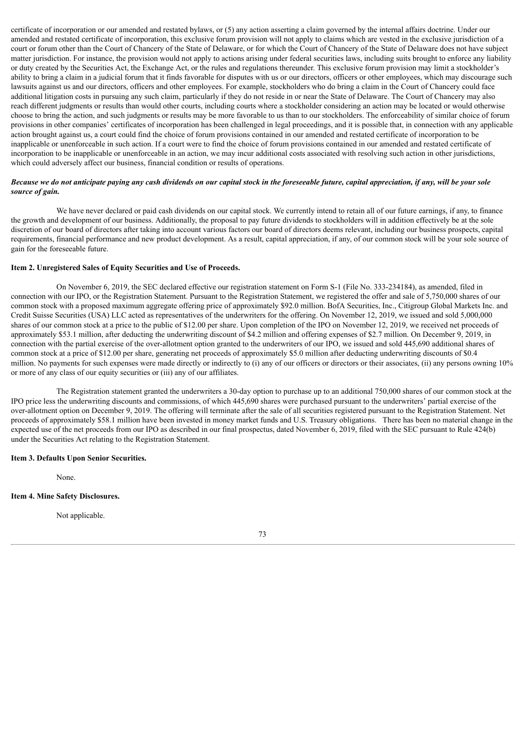certificate of incorporation or our amended and restated bylaws, or (5) any action asserting a claim governed by the internal affairs doctrine. Under our amended and restated certificate of incorporation, this exclusive forum provision will not apply to claims which are vested in the exclusive jurisdiction of a court or forum other than the Court of Chancery of the State of Delaware, or for which the Court of Chancery of the State of Delaware does not have subject matter jurisdiction. For instance, the provision would not apply to actions arising under federal securities laws, including suits brought to enforce any liability or duty created by the Securities Act, the Exchange Act, or the rules and regulations thereunder. This exclusive forum provision may limit a stockholder's ability to bring a claim in a judicial forum that it finds favorable for disputes with us or our directors, officers or other employees, which may discourage such lawsuits against us and our directors, officers and other employees. For example, stockholders who do bring a claim in the Court of Chancery could face additional litigation costs in pursuing any such claim, particularly if they do not reside in or near the State of Delaware. The Court of Chancery may also reach different judgments or results than would other courts, including courts where a stockholder considering an action may be located or would otherwise choose to bring the action, and such judgments or results may be more favorable to us than to our stockholders. The enforceability of similar choice of forum provisions in other companies' certificates of incorporation has been challenged in legal proceedings, and it is possible that, in connection with any applicable action brought against us, a court could find the choice of forum provisions contained in our amended and restated certificate of incorporation to be inapplicable or unenforceable in such action. If a court were to find the choice of forum provisions contained in our amended and restated certificate of incorporation to be inapplicable or unenforceable in an action, we may incur additional costs associated with resolving such action in other jurisdictions, which could adversely affect our business, financial condition or results of operations.

***Because we do not anticipate paying any cash dividends on our capital stock in the foreseeable future, capital appreciation, if any, will be your sole source of gain.***

We have never declared or paid cash dividends on our capital stock. We currently intend to retain all of our future earnings, if any, to finance the growth and development of our business. Additionally, the proposal to pay future dividends to stockholders will in addition effectively be at the sole discretion of our board of directors after taking into account various factors our board of directors deems relevant, including our business prospects, capital requirements, financial performance and new product development. As a result, capital appreciation, if any, of our common stock will be your sole source of gain for the foreseeable future.

**Item 2. Unregistered Sales of Equity Securities and Use of Proceeds.**

On November 6, 2019, the SEC declared effective our registration statement on Form S-1 (File No. 333-234184), as amended, filed in connection with our IPO, or the Registration Statement. Pursuant to the Registration Statement, we registered the offer and sale of 5,750,000 shares of our common stock with a proposed maximum aggregate offering price of approximately $92.0 million. BofA Securities, Inc., Citigroup Global Markets Inc. and Credit Suisse Securities (USA) LLC acted as representatives of the underwriters for the offering. On November 12, 2019, we issued and sold 5,000,000 shares of our common stock at a price to the public of $12.00 per share. Upon completion of the IPO on November 12, 2019, we received net proceeds of approximately $53.1 million, after deducting the underwriting discount of $4.2 million and offering expenses of $2.7 million. On December 9, 2019, in connection with the partial exercise of the over-allotment option granted to the underwriters of our IPO, we issued and sold 445,690 additional shares of common stock at a price of $12.00 per share, generating net proceeds of approximately $5.0 million after deducting underwriting discounts of $0.4 million. No payments for such expenses were made directly or indirectly to (i) any of our officers or directors or their associates, (ii) any persons owning 10% or more of any class of our equity securities or (iii) any of our affiliates.

The Registration statement granted the underwriters a 30-day option to purchase up to an additional 750,000 shares of our common stock at the IPO price less the underwriting discounts and commissions, of which 445,690 shares were purchased pursuant to the underwriters' partial exercise of the over-allotment option on December 9, 2019. The offering will terminate after the sale of all securities registered pursuant to the Registration Statement. Net proceeds of approximately $58.1 million have been invested in money market funds and U.S. Treasury obligations. There has been no material change in the expected use of the net proceeds from our IPO as described in our final prospectus, dated November 6, 2019, filed with the SEC pursuant to Rule 424(b) under the Securities Act relating to the Registration Statement.

**Item 3. Defaults Upon Senior Securities.**

None.

**Item 4. Mine Safety Disclosures.**

Not applicable.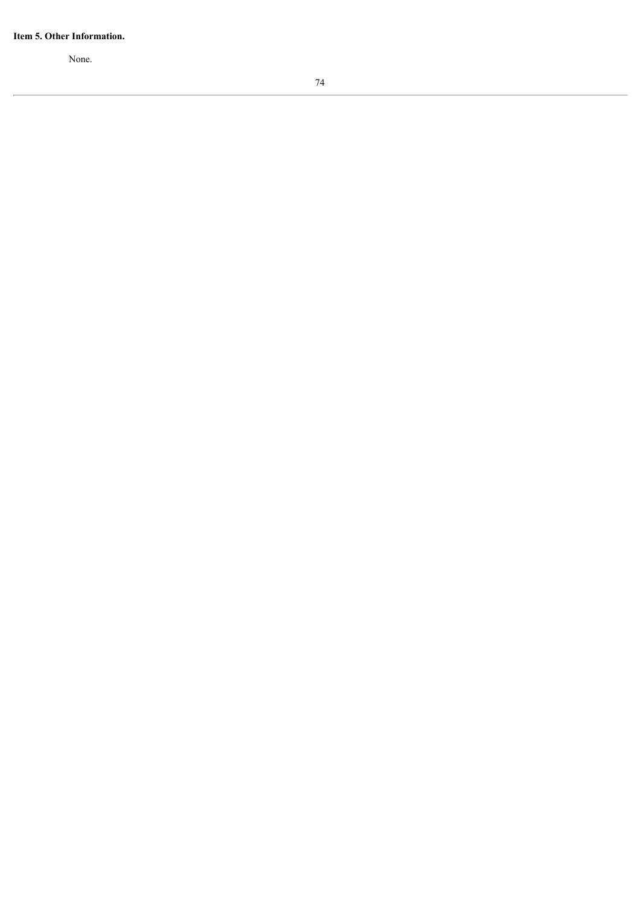**Item 5. Other Information.**

None.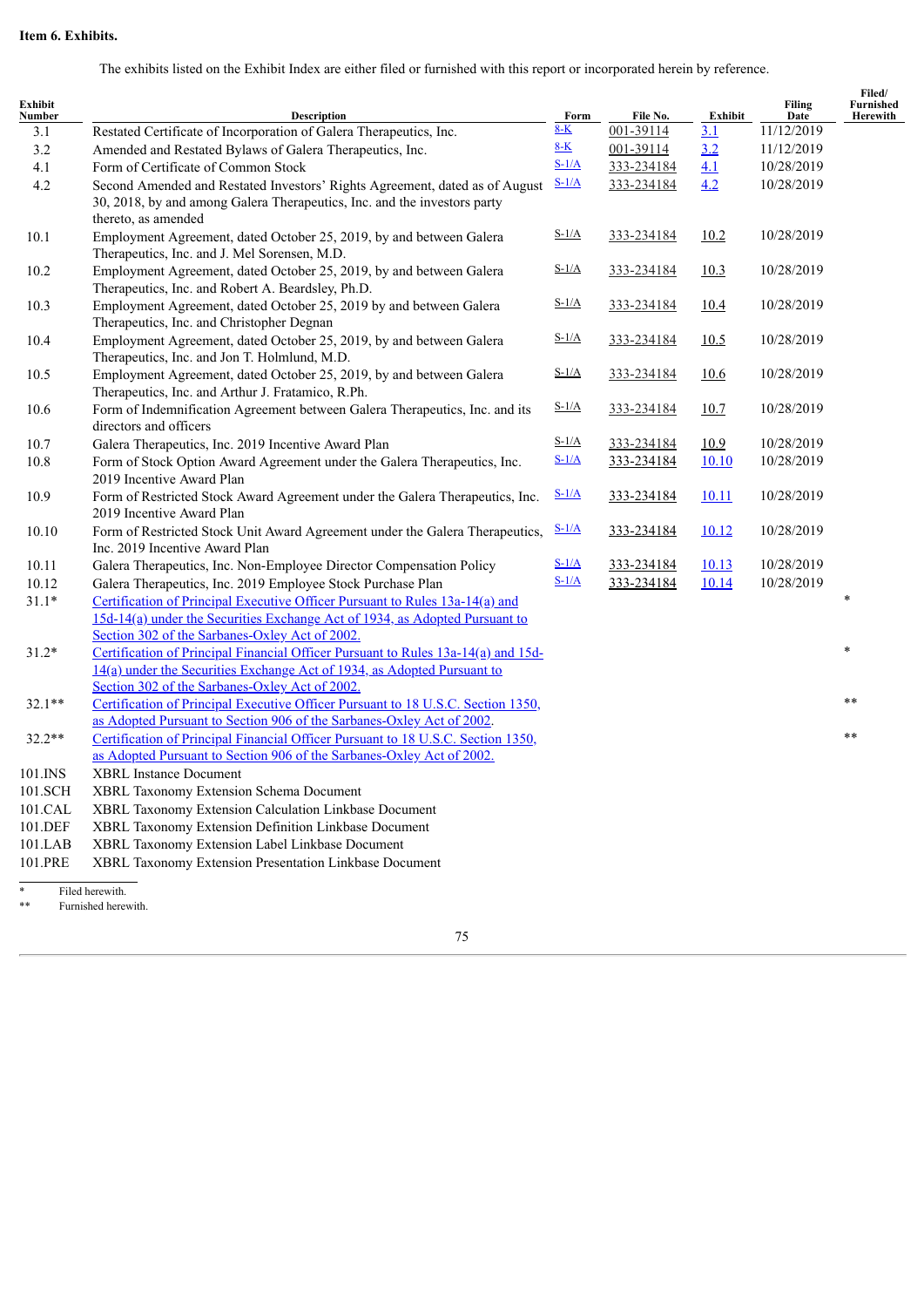**Item 6. Exhibits.**

The exhibits listed on the Exhibit Index are either filed or furnished with this report or incorporated herein by reference.

| Exhibit Number | Description | Form | File No. | Exhibit | Filing Date | Filed/ Furnished Herewith |
|---|---|---|---|---|---|---|
| 3.1 | Restated Certificate of Incorporation of Galera Therapeutics, Inc. | 8-K | 001-39114 | 3.1 | 11/12/2019 | |
| 3.2 | Amended and Restated Bylaws of Galera Therapeutics, Inc. | 8-K | 001-39114 | 3.2 | 11/12/2019 | |
| 4.1 | Form of Certificate of Common Stock | S-1/A | 333-234184 | 4.1 | 10/28/2019 | |
| 4.2 | Second Amended and Restated Investors' Rights Agreement, dated as of August 30, 2018, by and among Galera Therapeutics, Inc. and the investors party thereto, as amended | S-1/A | 333-234184 | 4.2 | 10/28/2019 | |
| 10.1 | Employment Agreement, dated October 25, 2019, by and between Galera Therapeutics, Inc. and J. Mel Sorensen, M.D. | S-1/A | 333-234184 | 10.2 | 10/28/2019 | |
| 10.2 | Employment Agreement, dated October 25, 2019, by and between Galera Therapeutics, Inc. and Robert A. Beardsley, Ph.D. | S-1/A | 333-234184 | 10.3 | 10/28/2019 | |
| 10.3 | Employment Agreement, dated October 25, 2019 by and between Galera Therapeutics, Inc. and Christopher Degnan | S-1/A | 333-234184 | 10.4 | 10/28/2019 | |
| 10.4 | Employment Agreement, dated October 25, 2019, by and between Galera Therapeutics, Inc. and Jon T. Holmlund, M.D. | S-1/A | 333-234184 | 10.5 | 10/28/2019 | |
| 10.5 | Employment Agreement, dated October 25, 2019, by and between Galera Therapeutics, Inc. and Arthur J. Fratamico, R.Ph. | S-1/A | 333-234184 | 10.6 | 10/28/2019 | |
| 10.6 | Form of Indemnification Agreement between Galera Therapeutics, Inc. and its directors and officers | S-1/A | 333-234184 | 10.7 | 10/28/2019 | |
| 10.7 | Galera Therapeutics, Inc. 2019 Incentive Award Plan | S-1/A | 333-234184 | 10.9 | 10/28/2019 | |
| 10.8 | Form of Stock Option Award Agreement under the Galera Therapeutics, Inc. 2019 Incentive Award Plan | S-1/A | 333-234184 | 10.10 | 10/28/2019 | |
| 10.9 | Form of Restricted Stock Award Agreement under the Galera Therapeutics, Inc. 2019 Incentive Award Plan | S-1/A | 333-234184 | 10.11 | 10/28/2019 | |
| 10.10 | Form of Restricted Stock Unit Award Agreement under the Galera Therapeutics, Inc. 2019 Incentive Award Plan | S-1/A | 333-234184 | 10.12 | 10/28/2019 | |
| 10.11 | Galera Therapeutics, Inc. Non-Employee Director Compensation Policy | S-1/A | 333-234184 | 10.13 | 10/28/2019 | |
| 10.12 | Galera Therapeutics, Inc. 2019 Employee Stock Purchase Plan | S-1/A | 333-234184 | 10.14 | 10/28/2019 | |
| 31.1* | Certification of Principal Executive Officer Pursuant to Rules 13a-14(a) and 15d-14(a) under the Securities Exchange Act of 1934, as Adopted Pursuant to Section 302 of the Sarbanes-Oxley Act of 2002. | | | | | * |
| 31.2* | Certification of Principal Financial Officer Pursuant to Rules 13a-14(a) and 15d-14(a) under the Securities Exchange Act of 1934, as Adopted Pursuant to Section 302 of the Sarbanes-Oxley Act of 2002. | | | | | * |
| 32.1** | Certification of Principal Executive Officer Pursuant to 18 U.S.C. Section 1350, as Adopted Pursuant to Section 906 of the Sarbanes-Oxley Act of 2002. | | | | | ** |
| 32.2** | Certification of Principal Financial Officer Pursuant to 18 U.S.C. Section 1350, as Adopted Pursuant to Section 906 of the Sarbanes-Oxley Act of 2002. | | | | | ** |
| 101.INS | XBRL Instance Document | | | | | |
| 101.SCH | XBRL Taxonomy Extension Schema Document | | | | | |
| 101.CAL | XBRL Taxonomy Extension Calculation Linkbase Document | | | | | |
| 101.DEF | XBRL Taxonomy Extension Definition Linkbase Document | | | | | |
| 101.LAB | XBRL Taxonomy Extension Label Linkbase Document | | | | | |
| 101.PRE | XBRL Taxonomy Extension Presentation Linkbase Document | | | | | |

\* Filed herewith.

\** Furnished herewith.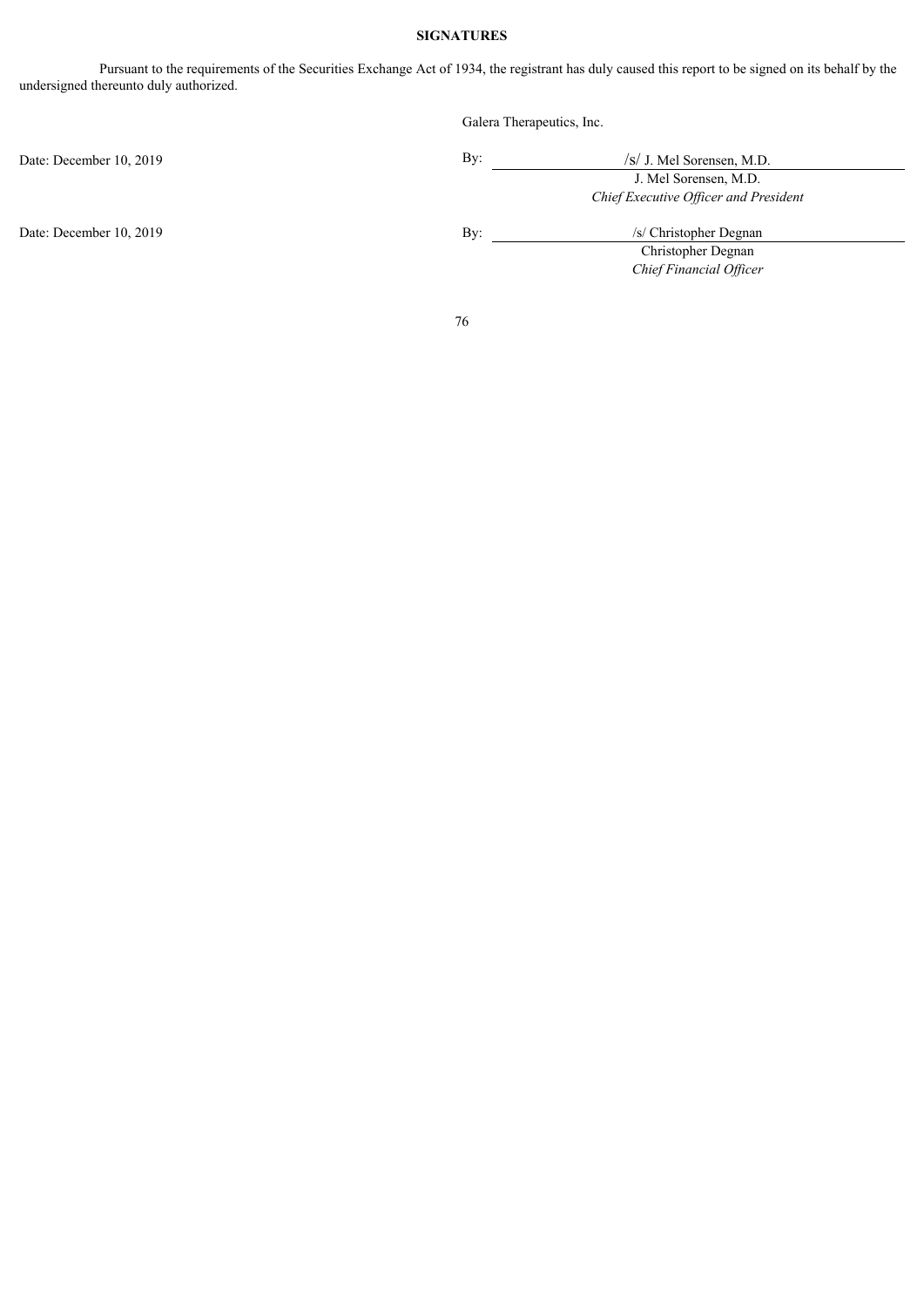**SIGNATURES**

Pursuant to the requirements of the Securities Exchange Act of 1934, the registrant has duly caused this report to be signed on its behalf by the undersigned thereunto duly authorized.

Galera Therapeutics, Inc.

| | |
|---|---|
| Date: December 10, 2019 | By: /s/ J. Mel Sorensen, M.D.<br>J. Mel Sorensen, M.D.<br>*Chief Executive Officer and President* |
| Date: December 10, 2019 | By: /s/ Christopher Degnan<br>Christopher Degnan<br>*Chief Financial Officer* |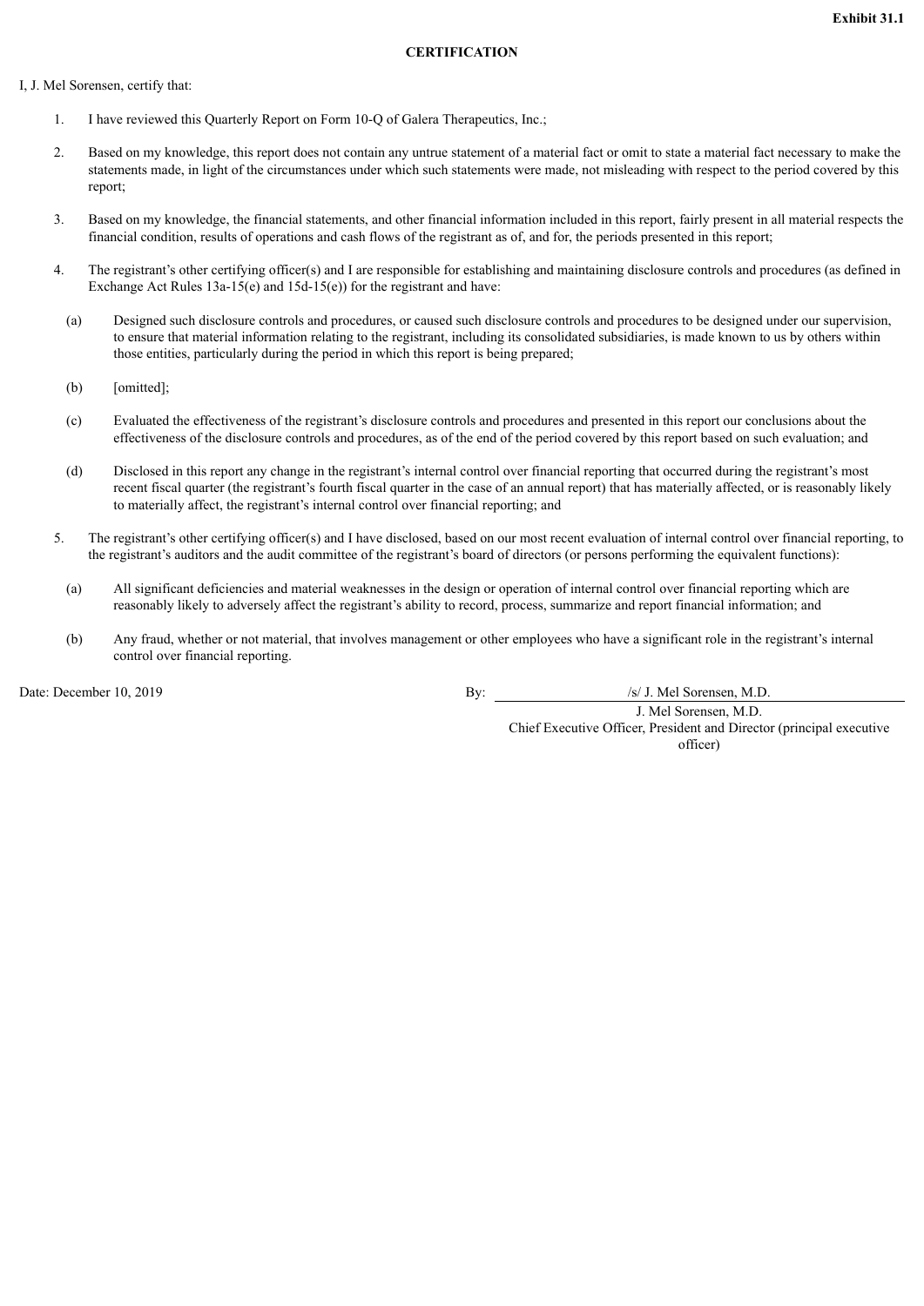**Exhibit 31.1**

**CERTIFICATION**

I, J. Mel Sorensen, certify that:

1. I have reviewed this Quarterly Report on Form 10-Q of Galera Therapeutics, Inc.;

2. Based on my knowledge, this report does not contain any untrue statement of a material fact or omit to state a material fact necessary to make the statements made, in light of the circumstances under which such statements were made, not misleading with respect to the period covered by this report;

3. Based on my knowledge, the financial statements, and other financial information included in this report, fairly present in all material respects the financial condition, results of operations and cash flows of the registrant as of, and for, the periods presented in this report;

4. The registrant's other certifying officer(s) and I are responsible for establishing and maintaining disclosure controls and procedures (as defined in Exchange Act Rules 13a-15(e) and 15d-15(e)) for the registrant and have:

   (a) Designed such disclosure controls and procedures, or caused such disclosure controls and procedures to be designed under our supervision, to ensure that material information relating to the registrant, including its consolidated subsidiaries, is made known to us by others within those entities, particularly during the period in which this report is being prepared;

   (b) [omitted];

   (c) Evaluated the effectiveness of the registrant's disclosure controls and procedures and presented in this report our conclusions about the effectiveness of the disclosure controls and procedures, as of the end of the period covered by this report based on such evaluation; and

   (d) Disclosed in this report any change in the registrant's internal control over financial reporting that occurred during the registrant's most recent fiscal quarter (the registrant's fourth fiscal quarter in the case of an annual report) that has materially affected, or is reasonably likely to materially affect, the registrant's internal control over financial reporting; and

5. The registrant's other certifying officer(s) and I have disclosed, based on our most recent evaluation of internal control over financial reporting, to the registrant's auditors and the audit committee of the registrant's board of directors (or persons performing the equivalent functions):

   (a) All significant deficiencies and material weaknesses in the design or operation of internal control over financial reporting which are reasonably likely to adversely affect the registrant's ability to record, process, summarize and report financial information; and

   (b) Any fraud, whether or not material, that involves management or other employees who have a significant role in the registrant's internal control over financial reporting.

Date: December 10, 2019

By: /s/ J. Mel Sorensen, M.D.

J. Mel Sorensen, M.D.
Chief Executive Officer, President and Director (principal executive officer)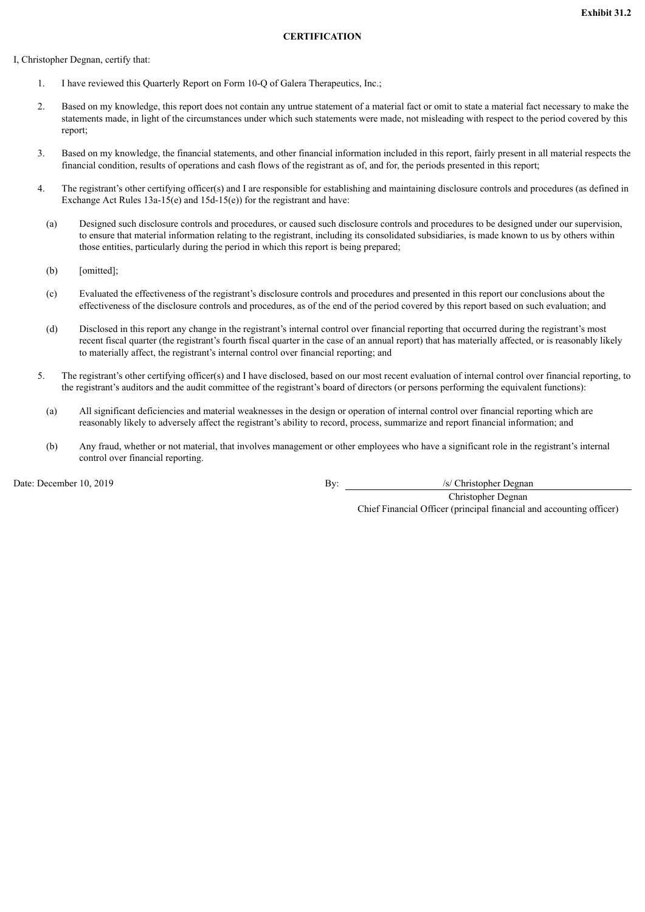**Exhibit 31.2**

**CERTIFICATION**

I, Christopher Degnan, certify that:

1. I have reviewed this Quarterly Report on Form 10-Q of Galera Therapeutics, Inc.;

2. Based on my knowledge, this report does not contain any untrue statement of a material fact or omit to state a material fact necessary to make the statements made, in light of the circumstances under which such statements were made, not misleading with respect to the period covered by this report;

3. Based on my knowledge, the financial statements, and other financial information included in this report, fairly present in all material respects the financial condition, results of operations and cash flows of the registrant as of, and for, the periods presented in this report;

4. The registrant's other certifying officer(s) and I are responsible for establishing and maintaining disclosure controls and procedures (as defined in Exchange Act Rules 13a-15(e) and 15d-15(e)) for the registrant and have:

   (a) Designed such disclosure controls and procedures, or caused such disclosure controls and procedures to be designed under our supervision, to ensure that material information relating to the registrant, including its consolidated subsidiaries, is made known to us by others within those entities, particularly during the period in which this report is being prepared;

   (b) [omitted];

   (c) Evaluated the effectiveness of the registrant's disclosure controls and procedures and presented in this report our conclusions about the effectiveness of the disclosure controls and procedures, as of the end of the period covered by this report based on such evaluation; and

   (d) Disclosed in this report any change in the registrant's internal control over financial reporting that occurred during the registrant's most recent fiscal quarter (the registrant's fourth fiscal quarter in the case of an annual report) that has materially affected, or is reasonably likely to materially affect, the registrant's internal control over financial reporting; and

5. The registrant's other certifying officer(s) and I have disclosed, based on our most recent evaluation of internal control over financial reporting, to the registrant's auditors and the audit committee of the registrant's board of directors (or persons performing the equivalent functions):

   (a) All significant deficiencies and material weaknesses in the design or operation of internal control over financial reporting which are reasonably likely to adversely affect the registrant's ability to record, process, summarize and report financial information; and

   (b) Any fraud, whether or not material, that involves management or other employees who have a significant role in the registrant's internal control over financial reporting.

Date: December 10, 2019

By: /s/ Christopher Degnan

Christopher Degnan

Chief Financial Officer (principal financial and accounting officer)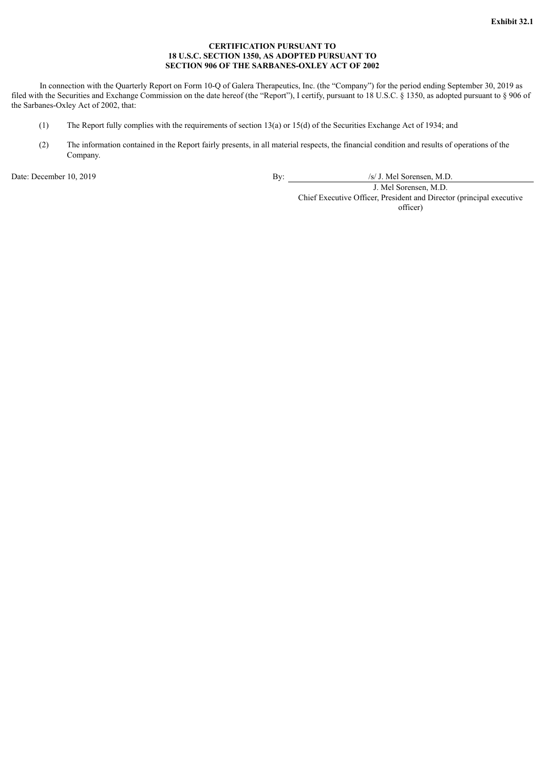**Exhibit 32.1**

**CERTIFICATION PURSUANT TO**
**18 U.S.C. SECTION 1350, AS ADOPTED PURSUANT TO**
**SECTION 906 OF THE SARBANES-OXLEY ACT OF 2002**

In connection with the Quarterly Report on Form 10-Q of Galera Therapeutics, Inc. (the "Company") for the period ending September 30, 2019 as filed with the Securities and Exchange Commission on the date hereof (the "Report"), I certify, pursuant to 18 U.S.C. § 1350, as adopted pursuant to § 906 of the Sarbanes-Oxley Act of 2002, that:

(1) The Report fully complies with the requirements of section 13(a) or 15(d) of the Securities Exchange Act of 1934; and

(2) The information contained in the Report fairly presents, in all material respects, the financial condition and results of operations of the Company.

Date: December 10, 2019

By: /s/ J. Mel Sorensen, M.D.
J. Mel Sorensen, M.D.
Chief Executive Officer, President and Director (principal executive officer)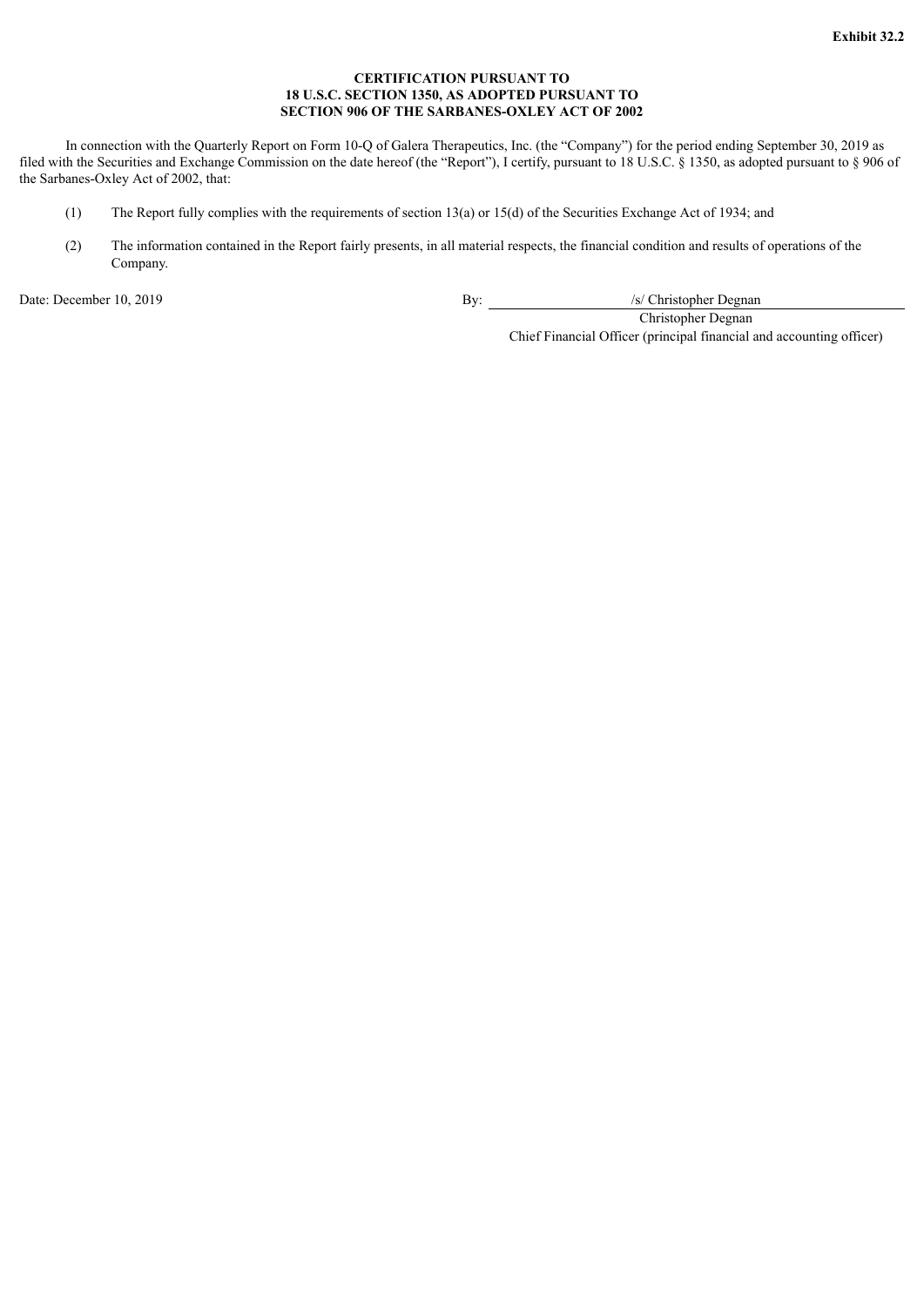**Exhibit 32.2**

**CERTIFICATION PURSUANT TO**
**18 U.S.C. SECTION 1350, AS ADOPTED PURSUANT TO**
**SECTION 906 OF THE SARBANES-OXLEY ACT OF 2002**

In connection with the Quarterly Report on Form 10-Q of Galera Therapeutics, Inc. (the “Company”) for the period ending September 30, 2019 as filed with the Securities and Exchange Commission on the date hereof (the “Report”), I certify, pursuant to 18 U.S.C. § 1350, as adopted pursuant to § 906 of the Sarbanes-Oxley Act of 2002, that:

(1) The Report fully complies with the requirements of section 13(a) or 15(d) of the Securities Exchange Act of 1934; and

(2) The information contained in the Report fairly presents, in all material respects, the financial condition and results of operations of the Company.

Date: December 10, 2019

By: /s/ Christopher Degnan
Christopher Degnan
Chief Financial Officer (principal financial and accounting officer)